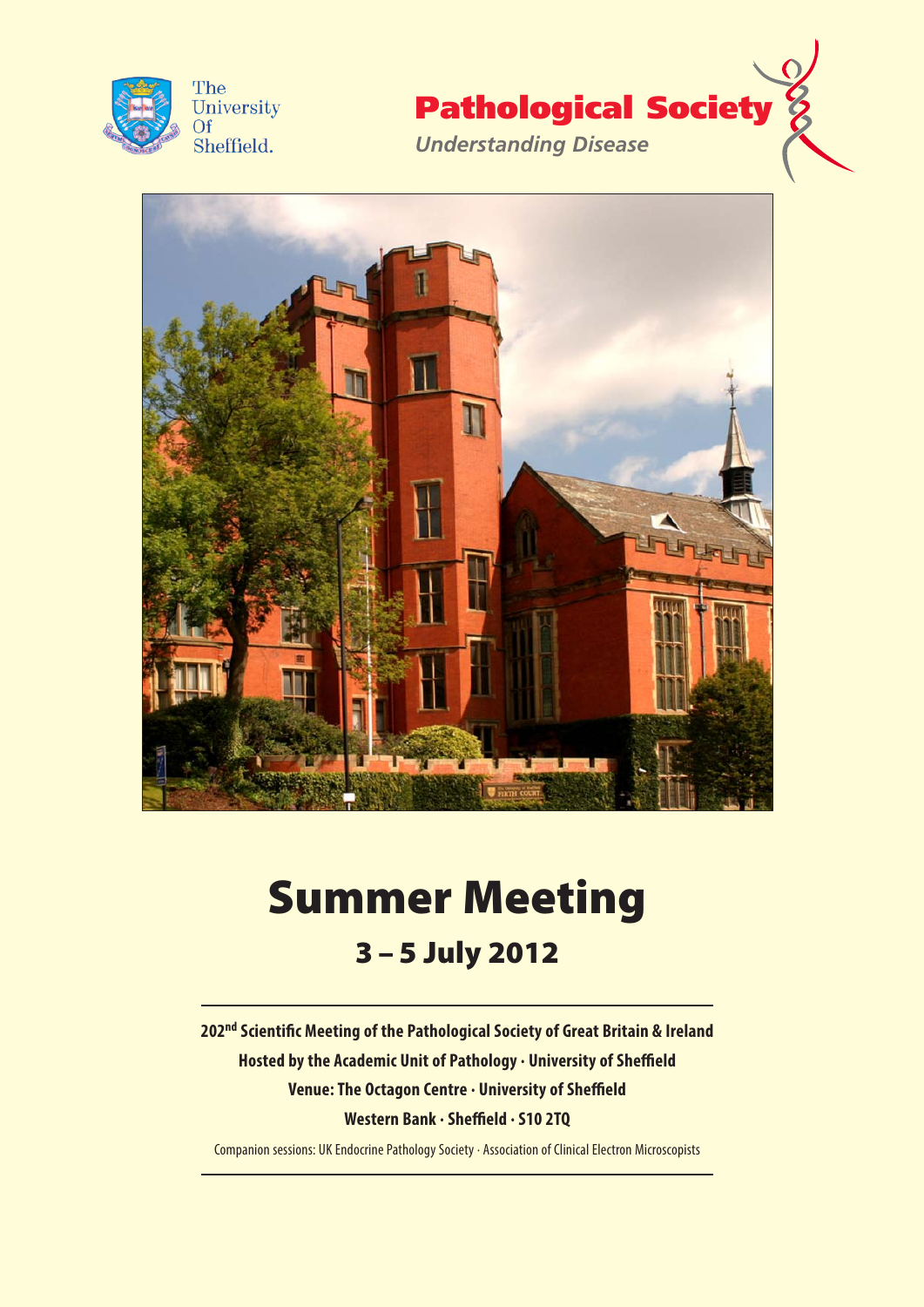The University Of Sheffield.

**Pathological Society**

*Understanding Disease*

# Summer Meeting

## 3 – 5 July 2012

**202nd Scientific Meeting of the Pathological Society of Great Britain & Ireland**

**Hosted by the Academic Unit of Pathology · University of Sheffield**

**Venue: The Octagon Centre · University of Sheffield**

**Western Bank · Sheffield · S10 2TQ**

Companion sessions: UK Endocrine Pathology Society · Association of Clinical Electron Microscopists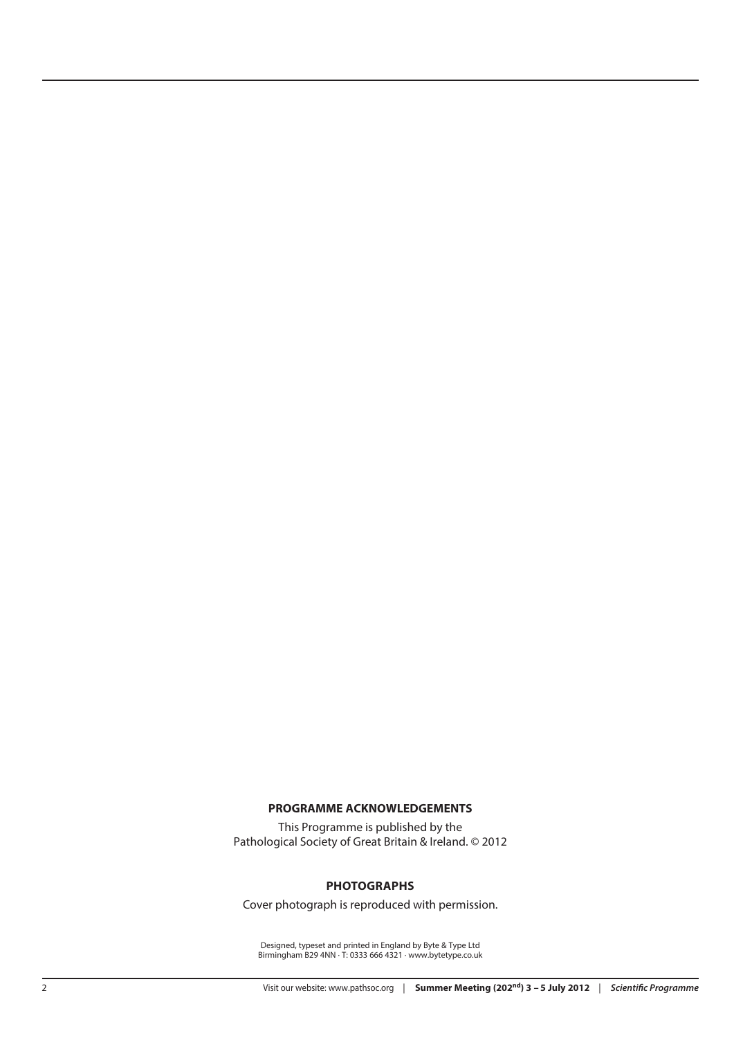**PROGRAMME ACKNOWLEDGEMENTS**

This Programme is published by the
Pathological Society of Great Britain & Ireland. © 2012

**PHOTOGRAPHS**

Cover photograph is reproduced with permission.

Designed, typeset and printed in England by Byte & Type Ltd
Birmingham B29 4NN · T: 0333 666 4321 · www.bytetype.co.uk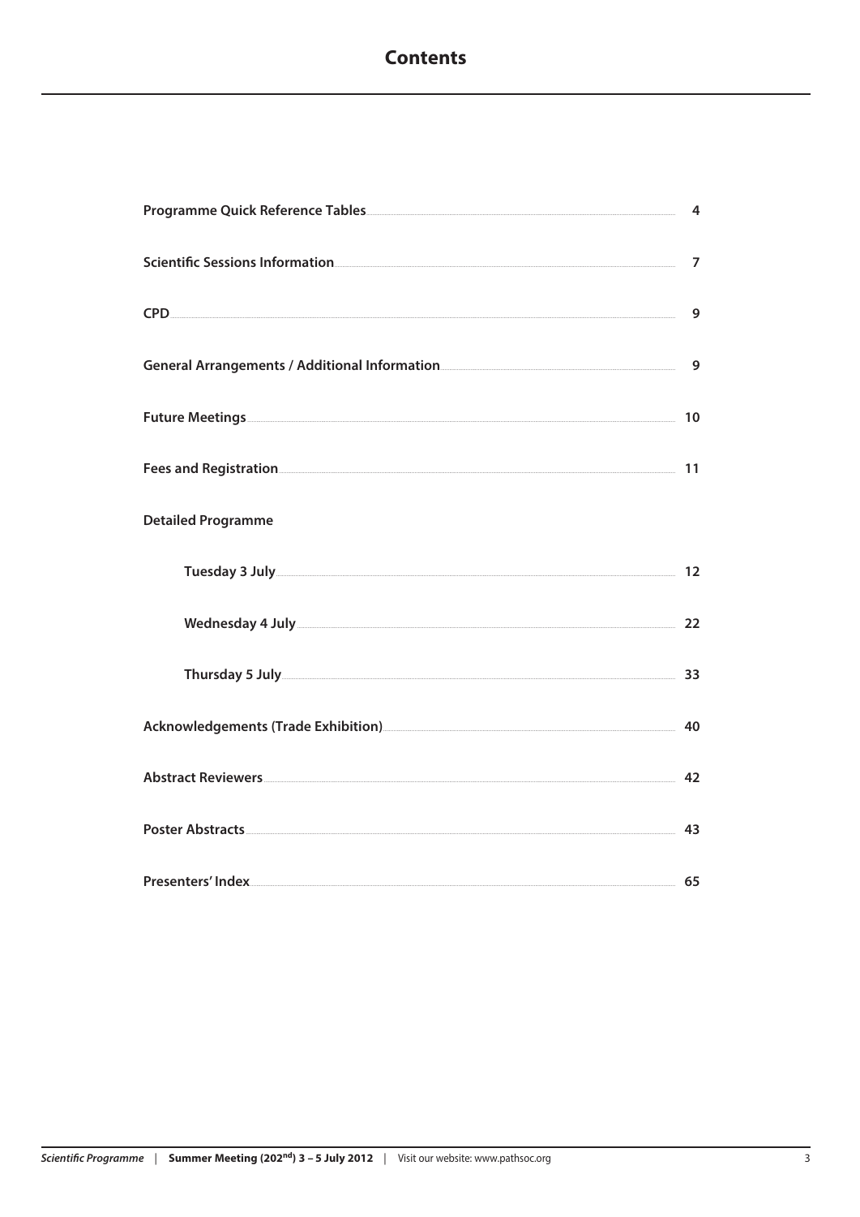# Contents

| | |
|---|---|
| **Programme Quick Reference Tables** | 4 |
| **Scientific Sessions Information** | 7 |
| **CPD** | 9 |
| **General Arrangements / Additional Information** | 9 |
| **Future Meetings** | 10 |
| **Fees and Registration** | 11 |
| **Detailed Programme** | |
| **Tuesday 3 July** | 12 |
| **Wednesday 4 July** | 22 |
| **Thursday 5 July** | 33 |
| **Acknowledgements (Trade Exhibition)** | 40 |
| **Abstract Reviewers** | 42 |
| **Poster Abstracts** | 43 |
| **Presenters' Index** | 65 |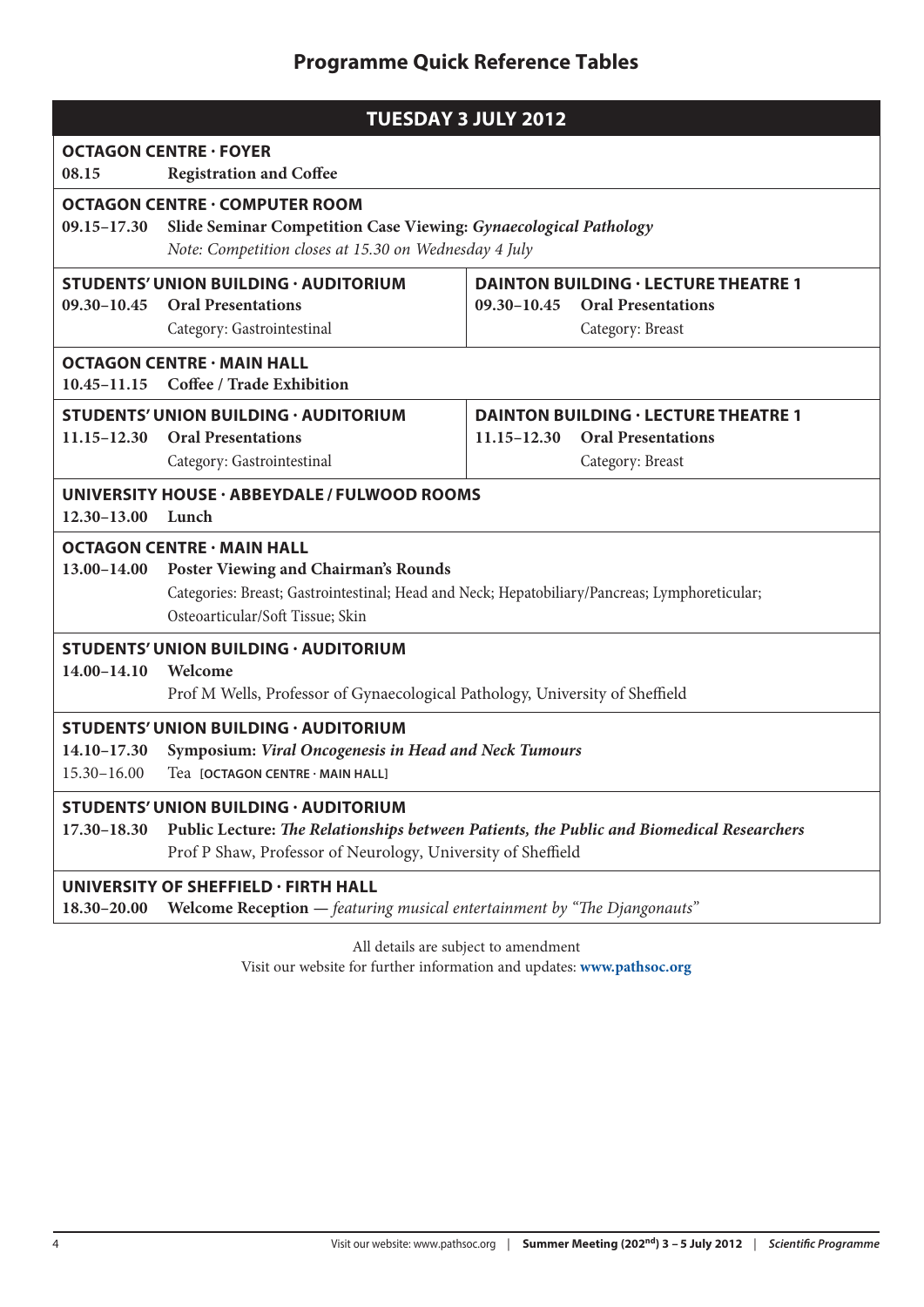# Programme Quick Reference Tables

## TUESDAY 3 JULY 2012

**OCTAGON CENTRE · FOYER**

**08.15** **Registration and Coffee**

**OCTAGON CENTRE · COMPUTER ROOM**

**09.15–17.30** **Slide Seminar Competition Case Viewing: *Gynaecological Pathology***

*Note: Competition closes at 15.30 on Wednesday 4 July*

**STUDENTS' UNION BUILDING · AUDITORIUM**

**09.30–10.45** **Oral Presentations**

Category: Gastrointestinal

**DAINTON BUILDING · LECTURE THEATRE 1**

**09.30–10.45** **Oral Presentations**

Category: Breast

**OCTAGON CENTRE · MAIN HALL**

**10.45–11.15** **Coffee / Trade Exhibition**

**STUDENTS' UNION BUILDING · AUDITORIUM**

**11.15–12.30** **Oral Presentations**

Category: Gastrointestinal

**DAINTON BUILDING · LECTURE THEATRE 1**

**11.15–12.30** **Oral Presentations**

Category: Breast

**UNIVERSITY HOUSE · ABBEYDALE / FULWOOD ROOMS**

**12.30–13.00** **Lunch**

**OCTAGON CENTRE · MAIN HALL**

**13.00–14.00** **Poster Viewing and Chairman's Rounds**

Categories: Breast; Gastrointestinal; Head and Neck; Hepatobiliary/Pancreas; Lymphoreticular; Osteoarticular/Soft Tissue; Skin

**STUDENTS' UNION BUILDING · AUDITORIUM**

**14.00–14.10** **Welcome**

Prof M Wells, Professor of Gynaecological Pathology, University of Sheffield

**STUDENTS' UNION BUILDING · AUDITORIUM**

**14.10–17.30** **Symposium: *Viral Oncogenesis in Head and Neck Tumours***

15.30–16.00 Tea **[OCTAGON CENTRE · MAIN HALL]**

**STUDENTS' UNION BUILDING · AUDITORIUM**

**17.30–18.30** **Public Lecture: *The Relationships between Patients, the Public and Biomedical Researchers***

Prof P Shaw, Professor of Neurology, University of Sheffield

**UNIVERSITY OF SHEFFIELD · FIRTH HALL**

**18.30–20.00** **Welcome Reception** — *featuring musical entertainment by "The Djangonauts"*

All details are subject to amendment

Visit our website for further information and updates: **www.pathsoc.org**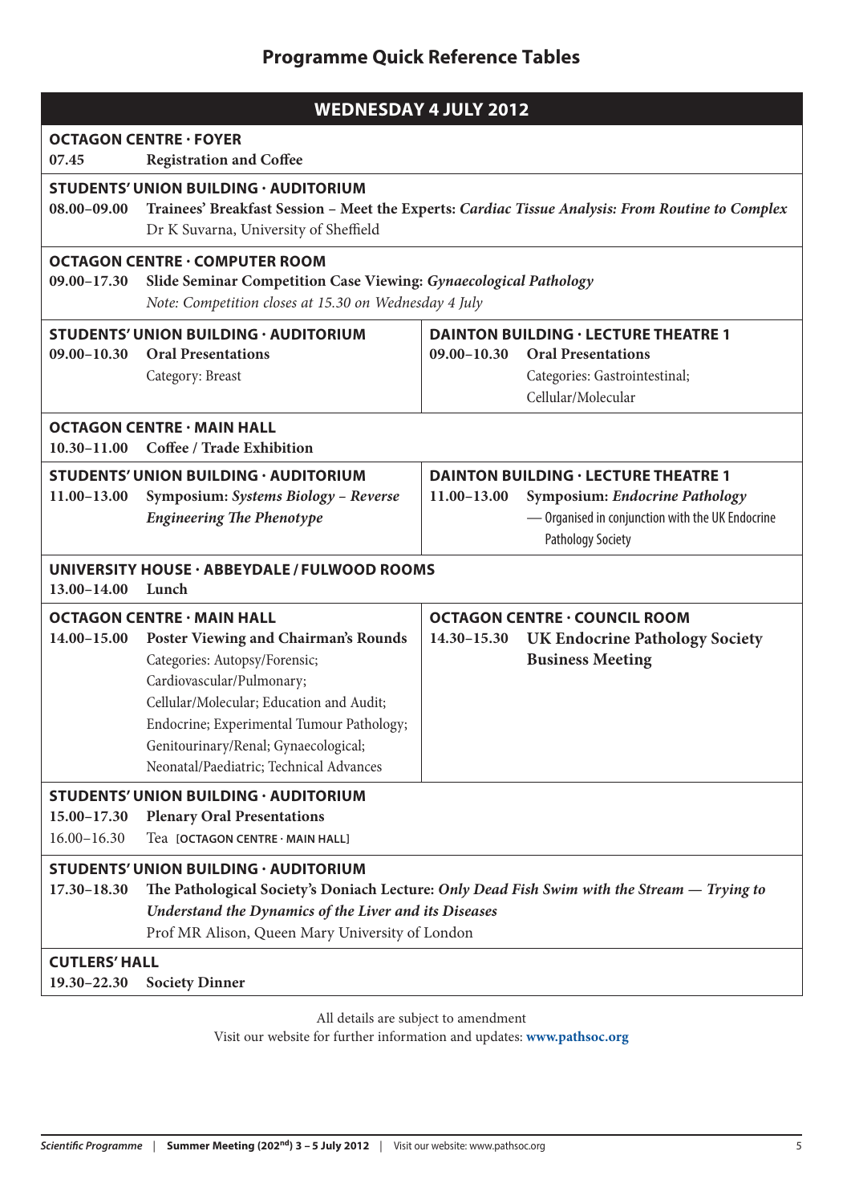# Programme Quick Reference Tables

## WEDNESDAY 4 JULY 2012

**OCTAGON CENTRE · FOYER**

07.45 **Registration and Coffee**

**STUDENTS' UNION BUILDING · AUDITORIUM**

08.00–09.00 **Trainees' Breakfast Session – Meet the Experts:** ***Cardiac Tissue Analysis: From Routine to Complex***
Dr K Suvarna, University of Sheffield

**OCTAGON CENTRE · COMPUTER ROOM**

09.00–17.30 **Slide Seminar Competition Case Viewing:** ***Gynaecological Pathology***
*Note: Competition closes at 15.30 on Wednesday 4 July*

**STUDENTS' UNION BUILDING · AUDITORIUM**

09.00–10.30 **Oral Presentations**
Category: Breast

**DAINTON BUILDING · LECTURE THEATRE 1**

09.00–10.30 **Oral Presentations**
Categories: Gastrointestinal; Cellular/Molecular

**OCTAGON CENTRE · MAIN HALL**

10.30–11.00 **Coffee / Trade Exhibition**

**STUDENTS' UNION BUILDING · AUDITORIUM**

11.00–13.00 **Symposium:** ***Systems Biology – Reverse Engineering The Phenotype***

**DAINTON BUILDING · LECTURE THEATRE 1**

11.00–13.00 **Symposium:** ***Endocrine Pathology***
— Organised in conjunction with the UK Endocrine Pathology Society

**UNIVERSITY HOUSE · ABBEYDALE / FULWOOD ROOMS**

13.00–14.00 **Lunch**

**OCTAGON CENTRE · MAIN HALL**

14.00–15.00 **Poster Viewing and Chairman's Rounds**
Categories: Autopsy/Forensic; Cardiovascular/Pulmonary; Cellular/Molecular; Education and Audit; Endocrine; Experimental Tumour Pathology; Genitourinary/Renal; Gynaecological; Neonatal/Paediatric; Technical Advances

**OCTAGON CENTRE · COUNCIL ROOM**

14.30–15.30 **UK Endocrine Pathology Society Business Meeting**

**STUDENTS' UNION BUILDING · AUDITORIUM**

15.00–17.30 **Plenary Oral Presentations**
16.00–16.30 Tea [OCTAGON CENTRE · MAIN HALL]

**STUDENTS' UNION BUILDING · AUDITORIUM**

17.30–18.30 **The Pathological Society's Doniach Lecture:** ***Only Dead Fish Swim with the Stream — Trying to Understand the Dynamics of the Liver and its Diseases***
Prof MR Alison, Queen Mary University of London

**CUTLERS' HALL**

19.30–22.30 **Society Dinner**

All details are subject to amendment
Visit our website for further information and updates: **www.pathsoc.org**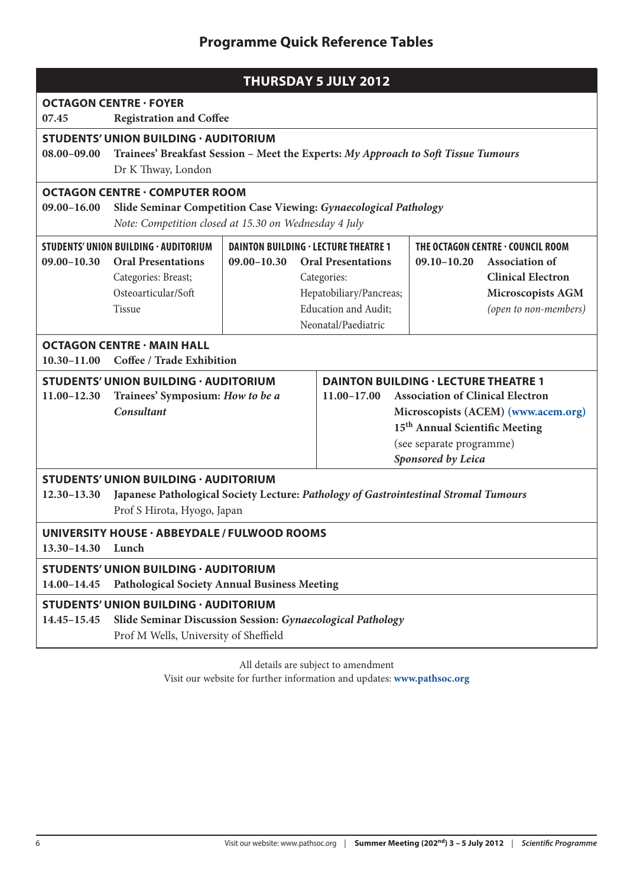## Programme Quick Reference Tables

### THURSDAY 5 JULY 2012

**OCTAGON CENTRE · FOYER**

**07.45** **Registration and Coffee**

**STUDENTS' UNION BUILDING · AUDITORIUM**

**08.00–09.00** **Trainees' Breakfast Session – Meet the Experts:** ***My Approach to Soft Tissue Tumours***
Dr K Thway, London

**OCTAGON CENTRE · COMPUTER ROOM**

**09.00–16.00** **Slide Seminar Competition Case Viewing:** ***Gynaecological Pathology***
*Note: Competition closed at 15.30 on Wednesday 4 July*

| STUDENTS' UNION BUILDING · AUDITORIUM | DAINTON BUILDING · LECTURE THEATRE 1 | THE OCTAGON CENTRE · COUNCIL ROOM |
|---|---|---|
| **09.00–10.30** **Oral Presentations** Categories: Breast; Osteoarticular/Soft Tissue | **09.00–10.30** **Oral Presentations** Categories: Hepatobiliary/Pancreas; Education and Audit; Neonatal/Paediatric | **09.10–10.20** **Association of Clinical Electron Microscopists AGM** *(open to non-members)* |

**OCTAGON CENTRE · MAIN HALL**

**10.30–11.00** **Coffee / Trade Exhibition**

| STUDENTS' UNION BUILDING · AUDITORIUM | DAINTON BUILDING · LECTURE THEATRE 1 |
|---|---|
| **11.00–12.30** **Trainees' Symposium:** ***How to be a Consultant*** | **11.00–17.00** **Association of Clinical Electron Microscopists (ACEM) (www.acem.org) 15th Annual Scientific Meeting** (see separate programme) ***Sponsored by Leica*** |

**STUDENTS' UNION BUILDING · AUDITORIUM**

**12.30–13.30** **Japanese Pathological Society Lecture:** ***Pathology of Gastrointestinal Stromal Tumours***
Prof S Hirota, Hyogo, Japan

**UNIVERSITY HOUSE · ABBEYDALE / FULWOOD ROOMS**

**13.30–14.30** **Lunch**

**STUDENTS' UNION BUILDING · AUDITORIUM**

**14.00–14.45** **Pathological Society Annual Business Meeting**

**STUDENTS' UNION BUILDING · AUDITORIUM**

**14.45–15.45** **Slide Seminar Discussion Session:** ***Gynaecological Pathology***
Prof M Wells, University of Sheffield

All details are subject to amendment
Visit our website for further information and updates: **www.pathsoc.org**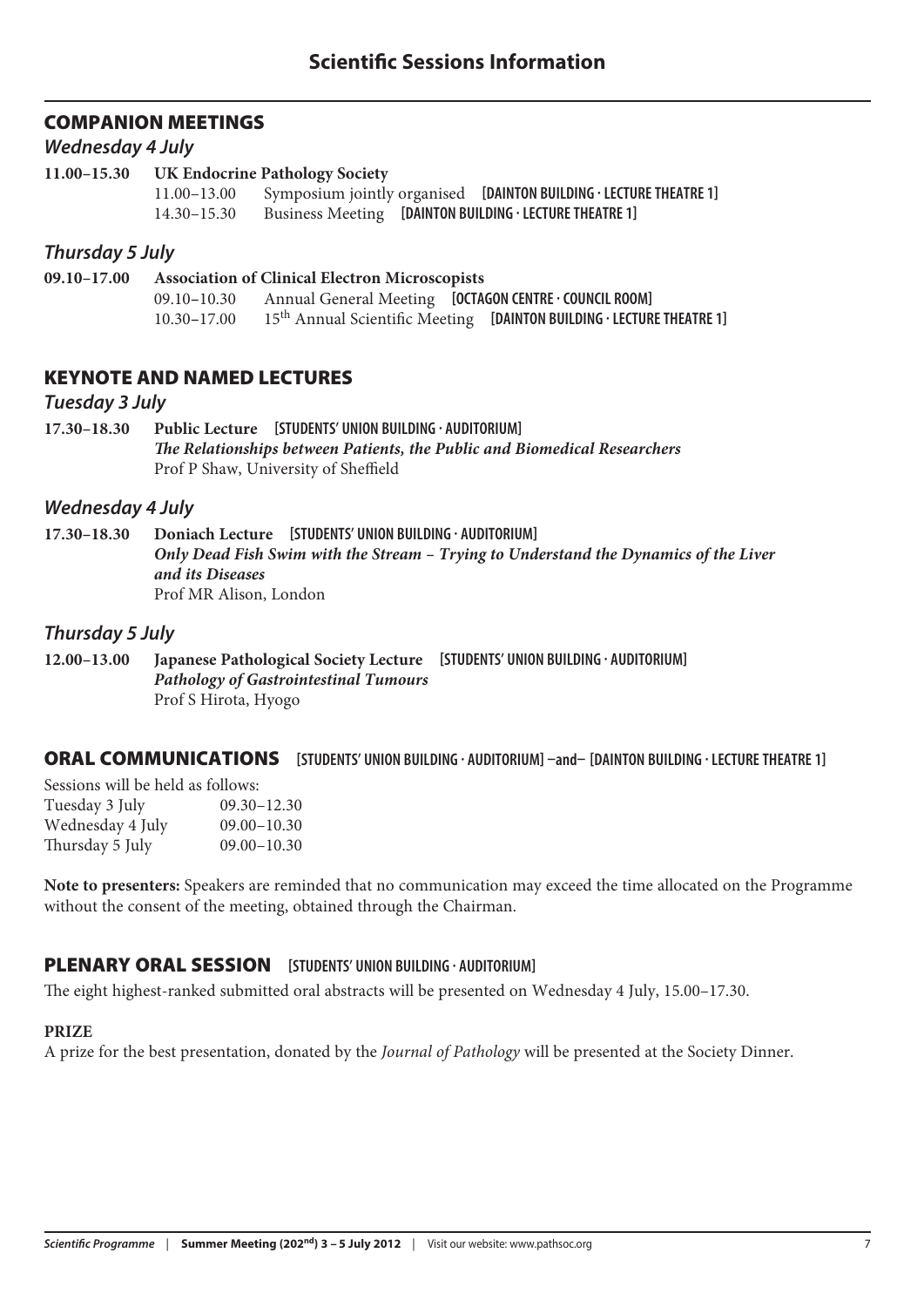# Scientific Sessions Information

## COMPANION MEETINGS

### *Wednesday 4 July*

**11.00–15.30 UK Endocrine Pathology Society**

11.00–13.00 Symposium jointly organised **[DAINTON BUILDING · LECTURE THEATRE 1]**

14.30–15.30 Business Meeting **[DAINTON BUILDING · LECTURE THEATRE 1]**

### *Thursday 5 July*

**09.10–17.00 Association of Clinical Electron Microscopists**

09.10–10.30 Annual General Meeting **[OCTAGON CENTRE · COUNCIL ROOM]**

10.30–17.00 15th Annual Scientific Meeting **[DAINTON BUILDING · LECTURE THEATRE 1]**

## KEYNOTE AND NAMED LECTURES

### *Tuesday 3 July*

**17.30–18.30 Public Lecture [STUDENTS' UNION BUILDING · AUDITORIUM]**

***The Relationships between Patients, the Public and Biomedical Researchers***

Prof P Shaw, University of Sheffield

### *Wednesday 4 July*

**17.30–18.30 Doniach Lecture [STUDENTS' UNION BUILDING · AUDITORIUM]**

***Only Dead Fish Swim with the Stream – Trying to Understand the Dynamics of the Liver and its Diseases***

Prof MR Alison, London

### *Thursday 5 July*

**12.00–13.00 Japanese Pathological Society Lecture [STUDENTS' UNION BUILDING · AUDITORIUM]**

***Pathology of Gastrointestinal Tumours***

Prof S Hirota, Hyogo

## ORAL COMMUNICATIONS [STUDENTS' UNION BUILDING · AUDITORIUM] –and– [DAINTON BUILDING · LECTURE THEATRE 1]

Sessions will be held as follows:

| | |
|---|---|
| Tuesday 3 July | 09.30–12.30 |
| Wednesday 4 July | 09.00–10.30 |
| Thursday 5 July | 09.00–10.30 |

**Note to presenters:** Speakers are reminded that no communication may exceed the time allocated on the Programme without the consent of the meeting, obtained through the Chairman.

## PLENARY ORAL SESSION [STUDENTS' UNION BUILDING · AUDITORIUM]

The eight highest-ranked submitted oral abstracts will be presented on Wednesday 4 July, 15.00–17.30.

**PRIZE**

A prize for the best presentation, donated by the *Journal of Pathology* will be presented at the Society Dinner.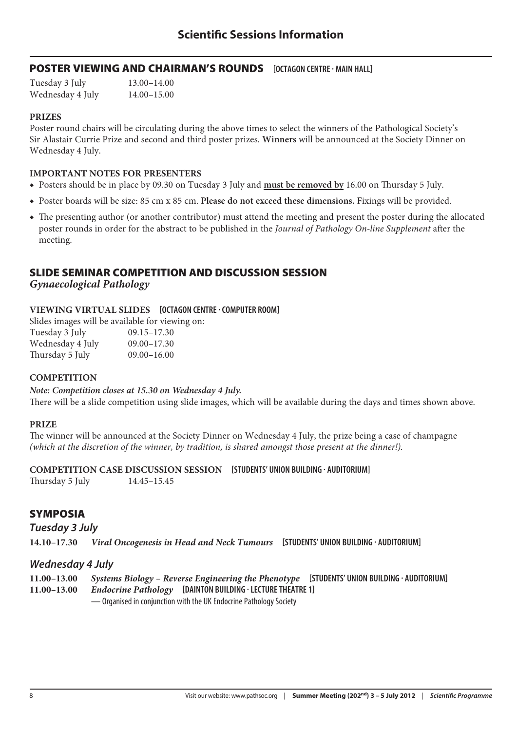# Scientific Sessions Information

## POSTER VIEWING AND CHAIRMAN'S ROUNDS [OCTAGON CENTRE · MAIN HALL]

| | |
|---|---|
| Tuesday 3 July | 13.00–14.00 |
| Wednesday 4 July | 14.00–15.00 |

### PRIZES

Poster round chairs will be circulating during the above times to select the winners of the Pathological Society's Sir Alastair Currie Prize and second and third poster prizes. **Winners** will be announced at the Society Dinner on Wednesday 4 July.

### IMPORTANT NOTES FOR PRESENTERS

- Posters should be in place by 09.30 on Tuesday 3 July and **must be removed by** 16.00 on Thursday 5 July.
- Poster boards will be size: 85 cm x 85 cm. **Please do not exceed these dimensions.** Fixings will be provided.
- The presenting author (or another contributor) must attend the meeting and present the poster during the allocated poster rounds in order for the abstract to be published in the *Journal of Pathology On-line Supplement* after the meeting.

## SLIDE SEMINAR COMPETITION AND DISCUSSION SESSION

***Gynaecological Pathology***

### VIEWING VIRTUAL SLIDES [OCTAGON CENTRE · COMPUTER ROOM]

Slides images will be available for viewing on:

| | |
|---|---|
| Tuesday 3 July | 09.15–17.30 |
| Wednesday 4 July | 09.00–17.30 |
| Thursday 5 July | 09.00–16.00 |

### COMPETITION

***Note: Competition closes at 15.30 on Wednesday 4 July.***

There will be a slide competition using slide images, which will be available during the days and times shown above.

### PRIZE

The winner will be announced at the Society Dinner on Wednesday 4 July, the prize being a case of champagne *(which at the discretion of the winner, by tradition, is shared amongst those present at the dinner!).*

### COMPETITION CASE DISCUSSION SESSION [STUDENTS' UNION BUILDING · AUDITORIUM]

Thursday 5 July 14.45–15.45

## SYMPOSIA

### *Tuesday 3 July*

**14.10–17.30** ***Viral Oncogenesis in Head and Neck Tumours*** [STUDENTS' UNION BUILDING · AUDITORIUM]

### *Wednesday 4 July*

**11.00–13.00** ***Systems Biology – Reverse Engineering the Phenotype*** [STUDENTS' UNION BUILDING · AUDITORIUM]

**11.00–13.00** ***Endocrine Pathology*** [DAINTON BUILDING · LECTURE THEATRE 1]

— Organised in conjunction with the UK Endocrine Pathology Society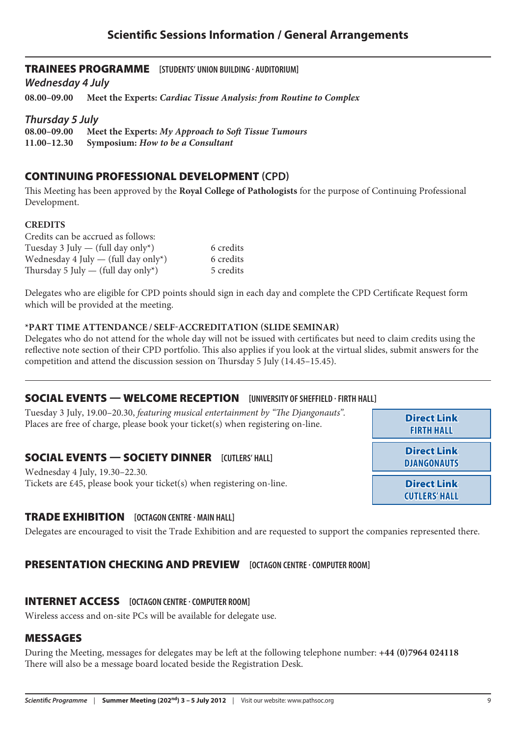# Scientific Sessions Information / General Arrangements

## TRAINEES PROGRAMME [STUDENTS' UNION BUILDING · AUDITORIUM]

### *Wednesday 4 July*

**08.00–09.00** **Meet the Experts:** ***Cardiac Tissue Analysis: from Routine to Complex***

### *Thursday 5 July*

**08.00–09.00** **Meet the Experts:** ***My Approach to Soft Tissue Tumours***
**11.00–12.30** **Symposium:** ***How to be a Consultant***

## CONTINUING PROFESSIONAL DEVELOPMENT (CPD)

This Meeting has been approved by the **Royal College of Pathologists** for the purpose of Continuing Professional Development.

**CREDITS**

Credits can be accrued as follows:

| | |
|---|---|
| Tuesday 3 July — (full day only*) | 6 credits |
| Wednesday 4 July — (full day only*) | 6 credits |
| Thursday 5 July — (full day only*) | 5 credits |

Delegates who are eligible for CPD points should sign in each day and complete the CPD Certificate Request form which will be provided at the meeting.

**\*PART TIME ATTENDANCE / SELF-ACCREDITATION (SLIDE SEMINAR)**

Delegates who do not attend for the whole day will not be issued with certificates but need to claim credits using the reflective note section of their CPD portfolio. This also applies if you look at the virtual slides, submit answers for the competition and attend the discussion session on Thursday 5 July (14.45–15.45).

## SOCIAL EVENTS — WELCOME RECEPTION [UNIVERSITY OF SHEFFIELD · FIRTH HALL]

Tuesday 3 July, 19.00–20.30, *featuring musical entertainment by "The Djangonauts".*
Places are free of charge, please book your ticket(s) when registering on-line.

## SOCIAL EVENTS — SOCIETY DINNER [CUTLERS' HALL]

Wednesday 4 July, 19.30–22.30.
Tickets are £45, please book your ticket(s) when registering on-line.

**Direct Link** FIRTH HALL

**Direct Link** DJANGONAUTS

**Direct Link** CUTLERS' HALL

## TRADE EXHIBITION [OCTAGON CENTRE · MAIN HALL]

Delegates are encouraged to visit the Trade Exhibition and are requested to support the companies represented there.

## PRESENTATION CHECKING AND PREVIEW [OCTAGON CENTRE · COMPUTER ROOM]

## INTERNET ACCESS [OCTAGON CENTRE · COMPUTER ROOM]

Wireless access and on-site PCs will be available for delegate use.

## MESSAGES

During the Meeting, messages for delegates may be left at the following telephone number: **+44 (0)7964 024118**
There will also be a message board located beside the Registration Desk.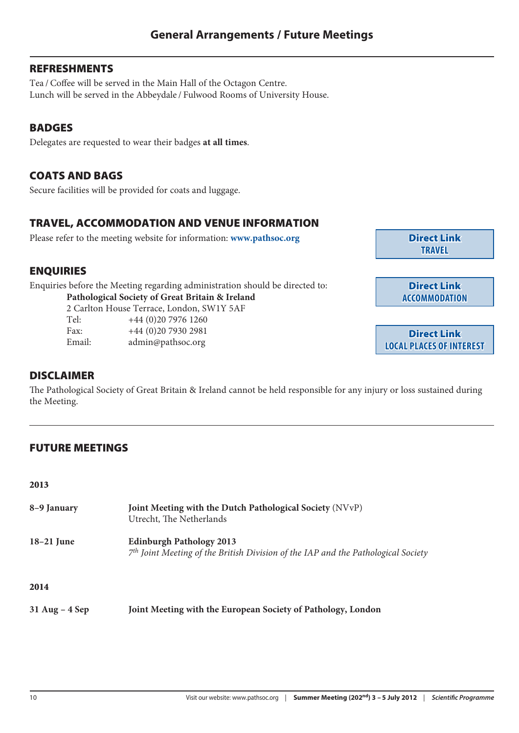# General Arrangements / Future Meetings

## REFRESHMENTS

Tea / Coffee will be served in the Main Hall of the Octagon Centre.
Lunch will be served in the Abbeydale / Fulwood Rooms of University House.

## BADGES

Delegates are requested to wear their badges **at all times**.

## COATS AND BAGS

Secure facilities will be provided for coats and luggage.

## TRAVEL, ACCOMMODATION AND VENUE INFORMATION

Please refer to the meeting website for information: **www.pathsoc.org**

**Direct Link** TRAVEL

**Direct Link** ACCOMMODATION

**Direct Link** LOCAL PLACES OF INTEREST

## ENQUIRIES

Enquiries before the Meeting regarding administration should be directed to:

**Pathological Society of Great Britain & Ireland**
2 Carlton House Terrace, London, SW1Y 5AF
Tel: +44 (0)20 7976 1260
Fax: +44 (0)20 7930 2981
Email: admin@pathsoc.org

## DISCLAIMER

The Pathological Society of Great Britain & Ireland cannot be held responsible for any injury or loss sustained during the Meeting.

## FUTURE MEETINGS

**2013**

**8–9 January** — **Joint Meeting with the Dutch Pathological Society** (NVvP)
Utrecht, The Netherlands

**18–21 June** — **Edinburgh Pathology 2013**
*7th Joint Meeting of the British Division of the IAP and the Pathological Society*

**2014**

**31 Aug – 4 Sep** — **Joint Meeting with the European Society of Pathology, London**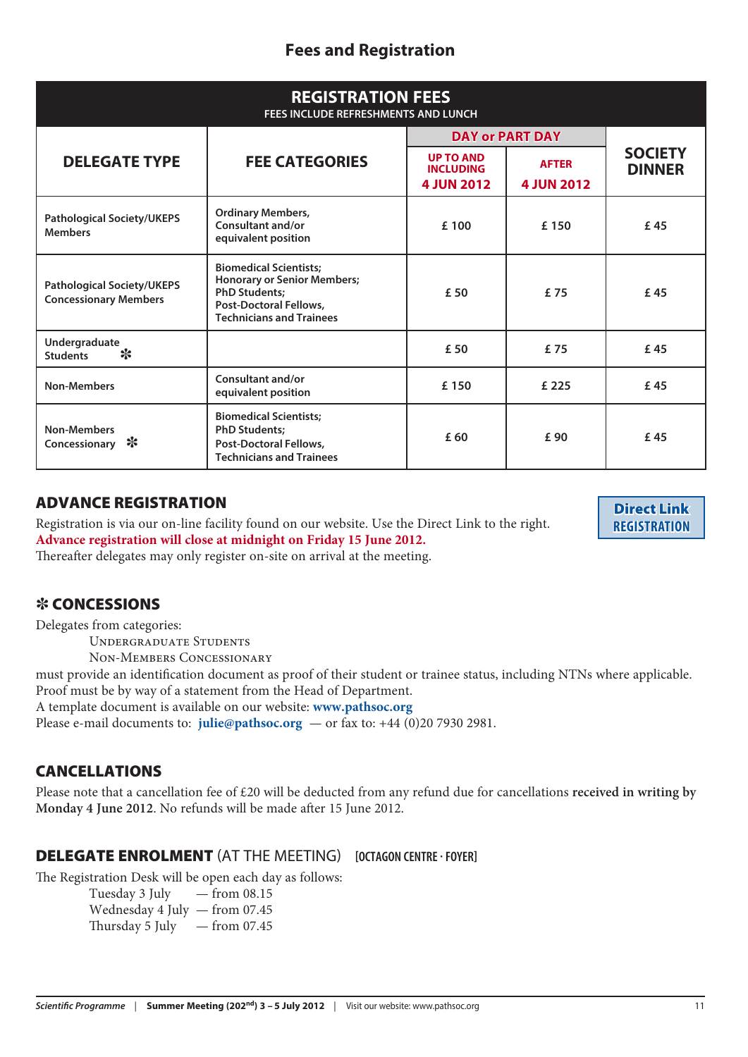# Fees and Registration

| REGISTRATION FEES<br>FEES INCLUDE REFRESHMENTS AND LUNCH | | | | |
|---|---|---|---|---|
| DELEGATE TYPE | FEE CATEGORIES | DAY or PART DAY | | SOCIETY DINNER |
| | | UP TO AND INCLUDING 4 JUN 2012 | AFTER 4 JUN 2012 | |
| Pathological Society/UKEPS Members | Ordinary Members, Consultant and/or equivalent position | £ 100 | £ 150 | £ 45 |
| Pathological Society/UKEPS Concessionary Members | Biomedical Scientists; Honorary or Senior Members; PhD Students; Post-Doctoral Fellows, Technicians and Trainees | £ 50 | £ 75 | £ 45 |
| Undergraduate Students ✻ | | £ 50 | £ 75 | £ 45 |
| Non-Members | Consultant and/or equivalent position | £ 150 | £ 225 | £ 45 |
| Non-Members Concessionary ✻ | Biomedical Scientists; PhD Students; Post-Doctoral Fellows, Technicians and Trainees | £ 60 | £ 90 | £ 45 |

## ADVANCE REGISTRATION

Registration is via our on-line facility found on our website. Use the Direct Link to the right.
**Advance registration will close at midnight on Friday 15 June 2012.**
Thereafter delegates may only register on-site on arrival at the meeting.

**Direct Link REGISTRATION**

## ✻ CONCESSIONS

Delegates from categories:

UNDERGRADUATE STUDENTS
NON-MEMBERS CONCESSIONARY

must provide an identification document as proof of their student or trainee status, including NTNs where applicable.
Proof must be by way of a statement from the Head of Department.
A template document is available on our website: **www.pathsoc.org**
Please e-mail documents to: **julie@pathsoc.org** — or fax to: +44 (0)20 7930 2981.

## CANCELLATIONS

Please note that a cancellation fee of £20 will be deducted from any refund due for cancellations **received in writing by Monday 4 June 2012**. No refunds will be made after 15 June 2012.

## DELEGATE ENROLMENT (AT THE MEETING) [OCTAGON CENTRE · FOYER]

The Registration Desk will be open each day as follows:

Tuesday 3 July — from 08.15
Wednesday 4 July — from 07.45
Thursday 5 July — from 07.45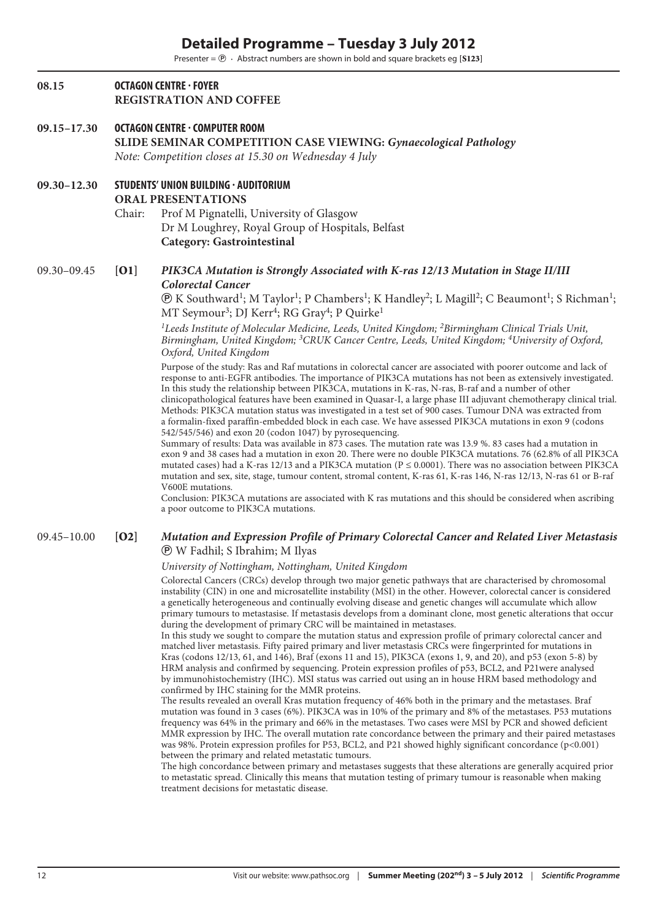# Detailed Programme – Tuesday 3 July 2012

Presenter = Ⓟ · Abstract numbers are shown in bold and square brackets eg [**S123**]

**08.15** **OCTAGON CENTRE · FOYER**
**REGISTRATION AND COFFEE**

**09.15–17.30** **OCTAGON CENTRE · COMPUTER ROOM**
**SLIDE SEMINAR COMPETITION CASE VIEWING:** ***Gynaecological Pathology***
*Note: Competition closes at 15.30 on Wednesday 4 July*

**09.30–12.30** **STUDENTS' UNION BUILDING · AUDITORIUM**
**ORAL PRESENTATIONS**

Chair: Prof M Pignatelli, University of Glasgow
Dr M Loughrey, Royal Group of Hospitals, Belfast
**Category: Gastrointestinal**

09.30–09.45 [**O1**] ***PIK3CA Mutation is Strongly Associated with K-ras 12/13 Mutation in Stage II/III Colorectal Cancer***

Ⓟ K Southward[1]; M Taylor[1]; P Chambers[1]; K Handley[2]; L Magill[2]; C Beaumont[1]; S Richman[1]; MT Seymour[3]; DJ Kerr[4]; RG Gray[4]; P Quirke[1]

*[1]Leeds Institute of Molecular Medicine, Leeds, United Kingdom; [2]Birmingham Clinical Trials Unit, Birmingham, United Kingdom; [3]CRUK Cancer Centre, Leeds, United Kingdom; [4]University of Oxford, Oxford, United Kingdom*

Purpose of the study: Ras and Raf mutations in colorectal cancer are associated with poorer outcome and lack of response to anti-EGFR antibodies. The importance of PIK3CA mutations has not been as extensively investigated. In this study the relationship between PIK3CA, mutations in K-ras, N-ras, B-raf and a number of other clinicopathological features have been examined in Quasar-I, a large phase III adjuvant chemotherapy clinical trial.
Methods: PIK3CA mutation status was investigated in a test set of 900 cases. Tumour DNA was extracted from a formalin-fixed paraffin-embedded block in each case. We have assessed PIK3CA mutations in exon 9 (codons 542/545/546) and exon 20 (codon 1047) by pyrosequencing.
Summary of results: Data was available in 873 cases. The mutation rate was 13.9 %. 83 cases had a mutation in exon 9 and 38 cases had a mutation in exon 20. There were no double PIK3CA mutations. 76 (62.8% of all PIK3CA mutated cases) had a K-ras 12/13 and a PIK3CA mutation ($P \leq 0.0001$). There was no association between PIK3CA mutation and sex, site, stage, tumour content, stromal content, K-ras 61, K-ras 146, N-ras 12/13, N-ras 61 or B-raf V600E mutations.
Conclusion: PIK3CA mutations are associated with K ras mutations and this should be considered when ascribing a poor outcome to PIK3CA mutations.

09.45–10.00 [**O2**] ***Mutation and Expression Profile of Primary Colorectal Cancer and Related Liver Metastasis***

Ⓟ W Fadhil; S Ibrahim; M Ilyas

*University of Nottingham, Nottingham, United Kingdom*

Colorectal Cancers (CRCs) develop through two major genetic pathways that are characterised by chromosomal instability (CIN) in one and microsatellite instability (MSI) in the other. However, colorectal cancer is considered a genetically heterogeneous and continually evolving disease and genetic changes will accumulate which allow primary tumours to metastasise. If metastasis develops from a dominant clone, most genetic alterations that occur during the development of primary CRC will be maintained in metastases.
In this study we sought to compare the mutation status and expression profile of primary colorectal cancer and matched liver metastasis. Fifty paired primary and liver metastasis CRCs were fingerprinted for mutations in Kras (codons 12/13, 61, and 146), Braf (exons 11 and 15), PIK3CA (exons 1, 9, and 20), and p53 (exon 5-8) by HRM analysis and confirmed by sequencing. Protein expression profiles of p53, BCL2, and P21were analysed by immunohistochemistry (IHC). MSI status was carried out using an in house HRM based methodology and confirmed by IHC staining for the MMR proteins.
The results revealed an overall Kras mutation frequency of 46% both in the primary and the metastases. Braf mutation was found in 3 cases (6%). PIK3CA was in 10% of the primary and 8% of the metastases. P53 mutations frequency was 64% in the primary and 66% in the metastases. Two cases were MSI by PCR and showed deficient MMR expression by IHC. The overall mutation rate concordance between the primary and their paired metastases was 98%. Protein expression profiles for P53, BCL2, and P21 showed highly significant concordance ($p<0.001$) between the primary and related metastatic tumours.
The high concordance between primary and metastases suggests that these alterations are generally acquired prior to metastatic spread. Clinically this means that mutation testing of primary tumour is reasonable when making treatment decisions for metastatic disease.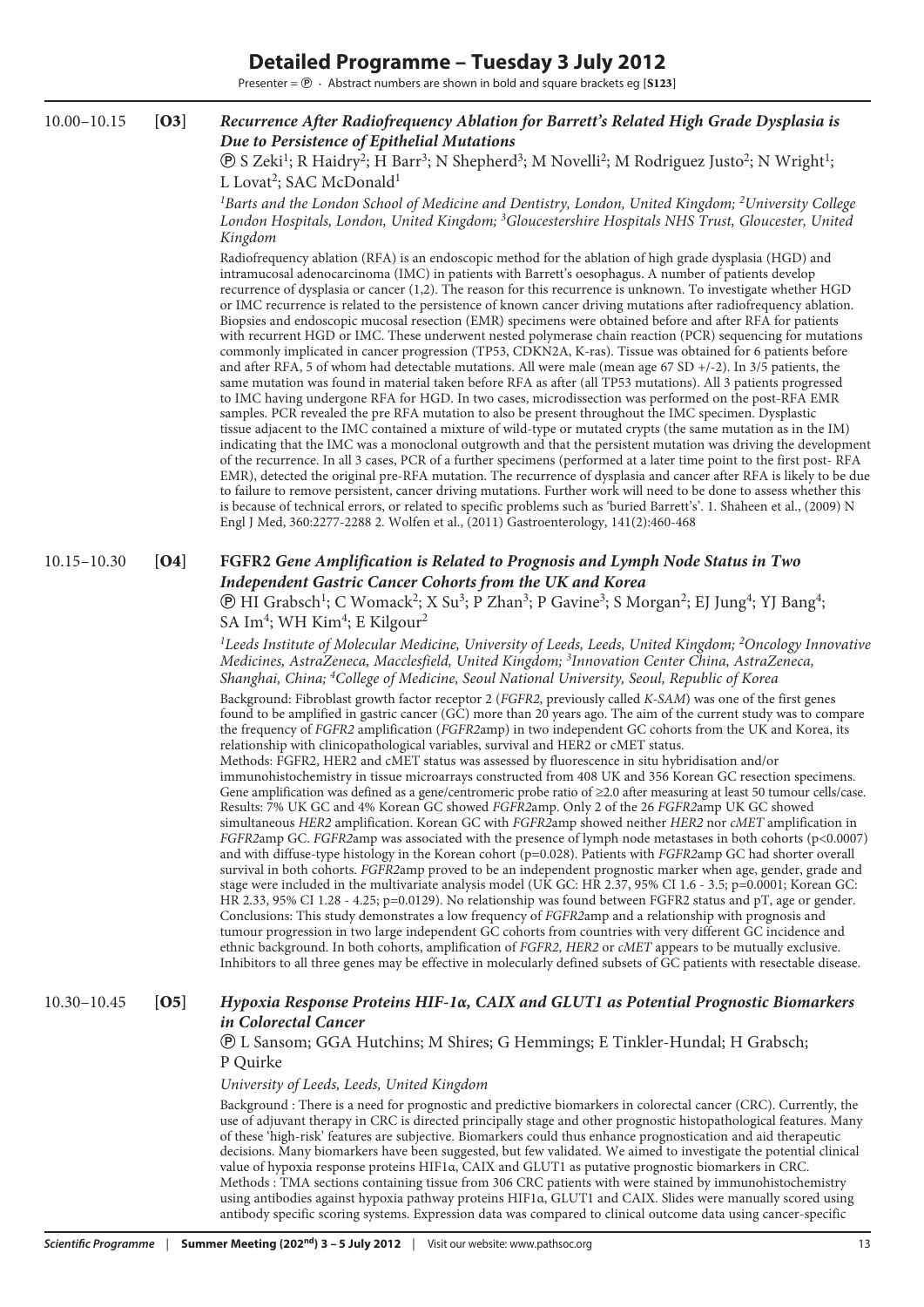# Detailed Programme – Tuesday 3 July 2012

Presenter = Ⓟ · Abstract numbers are shown in bold and square brackets eg [**S123**]

## 10.00–10.15 [**O3**] *Recurrence After Radiofrequency Ablation for Barrett's Related High Grade Dysplasia is Due to Persistence of Epithelial Mutations*

Ⓟ S Zeki[1]; R Haidry[2]; H Barr[3]; N Shepherd[3]; M Novelli[2]; M Rodriguez Justo[2]; N Wright[1]; L Lovat[2]; SAC McDonald[1]

*[1]Barts and the London School of Medicine and Dentistry, London, United Kingdom; [2]University College London Hospitals, London, United Kingdom; [3]Gloucestershire Hospitals NHS Trust, Gloucester, United Kingdom*

Radiofrequency ablation (RFA) is an endoscopic method for the ablation of high grade dysplasia (HGD) and intramucosal adenocarcinoma (IMC) in patients with Barrett's oesophagus. A number of patients develop recurrence of dysplasia or cancer (1,2). The reason for this recurrence is unknown. To investigate whether HGD or IMC recurrence is related to the persistence of known cancer driving mutations after radiofrequency ablation. Biopsies and endoscopic mucosal resection (EMR) specimens were obtained before and after RFA for patients with recurrent HGD or IMC. These underwent nested polymerase chain reaction (PCR) sequencing for mutations commonly implicated in cancer progression (TP53, CDKN2A, K-ras). Tissue was obtained for 6 patients before and after RFA, 5 of whom had detectable mutations. All were male (mean age 67 SD +/-2). In 3/5 patients, the same mutation was found in material taken before RFA as after (all TP53 mutations). All 3 patients progressed to IMC having undergone RFA for HGD. In two cases, microdissection was performed on the post-RFA EMR samples. PCR revealed the pre RFA mutation to also be present throughout the IMC specimen. Dysplastic tissue adjacent to the IMC contained a mixture of wild-type or mutated crypts (the same mutation as in the IM) indicating that the IMC was a monoclonal outgrowth and that the persistent mutation was driving the development of the recurrence. In all 3 cases, PCR of a further specimens (performed at a later time point to the first post- RFA EMR), detected the original pre-RFA mutation. The recurrence of dysplasia and cancer after RFA is likely to be due to failure to remove persistent, cancer driving mutations. Further work will need to be done to assess whether this is because of technical errors, or related to specific problems such as 'buried Barrett's'. 1. Shaheen et al., (2009) N Engl J Med, 360:2277-2288 2. Wolfen et al., (2011) Gastroenterology, 141(2):460-468

## 10.15–10.30 [**O4**] **FGFR2** *Gene Amplification is Related to Prognosis and Lymph Node Status in Two Independent Gastric Cancer Cohorts from the UK and Korea*

Ⓟ HI Grabsch[1]; C Womack[2]; X Su[3]; P Zhan[3]; P Gavine[3]; S Morgan[2]; EJ Jung[4]; YJ Bang[4]; SA Im[4]; WH Kim[4]; E Kilgour[2]

*[1]Leeds Institute of Molecular Medicine, University of Leeds, Leeds, United Kingdom; [2]Oncology Innovative Medicines, AstraZeneca, Macclesfield, United Kingdom; [3]Innovation Center China, AstraZeneca, Shanghai, China; [4]College of Medicine, Seoul National University, Seoul, Republic of Korea*

Background: Fibroblast growth factor receptor 2 (*FGFR2*, previously called *K-SAM*) was one of the first genes found to be amplified in gastric cancer (GC) more than 20 years ago. The aim of the current study was to compare the frequency of *FGFR2* amplification (*FGFR2*amp) in two independent GC cohorts from the UK and Korea, its relationship with clinicopathological variables, survival and HER2 or cMET status.
Methods: FGFR2, HER2 and cMET status was assessed by fluorescence in situ hybridisation and/or immunohistochemistry in tissue microarrays constructed from 408 UK and 356 Korean GC resection specimens. Gene amplification was defined as a gene/centromeric probe ratio of ≥2.0 after measuring at least 50 tumour cells/case.
Results: 7% UK GC and 4% Korean GC showed *FGFR2*amp. Only 2 of the 26 *FGFR2*amp UK GC showed simultaneous *HER2* amplification. Korean GC with *FGFR2*amp showed neither *HER2* nor *cMET* amplification in *FGFR2*amp GC. *FGFR2*amp was associated with the presence of lymph node metastases in both cohorts ($p<0.0007$) and with diffuse-type histology in the Korean cohort ($p=0.028$). Patients with *FGFR2*amp GC had shorter overall survival in both cohorts. *FGFR2*amp proved to be an independent prognostic marker when age, gender, grade and stage were included in the multivariate analysis model (UK GC: HR 2.37, 95% CI 1.6 - 3.5; $p=0.0001$; Korean GC: HR 2.33, 95% CI 1.28 - 4.25; $p=0.0129$). No relationship was found between FGFR2 status and pT, age or gender.
Conclusions: This study demonstrates a low frequency of *FGFR2*amp and a relationship with prognosis and tumour progression in two large independent GC cohorts from countries with very different GC incidence and ethnic background. In both cohorts, amplification of *FGFR2*, *HER2* or *cMET* appears to be mutually exclusive. Inhibitors to all three genes may be effective in molecularly defined subsets of GC patients with resectable disease.

## 10.30–10.45 [**O5**] *Hypoxia Response Proteins HIF-1α, CAIX and GLUT1 as Potential Prognostic Biomarkers in Colorectal Cancer*

Ⓟ L Sansom; GGA Hutchins; M Shires; G Hemmings; E Tinkler-Hundal; H Grabsch; P Quirke

*University of Leeds, Leeds, United Kingdom*

Background : There is a need for prognostic and predictive biomarkers in colorectal cancer (CRC). Currently, the use of adjuvant therapy in CRC is directed principally stage and other prognostic histopathological features. Many of these 'high-risk' features are subjective. Biomarkers could thus enhance prognostication and aid therapeutic decisions. Many biomarkers have been suggested, but few validated. We aimed to investigate the potential clinical value of hypoxia response proteins HIF1α, CAIX and GLUT1 as putative prognostic biomarkers in CRC.
Methods : TMA sections containing tissue from 306 CRC patients with were stained by immunohistochemistry using antibodies against hypoxia pathway proteins HIF1α, GLUT1 and CAIX. Slides were manually scored using antibody specific scoring systems. Expression data was compared to clinical outcome data using cancer-specific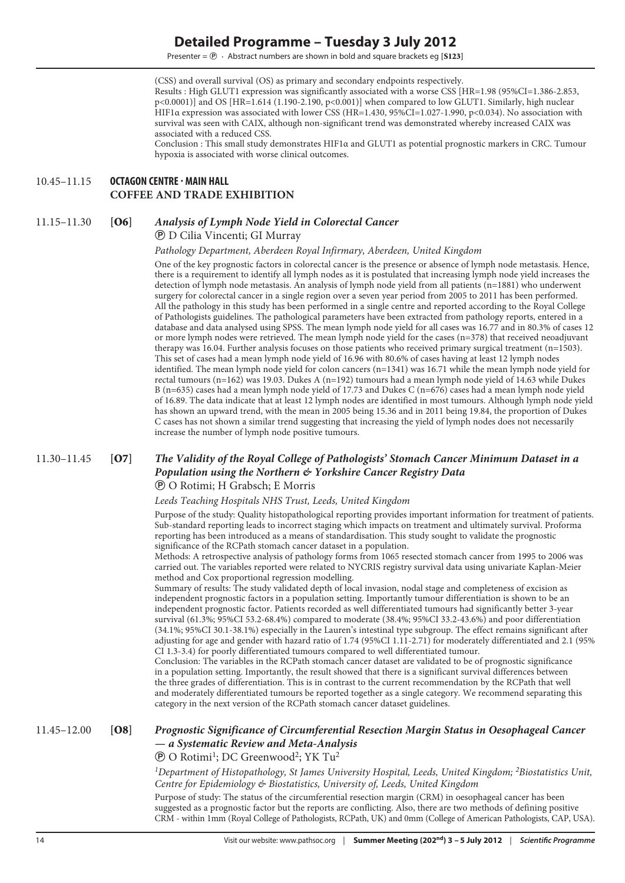(CSS) and overall survival (OS) as primary and secondary endpoints respectively.

Results : High GLUT1 expression was significantly associated with a worse CSS [HR=1.98 (95%CI=1.386-2.853, p<0.0001)] and OS [HR=1.614 (1.190-2.190, p<0.001)] when compared to low GLUT1. Similarly, high nuclear HIF1α expression was associated with lower CSS (HR=1.430, 95%CI=1.027-1.990, p<0.034). No association with survival was seen with CAIX, although non-significant trend was demonstrated whereby increased CAIX was associated with a reduced CSS.

Conclusion : This small study demonstrates HIF1α and GLUT1 as potential prognostic markers in CRC. Tumour hypoxia is associated with worse clinical outcomes.

## 10.45–11.15 OCTAGON CENTRE · MAIN HALL

**COFFEE AND TRADE EXHIBITION**

## 11.15–11.30 [O6] *Analysis of Lymph Node Yield in Colorectal Cancer*

Ⓟ D Cilia Vincenti; GI Murray

*Pathology Department, Aberdeen Royal Infirmary, Aberdeen, United Kingdom*

One of the key prognostic factors in colorectal cancer is the presence or absence of lymph node metastasis. Hence, there is a requirement to identify all lymph nodes as it is postulated that increasing lymph node yield increases the detection of lymph node metastasis. An analysis of lymph node yield from all patients (n=1881) who underwent surgery for colorectal cancer in a single region over a seven year period from 2005 to 2011 has been performed. All the pathology in this study has been performed in a single centre and reported according to the Royal College of Pathologists guidelines. The pathological parameters have been extracted from pathology reports, entered in a database and data analysed using SPSS. The mean lymph node yield for all cases was 16.77 and in 80.3% of cases 12 or more lymph nodes were retrieved. The mean lymph node yield for the cases (n=378) that received neoadjuvant therapy was 16.04. Further analysis focuses on those patients who received primary surgical treatment (n=1503). This set of cases had a mean lymph node yield of 16.96 with 80.6% of cases having at least 12 lymph nodes identified. The mean lymph node yield for colon cancers (n=1341) was 16.71 while the mean lymph node yield for rectal tumours (n=162) was 19.03. Dukes A (n=192) tumours had a mean lymph node yield of 14.63 while Dukes B (n=635) cases had a mean lymph node yield of 17.73 and Dukes C (n=676) cases had a mean lymph node yield of 16.89. The data indicate that at least 12 lymph nodes are identified in most tumours. Although lymph node yield has shown an upward trend, with the mean in 2005 being 15.36 and in 2011 being 19.84, the proportion of Dukes C cases has not shown a similar trend suggesting that increasing the yield of lymph nodes does not necessarily increase the number of lymph node positive tumours.

## 11.30–11.45 [O7] *The Validity of the Royal College of Pathologists' Stomach Cancer Minimum Dataset in a Population using the Northern & Yorkshire Cancer Registry Data*

Ⓟ O Rotimi; H Grabsch; E Morris

*Leeds Teaching Hospitals NHS Trust, Leeds, United Kingdom*

Purpose of the study: Quality histopathological reporting provides important information for treatment of patients. Sub-standard reporting leads to incorrect staging which impacts on treatment and ultimately survival. Proforma reporting has been introduced as a means of standardisation. This study sought to validate the prognostic significance of the RCPath stomach cancer dataset in a population.

Methods: A retrospective analysis of pathology forms from 1065 resected stomach cancer from 1995 to 2006 was carried out. The variables reported were related to NYCRIS registry survival data using univariate Kaplan-Meier method and Cox proportional regression modelling.

Summary of results: The study validated depth of local invasion, nodal stage and completeness of excision as independent prognostic factors in a population setting. Importantly tumour differentiation is shown to be an independent prognostic factor. Patients recorded as well differentiated tumours had significantly better 3-year survival (61.3%; 95%CI 53.2-68.4%) compared to moderate (38.4%; 95%CI 33.2-43.6%) and poor differentiation (34.1%; 95%CI 30.1-38.1%) especially in the Lauren's intestinal type subgroup. The effect remains significant after adjusting for age and gender with hazard ratio of 1.74 (95%CI 1.11-2.71) for moderately differentiated and 2.1 (95% CI 1.3-3.4) for poorly differentiated tumours compared to well differentiated tumour.

Conclusion: The variables in the RCPath stomach cancer dataset are validated to be of prognostic significance in a population setting. Importantly, the result showed that there is a significant survival differences between the three grades of differentiation. This is in contrast to the current recommendation by the RCPath that well and moderately differentiated tumours be reported together as a single category. We recommend separating this category in the next version of the RCPath stomach cancer dataset guidelines.

## 11.45–12.00 [O8] *Prognostic Significance of Circumferential Resection Margin Status in Oesophageal Cancer — a Systematic Review and Meta-Analysis*

Ⓟ O Rotimi[1]; DC Greenwood[2]; YK Tu[2]

*[1]Department of Histopathology, St James University Hospital, Leeds, United Kingdom; [2]Biostatistics Unit, Centre for Epidemiology & Biostatistics, University of, Leeds, United Kingdom*

Purpose of study: The status of the circumferential resection margin (CRM) in oesophageal cancer has been suggested as a prognostic factor but the reports are conflicting. Also, there are two methods of defining positive CRM - within 1mm (Royal College of Pathologists, RCPath, UK) and 0mm (College of American Pathologists, CAP, USA).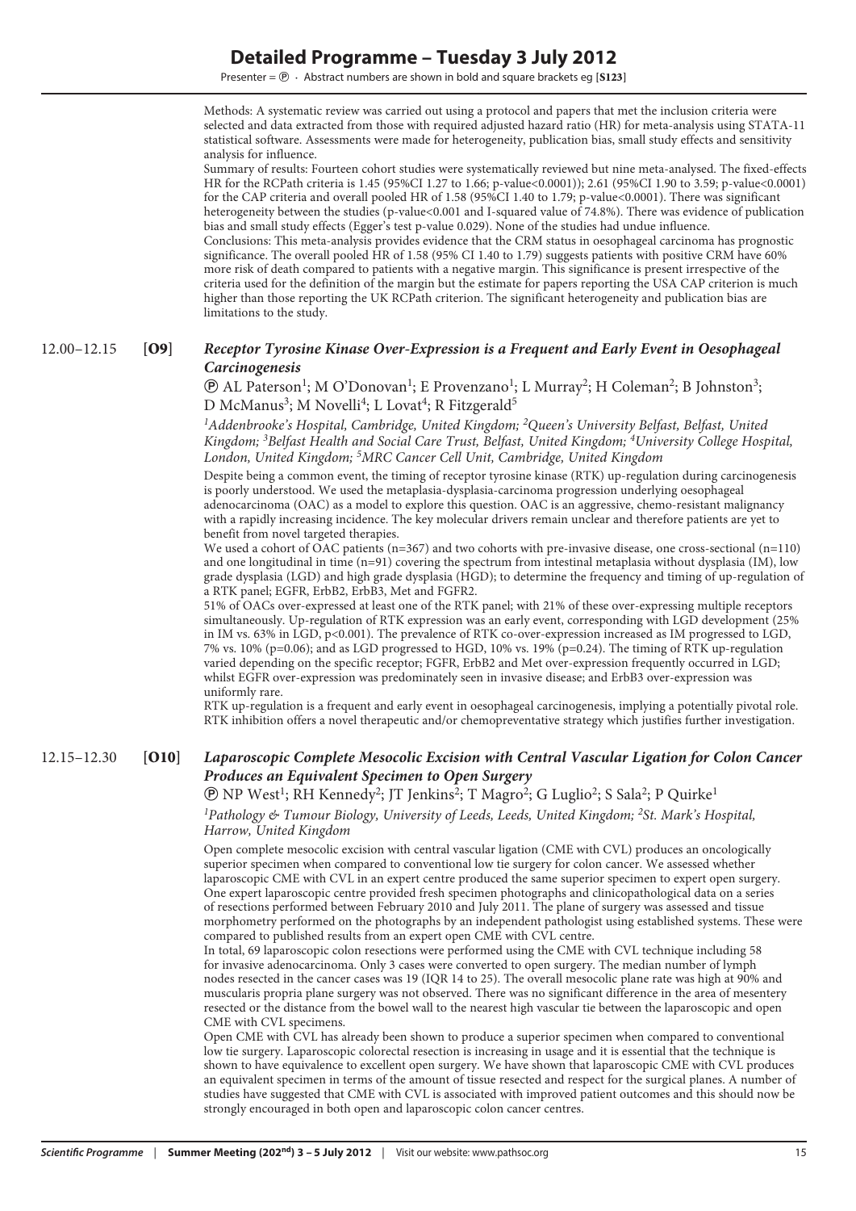Methods: A systematic review was carried out using a protocol and papers that met the inclusion criteria were selected and data extracted from those with required adjusted hazard ratio (HR) for meta-analysis using STATA-11 statistical software. Assessments were made for heterogeneity, publication bias, small study effects and sensitivity analysis for influence.

Summary of results: Fourteen cohort studies were systematically reviewed but nine meta-analysed. The fixed-effects HR for the RCPath criteria is 1.45 (95%CI 1.27 to 1.66; p-value<0.0001)); 2.61 (95%CI 1.90 to 3.59; p-value<0.0001) for the CAP criteria and overall pooled HR of 1.58 (95%CI 1.40 to 1.79; p-value<0.0001). There was significant heterogeneity between the studies (p-value<0.001 and I-squared value of 74.8%). There was evidence of publication bias and small study effects (Egger's test p-value 0.029). None of the studies had undue influence.

Conclusions: This meta-analysis provides evidence that the CRM status in oesophageal carcinoma has prognostic significance. The overall pooled HR of 1.58 (95% CI 1.40 to 1.79) suggests patients with positive CRM have 60% more risk of death compared to patients with a negative margin. This significance is present irrespective of the criteria used for the definition of the margin but the estimate for papers reporting the USA CAP criterion is much higher than those reporting the UK RCPath criterion. The significant heterogeneity and publication bias are limitations to the study.

## 12.00–12.15 [O9] *Receptor Tyrosine Kinase Over-Expression is a Frequent and Early Event in Oesophageal Carcinogenesis*

Ⓟ AL Paterson[1]; M O'Donovan[1]; E Provenzano[1]; L Murray[2]; H Coleman[2]; B Johnston[3]; D McManus[3]; M Novelli[4]; L Lovat[4]; R Fitzgerald[5]

*[1]Addenbrooke's Hospital, Cambridge, United Kingdom; [2]Queen's University Belfast, Belfast, United Kingdom; [3]Belfast Health and Social Care Trust, Belfast, United Kingdom; [4]University College Hospital, London, United Kingdom; [5]MRC Cancer Cell Unit, Cambridge, United Kingdom*

Despite being a common event, the timing of receptor tyrosine kinase (RTK) up-regulation during carcinogenesis is poorly understood. We used the metaplasia-dysplasia-carcinoma progression underlying oesophageal adenocarcinoma (OAC) as a model to explore this question. OAC is an aggressive, chemo-resistant malignancy with a rapidly increasing incidence. The key molecular drivers remain unclear and therefore patients are yet to benefit from novel targeted therapies.

We used a cohort of OAC patients (n=367) and two cohorts with pre-invasive disease, one cross-sectional (n=110) and one longitudinal in time (n=91) covering the spectrum from intestinal metaplasia without dysplasia (IM), low grade dysplasia (LGD) and high grade dysplasia (HGD); to determine the frequency and timing of up-regulation of a RTK panel; EGFR, ErbB2, ErbB3, Met and FGFR2.

51% of OACs over-expressed at least one of the RTK panel; with 21% of these over-expressing multiple receptors simultaneously. Up-regulation of RTK expression was an early event, corresponding with LGD development (25% in IM vs. 63% in LGD, p<0.001). The prevalence of RTK co-over-expression increased as IM progressed to LGD, 7% vs. 10% (p=0.06); and as LGD progressed to HGD, 10% vs. 19% (p=0.24). The timing of RTK up-regulation varied depending on the specific receptor; FGFR, ErbB2 and Met over-expression frequently occurred in LGD; whilst EGFR over-expression was predominately seen in invasive disease; and ErbB3 over-expression was uniformly rare.

RTK up-regulation is a frequent and early event in oesophageal carcinogenesis, implying a potentially pivotal role. RTK inhibition offers a novel therapeutic and/or chemopreventative strategy which justifies further investigation.

## 12.15–12.30 [O10] *Laparoscopic Complete Mesocolic Excision with Central Vascular Ligation for Colon Cancer Produces an Equivalent Specimen to Open Surgery*

Ⓟ NP West[1]; RH Kennedy[2]; JT Jenkins[2]; T Magro[2]; G Luglio[2]; S Sala[2]; P Quirke[1]

*[1]Pathology & Tumour Biology, University of Leeds, Leeds, United Kingdom; [2]St. Mark's Hospital, Harrow, United Kingdom*

Open complete mesocolic excision with central vascular ligation (CME with CVL) produces an oncologically superior specimen when compared to conventional low tie surgery for colon cancer. We assessed whether laparoscopic CME with CVL in an expert centre produced the same superior specimen to expert open surgery. One expert laparoscopic centre provided fresh specimen photographs and clinicopathological data on a series of resections performed between February 2010 and July 2011. The plane of surgery was assessed and tissue morphometry performed on the photographs by an independent pathologist using established systems. These were compared to published results from an expert open CME with CVL centre.

In total, 69 laparoscopic colon resections were performed using the CME with CVL technique including 58 for invasive adenocarcinoma. Only 3 cases were converted to open surgery. The median number of lymph nodes resected in the cancer cases was 19 (IQR 14 to 25). The overall mesocolic plane rate was high at 90% and muscularis propria plane surgery was not observed. There was no significant difference in the area of mesentery resected or the distance from the bowel wall to the nearest high vascular tie between the laparoscopic and open CME with CVL specimens.

Open CME with CVL has already been shown to produce a superior specimen when compared to conventional low tie surgery. Laparoscopic colorectal resection is increasing in usage and it is essential that the technique is shown to have equivalence to excellent open surgery. We have shown that laparoscopic CME with CVL produces an equivalent specimen in terms of the amount of tissue resected and respect for the surgical planes. A number of studies have suggested that CME with CVL is associated with improved patient outcomes and this should now be strongly encouraged in both open and laparoscopic colon cancer centres.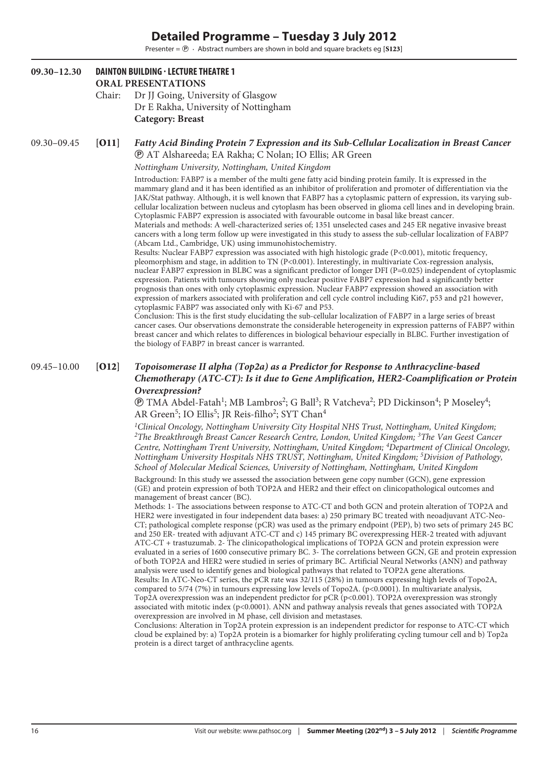# Detailed Programme – Tuesday 3 July 2012

Presenter = Ⓟ · Abstract numbers are shown in bold and square brackets eg [**S123**]

## 09.30–12.30 DAINTON BUILDING · LECTURE THEATRE 1

**ORAL PRESENTATIONS**

Chair: Dr JJ Going, University of Glasgow
Dr E Rakha, University of Nottingham

**Category: Breast**

### 09.30–09.45 [**O11**] *Fatty Acid Binding Protein 7 Expression and its Sub-Cellular Localization in Breast Cancer*

Ⓟ AT Alshareeda; EA Rakha; C Nolan; IO Ellis; AR Green

*Nottingham University, Nottingham, United Kingdom*

Introduction: FABP7 is a member of the multi gene fatty acid binding protein family. It is expressed in the mammary gland and it has been identified as an inhibitor of proliferation and promoter of differentiation via the JAK/Stat pathway. Although, it is well known that FABP7 has a cytoplasmic pattern of expression, its varying sub-cellular localization between nucleus and cytoplasm has been observed in glioma cell lines and in developing brain. Cytoplasmic FABP7 expression is associated with favourable outcome in basal like breast cancer.

Materials and methods: A well-characterized series of; 1351 unselected cases and 245 ER negative invasive breast cancers with a long term follow up were investigated in this study to assess the sub-cellular localization of FABP7 (Abcam Ltd., Cambridge, UK) using immunohistochemistry.

Results: Nuclear FABP7 expression was associated with high histologic grade (P<0.001), mitotic frequency, pleomorphism and stage, in addition to TN (P<0.001). Interestingly, in multivariate Cox-regression analysis, nuclear FABP7 expression in BLBC was a significant predictor of longer DFI (P=0.025) independent of cytoplasmic expression. Patients with tumours showing only nuclear positive FABP7 expression had a significantly better prognosis than ones with only cytoplasmic expression. Nuclear FABP7 expression showed an association with expression of markers associated with proliferation and cell cycle control including Ki67, p53 and p21 however, cytoplasmic FABP7 was associated only with Ki-67 and P53.

Conclusion: This is the first study elucidating the sub-cellular localization of FABP7 in a large series of breast cancer cases. Our observations demonstrate the considerable heterogeneity in expression patterns of FABP7 within breast cancer and which relates to differences in biological behaviour especially in BLBC. Further investigation of the biology of FABP7 in breast cancer is warranted.

### 09.45–10.00 [**O12**] *Topoisomerase II alpha (Top2a) as a Predictor for Response to Anthracycline-based Chemotherapy (ATC-CT): Is it due to Gene Amplification, HER2-Coamplification or Protein Overexpression?*

Ⓟ TMA Abdel-Fatah[1]; MB Lambros[2]; G Ball[3]; R Vatcheva[2]; PD Dickinson[4]; P Moseley[4]; AR Green[5]; IO Ellis[5]; JR Reis-filho[2]; SYT Chan[4]

*[1]Clinical Oncology, Nottingham University City Hospital NHS Trust, Nottingham, United Kingdom; [2]The Breakthrough Breast Cancer Research Centre, London, United Kingdom; [3]The Van Geest Cancer Centre, Nottingham Trent University, Nottingham, United Kingdom; [4]Department of Clinical Oncology, Nottingham University Hospitals NHS TRUST, Nottingham, United Kingdom; [5]Division of Pathology, School of Molecular Medical Sciences, University of Nottingham, Nottingham, United Kingdom*

Background: In this study we assessed the association between gene copy number (GCN), gene expression (GE) and protein expression of both TOP2A and HER2 and their effect on clinicopathological outcomes and management of breast cancer (BC).

Methods: 1- The associations between response to ATC-CT and both GCN and protein alteration of TOP2A and HER2 were investigated in four independent data bases: a) 250 primary BC treated with neoadjuvant ATC-Neo-CT; pathological complete response (pCR) was used as the primary endpoint (PEP), b) two sets of primary 245 BC and 250 ER- treated with adjuvant ATC-CT and c) 145 primary BC overexpressing HER-2 treated with adjuvant ATC-CT + trastuzumab. 2- The clinicopathological implications of TOP2A GCN and protein expression were evaluated in a series of 1600 consecutive primary BC. 3- The correlations between GCN, GE and protein expression of both TOP2A and HER2 were studied in series of primary BC. Artificial Neural Networks (ANN) and pathway analysis were used to identify genes and biological pathways that related to TOP2A gene alterations.

Results: In ATC-Neo-CT series, the pCR rate was 32/115 (28%) in tumours expressing high levels of Topo2A, compared to 5/74 (7%) in tumours expressing low levels of Topo2A. (p<0.0001). In multivariate analysis, Top2A overexpression was an independent predictor for pCR (p<0.001). TOP2A overexpression was strongly associated with mitotic index (p<0.0001). ANN and pathway analysis reveals that genes associated with TOP2A overexpression are involved in M phase, cell division and metastases.

Conclusions: Alteration in Top2A protein expression is an independent predictor for response to ATC-CT which cloud be explained by: a) Top2A protein is a biomarker for highly proliferating cycling tumour cell and b) Top2a protein is a direct target of anthracycline agents.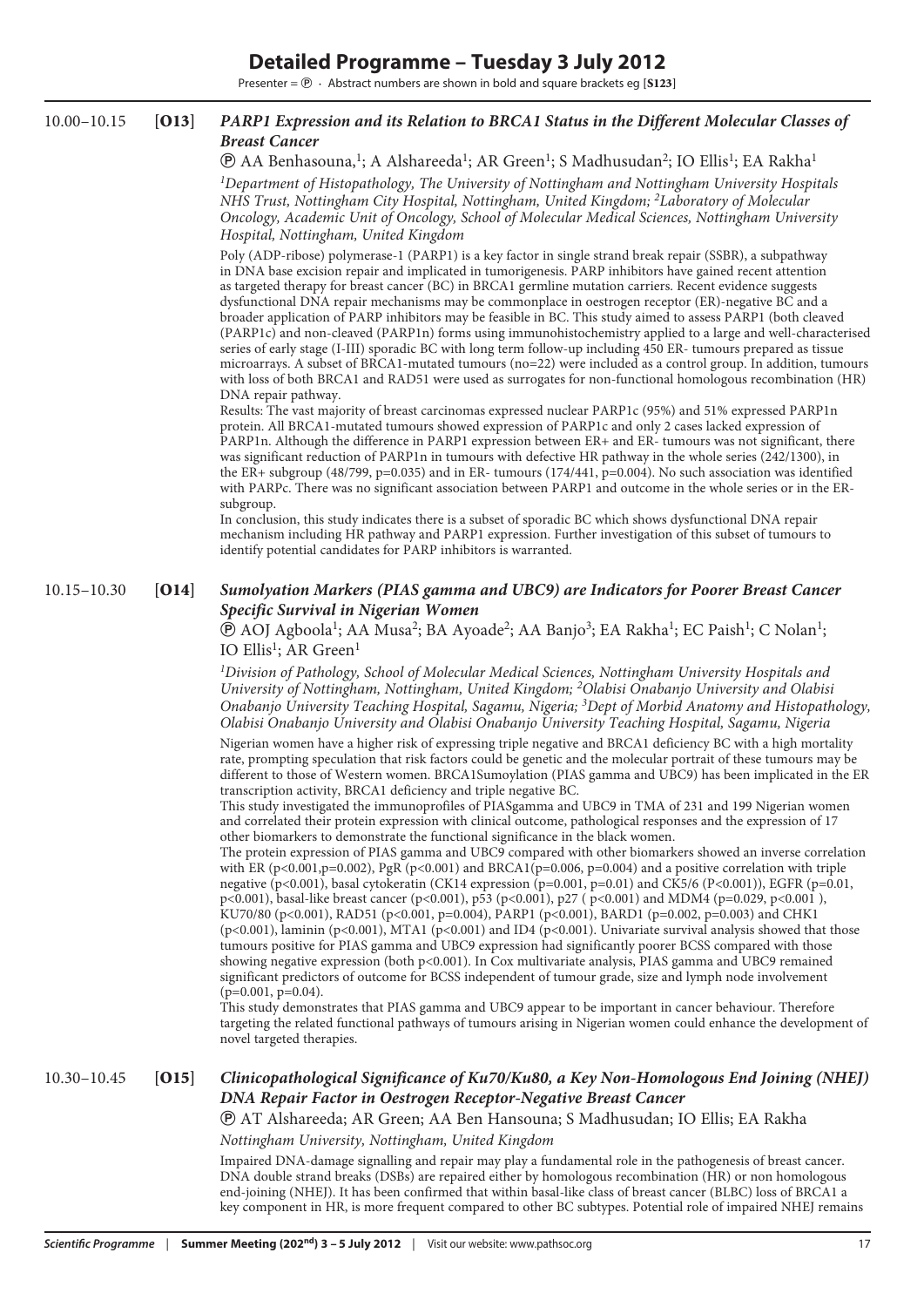# Detailed Programme – Tuesday 3 July 2012

Presenter = Ⓟ · Abstract numbers are shown in bold and square brackets eg [**S123**]

10.00–10.15 **[O13]** ***PARP1 Expression and its Relation to BRCA1 Status in the Different Molecular Classes of Breast Cancer***

Ⓟ AA Benhasouna,[1]; A Alshareeda[1]; AR Green[1]; S Madhusudan[2]; IO Ellis[1]; EA Rakha[1]

*[1]Department of Histopathology, The University of Nottingham and Nottingham University Hospitals NHS Trust, Nottingham City Hospital, Nottingham, United Kingdom; [2]Laboratory of Molecular Oncology, Academic Unit of Oncology, School of Molecular Medical Sciences, Nottingham University Hospital, Nottingham, United Kingdom*

Poly (ADP-ribose) polymerase-1 (PARP1) is a key factor in single strand break repair (SSBR), a subpathway in DNA base excision repair and implicated in tumorigenesis. PARP inhibitors have gained recent attention as targeted therapy for breast cancer (BC) in BRCA1 germline mutation carriers. Recent evidence suggests dysfunctional DNA repair mechanisms may be commonplace in oestrogen receptor (ER)-negative BC and a broader application of PARP inhibitors may be feasible in BC. This study aimed to assess PARP1 (both cleaved (PARP1c) and non-cleaved (PARP1n) forms using immunohistochemistry applied to a large and well-characterised series of early stage (I-III) sporadic BC with long term follow-up including 450 ER- tumours prepared as tissue microarrays. A subset of BRCA1-mutated tumours (no=22) were included as a control group. In addition, tumours with loss of both BRCA1 and RAD51 were used as surrogates for non-functional homologous recombination (HR) DNA repair pathway.

Results: The vast majority of breast carcinomas expressed nuclear PARP1c (95%) and 51% expressed PARP1n protein. All BRCA1-mutated tumours showed expression of PARP1c and only 2 cases lacked expression of PARP1n. Although the difference in PARP1 expression between ER+ and ER- tumours was not significant, there was significant reduction of PARP1n in tumours with defective HR pathway in the whole series (242/1300), in the ER+ subgroup (48/799, p=0.035) and in ER- tumours (174/441, p=0.004). No such association was identified with PARPc. There was no significant association between PARP1 and outcome in the whole series or in the ER- subgroup.

In conclusion, this study indicates there is a subset of sporadic BC which shows dysfunctional DNA repair mechanism including HR pathway and PARP1 expression. Further investigation of this subset of tumours to identify potential candidates for PARP inhibitors is warranted.

10.15–10.30 **[O14]** ***Sumolyation Markers (PIAS gamma and UBC9) are Indicators for Poorer Breast Cancer Specific Survival in Nigerian Women***

Ⓟ AOJ Agboola[1]; AA Musa[2]; BA Ayoade[2]; AA Banjo[3]; EA Rakha[1]; EC Paish[1]; C Nolan[1]; IO Ellis[1]; AR Green[1]

*[1]Division of Pathology, School of Molecular Medical Sciences, Nottingham University Hospitals and University of Nottingham, Nottingham, United Kingdom; [2]Olabisi Onabanjo University and Olabisi Onabanjo University Teaching Hospital, Sagamu, Nigeria; [3]Dept of Morbid Anatomy and Histopathology, Olabisi Onabanjo University and Olabisi Onabanjo University Teaching Hospital, Sagamu, Nigeria*

Nigerian women have a higher risk of expressing triple negative and BRCA1 deficiency BC with a high mortality rate, prompting speculation that risk factors could be genetic and the molecular portrait of these tumours may be different to those of Western women. BRCA1Sumoylation (PIAS gamma and UBC9) has been implicated in the ER transcription activity, BRCA1 deficiency and triple negative BC.

This study investigated the immunoprofiles of PIASgamma and UBC9 in TMA of 231 and 199 Nigerian women and correlated their protein expression with clinical outcome, pathological responses and the expression of 17 other biomarkers to demonstrate the functional significance in the black women.

The protein expression of PIAS gamma and UBC9 compared with other biomarkers showed an inverse correlation with ER (p<0.001,p=0.002), PgR (p<0.001) and BRCA1(p=0.006, p=0.004) and a positive correlation with triple negative (p<0.001), basal cytokeratin (CK14 expression (p=0.001, p=0.01) and CK5/6 (P<0.001)), EGFR (p=0.01, p<0.001), basal-like breast cancer (p<0.001), p53 (p<0.001), p27 ( p<0.001) and MDM4 (p=0.029, p<0.001 ), KU70/80 (p<0.001), RAD51 (p<0.001, p=0.004), PARP1 (p<0.001), BARD1 (p=0.002, p=0.003) and CHK1 (p<0.001), laminin (p<0.001), MTA1 (p<0.001) and ID4 (p<0.001). Univariate survival analysis showed that those tumours positive for PIAS gamma and UBC9 expression had significantly poorer BCSS compared with those showing negative expression (both p<0.001). In Cox multivariate analysis, PIAS gamma and UBC9 remained significant predictors of outcome for BCSS independent of tumour grade, size and lymph node involvement (p=0.001, p=0.04).

This study demonstrates that PIAS gamma and UBC9 appear to be important in cancer behaviour. Therefore targeting the related functional pathways of tumours arising in Nigerian women could enhance the development of novel targeted therapies.

10.30–10.45 **[O15]** ***Clinicopathological Significance of Ku70/Ku80, a Key Non-Homologous End Joining (NHEJ) DNA Repair Factor in Oestrogen Receptor-Negative Breast Cancer***

Ⓟ AT Alshareeda; AR Green; AA Ben Hansouna; S Madhusudan; IO Ellis; EA Rakha

*Nottingham University, Nottingham, United Kingdom*

Impaired DNA-damage signalling and repair may play a fundamental role in the pathogenesis of breast cancer. DNA double strand breaks (DSBs) are repaired either by homologous recombination (HR) or non homologous end-joining (NHEJ). It has been confirmed that within basal-like class of breast cancer (BLBC) loss of BRCA1 a key component in HR, is more frequent compared to other BC subtypes. Potential role of impaired NHEJ remains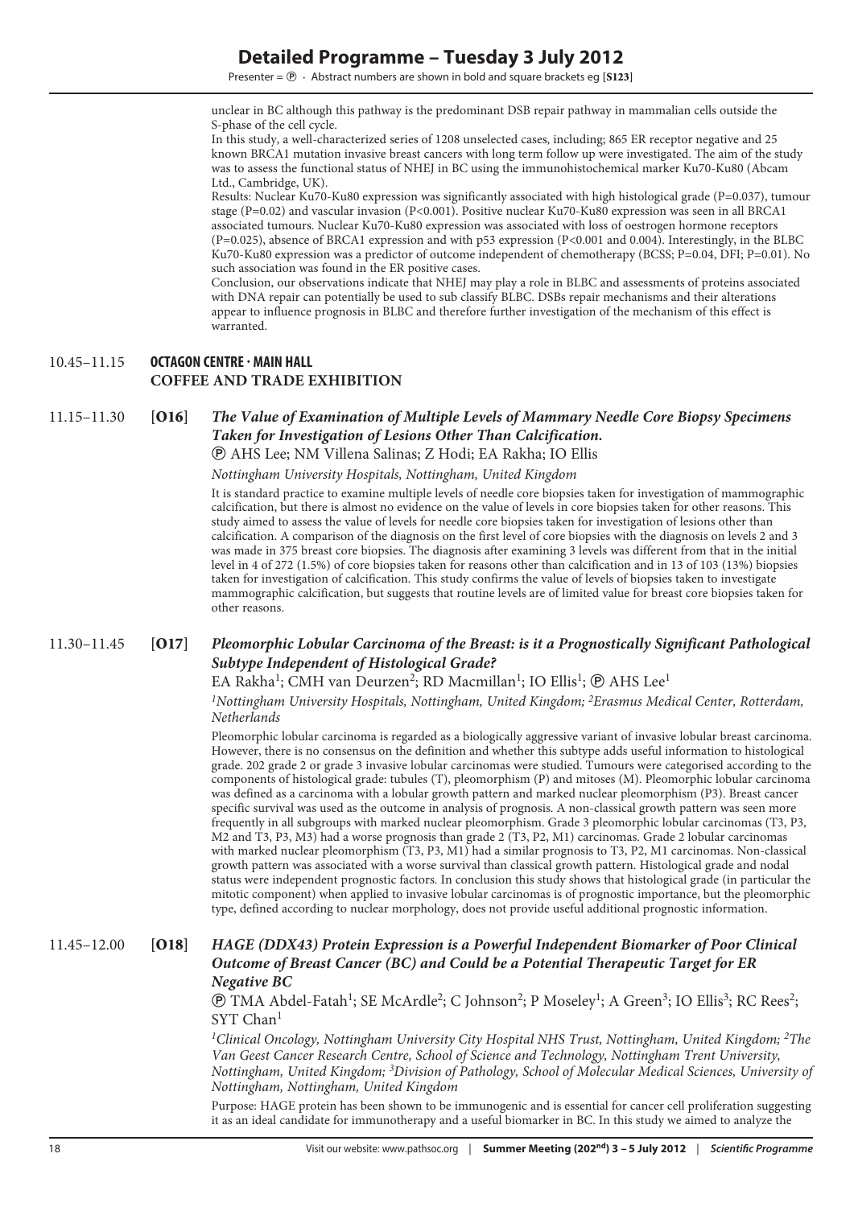unclear in BC although this pathway is the predominant DSB repair pathway in mammalian cells outside the S-phase of the cell cycle.

In this study, a well-characterized series of 1208 unselected cases, including; 865 ER receptor negative and 25 known BRCA1 mutation invasive breast cancers with long term follow up were investigated. The aim of the study was to assess the functional status of NHEJ in BC using the immunohistochemical marker Ku70-Ku80 (Abcam Ltd., Cambridge, UK).

Results: Nuclear Ku70-Ku80 expression was significantly associated with high histological grade (P=0.037), tumour stage (P=0.02) and vascular invasion (P<0.001). Positive nuclear Ku70-Ku80 expression was seen in all BRCA1 associated tumours. Nuclear Ku70-Ku80 expression was associated with loss of oestrogen hormone receptors (P=0.025), absence of BRCA1 expression and with p53 expression (P<0.001 and 0.004). Interestingly, in the BLBC Ku70-Ku80 expression was a predictor of outcome independent of chemotherapy (BCSS; P=0.04, DFI; P=0.01). No such association was found in the ER positive cases.

Conclusion, our observations indicate that NHEJ may play a role in BLBC and assessments of proteins associated with DNA repair can potentially be used to sub classify BLBC. DSBs repair mechanisms and their alterations appear to influence prognosis in BLBC and therefore further investigation of the mechanism of this effect is warranted.

10.45–11.15 **OCTAGON CENTRE · MAIN HALL**
**COFFEE AND TRADE EXHIBITION**

11.15–11.30 **[O16]** ***The Value of Examination of Multiple Levels of Mammary Needle Core Biopsy Specimens Taken for Investigation of Lesions Other Than Calcification.***

Ⓟ AHS Lee; NM Villena Salinas; Z Hodi; EA Rakha; IO Ellis

*Nottingham University Hospitals, Nottingham, United Kingdom*

It is standard practice to examine multiple levels of needle core biopsies taken for investigation of mammographic calcification, but there is almost no evidence on the value of levels in core biopsies taken for other reasons. This study aimed to assess the value of levels for needle core biopsies taken for investigation of lesions other than calcification. A comparison of the diagnosis on the first level of core biopsies with the diagnosis on levels 2 and 3 was made in 375 breast core biopsies. The diagnosis after examining 3 levels was different from that in the initial level in 4 of 272 (1.5%) of core biopsies taken for reasons other than calcification and in 13 of 103 (13%) biopsies taken for investigation of calcification. This study confirms the value of levels of biopsies taken to investigate mammographic calcification, but suggests that routine levels are of limited value for breast core biopsies taken for other reasons.

11.30–11.45 **[O17]** ***Pleomorphic Lobular Carcinoma of the Breast: is it a Prognostically Significant Pathological Subtype Independent of Histological Grade?***

EA Rakha[1]; CMH van Deurzen[2]; RD Macmillan[1]; IO Ellis[1]; Ⓟ AHS Lee[1]

*[1]Nottingham University Hospitals, Nottingham, United Kingdom; [2]Erasmus Medical Center, Rotterdam, Netherlands*

Pleomorphic lobular carcinoma is regarded as a biologically aggressive variant of invasive lobular breast carcinoma. However, there is no consensus on the definition and whether this subtype adds useful information to histological grade. 202 grade 2 or grade 3 invasive lobular carcinomas were studied. Tumours were categorised according to the components of histological grade: tubules (T), pleomorphism (P) and mitoses (M). Pleomorphic lobular carcinoma was defined as a carcinoma with a lobular growth pattern and marked nuclear pleomorphism (P3). Breast cancer specific survival was used as the outcome in analysis of prognosis. A non-classical growth pattern was seen more frequently in all subgroups with marked nuclear pleomorphism. Grade 3 pleomorphic lobular carcinomas (T3, P3, M2 and T3, P3, M3) had a worse prognosis than grade 2 (T3, P2, M1) carcinomas. Grade 2 lobular carcinomas with marked nuclear pleomorphism (T3, P3, M1) had a similar prognosis to T3, P2, M1 carcinomas. Non-classical growth pattern was associated with a worse survival than classical growth pattern. Histological grade and nodal status were independent prognostic factors. In conclusion this study shows that histological grade (in particular the mitotic component) when applied to invasive lobular carcinomas is of prognostic importance, but the pleomorphic type, defined according to nuclear morphology, does not provide useful additional prognostic information.

11.45–12.00 **[O18]** ***HAGE (DDX43) Protein Expression is a Powerful Independent Biomarker of Poor Clinical Outcome of Breast Cancer (BC) and Could be a Potential Therapeutic Target for ER Negative BC***

Ⓟ TMA Abdel-Fatah[1]; SE McArdle[2]; C Johnson[2]; P Moseley[1]; A Green[3]; IO Ellis[3]; RC Rees[2]; SYT Chan[1]

*[1]Clinical Oncology, Nottingham University City Hospital NHS Trust, Nottingham, United Kingdom; [2]The Van Geest Cancer Research Centre, School of Science and Technology, Nottingham Trent University, Nottingham, United Kingdom; [3]Division of Pathology, School of Molecular Medical Sciences, University of Nottingham, Nottingham, United Kingdom*

Purpose: HAGE protein has been shown to be immunogenic and is essential for cancer cell proliferation suggesting it as an ideal candidate for immunotherapy and a useful biomarker in BC. In this study we aimed to analyze the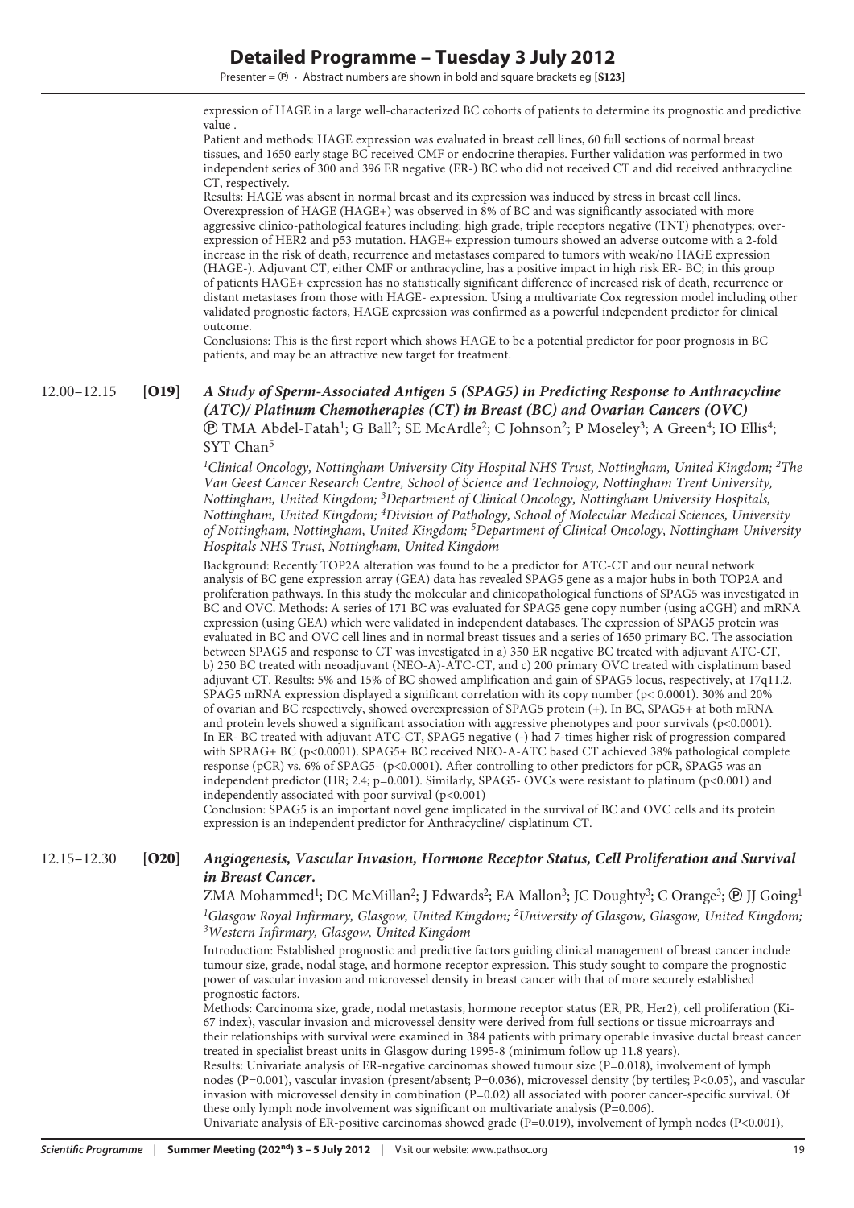expression of HAGE in a large well-characterized BC cohorts of patients to determine its prognostic and predictive value .

Patient and methods: HAGE expression was evaluated in breast cell lines, 60 full sections of normal breast tissues, and 1650 early stage BC received CMF or endocrine therapies. Further validation was performed in two independent series of 300 and 396 ER negative (ER-) BC who did not received CT and did received anthracycline CT, respectively.

Results: HAGE was absent in normal breast and its expression was induced by stress in breast cell lines. Overexpression of HAGE (HAGE+) was observed in 8% of BC and was significantly associated with more aggressive clinico-pathological features including: high grade, triple receptors negative (TNT) phenotypes; over-expression of HER2 and p53 mutation. HAGE+ expression tumours showed an adverse outcome with a 2-fold increase in the risk of death, recurrence and metastases compared to tumors with weak/no HAGE expression (HAGE-). Adjuvant CT, either CMF or anthracycline, has a positive impact in high risk ER- BC; in this group of patients HAGE+ expression has no statistically significant difference of increased risk of death, recurrence or distant metastases from those with HAGE- expression. Using a multivariate Cox regression model including other validated prognostic factors, HAGE expression was confirmed as a powerful independent predictor for clinical outcome.

Conclusions: This is the first report which shows HAGE to be a potential predictor for poor prognosis in BC patients, and may be an attractive new target for treatment.

12.00–12.15 **[O19]** ***A Study of Sperm-Associated Antigen 5 (SPAG5) in Predicting Response to Anthracycline (ATC)/ Platinum Chemotherapies (CT) in Breast (BC) and Ovarian Cancers (OVC)***

Ⓟ TMA Abdel-Fatah[1]; G Ball[2]; SE McArdle[2]; C Johnson[2]; P Moseley[3]; A Green[4]; IO Ellis[4]; SYT Chan[5]

*[1]Clinical Oncology, Nottingham University City Hospital NHS Trust, Nottingham, United Kingdom; [2]The Van Geest Cancer Research Centre, School of Science and Technology, Nottingham Trent University, Nottingham, United Kingdom; [3]Department of Clinical Oncology, Nottingham University Hospitals, Nottingham, United Kingdom; [4]Division of Pathology, School of Molecular Medical Sciences, University of Nottingham, Nottingham, United Kingdom; [5]Department of Clinical Oncology, Nottingham University Hospitals NHS Trust, Nottingham, United Kingdom*

Background: Recently TOP2A alteration was found to be a predictor for ATC-CT and our neural network analysis of BC gene expression array (GEA) data has revealed SPAG5 gene as a major hubs in both TOP2A and proliferation pathways. In this study the molecular and clinicopathological functions of SPAG5 was investigated in BC and OVC. Methods: A series of 171 BC was evaluated for SPAG5 gene copy number (using aCGH) and mRNA expression (using GEA) which were validated in independent databases. The expression of SPAG5 protein was evaluated in BC and OVC cell lines and in normal breast tissues and a series of 1650 primary BC. The association between SPAG5 and response to CT was investigated in a) 350 ER negative BC treated with adjuvant ATC-CT, b) 250 BC treated with neoadjuvant (NEO-A)-ATC-CT, and c) 200 primary OVC treated with cisplatinum based adjuvant CT. Results: 5% and 15% of BC showed amplification and gain of SPAG5 locus, respectively, at 17q11.2. SPAG5 mRNA expression displayed a significant correlation with its copy number ($p < 0.0001$). 30% and 20% of ovarian and BC respectively, showed overexpression of SPAG5 protein (+). In BC, SPAG5+ at both mRNA and protein levels showed a significant association with aggressive phenotypes and poor survivals ($p<0.0001$). In ER- BC treated with adjuvant ATC-CT, SPAG5 negative (-) had 7-times higher risk of progression compared with SPRAG+ BC ($p<0.0001$). SPAG5+ BC received NEO-A-ATC based CT achieved 38% pathological complete response (pCR) vs. 6% of SPAG5- ($p<0.0001$). After controlling to other predictors for pCR, SPAG5 was an independent predictor (HR; 2.4; $p=0.001$). Similarly, SPAG5- OVCs were resistant to platinum ($p<0.001$) and independently associated with poor survival ($p<0.001$)

Conclusion: SPAG5 is an important novel gene implicated in the survival of BC and OVC cells and its protein expression is an independent predictor for Anthracycline/ cisplatinum CT.

12.15–12.30 **[O20]** ***Angiogenesis, Vascular Invasion, Hormone Receptor Status, Cell Proliferation and Survival in Breast Cancer.***

ZMA Mohammed[1]; DC McMillan[2]; J Edwards[2]; EA Mallon[3]; JC Doughty[3]; C Orange[3]; Ⓟ JJ Going[1]

*[1]Glasgow Royal Infirmary, Glasgow, United Kingdom; [2]University of Glasgow, Glasgow, United Kingdom; [3]Western Infirmary, Glasgow, United Kingdom*

Introduction: Established prognostic and predictive factors guiding clinical management of breast cancer include tumour size, grade, nodal stage, and hormone receptor expression. This study sought to compare the prognostic power of vascular invasion and microvessel density in breast cancer with that of more securely established prognostic factors.

Methods: Carcinoma size, grade, nodal metastasis, hormone receptor status (ER, PR, Her2), cell proliferation (Ki-67 index), vascular invasion and microvessel density were derived from full sections or tissue microarrays and their relationships with survival were examined in 384 patients with primary operable invasive ductal breast cancer treated in specialist breast units in Glasgow during 1995-8 (minimum follow up 11.8 years).

Results: Univariate analysis of ER-negative carcinomas showed tumour size ($P=0.018$), involvement of lymph nodes ($P=0.001$), vascular invasion (present/absent; $P=0.036$), microvessel density (by tertiles; $P<0.05$), and vascular invasion with microvessel density in combination ($P=0.02$) all associated with poorer cancer-specific survival. Of these only lymph node involvement was significant on multivariate analysis ($P=0.006$).

Univariate analysis of ER-positive carcinomas showed grade ($P=0.019$), involvement of lymph nodes ($P<0.001$),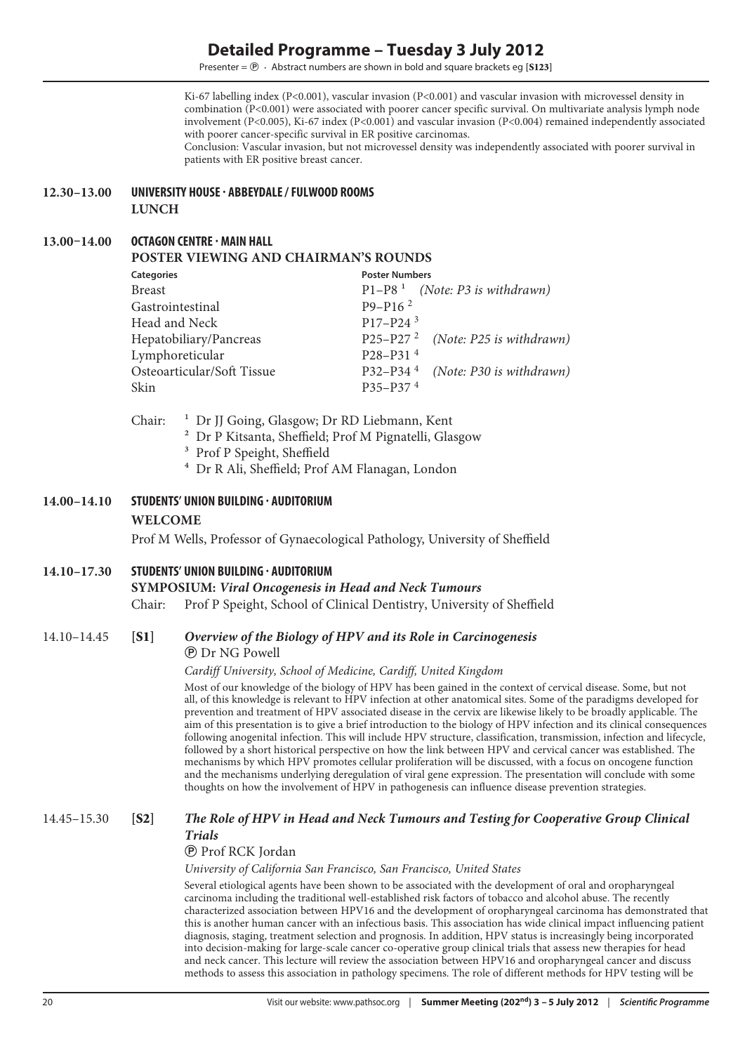Ki-67 labelling index (P<0.001), vascular invasion (P<0.001) and vascular invasion with microvessel density in combination (P<0.001) were associated with poorer cancer specific survival. On multivariate analysis lymph node involvement (P<0.005), Ki-67 index (P<0.001) and vascular invasion (P<0.004) remained independently associated with poorer cancer-specific survival in ER positive carcinomas.

Conclusion: Vascular invasion, but not microvessel density was independently associated with poorer survival in patients with ER positive breast cancer.

**12.30–13.00** **UNIVERSITY HOUSE · ABBEYDALE / FULWOOD ROOMS**
**LUNCH**

**13.00–14.00** **OCTAGON CENTRE · MAIN HALL**
**POSTER VIEWING AND CHAIRMAN'S ROUNDS**

| Categories | Poster Numbers |
|---|---|
| Breast | P1–P8 [1] *(Note: P3 is withdrawn)* |
| Gastrointestinal | P9–P16 [2] |
| Head and Neck | P17–P24 [3] |
| Hepatobiliary/Pancreas | P25–P27 [2] *(Note: P25 is withdrawn)* |
| Lymphoreticular | P28–P31 [4] |
| Osteoarticular/Soft Tissue | P32–P34 [4] *(Note: P30 is withdrawn)* |
| Skin | P35–P37 [4] |

Chair:
[1] Dr JJ Going, Glasgow; Dr RD Liebmann, Kent
[2] Dr P Kitsanta, Sheffield; Prof M Pignatelli, Glasgow
[3] Prof P Speight, Sheffield
[4] Dr R Ali, Sheffield; Prof AM Flanagan, London

**14.00–14.10** **STUDENTS' UNION BUILDING · AUDITORIUM**
**WELCOME**

Prof M Wells, Professor of Gynaecological Pathology, University of Sheffield

**14.10–17.30** **STUDENTS' UNION BUILDING · AUDITORIUM**
**SYMPOSIUM: *Viral Oncogenesis in Head and Neck Tumours***

Chair: Prof P Speight, School of Clinical Dentistry, University of Sheffield

14.10–14.45 **[S1]** ***Overview of the Biology of HPV and its Role in Carcinogenesis***

Ⓟ Dr NG Powell

*Cardiff University, School of Medicine, Cardiff, United Kingdom*

Most of our knowledge of the biology of HPV has been gained in the context of cervical disease. Some, but not all, of this knowledge is relevant to HPV infection at other anatomical sites. Some of the paradigms developed for prevention and treatment of HPV associated disease in the cervix are likewise likely to be broadly applicable. The aim of this presentation is to give a brief introduction to the biology of HPV infection and its clinical consequences following anogenital infection. This will include HPV structure, classification, transmission, infection and lifecycle, followed by a short historical perspective on how the link between HPV and cervical cancer was established. The mechanisms by which HPV promotes cellular proliferation will be discussed, with a focus on oncogene function and the mechanisms underlying deregulation of viral gene expression. The presentation will conclude with some thoughts on how the involvement of HPV in pathogenesis can influence disease prevention strategies.

14.45–15.30 **[S2]** ***The Role of HPV in Head and Neck Tumours and Testing for Cooperative Group Clinical Trials***

Ⓟ Prof RCK Jordan

*University of California San Francisco, San Francisco, United States*

Several etiological agents have been shown to be associated with the development of oral and oropharyngeal carcinoma including the traditional well-established risk factors of tobacco and alcohol abuse. The recently characterized association between HPV16 and the development of oropharyngeal carcinoma has demonstrated that this is another human cancer with an infectious basis. This association has wide clinical impact influencing patient diagnosis, staging, treatment selection and prognosis. In addition, HPV status is increasingly being incorporated into decision-making for large-scale cancer co-operative group clinical trials that assess new therapies for head and neck cancer. This lecture will review the association between HPV16 and oropharyngeal cancer and discuss methods to assess this association in pathology specimens. The role of different methods for HPV testing will be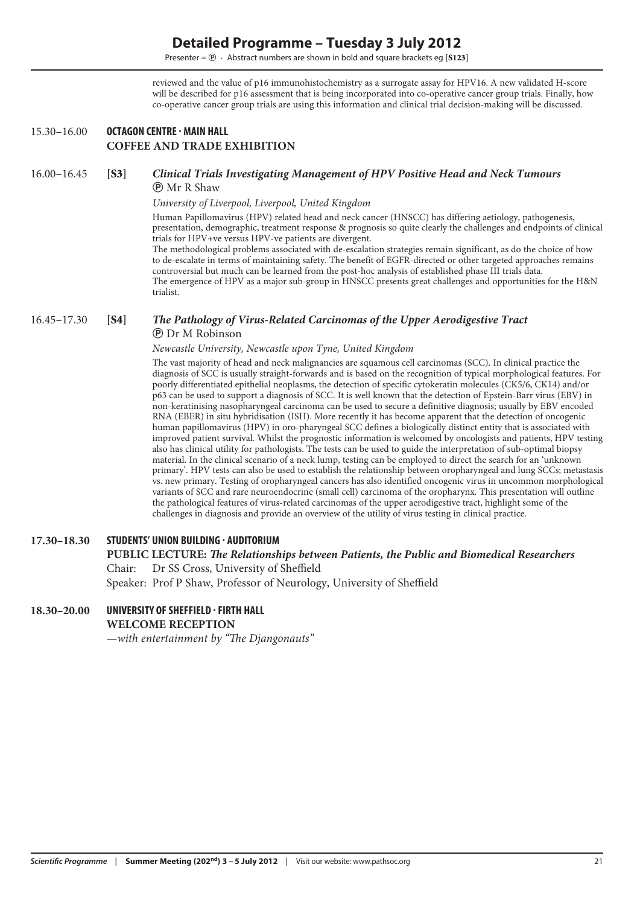reviewed and the value of p16 immunohistochemistry as a surrogate assay for HPV16. A new validated H-score will be described for p16 assessment that is being incorporated into co-operative cancer group trials. Finally, how co-operative cancer group trials are using this information and clinical trial decision-making will be discussed.

15.30–16.00 **OCTAGON CENTRE · MAIN HALL**
**COFFEE AND TRADE EXHIBITION**

16.00–16.45 **[S3]** ***Clinical Trials Investigating Management of HPV Positive Head and Neck Tumours***
Ⓟ Mr R Shaw

*University of Liverpool, Liverpool, United Kingdom*

Human Papillomavirus (HPV) related head and neck cancer (HNSCC) has differing aetiology, pathogenesis, presentation, demographic, treatment response & prognosis so quite clearly the challenges and endpoints of clinical trials for HPV+ve versus HPV-ve patients are divergent.
The methodological problems associated with de-escalation strategies remain significant, as do the choice of how to de-escalate in terms of maintaining safety. The benefit of EGFR-directed or other targeted approaches remains controversial but much can be learned from the post-hoc analysis of established phase III trials data.
The emergence of HPV as a major sub-group in HNSCC presents great challenges and opportunities for the H&N trialist.

16.45–17.30 **[S4]** ***The Pathology of Virus-Related Carcinomas of the Upper Aerodigestive Tract***
Ⓟ Dr M Robinson

*Newcastle University, Newcastle upon Tyne, United Kingdom*

The vast majority of head and neck malignancies are squamous cell carcinomas (SCC). In clinical practice the diagnosis of SCC is usually straight-forwards and is based on the recognition of typical morphological features. For poorly differentiated epithelial neoplasms, the detection of specific cytokeratin molecules (CK5/6, CK14) and/or p63 can be used to support a diagnosis of SCC. It is well known that the detection of Epstein-Barr virus (EBV) in non-keratinising nasopharyngeal carcinoma can be used to secure a definitive diagnosis; usually by EBV encoded RNA (EBER) in situ hybridisation (ISH). More recently it has become apparent that the detection of oncogenic human papillomavirus (HPV) in oro-pharyngeal SCC defines a biologically distinct entity that is associated with improved patient survival. Whilst the prognostic information is welcomed by oncologists and patients, HPV testing also has clinical utility for pathologists. The tests can be used to guide the interpretation of sub-optimal biopsy material. In the clinical scenario of a neck lump, testing can be employed to direct the search for an 'unknown primary'. HPV tests can also be used to establish the relationship between oropharyngeal and lung SCCs; metastasis vs. new primary. Testing of oropharyngeal cancers has also identified oncogenic virus in uncommon morphological variants of SCC and rare neuroendocrine (small cell) carcinoma of the oropharynx. This presentation will outline the pathological features of virus-related carcinomas of the upper aerodigestive tract, highlight some of the challenges in diagnosis and provide an overview of the utility of virus testing in clinical practice.

**17.30–18.30** **STUDENTS' UNION BUILDING · AUDITORIUM**
**PUBLIC LECTURE: *The Relationships between Patients, the Public and Biomedical Researchers***
Chair: Dr SS Cross, University of Sheffield
Speaker: Prof P Shaw, Professor of Neurology, University of Sheffield

**18.30–20.00** **UNIVERSITY OF SHEFFIELD · FIRTH HALL**
**WELCOME RECEPTION**
*—with entertainment by "The Djangonauts"*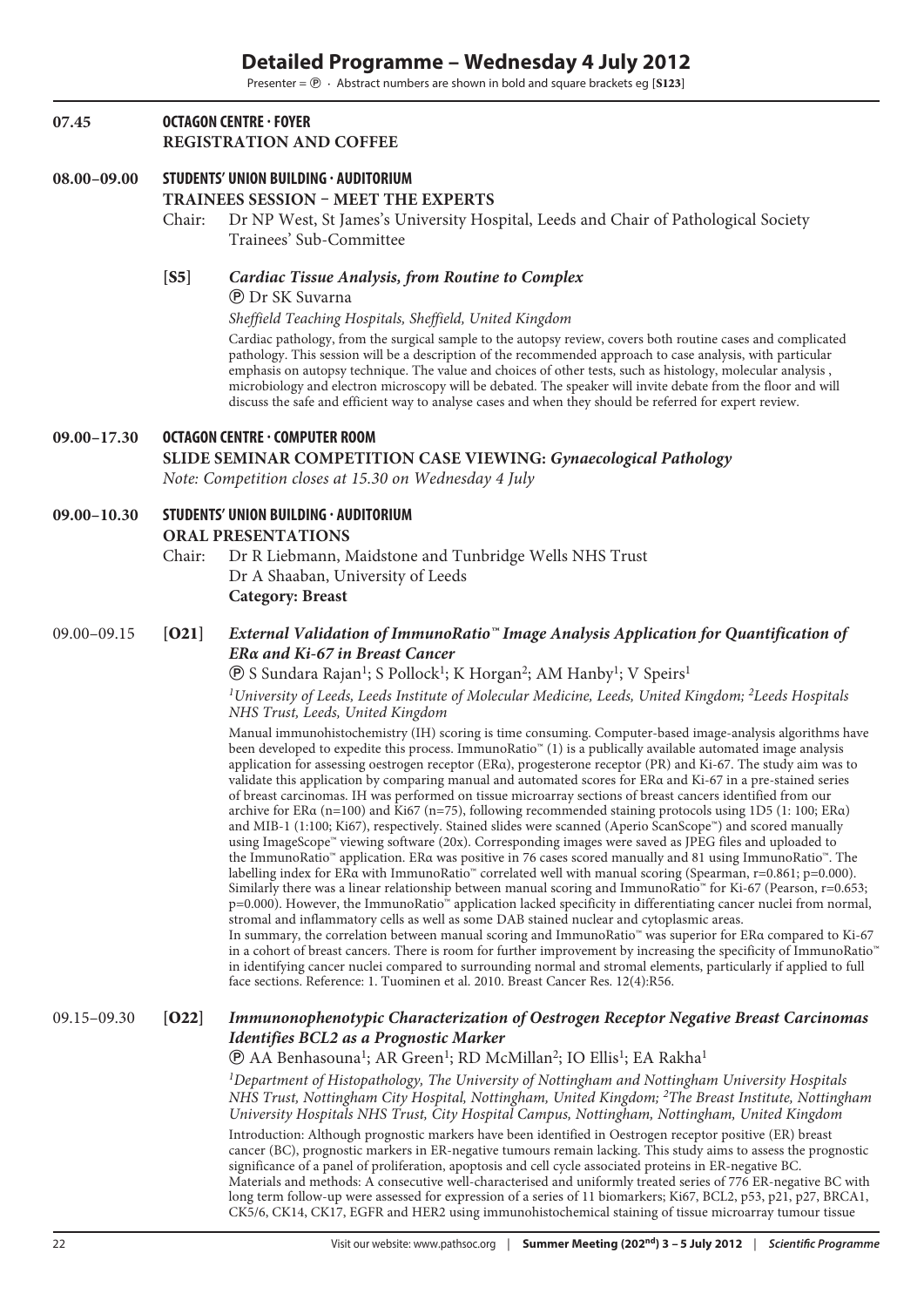# Detailed Programme – Wednesday 4 July 2012

Presenter = Ⓟ · Abstract numbers are shown in bold and square brackets eg [**S123**]

**07.45** **OCTAGON CENTRE · FOYER**
**REGISTRATION AND COFFEE**

**08.00–09.00** **STUDENTS' UNION BUILDING · AUDITORIUM**
**TRAINEES SESSION – MEET THE EXPERTS**

Chair: Dr NP West, St James's University Hospital, Leeds and Chair of Pathological Society Trainees' Sub-Committee

**[S5]** ***Cardiac Tissue Analysis, from Routine to Complex***

Ⓟ Dr SK Suvarna

*Sheffield Teaching Hospitals, Sheffield, United Kingdom*

Cardiac pathology, from the surgical sample to the autopsy review, covers both routine cases and complicated pathology. This session will be a description of the recommended approach to case analysis, with particular emphasis on autopsy technique. The value and choices of other tests, such as histology, molecular analysis , microbiology and electron microscopy will be debated. The speaker will invite debate from the floor and will discuss the safe and efficient way to analyse cases and when they should be referred for expert review.

**09.00–17.30** **OCTAGON CENTRE · COMPUTER ROOM**
**SLIDE SEMINAR COMPETITION CASE VIEWING: *Gynaecological Pathology***

*Note: Competition closes at 15.30 on Wednesday 4 July*

**09.00–10.30** **STUDENTS' UNION BUILDING · AUDITORIUM**
**ORAL PRESENTATIONS**

Chair: Dr R Liebmann, Maidstone and Tunbridge Wells NHS Trust
Dr A Shaaban, University of Leeds
**Category: Breast**

09.00–09.15 **[O21]** ***External Validation of ImmunoRatio™ Image Analysis Application for Quantification of ERα and Ki-67 in Breast Cancer***

Ⓟ S Sundara Rajan[1]; S Pollock[1]; K Horgan[2]; AM Hanby[1]; V Speirs[1]

*[1]University of Leeds, Leeds Institute of Molecular Medicine, Leeds, United Kingdom; [2]Leeds Hospitals NHS Trust, Leeds, United Kingdom*

Manual immunohistochemistry (IH) scoring is time consuming. Computer-based image-analysis algorithms have been developed to expedite this process. ImmunoRatio™ (1) is a publically available automated image analysis application for assessing oestrogen receptor (ERα), progesterone receptor (PR) and Ki-67. The study aim was to validate this application by comparing manual and automated scores for ERα and Ki-67 in a pre-stained series of breast carcinomas. IH was performed on tissue microarray sections of breast cancers identified from our archive for ERα (n=100) and Ki67 (n=75), following recommended staining protocols using 1D5 (1: 100; ERα) and MIB-1 (1:100; Ki67), respectively. Stained slides were scanned (Aperio ScanScope™) and scored manually using ImageScope™ viewing software (20x). Corresponding images were saved as JPEG files and uploaded to the ImmunoRatio™ application. ERα was positive in 76 cases scored manually and 81 using ImmunoRatio™. The labelling index for ERα with ImmunoRatio™ correlated well with manual scoring (Spearman, r=0.861; p=0.000). Similarly there was a linear relationship between manual scoring and ImmunoRatio™ for Ki-67 (Pearson, r=0.653; p=0.000). However, the ImmunoRatio™ application lacked specificity in differentiating cancer nuclei from normal, stromal and inflammatory cells as well as some DAB stained nuclear and cytoplasmic areas.
In summary, the correlation between manual scoring and ImmunoRatio™ was superior for ERα compared to Ki-67 in a cohort of breast cancers. There is room for further improvement by increasing the specificity of ImmunoRatio™ in identifying cancer nuclei compared to surrounding normal and stromal elements, particularly if applied to full face sections. Reference: 1. Tuominen et al. 2010. Breast Cancer Res. 12(4):R56.

09.15–09.30 **[O22]** ***Immunonophenotypic Characterization of Oestrogen Receptor Negative Breast Carcinomas Identifies BCL2 as a Prognostic Marker***

Ⓟ AA Benhasouna[1]; AR Green[1]; RD McMillan[2]; IO Ellis[1]; EA Rakha[1]

*[1]Department of Histopathology, The University of Nottingham and Nottingham University Hospitals NHS Trust, Nottingham City Hospital, Nottingham, United Kingdom; [2]The Breast Institute, Nottingham University Hospitals NHS Trust, City Hospital Campus, Nottingham, Nottingham, United Kingdom*

Introduction: Although prognostic markers have been identified in Oestrogen receptor positive (ER) breast cancer (BC), prognostic markers in ER-negative tumours remain lacking. This study aims to assess the prognostic significance of a panel of proliferation, apoptosis and cell cycle associated proteins in ER-negative BC.
Materials and methods: A consecutive well-characterised and uniformly treated series of 776 ER-negative BC with long term follow-up were assessed for expression of a series of 11 biomarkers; Ki67, BCL2, p53, p21, p27, BRCA1, CK5/6, CK14, CK17, EGFR and HER2 using immunohistochemical staining of tissue microarray tumour tissue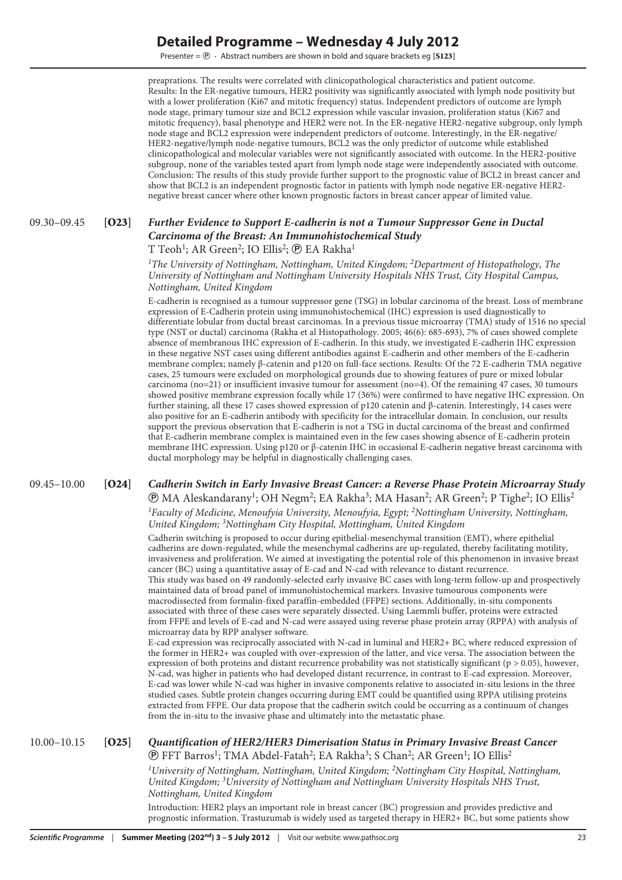preaprations. The results were correlated with clinicopathological characteristics and patient outcome. Results: In the ER-negative tumours, HER2 positivity was significantly associated with lymph node positivity but with a lower proliferation (Ki67 and mitotic frequency) status. Independent predictors of outcome are lymph node stage, primary tumour size and BCL2 expression while vascular invasion, proliferation status (Ki67 and mitotic frequency), basal phenotype and HER2 were not. In the ER-negative HER2-negative subgroup, only lymph node stage and BCL2 expression were independent predictors of outcome. Interestingly, in the ER-negative/ HER2-negative/lymph node-negative tumours, BCL2 was the only predictor of outcome while established clinicopathological and molecular variables were not significantly associated with outcome. In the HER2-positive subgroup, none of the variables tested apart from lymph node stage were independently associated with outcome. Conclusion: The results of this study provide further support to the prognostic value of BCL2 in breast cancer and show that BCL2 is an independent prognostic factor in patients with lymph node negative ER-negative HER2-negative breast cancer where other known prognostic factors in breast cancer appear of limited value.

### 09.30–09.45 [O23] *Further Evidence to Support E-cadherin is not a Tumour Suppressor Gene in Ductal Carcinoma of the Breast: An Immunohistochemical Study*

T Teoh[1]; AR Green[2]; IO Ellis[2]; Ⓟ EA Rakha[1]

*[1]The University of Nottingham, Nottingham, United Kingdom; [2]Department of Histopathology, The University of Nottingham and Nottingham University Hospitals NHS Trust, City Hospital Campus, Nottingham, United Kingdom*

E-cadherin is recognised as a tumour suppressor gene (TSG) in lobular carcinoma of the breast. Loss of membrane expression of E-Cadherin protein using immunohistochemical (IHC) expression is used diagnostically to differentiate lobular from ductal breast carcinomas. In a previous tissue microarray (TMA) study of 1516 no special type (NST or ductal) carcinoma (Rakha et al Histopathology. 2005; 46(6): 685-693), 7% of cases showed complete absence of membranous IHC expression of E-cadherin. In this study, we investigated E-cadherin IHC expression in these negative NST cases using different antibodies against E-cadherin and other members of the E-cadherin membrane complex; namely β-catenin and p120 on full-face sections. Results: Of the 72 E-cadherin TMA negative cases, 25 tumours were excluded on morphological grounds due to showing features of pure or mixed lobular carcinoma (no=21) or insufficient invasive tumour for assessment (no=4). Of the remaining 47 cases, 30 tumours showed positive membrane expression focally while 17 (36%) were confirmed to have negative IHC expression. On further staining, all these 17 cases showed expression of p120 catenin and β-catenin. Interestingly, 14 cases were also positive for an E-cadherin antibody with specificity for the intracellular domain. In conclusion, our results support the previous observation that E-cadherin is not a TSG in ductal carcinoma of the breast and confirmed that E-cadherin membrane complex is maintained even in the few cases showing absence of E-cadherin protein membrane IHC expression. Using p120 or β-catenin IHC in occasional E-cadherin negative breast carcinoma with ductal morphology may be helpful in diagnostically challenging cases.

### 09.45–10.00 [O24] *Cadherin Switch in Early Invasive Breast Cancer: a Reverse Phase Protein Microarray Study*

Ⓟ MA Aleskandarany[1]; OH Negm[2]; EA Rakha[3]; MA Hasan[2]; AR Green[2]; P Tighe[2]; IO Ellis[2]

*[1]Faculty of Medicine, Menoufyia University, Menoufyia, Egypt; [2]Nottingham University, Nottingham, United Kingdom; [3]Nottingham City Hospital, Mottingham, United Kingdom*

Cadherin switching is proposed to occur during epithelial-mesenchymal transition (EMT), where epithelial cadherins are down-regulated, while the mesenchymal cadherins are up-regulated, thereby facilitating motility, invasiveness and proliferation. We aimed at investigating the potential role of this phenomenon in invasive breast cancer (BC) using a quantitative assay of E-cad and N-cad with relevance to distant recurrence.

This study was based on 49 randomly-selected early invasive BC cases with long-term follow-up and prospectively maintained data of broad panel of immunohistochemical markers. Invasive tumourous components were macrodissected from formalin-fixed paraffin-embedded (FFPE) sections. Additionally, in-situ components associated with three of these cases were separately dissected. Using Laemmli buffer, proteins were extracted from FFPE and levels of E-cad and N-cad were assayed using reverse phase protein array (RPPA) with analysis of microarray data by RPP analyser software.

E-cad expression was reciprocally associated with N-cad in luminal and HER2+ BC; where reduced expression of the former in HER2+ was coupled with over-expression of the latter, and vice versa. The association between the expression of both proteins and distant recurrence probability was not statistically significant ($p > 0.05$), however, N-cad, was higher in patients who had developed distant recurrence, in contrast to E-cad expression. Moreover, E-cad was lower while N-cad was higher in invasive components relative to associated in-situ lesions in the three studied cases. Subtle protein changes occurring during EMT could be quantified using RPPA utilising proteins extracted from FFPE. Our data propose that the cadherin switch could be occurring as a continuum of changes from the in-situ to the invasive phase and ultimately into the metastatic phase.

### 10.00–10.15 [O25] *Quantification of HER2/HER3 Dimerisation Status in Primary Invasive Breast Cancer*

Ⓟ FFT Barros[1]; TMA Abdel-Fatah[2]; EA Rakha[3]; S Chan[2]; AR Green[1]; IO Ellis[2]

*[1]University of Nottingham, Nottingham, United Kingdom; [2]Nottingham City Hospital, Nottingham, United Kingdom; [3]University of Nottingham and Nottingham University Hospitals NHS Trust, Nottingham, United Kingdom*

Introduction: HER2 plays an important role in breast cancer (BC) progression and provides predictive and prognostic information. Trastuzumab is widely used as targeted therapy in HER2+ BC, but some patients show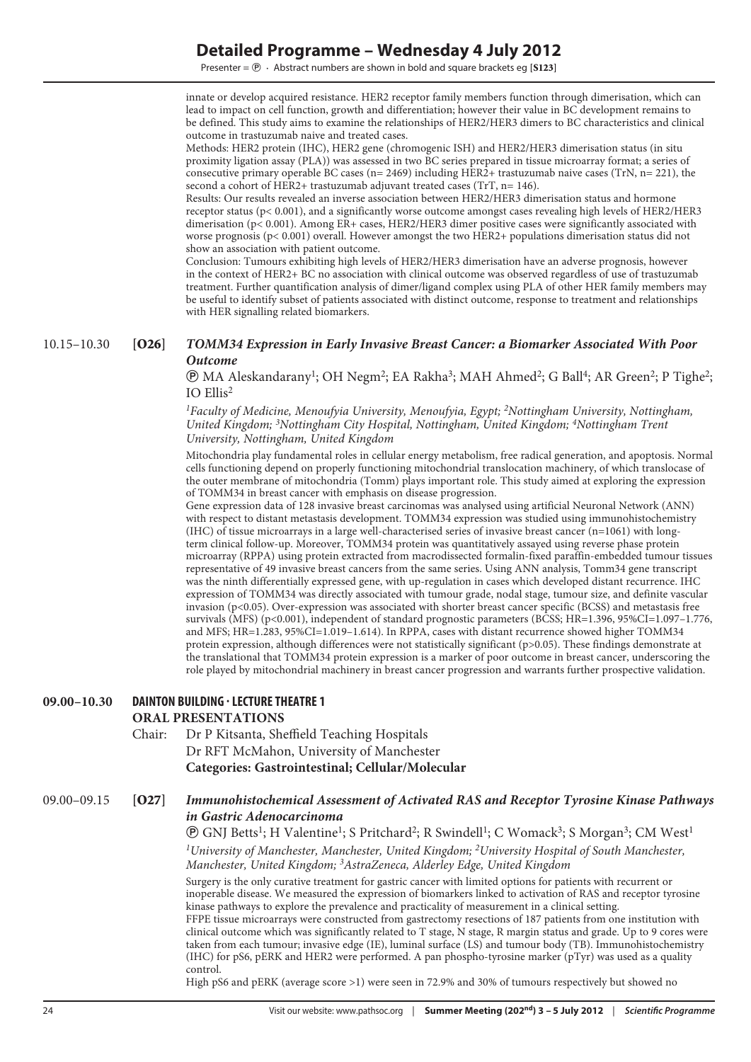innate or develop acquired resistance. HER2 receptor family members function through dimerisation, which can lead to impact on cell function, growth and differentiation; however their value in BC development remains to be defined. This study aims to examine the relationships of HER2/HER3 dimers to BC characteristics and clinical outcome in trastuzumab naive and treated cases.

Methods: HER2 protein (IHC), HER2 gene (chromogenic ISH) and HER2/HER3 dimerisation status (in situ proximity ligation assay (PLA)) was assessed in two BC series prepared in tissue microarray format; a series of consecutive primary operable BC cases (n= 2469) including HER2+ trastuzumab naive cases (TrN, n= 221), the second a cohort of HER2+ trastuzumab adjuvant treated cases (TrT, n= 146).

Results: Our results revealed an inverse association between HER2/HER3 dimerisation status and hormone receptor status ($p < 0.001$), and a significantly worse outcome amongst cases revealing high levels of HER2/HER3 dimerisation ($p < 0.001$). Among ER+ cases, HER2/HER3 dimer positive cases were significantly associated with worse prognosis ($p < 0.001$) overall. However amongst the two HER2+ populations dimerisation status did not show an association with patient outcome.

Conclusion: Tumours exhibiting high levels of HER2/HER3 dimerisation have an adverse prognosis, however in the context of HER2+ BC no association with clinical outcome was observed regardless of use of trastuzumab treatment. Further quantification analysis of dimer/ligand complex using PLA of other HER family members may be useful to identify subset of patients associated with distinct outcome, response to treatment and relationships with HER signalling related biomarkers.

### 10.15–10.30 [O26] *TOMM34 Expression in Early Invasive Breast Cancer: a Biomarker Associated With Poor Outcome*

Ⓟ MA Aleskandarany[1]; OH Negm[2]; EA Rakha[3]; MAH Ahmed[2]; G Ball[4]; AR Green[2]; P Tighe[2]; IO Ellis[2]

*[1]Faculty of Medicine, Menoufyia University, Menoufyia, Egypt; [2]Nottingham University, Nottingham, United Kingdom; [3]Nottingham City Hospital, Nottingham, United Kingdom; [4]Nottingham Trent University, Nottingham, United Kingdom*

Mitochondria play fundamental roles in cellular energy metabolism, free radical generation, and apoptosis. Normal cells functioning depend on properly functioning mitochondrial translocation machinery, of which translocase of the outer membrane of mitochondria (Tomm) plays important role. This study aimed at exploring the expression of TOMM34 in breast cancer with emphasis on disease progression.

Gene expression data of 128 invasive breast carcinomas was analysed using artificial Neuronal Network (ANN) with respect to distant metastasis development. TOMM34 expression was studied using immunohistochemistry (IHC) of tissue microarrays in a large well-characterised series of invasive breast cancer (n=1061) with long-term clinical follow-up. Moreover, TOMM34 protein was quantitatively assayed using reverse phase protein microarray (RPPA) using protein extracted from macrodissected formalin-fixed paraffin-embedded tumour tissues representative of 49 invasive breast cancers from the same series. Using ANN analysis, Tomm34 gene transcript was the ninth differentially expressed gene, with up-regulation in cases which developed distant recurrence. IHC expression of TOMM34 was directly associated with tumour grade, nodal stage, tumour size, and definite vascular invasion ($p<0.05$). Over-expression was associated with shorter breast cancer specific (BCSS) and metastasis free survivals (MFS) ($p<0.001$), independent of standard prognostic parameters (BCSS; HR=1.396, 95%CI=1.097–1.776, and MFS; HR=1.283, 95%CI=1.019–1.614). In RPPA, cases with distant recurrence showed higher TOMM34 protein expression, although differences were not statistically significant ($p>0.05$). These findings demonstrate at the translational that TOMM34 protein expression is a marker of poor outcome in breast cancer, underscoring the role played by mitochondrial machinery in breast cancer progression and warrants further prospective validation.

## 09.00–10.30 DAINTON BUILDING · LECTURE THEATRE 1

**ORAL PRESENTATIONS**

Chair: Dr P Kitsanta, Sheffield Teaching Hospitals
Dr RFT McMahon, University of Manchester

**Categories: Gastrointestinal; Cellular/Molecular**

### 09.00–09.15 [O27] *Immunohistochemical Assessment of Activated RAS and Receptor Tyrosine Kinase Pathways in Gastric Adenocarcinoma*

Ⓟ GNJ Betts[1]; H Valentine[1]; S Pritchard[2]; R Swindell[1]; C Womack[3]; S Morgan[3]; CM West[1]

*[1]University of Manchester, Manchester, United Kingdom; [2]University Hospital of South Manchester, Manchester, United Kingdom; [3]AstraZeneca, Alderley Edge, United Kingdom*

Surgery is the only curative treatment for gastric cancer with limited options for patients with recurrent or inoperable disease. We measured the expression of biomarkers linked to activation of RAS and receptor tyrosine kinase pathways to explore the prevalence and practicality of measurement in a clinical setting.

FFPE tissue microarrays were constructed from gastrectomy resections of 187 patients from one institution with clinical outcome which was significantly related to T stage, N stage, R margin status and grade. Up to 9 cores were taken from each tumour; invasive edge (IE), luminal surface (LS) and tumour body (TB). Immunohistochemistry (IHC) for pS6, pERK and HER2 were performed. A pan phospho-tyrosine marker (pTyr) was used as a quality control.

High pS6 and pERK (average score >1) were seen in 72.9% and 30% of tumours respectively but showed no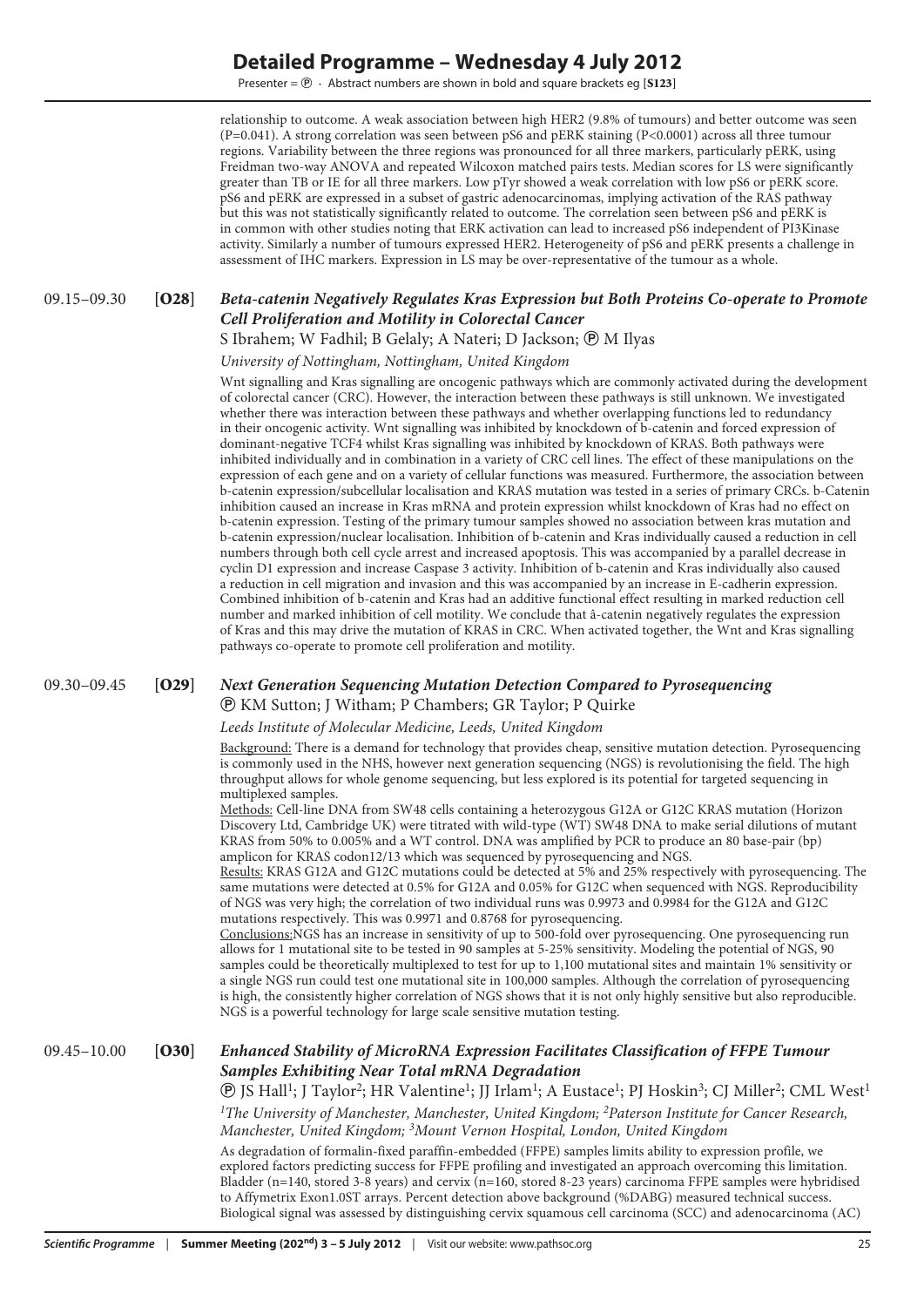relationship to outcome. A weak association between high HER2 (9.8% of tumours) and better outcome was seen (P=0.041). A strong correlation was seen between pS6 and pERK staining (P<0.0001) across all three tumour regions. Variability between the three regions was pronounced for all three markers, particularly pERK, using Freidman two-way ANOVA and repeated Wilcoxon matched pairs tests. Median scores for LS were significantly greater than TB or IE for all three markers. Low pTyr showed a weak correlation with low pS6 or pERK score. pS6 and pERK are expressed in a subset of gastric adenocarcinomas, implying activation of the RAS pathway but this was not statistically significantly related to outcome. The correlation seen between pS6 and pERK is in common with other studies noting that ERK activation can lead to increased pS6 independent of PI3Kinase activity. Similarly a number of tumours expressed HER2. Heterogeneity of pS6 and pERK presents a challenge in assessment of IHC markers. Expression in LS may be over-representative of the tumour as a whole.

## 09.15–09.30 [O28] *Beta-catenin Negatively Regulates Kras Expression but Both Proteins Co-operate to Promote Cell Proliferation and Motility in Colorectal Cancer*

S Ibrahem; W Fadhil; B Gelaly; A Nateri; D Jackson; Ⓟ M Ilyas

*University of Nottingham, Nottingham, United Kingdom*

Wnt signalling and Kras signalling are oncogenic pathways which are commonly activated during the development of colorectal cancer (CRC). However, the interaction between these pathways is still unknown. We investigated whether there was interaction between these pathways and whether overlapping functions led to redundancy in their oncogenic activity. Wnt signalling was inhibited by knockdown of b-catenin and forced expression of dominant-negative TCF4 whilst Kras signalling was inhibited by knockdown of KRAS. Both pathways were inhibited individually and in combination in a variety of CRC cell lines. The effect of these manipulations on the expression of each gene and on a variety of cellular functions was measured. Furthermore, the association between b-catenin expression/subcellular localisation and KRAS mutation was tested in a series of primary CRCs. b-Catenin inhibition caused an increase in Kras mRNA and protein expression whilst knockdown of Kras had no effect on b-catenin expression. Testing of the primary tumour samples showed no association between kras mutation and b-catenin expression/nuclear localisation. Inhibition of b-catenin and Kras individually caused a reduction in cell numbers through both cell cycle arrest and increased apoptosis. This was accompanied by a parallel decrease in cyclin D1 expression and increase Caspase 3 activity. Inhibition of b-catenin and Kras individually also caused a reduction in cell migration and invasion and this was accompanied by an increase in E-cadherin expression. Combined inhibition of b-catenin and Kras had an additive functional effect resulting in marked reduction cell number and marked inhibition of cell motility. We conclude that â-catenin negatively regulates the expression of Kras and this may drive the mutation of KRAS in CRC. When activated together, the Wnt and Kras signalling pathways co-operate to promote cell proliferation and motility.

## 09.30–09.45 [O29] *Next Generation Sequencing Mutation Detection Compared to Pyrosequencing*

Ⓟ KM Sutton; J Witham; P Chambers; GR Taylor; P Quirke

*Leeds Institute of Molecular Medicine, Leeds, United Kingdom*

Background: There is a demand for technology that provides cheap, sensitive mutation detection. Pyrosequencing is commonly used in the NHS, however next generation sequencing (NGS) is revolutionising the field. The high throughput allows for whole genome sequencing, but less explored is its potential for targeted sequencing in multiplexed samples.

Methods: Cell-line DNA from SW48 cells containing a heterozygous G12A or G12C KRAS mutation (Horizon Discovery Ltd, Cambridge UK) were titrated with wild-type (WT) SW48 DNA to make serial dilutions of mutant KRAS from 50% to 0.005% and a WT control. DNA was amplified by PCR to produce an 80 base-pair (bp) amplicon for KRAS codon12/13 which was sequenced by pyrosequencing and NGS.

Results: KRAS G12A and G12C mutations could be detected at 5% and 25% respectively with pyrosequencing. The same mutations were detected at 0.5% for G12A and 0.05% for G12C when sequenced with NGS. Reproducibility of NGS was very high; the correlation of two individual runs was 0.9973 and 0.9984 for the G12A and G12C mutations respectively. This was 0.9971 and 0.8768 for pyrosequencing.

Conclusions: NGS has an increase in sensitivity of up to 500-fold over pyrosequencing. One pyrosequencing run allows for 1 mutational site to be tested in 90 samples at 5-25% sensitivity. Modeling the potential of NGS, 90 samples could be theoretically multiplexed to test for up to 1,100 mutational sites and maintain 1% sensitivity or a single NGS run could test one mutational site in 100,000 samples. Although the correlation of pyrosequencing is high, the consistently higher correlation of NGS shows that it is not only highly sensitive but also reproducible. NGS is a powerful technology for large scale sensitive mutation testing.

## 09.45–10.00 [O30] *Enhanced Stability of MicroRNA Expression Facilitates Classification of FFPE Tumour Samples Exhibiting Near Total mRNA Degradation*

Ⓟ JS Hall[1]; J Taylor[2]; HR Valentine[1]; JJ Irlam[1]; A Eustace[1]; PJ Hoskin[3]; CJ Miller[2]; CML West[1]

*[1]The University of Manchester, Manchester, United Kingdom; [2]Paterson Institute for Cancer Research, Manchester, United Kingdom; [3]Mount Vernon Hospital, London, United Kingdom*

As degradation of formalin-fixed paraffin-embedded (FFPE) samples limits ability to expression profile, we explored factors predicting success for FFPE profiling and investigated an approach overcoming this limitation. Bladder (n=140, stored 3-8 years) and cervix (n=160, stored 8-23 years) carcinoma FFPE samples were hybridised to Affymetrix Exon1.0ST arrays. Percent detection above background (%DABG) measured technical success. Biological signal was assessed by distinguishing cervix squamous cell carcinoma (SCC) and adenocarcinoma (AC)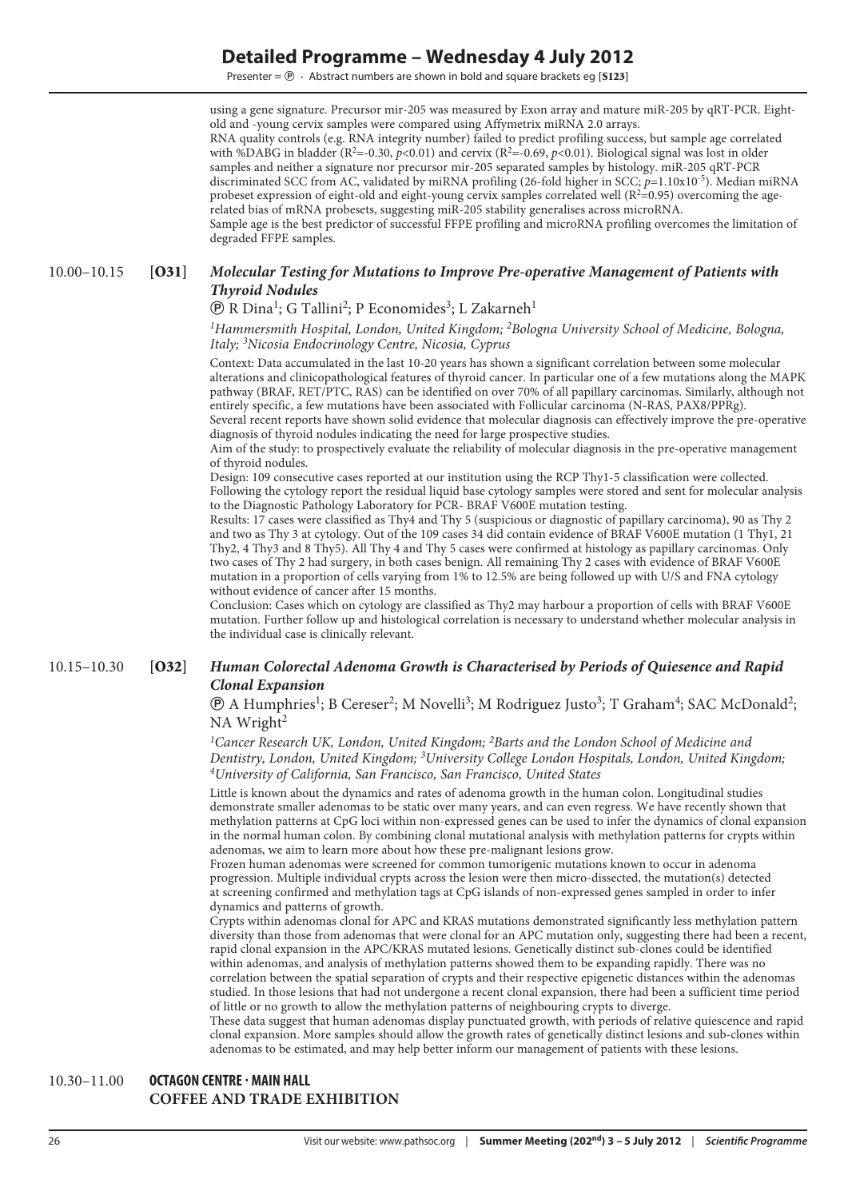using a gene signature. Precursor mir-205 was measured by Exon array and mature miR-205 by qRT-PCR. Eight-old and -young cervix samples were compared using Affymetrix miRNA 2.0 arrays.

RNA quality controls (e.g. RNA integrity number) failed to predict profiling success, but sample age correlated with %DABG in bladder ($R^2$=-0.30, $p$<0.01) and cervix ($R^2$=-0.69, $p$<0.01). Biological signal was lost in older samples and neither a signature nor precursor mir-205 separated samples by histology. miR-205 qRT-PCR discriminated SCC from AC, validated by miRNA profiling (26-fold higher in SCC; $p$=1.10x10$^{-5}$). Median miRNA probeset expression of eight-old and eight-young cervix samples correlated well ($R^2$=0.95) overcoming the age-related bias of mRNA probesets, suggesting miR-205 stability generalises across microRNA.

Sample age is the best predictor of successful FFPE profiling and microRNA profiling overcomes the limitation of degraded FFPE samples.

10.00–10.15 **[O31]** ***Molecular Testing for Mutations to Improve Pre-operative Management of Patients with Thyroid Nodules***

Ⓟ R Dina[1]; G Tallini[2]; P Economides[3]; L Zakarneh[1]

*[1]Hammersmith Hospital, London, United Kingdom; [2]Bologna University School of Medicine, Bologna, Italy; [3]Nicosia Endocrinology Centre, Nicosia, Cyprus*

Context: Data accumulated in the last 10-20 years has shown a significant correlation between some molecular alterations and clinicopathological features of thyroid cancer. In particular one of a few mutations along the MAPK pathway (BRAF, RET/PTC, RAS) can be identified on over 70% of all papillary carcinomas. Similarly, although not entirely specific, a few mutations have been associated with Follicular carcinoma (N-RAS, PAX8/PPRg).

Several recent reports have shown solid evidence that molecular diagnosis can effectively improve the pre-operative diagnosis of thyroid nodules indicating the need for large prospective studies.

Aim of the study: to prospectively evaluate the reliability of molecular diagnosis in the pre-operative management of thyroid nodules.

Design: 109 consecutive cases reported at our institution using the RCP Thy1-5 classification were collected. Following the cytology report the residual liquid base cytology samples were stored and sent for molecular analysis to the Diagnostic Pathology Laboratory for PCR- BRAF V600E mutation testing.

Results: 17 cases were classified as Thy4 and Thy 5 (suspicious or diagnostic of papillary carcinoma), 90 as Thy 2 and two as Thy 3 at cytology. Out of the 109 cases 34 did contain evidence of BRAF V600E mutation (1 Thy1, 21 Thy2, 4 Thy3 and 8 Thy5). All Thy 4 and Thy 5 cases were confirmed at histology as papillary carcinomas. Only two cases of Thy 2 had surgery, in both cases benign. All remaining Thy 2 cases with evidence of BRAF V600E mutation in a proportion of cells varying from 1% to 12.5% are being followed up with U/S and FNA cytology without evidence of cancer after 15 months.

Conclusion: Cases which on cytology are classified as Thy2 may harbour a proportion of cells with BRAF V600E mutation. Further follow up and histological correlation is necessary to understand whether molecular analysis in the individual case is clinically relevant.

10.15–10.30 **[O32]** ***Human Colorectal Adenoma Growth is Characterised by Periods of Quiesence and Rapid Clonal Expansion***

Ⓟ A Humphries[1]; B Cereser[2]; M Novelli[3]; M Rodriguez Justo[3]; T Graham[4]; SAC McDonald[2]; NA Wright[2]

*[1]Cancer Research UK, London, United Kingdom; [2]Barts and the London School of Medicine and Dentistry, London, United Kingdom; [3]University College London Hospitals, London, United Kingdom; [4]University of California, San Francisco, San Francisco, United States*

Little is known about the dynamics and rates of adenoma growth in the human colon. Longitudinal studies demonstrate smaller adenomas to be static over many years, and can even regress. We have recently shown that methylation patterns at CpG loci within non-expressed genes can be used to infer the dynamics of clonal expansion in the normal human colon. By combining clonal mutational analysis with methylation patterns for crypts within adenomas, we aim to learn more about how these pre-malignant lesions grow.

Frozen human adenomas were screened for common tumorigenic mutations known to occur in adenoma progression. Multiple individual crypts across the lesion were then micro-dissected, the mutation(s) detected at screening confirmed and methylation tags at CpG islands of non-expressed genes sampled in order to infer dynamics and patterns of growth.

Crypts within adenomas clonal for APC and KRAS mutations demonstrated significantly less methylation pattern diversity than those from adenomas that were clonal for an APC mutation only, suggesting there had been a recent, rapid clonal expansion in the APC/KRAS mutated lesions. Genetically distinct sub-clones could be identified within adenomas, and analysis of methylation patterns showed them to be expanding rapidly. There was no correlation between the spatial separation of crypts and their respective epigenetic distances within the adenomas studied. In those lesions that had not undergone a recent clonal expansion, there had been a sufficient time period of little or no growth to allow the methylation patterns of neighbouring crypts to diverge.

These data suggest that human adenomas display punctuated growth, with periods of relative quiescence and rapid clonal expansion. More samples should allow the growth rates of genetically distinct lesions and sub-clones within adenomas to be estimated, and may help better inform our management of patients with these lesions.

10.30–11.00 **OCTAGON CENTRE · MAIN HALL**
**COFFEE AND TRADE EXHIBITION**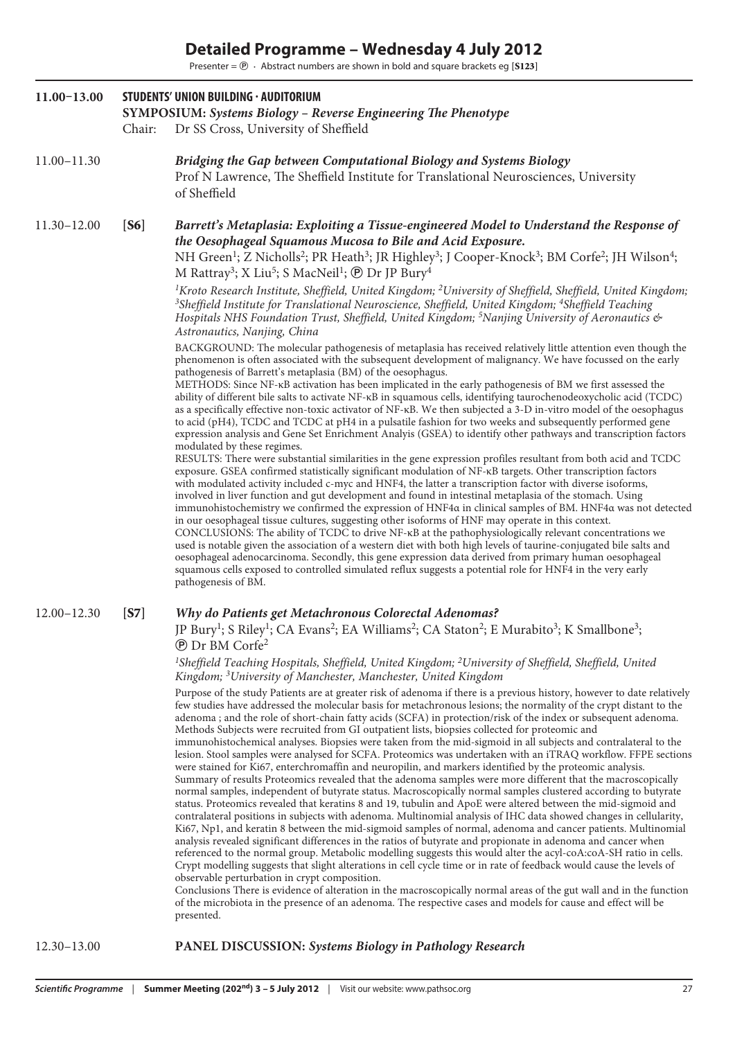# Detailed Programme – Wednesday 4 July 2012

Presenter = ℗ · Abstract numbers are shown in bold and square brackets eg [**S123**]

**11.00–13.00** **STUDENTS' UNION BUILDING · AUDITORIUM**

**SYMPOSIUM: *Systems Biology – Reverse Engineering The Phenotype***

Chair: Dr SS Cross, University of Sheffield

11.00–11.30 ***Bridging the Gap between Computational Biology and Systems Biology***

Prof N Lawrence, The Sheffield Institute for Translational Neurosciences, University of Sheffield

11.30–12.00 [**S6**] ***Barrett's Metaplasia: Exploiting a Tissue-engineered Model to Understand the Response of the Oesophageal Squamous Mucosa to Bile and Acid Exposure.***

NH Green[1]; Z Nicholls[2]; PR Heath[3]; JR Highley[3]; J Cooper-Knock[3]; BM Corfe[2]; JH Wilson[4]; M Rattray[3]; X Liu[5]; S MacNeil[1]; ℗ Dr JP Bury[4]

*[1]Kroto Research Institute, Sheffield, United Kingdom; [2]University of Sheffield, Sheffield, United Kingdom; [3]Sheffield Institute for Translational Neuroscience, Sheffield, United Kingdom; [4]Sheffield Teaching Hospitals NHS Foundation Trust, Sheffield, United Kingdom; [5]Nanjing University of Aeronautics & Astronautics, Nanjing, China*

BACKGROUND: The molecular pathogenesis of metaplasia has received relatively little attention even though the phenomenon is often associated with the subsequent development of malignancy. We have focussed on the early pathogenesis of Barrett's metaplasia (BM) of the oesophagus.
METHODS: Since NF-κB activation has been implicated in the early pathogenesis of BM we first assessed the ability of different bile salts to activate NF-κB in squamous cells, identifying taurochenodeoxycholic acid (TCDC) as a specifically effective non-toxic activator of NF-κB. We then subjected a 3-D in-vitro model of the oesophagus to acid (pH4), TCDC and TCDC at pH4 in a pulsatile fashion for two weeks and subsequently performed gene expression analysis and Gene Set Enrichment Analyis (GSEA) to identify other pathways and transcription factors modulated by these regimes.
RESULTS: There were substantial similarities in the gene expression profiles resultant from both acid and TCDC exposure. GSEA confirmed statistically significant modulation of NF-κB targets. Other transcription factors with modulated activity included c-myc and HNF4, the latter a transcription factor with diverse isoforms, involved in liver function and gut development and found in intestinal metaplasia of the stomach. Using immunohistochemistry we confirmed the expression of HNF4α in clinical samples of BM. HNF4α was not detected in our oesophageal tissue cultures, suggesting other isoforms of HNF may operate in this context.
CONCLUSIONS: The ability of TCDC to drive NF-κB at the pathophysiologically relevant concentrations we used is notable given the association of a western diet with both high levels of taurine-conjugated bile salts and oesophageal adenocarcinoma. Secondly, this gene expression data derived from primary human oesophageal squamous cells exposed to controlled simulated reflux suggests a potential role for HNF4 in the very early pathogenesis of BM.

12.00–12.30 [**S7**] ***Why do Patients get Metachronous Colorectal Adenomas?***

JP Bury[1]; S Riley[1]; CA Evans[2]; EA Williams[2]; CA Staton[2]; E Murabito[3]; K Smallbone[3]; ℗ Dr BM Corfe[2]

*[1]Sheffield Teaching Hospitals, Sheffield, United Kingdom; [2]University of Sheffield, Sheffield, United Kingdom; [3]University of Manchester, Manchester, United Kingdom*

Purpose of the study Patients are at greater risk of adenoma if there is a previous history, however to date relatively few studies have addressed the molecular basis for metachronous lesions; the normality of the crypt distant to the adenoma ; and the role of short-chain fatty acids (SCFA) in protection/risk of the index or subsequent adenoma.
Methods Subjects were recruited from GI outpatient lists, biopsies collected for proteomic and immunohistochemical analyses. Biopsies were taken from the mid-sigmoid in all subjects and contralateral to the lesion. Stool samples were analysed for SCFA. Proteomics was undertaken with an iTRAQ workflow. FFPE sections were stained for Ki67, enterchromaffin and neuropilin, and markers identified by the proteomic analysis.
Summary of results Proteomics revealed that the adenoma samples were more different that the macroscopically normal samples, independent of butyrate status. Macroscopically normal samples clustered according to butyrate status. Proteomics revealed that keratins 8 and 19, tubulin and ApoE were altered between the mid-sigmoid and contralateral positions in subjects with adenoma. Multinomial analysis of IHC data showed changes in cellularity, Ki67, Np1, and keratin 8 between the mid-sigmoid samples of normal, adenoma and cancer patients. Multinomial analysis revealed significant differences in the ratios of butyrate and propionate in adenoma and cancer when referenced to the normal group. Metabolic modelling suggests this would alter the acyl-coA:coA-SH ratio in cells. Crypt modelling suggests that slight alterations in cell cycle time or in rate of feedback would cause the levels of observable perturbation in crypt composition.
Conclusions There is evidence of alteration in the macroscopically normal areas of the gut wall and in the function of the microbiota in the presence of an adenoma. The respective cases and models for cause and effect will be presented.

12.30–13.00 **PANEL DISCUSSION: *Systems Biology in Pathology Research***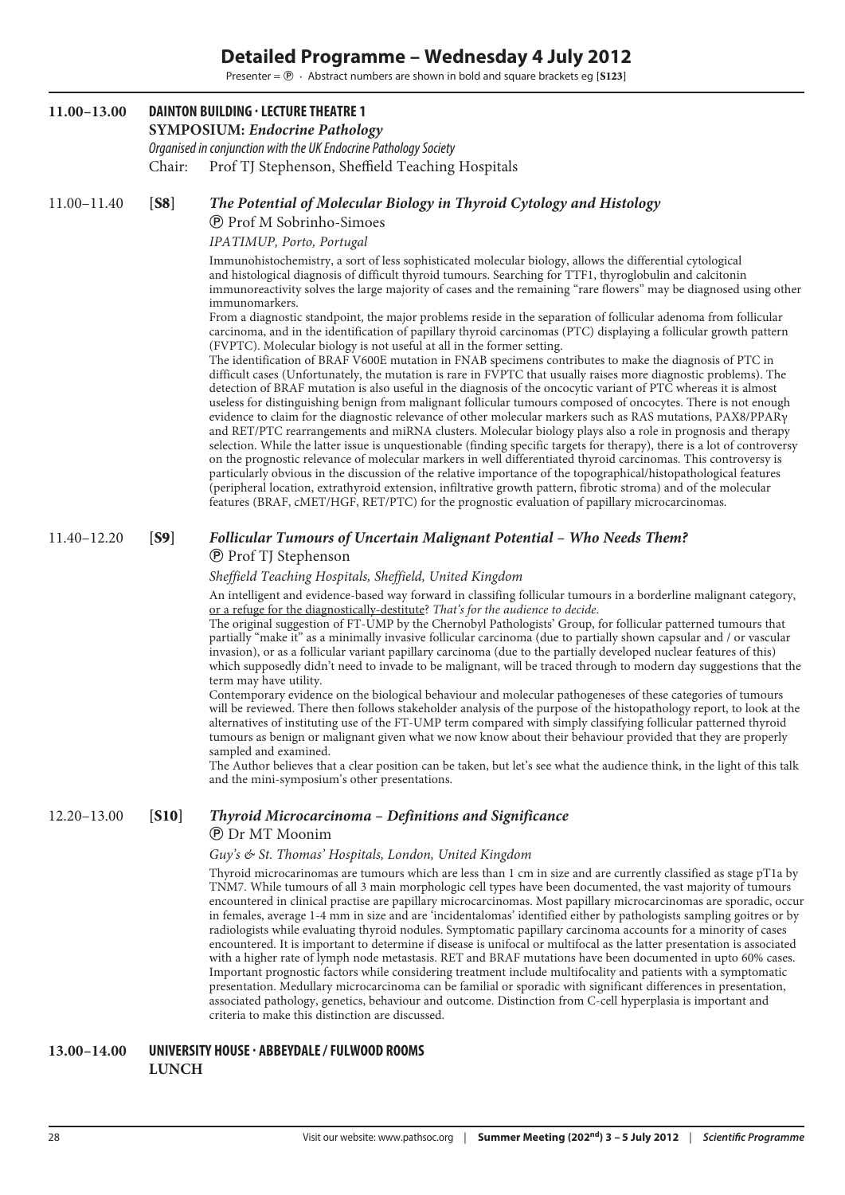# Detailed Programme – Wednesday 4 July 2012

Presenter = Ⓟ · Abstract numbers are shown in bold and square brackets eg [**S123**]

## 11.00–13.00 DAINTON BUILDING · LECTURE THEATRE 1

**SYMPOSIUM: *Endocrine Pathology***

*Organised in conjunction with the UK Endocrine Pathology Society*

Chair: Prof TJ Stephenson, Sheffield Teaching Hospitals

### 11.00–11.40 [**S8**] *The Potential of Molecular Biology in Thyroid Cytology and Histology*

Ⓟ Prof M Sobrinho-Simoes

*IPATIMUP, Porto, Portugal*

Immunohistochemistry, a sort of less sophisticated molecular biology, allows the differential cytological and histological diagnosis of difficult thyroid tumours. Searching for TTF1, thyroglobulin and calcitonin immunoreactivity solves the large majority of cases and the remaining "rare flowers" may be diagnosed using other immunomarkers.

From a diagnostic standpoint, the major problems reside in the separation of follicular adenoma from follicular carcinoma, and in the identification of papillary thyroid carcinomas (PTC) displaying a follicular growth pattern (FVPTC). Molecular biology is not useful at all in the former setting.

The identification of BRAF V600E mutation in FNAB specimens contributes to make the diagnosis of PTC in difficult cases (Unfortunately, the mutation is rare in FVPTC that usually raises more diagnostic problems). The detection of BRAF mutation is also useful in the diagnosis of the oncocytic variant of PTC whereas it is almost useless for distinguishing benign from malignant follicular tumours composed of oncocytes. There is not enough evidence to claim for the diagnostic relevance of other molecular markers such as RAS mutations, PAX8/PPARγ and RET/PTC rearrangements and miRNA clusters. Molecular biology plays also a role in prognosis and therapy selection. While the latter issue is unquestionable (finding specific targets for therapy), there is a lot of controversy on the prognostic relevance of molecular markers in well differentiated thyroid carcinomas. This controversy is particularly obvious in the discussion of the relative importance of the topographical/histopathological features (peripheral location, extrathyroid extension, infiltrative growth pattern, fibrotic stroma) and of the molecular features (BRAF, cMET/HGF, RET/PTC) for the prognostic evaluation of papillary microcarcinomas.

### 11.40–12.20 [**S9**] *Follicular Tumours of Uncertain Malignant Potential – Who Needs Them?*

Ⓟ Prof TJ Stephenson

*Sheffield Teaching Hospitals, Sheffield, United Kingdom*

An intelligent and evidence-based way forward in classifing follicular tumours in a borderline malignant category, or a refuge for the diagnostically-destitute? *That's for the audience to decide.*

The original suggestion of FT-UMP by the Chernobyl Pathologists' Group, for follicular patterned tumours that partially "make it" as a minimally invasive follicular carcinoma (due to partially shown capsular and / or vascular invasion), or as a follicular variant papillary carcinoma (due to the partially developed nuclear features of this) which supposedly didn't need to invade to be malignant, will be traced through to modern day suggestions that the term may have utility.

Contemporary evidence on the biological behaviour and molecular pathogeneses of these categories of tumours will be reviewed. There then follows stakeholder analysis of the purpose of the histopathology report, to look at the alternatives of instituting use of the FT-UMP term compared with simply classifying follicular patterned thyroid tumours as benign or malignant given what we now know about their behaviour provided that they are properly sampled and examined.

The Author believes that a clear position can be taken, but let's see what the audience think, in the light of this talk and the mini-symposium's other presentations.

### 12.20–13.00 [**S10**] *Thyroid Microcarcinoma – Definitions and Significance*

Ⓟ Dr MT Moonim

*Guy's & St. Thomas' Hospitals, London, United Kingdom*

Thyroid microcarinomas are tumours which are less than 1 cm in size and are currently classified as stage pT1a by TNM7. While tumours of all 3 main morphologic cell types have been documented, the vast majority of tumours encountered in clinical practise are papillary microcarcinomas. Most papillary microcarcinomas are sporadic, occur in females, average 1-4 mm in size and are 'incidentalomas' identified either by pathologists sampling goitres or by radiologists while evaluating thyroid nodules. Symptomatic papillary carcinoma accounts for a minority of cases encountered. It is important to determine if disease is unifocal or multifocal as the latter presentation is associated with a higher rate of lymph node metastasis. RET and BRAF mutations have been documented in upto 60% cases. Important prognostic factors while considering treatment include multifocality and patients with a symptomatic presentation. Medullary microcarcinoma can be familial or sporadic with significant differences in presentation, associated pathology, genetics, behaviour and outcome. Distinction from C-cell hyperplasia is important and criteria to make this distinction are discussed.

## 13.00–14.00 UNIVERSITY HOUSE · ABBEYDALE / FULWOOD ROOMS

**LUNCH**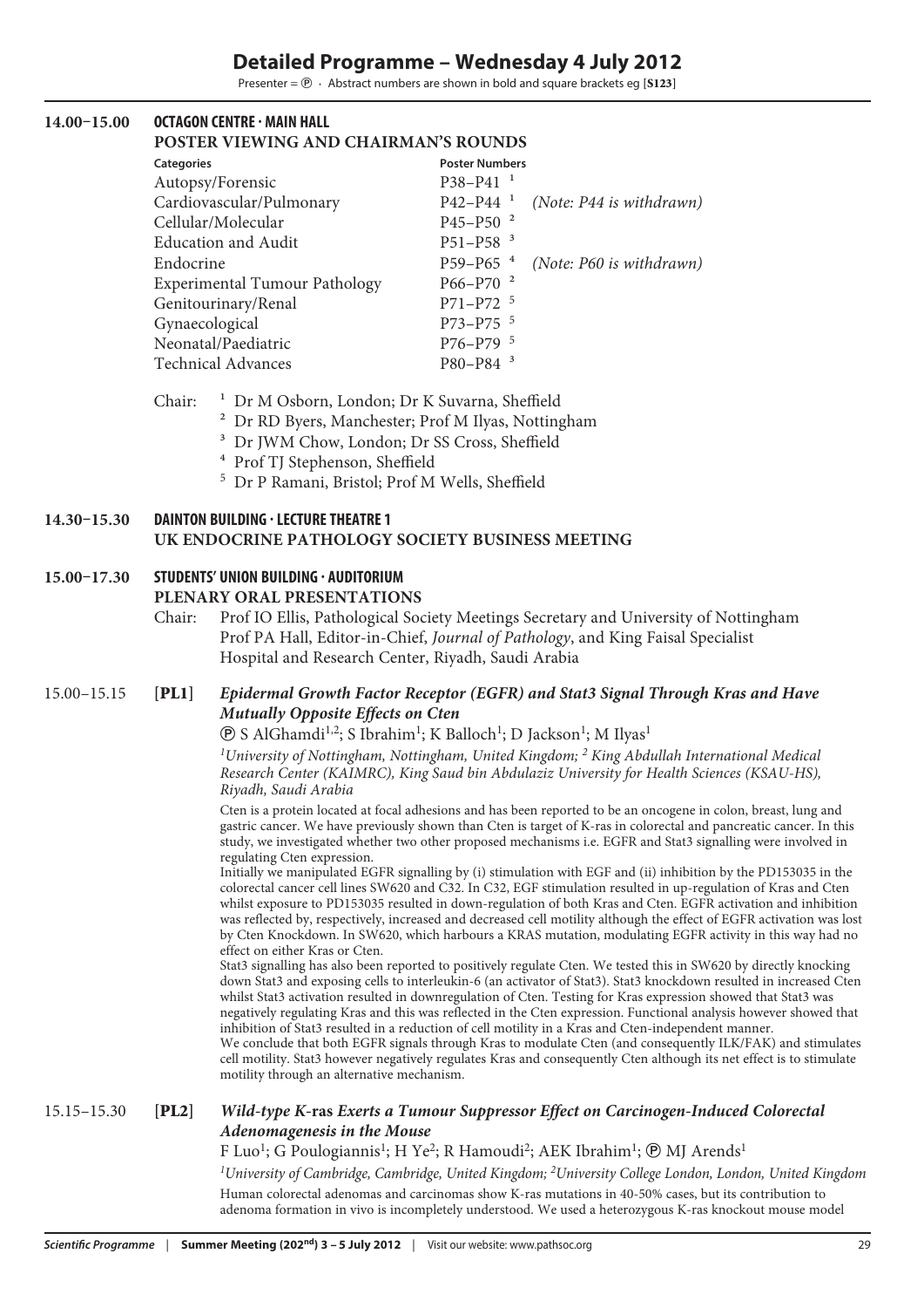# Detailed Programme – Wednesday 4 July 2012

Presenter = ⓟ · Abstract numbers are shown in bold and square brackets eg [**S123**]

## 14.00–15.00 OCTAGON CENTRE · MAIN HALL

### POSTER VIEWING AND CHAIRMAN'S ROUNDS

| Categories | Poster Numbers | |
|---|---|---|
| Autopsy/Forensic | P38–P41 [1] | |
| Cardiovascular/Pulmonary | P42–P44 [1] | *(Note: P44 is withdrawn)* |
| Cellular/Molecular | P45–P50 [2] | |
| Education and Audit | P51–P58 [3] | |
| Endocrine | P59–P65 [4] | *(Note: P60 is withdrawn)* |
| Experimental Tumour Pathology | P66–P70 [2] | |
| Genitourinary/Renal | P71–P72 [5] | |
| Gynaecological | P73–P75 [5] | |
| Neonatal/Paediatric | P76–P79 [5] | |
| Technical Advances | P80–P84 [3] | |

Chair:
[1] Dr M Osborn, London; Dr K Suvarna, Sheffield
[2] Dr RD Byers, Manchester; Prof M Ilyas, Nottingham
[3] Dr JWM Chow, London; Dr SS Cross, Sheffield
[4] Prof TJ Stephenson, Sheffield
[5] Dr P Ramani, Bristol; Prof M Wells, Sheffield

## 14.30–15.30 DAINTON BUILDING · LECTURE THEATRE 1

### UK ENDOCRINE PATHOLOGY SOCIETY BUSINESS MEETING

## 15.00–17.30 STUDENTS' UNION BUILDING · AUDITORIUM

### PLENARY ORAL PRESENTATIONS

Chair: Prof IO Ellis, Pathological Society Meetings Secretary and University of Nottingham
Prof PA Hall, Editor-in-Chief, *Journal of Pathology*, and King Faisal Specialist Hospital and Research Center, Riyadh, Saudi Arabia

### 15.00–15.15 [PL1] *Epidermal Growth Factor Receptor (EGFR) and Stat3 Signal Through Kras and Have Mutually Opposite Effects on Cten*

ⓟ S AlGhamdi[1,2]; S Ibrahim[1]; K Balloch[1]; D Jackson[1]; M Ilyas[1]

*[1]University of Nottingham, Nottingham, United Kingdom; [2] King Abdullah International Medical Research Center (KAIMRC), King Saud bin Abdulaziz University for Health Sciences (KSAU-HS), Riyadh, Saudi Arabia*

Cten is a protein located at focal adhesions and has been reported to be an oncogene in colon, breast, lung and gastric cancer. We have previously shown than Cten is target of K-ras in colorectal and pancreatic cancer. In this study, we investigated whether two other proposed mechanisms i.e. EGFR and Stat3 signalling were involved in regulating Cten expression.

Initially we manipulated EGFR signalling by (i) stimulation with EGF and (ii) inhibition by the PD153035 in the colorectal cancer cell lines SW620 and C32. In C32, EGF stimulation resulted in up-regulation of Kras and Cten whilst exposure to PD153035 resulted in down-regulation of both Kras and Cten. EGFR activation and inhibition was reflected by, respectively, increased and decreased cell motility although the effect of EGFR activation was lost by Cten Knockdown. In SW620, which harbours a KRAS mutation, modulating EGFR activity in this way had no effect on either Kras or Cten.

Stat3 signalling has also been reported to positively regulate Cten. We tested this in SW620 by directly knocking down Stat3 and exposing cells to interleukin-6 (an activator of Stat3). Stat3 knockdown resulted in increased Cten whilst Stat3 activation resulted in downregulation of Cten. Testing for Kras expression showed that Stat3 was negatively regulating Kras and this was reflected in the Cten expression. Functional analysis however showed that inhibition of Stat3 resulted in a reduction of cell motility in a Kras and Cten-independent manner.

We conclude that both EGFR signals through Kras to modulate Cten (and consequently ILK/FAK) and stimulates cell motility. Stat3 however negatively regulates Kras and consequently Cten although its net effect is to stimulate motility through an alternative mechanism.

### 15.15–15.30 [PL2] *Wild-type K-ras Exerts a Tumour Suppressor Effect on Carcinogen-Induced Colorectal Adenomagenesis in the Mouse*

F Luo[1]; G Poulogiannis[1]; H Ye[2]; R Hamoudi[2]; AEK Ibrahim[1]; ⓟ MJ Arends[1]

*[1]University of Cambridge, Cambridge, United Kingdom; [2]University College London, London, United Kingdom*

Human colorectal adenomas and carcinomas show K-ras mutations in 40-50% cases, but its contribution to adenoma formation in vivo is incompletely understood. We used a heterozygous K-ras knockout mouse model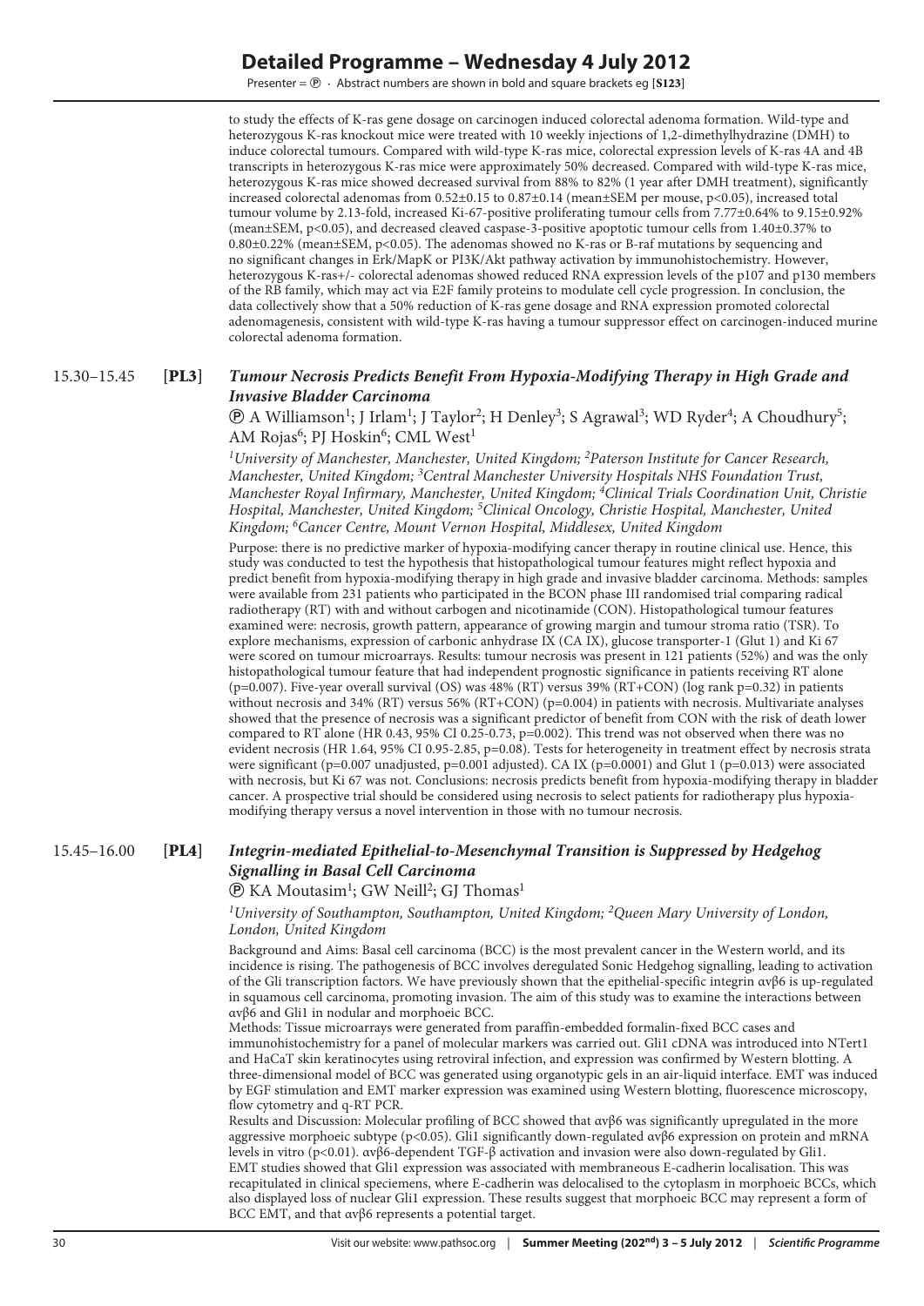to study the effects of K-ras gene dosage on carcinogen induced colorectal adenoma formation. Wild-type and heterozygous K-ras knockout mice were treated with 10 weekly injections of 1,2-dimethylhydrazine (DMH) to induce colorectal tumours. Compared with wild-type K-ras mice, colorectal expression levels of K-ras 4A and 4B transcripts in heterozygous K-ras mice were approximately 50% decreased. Compared with wild-type K-ras mice, heterozygous K-ras mice showed decreased survival from 88% to 82% (1 year after DMH treatment), significantly increased colorectal adenomas from 0.52±0.15 to 0.87±0.14 (mean±SEM per mouse, $p<0.05$), increased total tumour volume by 2.13-fold, increased Ki-67-positive proliferating tumour cells from 7.77±0.64% to 9.15±0.92% (mean±SEM, $p<0.05$), and decreased cleaved caspase-3-positive apoptotic tumour cells from 1.40±0.37% to 0.80±0.22% (mean±SEM, $p<0.05$). The adenomas showed no K-ras or B-raf mutations by sequencing and no significant changes in Erk/MapK or PI3K/Akt pathway activation by immunohistochemistry. However, heterozygous K-ras+/- colorectal adenomas showed reduced RNA expression levels of the p107 and p130 members of the RB family, which may act via E2F family proteins to modulate cell cycle progression. In conclusion, the data collectively show that a 50% reduction of K-ras gene dosage and RNA expression promoted colorectal adenomagenesis, consistent with wild-type K-ras having a tumour suppressor effect on carcinogen-induced murine colorectal adenoma formation.

### 15.30–15.45 [PL3] *Tumour Necrosis Predicts Benefit From Hypoxia-Modifying Therapy in High Grade and Invasive Bladder Carcinoma*

Ⓟ A Williamson[1]; J Irlam[1]; J Taylor[2]; H Denley[3]; S Agrawal[3]; WD Ryder[4]; A Choudhury[5]; AM Rojas[6]; PJ Hoskin[6]; CML West[1]

*[1]University of Manchester, Manchester, United Kingdom; [2]Paterson Institute for Cancer Research, Manchester, United Kingdom; [3]Central Manchester University Hospitals NHS Foundation Trust, Manchester Royal Infirmary, Manchester, United Kingdom; [4]Clinical Trials Coordination Unit, Christie Hospital, Manchester, United Kingdom; [5]Clinical Oncology, Christie Hospital, Manchester, United Kingdom; [6]Cancer Centre, Mount Vernon Hospital, Middlesex, United Kingdom*

Purpose: there is no predictive marker of hypoxia-modifying cancer therapy in routine clinical use. Hence, this study was conducted to test the hypothesis that histopathological tumour features might reflect hypoxia and predict benefit from hypoxia-modifying therapy in high grade and invasive bladder carcinoma. Methods: samples were available from 231 patients who participated in the BCON phase III randomised trial comparing radical radiotherapy (RT) with and without carbogen and nicotinamide (CON). Histopathological tumour features examined were: necrosis, growth pattern, appearance of growing margin and tumour stroma ratio (TSR). To explore mechanisms, expression of carbonic anhydrase IX (CA IX), glucose transporter-1 (Glut 1) and Ki 67 were scored on tumour microarrays. Results: tumour necrosis was present in 121 patients (52%) and was the only histopathological tumour feature that had independent prognostic significance in patients receiving RT alone ($p=0.007$). Five-year overall survival (OS) was 48% (RT) versus 39% (RT+CON) (log rank $p=0.32$) in patients without necrosis and 34% (RT) versus 56% (RT+CON) ($p=0.004$) in patients with necrosis. Multivariate analyses showed that the presence of necrosis was a significant predictor of benefit from CON with the risk of death lower compared to RT alone (HR 0.43, 95% CI 0.25-0.73, $p=0.002$). This trend was not observed when there was no evident necrosis (HR 1.64, 95% CI 0.95-2.85, $p=0.08$). Tests for heterogeneity in treatment effect by necrosis strata were significant ($p=0.007$ unadjusted, $p=0.001$ adjusted). CA IX ($p=0.0001$) and Glut 1 ($p=0.013$) were associated with necrosis, but Ki 67 was not. Conclusions: necrosis predicts benefit from hypoxia-modifying therapy in bladder cancer. A prospective trial should be considered using necrosis to select patients for radiotherapy plus hypoxia-modifying therapy versus a novel intervention in those with no tumour necrosis.

### 15.45–16.00 [PL4] *Integrin-mediated Epithelial-to-Mesenchymal Transition is Suppressed by Hedgehog Signalling in Basal Cell Carcinoma*

Ⓟ KA Moutasim[1]; GW Neill[2]; GJ Thomas[1]

*[1]University of Southampton, Southampton, United Kingdom; [2]Queen Mary University of London, London, United Kingdom*

Background and Aims: Basal cell carcinoma (BCC) is the most prevalent cancer in the Western world, and its incidence is rising. The pathogenesis of BCC involves deregulated Sonic Hedgehog signalling, leading to activation of the Gli transcription factors. We have previously shown that the epithelial-specific integrin $\alpha v\beta 6$ is up-regulated in squamous cell carcinoma, promoting invasion. The aim of this study was to examine the interactions between $\alpha v\beta 6$ and Gli1 in nodular and morphoeic BCC.

Methods: Tissue microarrays were generated from paraffin-embedded formalin-fixed BCC cases and immunohistochemistry for a panel of molecular markers was carried out. Gli1 cDNA was introduced into NTert1 and HaCaT skin keratinocytes using retroviral infection, and expression was confirmed by Western blotting. A three-dimensional model of BCC was generated using organotypic gels in an air-liquid interface. EMT was induced by EGF stimulation and EMT marker expression was examined using Western blotting, fluorescence microscopy, flow cytometry and q-RT PCR.

Results and Discussion: Molecular profiling of BCC showed that $\alpha v\beta 6$ was significantly upregulated in the more aggressive morphoeic subtype ($p<0.05$). Gli1 significantly down-regulated $\alpha v\beta 6$ expression on protein and mRNA levels in vitro ($p<0.01$). $\alpha v\beta 6$-dependent TGF-β activation and invasion were also down-regulated by Gli1. EMT studies showed that Gli1 expression was associated with membraneous E-cadherin localisation. This was recapitulated in clinical speciemens, where E-cadherin was delocalised to the cytoplasm in morphoeic BCCs, which also displayed loss of nuclear Gli1 expression. These results suggest that morphoeic BCC may represent a form of BCC EMT, and that $\alpha v\beta 6$ represents a potential target.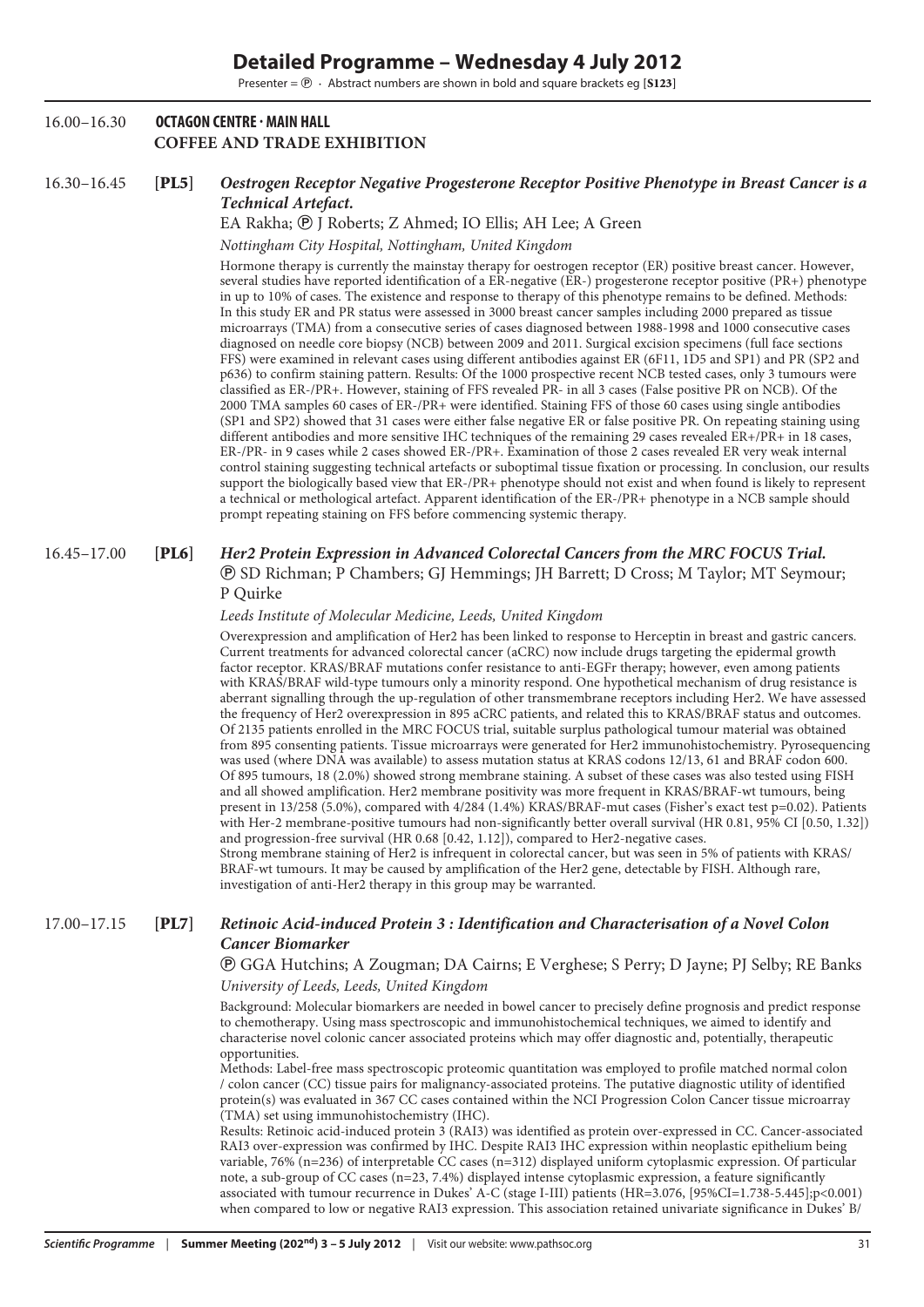# Detailed Programme – Wednesday 4 July 2012

Presenter = ℗ · Abstract numbers are shown in bold and square brackets eg [**S123**]

16.00–16.30 **OCTAGON CENTRE · MAIN HALL**
**COFFEE AND TRADE EXHIBITION**

16.30–16.45 [**PL5**] ***Oestrogen Receptor Negative Progesterone Receptor Positive Phenotype in Breast Cancer is a Technical Artefact.***

EA Rakha; ℗ J Roberts; Z Ahmed; IO Ellis; AH Lee; A Green

*Nottingham City Hospital, Nottingham, United Kingdom*

Hormone therapy is currently the mainstay therapy for oestrogen receptor (ER) positive breast cancer. However, several studies have reported identification of a ER-negative (ER-) progesterone receptor positive (PR+) phenotype in up to 10% of cases. The existence and response to therapy of this phenotype remains to be defined. Methods: In this study ER and PR status were assessed in 3000 breast cancer samples including 2000 prepared as tissue microarrays (TMA) from a consecutive series of cases diagnosed between 1988-1998 and 1000 consecutive cases diagnosed on needle core biopsy (NCB) between 2009 and 2011. Surgical excision specimens (full face sections FFS) were examined in relevant cases using different antibodies against ER (6F11, 1D5 and SP1) and PR (SP2 and p636) to confirm staining pattern. Results: Of the 1000 prospective recent NCB tested cases, only 3 tumours were classified as ER-/PR+. However, staining of FFS revealed PR- in all 3 cases (False positive PR on NCB). Of the 2000 TMA samples 60 cases of ER-/PR+ were identified. Staining FFS of those 60 cases using single antibodies (SP1 and SP2) showed that 31 cases were either false negative ER or false positive PR. On repeating staining using different antibodies and more sensitive IHC techniques of the remaining 29 cases revealed ER+/PR+ in 18 cases, ER-/PR- in 9 cases while 2 cases showed ER-/PR+. Examination of those 2 cases revealed ER very weak internal control staining suggesting technical artefacts or suboptimal tissue fixation or processing. In conclusion, our results support the biologically based view that ER-/PR+ phenotype should not exist and when found is likely to represent a technical or methological artefact. Apparent identification of the ER-/PR+ phenotype in a NCB sample should prompt repeating staining on FFS before commencing systemic therapy.

16.45–17.00 [**PL6**] ***Her2 Protein Expression in Advanced Colorectal Cancers from the MRC FOCUS Trial.***

℗ SD Richman; P Chambers; GJ Hemmings; JH Barrett; D Cross; M Taylor; MT Seymour; P Quirke

*Leeds Institute of Molecular Medicine, Leeds, United Kingdom*

Overexpression and amplification of Her2 has been linked to response to Herceptin in breast and gastric cancers. Current treatments for advanced colorectal cancer (aCRC) now include drugs targeting the epidermal growth factor receptor. KRAS/BRAF mutations confer resistance to anti-EGFr therapy; however, even among patients with KRAS/BRAF wild-type tumours only a minority respond. One hypothetical mechanism of drug resistance is aberrant signalling through the up-regulation of other transmembrane receptors including Her2. We have assessed the frequency of Her2 overexpression in 895 aCRC patients, and related this to KRAS/BRAF status and outcomes. Of 2135 patients enrolled in the MRC FOCUS trial, suitable surplus pathological tumour material was obtained from 895 consenting patients. Tissue microarrays were generated for Her2 immunohistochemistry. Pyrosequencing was used (where DNA was available) to assess mutation status at KRAS codons 12/13, 61 and BRAF codon 600. Of 895 tumours, 18 (2.0%) showed strong membrane staining. A subset of these cases was also tested using FISH and all showed amplification. Her2 membrane positivity was more frequent in KRAS/BRAF-wt tumours, being present in 13/258 (5.0%), compared with 4/284 (1.4%) KRAS/BRAF-mut cases (Fisher's exact test p=0.02). Patients with Her-2 membrane-positive tumours had non-significantly better overall survival (HR 0.81, 95% CI [0.50, 1.32]) and progression-free survival (HR 0.68 [0.42, 1.12]), compared to Her2-negative cases.

Strong membrane staining of Her2 is infrequent in colorectal cancer, but was seen in 5% of patients with KRAS/BRAF-wt tumours. It may be caused by amplification of the Her2 gene, detectable by FISH. Although rare, investigation of anti-Her2 therapy in this group may be warranted.

17.00–17.15 [**PL7**] ***Retinoic Acid-induced Protein 3 : Identification and Characterisation of a Novel Colon Cancer Biomarker***

℗ GGA Hutchins; A Zougman; DA Cairns; E Verghese; S Perry; D Jayne; PJ Selby; RE Banks

*University of Leeds, Leeds, United Kingdom*

Background: Molecular biomarkers are needed in bowel cancer to precisely define prognosis and predict response to chemotherapy. Using mass spectroscopic and immunohistochemical techniques, we aimed to identify and characterise novel colonic cancer associated proteins which may offer diagnostic and, potentially, therapeutic opportunities.

Methods: Label-free mass spectroscopic proteomic quantitation was employed to profile matched normal colon / colon cancer (CC) tissue pairs for malignancy-associated proteins. The putative diagnostic utility of identified protein(s) was evaluated in 367 CC cases contained within the NCI Progression Colon Cancer tissue microarray (TMA) set using immunohistochemistry (IHC).

Results: Retinoic acid-induced protein 3 (RAI3) was identified as protein over-expressed in CC. Cancer-associated RAI3 over-expression was confirmed by IHC. Despite RAI3 IHC expression within neoplastic epithelium being variable, 76% (n=236) of interpretable CC cases (n=312) displayed uniform cytoplasmic expression. Of particular note, a sub-group of CC cases (n=23, 7.4%) displayed intense cytoplasmic expression, a feature significantly associated with tumour recurrence in Dukes' A-C (stage I-III) patients (HR=3.076, [95%CI=1.738-5.445];p<0.001) when compared to low or negative RAI3 expression. This association retained univariate significance in Dukes' B/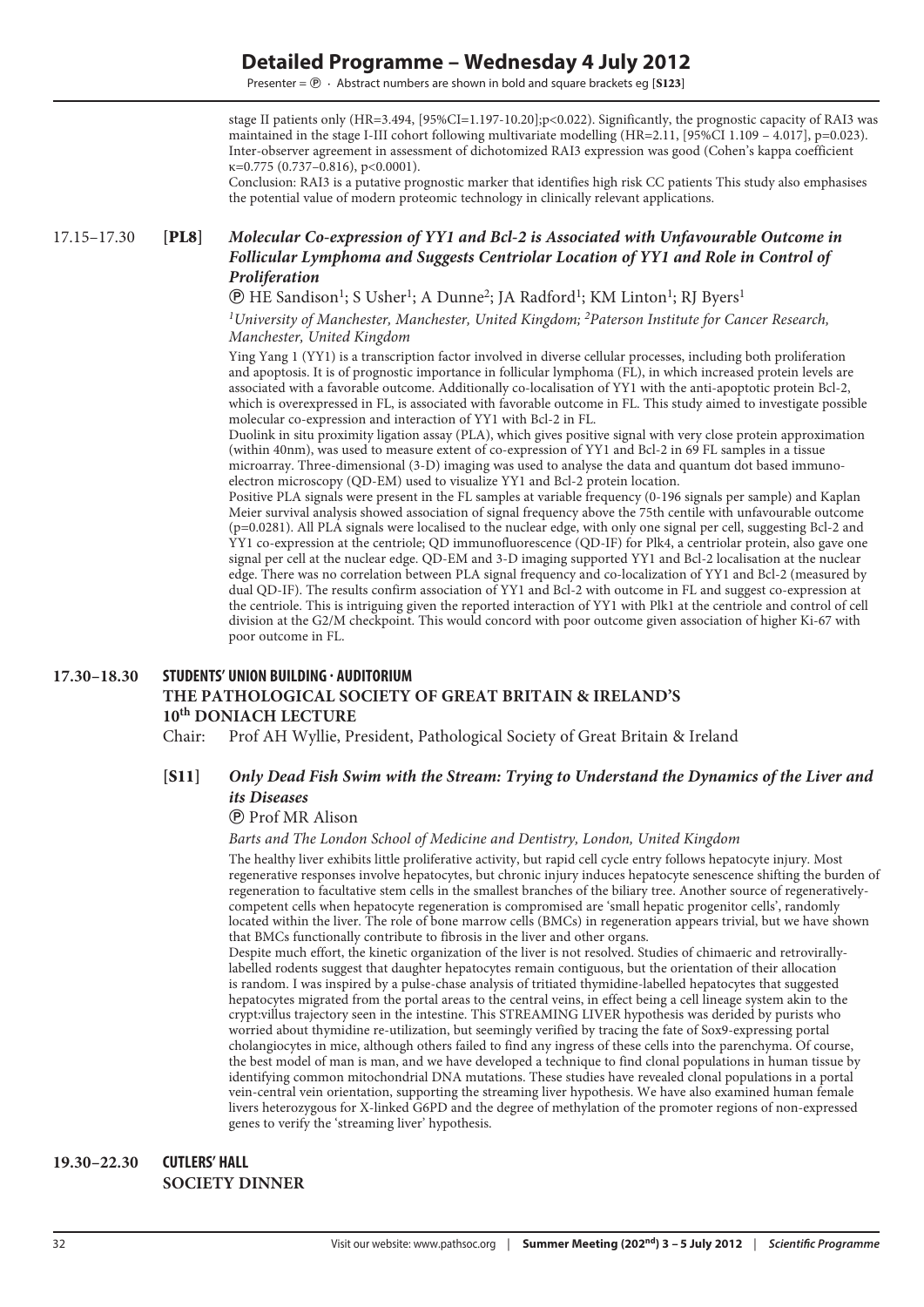stage II patients only (HR=3.494, [95%CI=1.197-10.20];p<0.022). Significantly, the prognostic capacity of RAI3 was maintained in the stage I-III cohort following multivariate modelling (HR=2.11, [95%CI 1.109 – 4.017], p=0.023). Inter-observer agreement in assessment of dichotomized RAI3 expression was good (Cohen's kappa coefficient κ=0.775 (0.737–0.816), p<0.0001).

Conclusion: RAI3 is a putative prognostic marker that identifies high risk CC patients This study also emphasises the potential value of modern proteomic technology in clinically relevant applications.

17.15–17.30 **[PL8]** ***Molecular Co-expression of YY1 and Bcl-2 is Associated with Unfavourable Outcome in Follicular Lymphoma and Suggests Centriolar Location of YY1 and Role in Control of Proliferation***

Ⓟ HE Sandison[1]; S Usher[1]; A Dunne[2]; JA Radford[1]; KM Linton[1]; RJ Byers[1]

*[1]University of Manchester, Manchester, United Kingdom; [2]Paterson Institute for Cancer Research, Manchester, United Kingdom*

Ying Yang 1 (YY1) is a transcription factor involved in diverse cellular processes, including both proliferation and apoptosis. It is of prognostic importance in follicular lymphoma (FL), in which increased protein levels are associated with a favorable outcome. Additionally co-localisation of YY1 with the anti-apoptotic protein Bcl-2, which is overexpressed in FL, is associated with favorable outcome in FL. This study aimed to investigate possible molecular co-expression and interaction of YY1 with Bcl-2 in FL.

Duolink in situ proximity ligation assay (PLA), which gives positive signal with very close protein approximation (within 40nm), was used to measure extent of co-expression of YY1 and Bcl-2 in 69 FL samples in a tissue microarray. Three-dimensional (3-D) imaging was used to analyse the data and quantum dot based immuno-electron microscopy (QD-EM) used to visualize YY1 and Bcl-2 protein location.

Positive PLA signals were present in the FL samples at variable frequency (0-196 signals per sample) and Kaplan Meier survival analysis showed association of signal frequency above the 75th centile with unfavourable outcome (p=0.0281). All PLA signals were localised to the nuclear edge, with only one signal per cell, suggesting Bcl-2 and YY1 co-expression at the centriole; QD immunofluorescence (QD-IF) for Plk4, a centriolar protein, also gave one signal per cell at the nuclear edge. QD-EM and 3-D imaging supported YY1 and Bcl-2 localisation at the nuclear edge. There was no correlation between PLA signal frequency and co-localization of YY1 and Bcl-2 (measured by dual QD-IF). The results confirm association of YY1 and Bcl-2 with outcome in FL and suggest co-expression at the centriole. This is intriguing given the reported interaction of YY1 with Plk1 at the centriole and control of cell division at the G2/M checkpoint. This would concord with poor outcome given association of higher Ki-67 with poor outcome in FL.

**17.30–18.30 STUDENTS' UNION BUILDING · AUDITORIUM**

**THE PATHOLOGICAL SOCIETY OF GREAT BRITAIN & IRELAND'S 10th DONIACH LECTURE**

Chair: Prof AH Wyllie, President, Pathological Society of Great Britain & Ireland

**[S11]** ***Only Dead Fish Swim with the Stream: Trying to Understand the Dynamics of the Liver and its Diseases***

Ⓟ Prof MR Alison

*Barts and The London School of Medicine and Dentistry, London, United Kingdom*

The healthy liver exhibits little proliferative activity, but rapid cell cycle entry follows hepatocyte injury. Most regenerative responses involve hepatocytes, but chronic injury induces hepatocyte senescence shifting the burden of regeneration to facultative stem cells in the smallest branches of the biliary tree. Another source of regeneratively-competent cells when hepatocyte regeneration is compromised are 'small hepatic progenitor cells', randomly located within the liver. The role of bone marrow cells (BMCs) in regeneration appears trivial, but we have shown that BMCs functionally contribute to fibrosis in the liver and other organs.

Despite much effort, the kinetic organization of the liver is not resolved. Studies of chimaeric and retrovirally-labelled rodents suggest that daughter hepatocytes remain contiguous, but the orientation of their allocation is random. I was inspired by a pulse-chase analysis of tritiated thymidine-labelled hepatocytes that suggested hepatocytes migrated from the portal areas to the central veins, in effect being a cell lineage system akin to the crypt:villus trajectory seen in the intestine. This STREAMING LIVER hypothesis was derided by purists who worried about thymidine re-utilization, but seemingly verified by tracing the fate of Sox9-expressing portal cholangiocytes in mice, although others failed to find any ingress of these cells into the parenchyma. Of course, the best model of man is man, and we have developed a technique to find clonal populations in human tissue by identifying common mitochondrial DNA mutations. These studies have revealed clonal populations in a portal vein-central vein orientation, supporting the streaming liver hypothesis. We have also examined human female livers heterozygous for X-linked G6PD and the degree of methylation of the promoter regions of non-expressed genes to verify the 'streaming liver' hypothesis.

**19.30–22.30 CUTLERS' HALL**

**SOCIETY DINNER**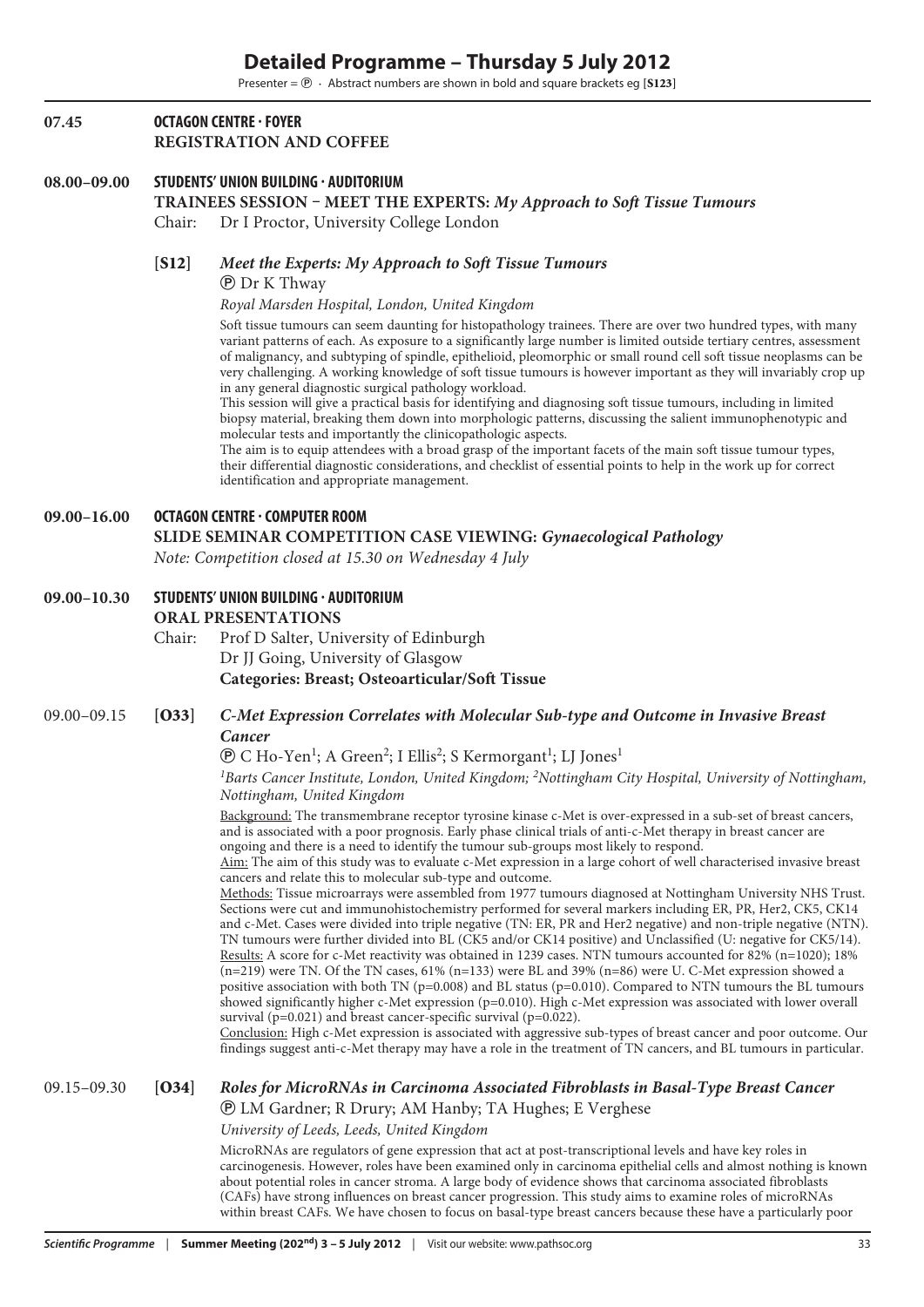# Detailed Programme – Thursday 5 July 2012

Presenter = ⓟ · Abstract numbers are shown in bold and square brackets eg [**S123**]

**07.45** **OCTAGON CENTRE · FOYER**
**REGISTRATION AND COFFEE**

**08.00–09.00** **STUDENTS' UNION BUILDING · AUDITORIUM**
**TRAINEES SESSION – MEET THE EXPERTS:** ***My Approach to Soft Tissue Tumours***
Chair: Dr I Proctor, University College London

[**S12**] ***Meet the Experts: My Approach to Soft Tissue Tumours***
ⓟ Dr K Thway
*Royal Marsden Hospital, London, United Kingdom*

Soft tissue tumours can seem daunting for histopathology trainees. There are over two hundred types, with many variant patterns of each. As exposure to a significantly large number is limited outside tertiary centres, assessment of malignancy, and subtyping of spindle, epithelioid, pleomorphic or small round cell soft tissue neoplasms can be very challenging. A working knowledge of soft tissue tumours is however important as they will invariably crop up in any general diagnostic surgical pathology workload.
This session will give a practical basis for identifying and diagnosing soft tissue tumours, including in limited biopsy material, breaking them down into morphologic patterns, discussing the salient immunophenotypic and molecular tests and importantly the clinicopathologic aspects.
The aim is to equip attendees with a broad grasp of the important facets of the main soft tissue tumour types, their differential diagnostic considerations, and checklist of essential points to help in the work up for correct identification and appropriate management.

**09.00–16.00** **OCTAGON CENTRE · COMPUTER ROOM**
**SLIDE SEMINAR COMPETITION CASE VIEWING:** ***Gynaecological Pathology***
*Note: Competition closed at 15.30 on Wednesday 4 July*

**09.00–10.30** **STUDENTS' UNION BUILDING · AUDITORIUM**
**ORAL PRESENTATIONS**
Chair: Prof D Salter, University of Edinburgh
Dr JJ Going, University of Glasgow
**Categories: Breast; Osteoarticular/Soft Tissue**

09.00–09.15 [**O33**] ***C-Met Expression Correlates with Molecular Sub-type and Outcome in Invasive Breast Cancer***
ⓟ C Ho-Yen[1]; A Green[2]; I Ellis[2]; S Kermorgant[1]; LJ Jones[1]
*[1]Barts Cancer Institute, London, United Kingdom; [2]Nottingham City Hospital, University of Nottingham, Nottingham, United Kingdom*

Background: The transmembrane receptor tyrosine kinase c-Met is over-expressed in a sub-set of breast cancers, and is associated with a poor prognosis. Early phase clinical trials of anti-c-Met therapy in breast cancer are ongoing and there is a need to identify the tumour sub-groups most likely to respond.
Aim: The aim of this study was to evaluate c-Met expression in a large cohort of well characterised invasive breast cancers and relate this to molecular sub-type and outcome.
Methods: Tissue microarrays were assembled from 1977 tumours diagnosed at Nottingham University NHS Trust. Sections were cut and immunohistochemistry performed for several markers including ER, PR, Her2, CK5, CK14 and c-Met. Cases were divided into triple negative (TN: ER, PR and Her2 negative) and non-triple negative (NTN). TN tumours were further divided into BL (CK5 and/or CK14 positive) and Unclassified (U: negative for CK5/14).
Results: A score for c-Met reactivity was obtained in 1239 cases. NTN tumours accounted for 82% (n=1020); 18% (n=219) were TN. Of the TN cases, 61% (n=133) were BL and 39% (n=86) were U. C-Met expression showed a positive association with both TN (p=0.008) and BL status (p=0.010). Compared to NTN tumours the BL tumours showed significantly higher c-Met expression (p=0.010). High c-Met expression was associated with lower overall survival (p=0.021) and breast cancer-specific survival (p=0.022).
Conclusion: High c-Met expression is associated with aggressive sub-types of breast cancer and poor outcome. Our findings suggest anti-c-Met therapy may have a role in the treatment of TN cancers, and BL tumours in particular.

09.15–09.30 [**O34**] ***Roles for MicroRNAs in Carcinoma Associated Fibroblasts in Basal-Type Breast Cancer***
ⓟ LM Gardner; R Drury; AM Hanby; TA Hughes; E Verghese
*University of Leeds, Leeds, United Kingdom*

MicroRNAs are regulators of gene expression that act at post-transcriptional levels and have key roles in carcinogenesis. However, roles have been examined only in carcinoma epithelial cells and almost nothing is known about potential roles in cancer stroma. A large body of evidence shows that carcinoma associated fibroblasts (CAFs) have strong influences on breast cancer progression. This study aims to examine roles of microRNAs within breast CAFs. We have chosen to focus on basal-type breast cancers because these have a particularly poor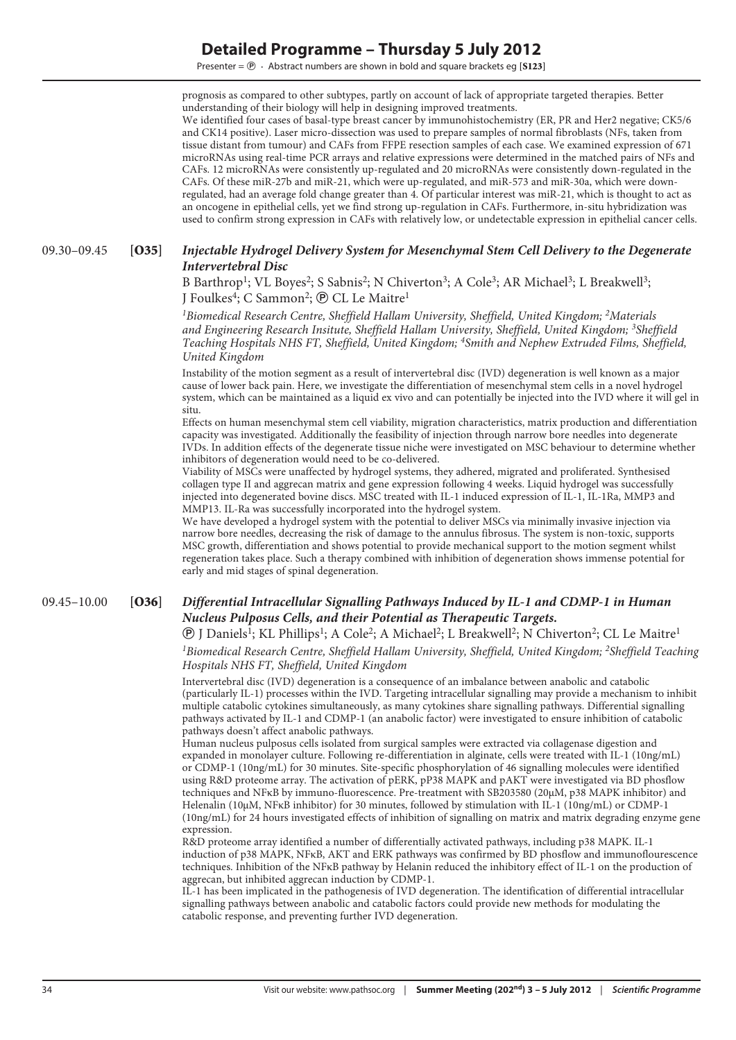prognosis as compared to other subtypes, partly on account of lack of appropriate targeted therapies. Better understanding of their biology will help in designing improved treatments.

We identified four cases of basal-type breast cancer by immunohistochemistry (ER, PR and Her2 negative; CK5/6 and CK14 positive). Laser micro-dissection was used to prepare samples of normal fibroblasts (NFs, taken from tissue distant from tumour) and CAFs from FFPE resection samples of each case. We examined expression of 671 microRNAs using real-time PCR arrays and relative expressions were determined in the matched pairs of NFs and CAFs. 12 microRNAs were consistently up-regulated and 20 microRNAs were consistently down-regulated in the CAFs. Of these miR-27b and miR-21, which were up-regulated, and miR-573 and miR-30a, which were down-regulated, had an average fold change greater than 4. Of particular interest was miR-21, which is thought to act as an oncogene in epithelial cells, yet we find strong up-regulation in CAFs. Furthermore, in-situ hybridization was used to confirm strong expression in CAFs with relatively low, or undetectable expression in epithelial cancer cells.

## 09.30–09.45 [O35] *Injectable Hydrogel Delivery System for Mesenchymal Stem Cell Delivery to the Degenerate Intervertebral Disc*

B Barthrop[1]; VL Boyes[2]; S Sabnis[2]; N Chiverton[3]; A Cole[3]; AR Michael[3]; L Breakwell[3]; J Foulkes[4]; C Sammon[2]; Ⓟ CL Le Maitre[1]

*[1]Biomedical Research Centre, Sheffield Hallam University, Sheffield, United Kingdom; [2]Materials and Engineering Research Insitute, Sheffield Hallam University, Sheffield, United Kingdom; [3]Sheffield Teaching Hospitals NHS FT, Sheffield, United Kingdom; [4]Smith and Nephew Extruded Films, Sheffield, United Kingdom*

Instability of the motion segment as a result of intervertebral disc (IVD) degeneration is well known as a major cause of lower back pain. Here, we investigate the differentiation of mesenchymal stem cells in a novel hydrogel system, which can be maintained as a liquid ex vivo and can potentially be injected into the IVD where it will gel in situ.

Effects on human mesenchymal stem cell viability, migration characteristics, matrix production and differentiation capacity was investigated. Additionally the feasibility of injection through narrow bore needles into degenerate IVDs. In addition effects of the degenerate tissue niche were investigated on MSC behaviour to determine whether inhibitors of degeneration would need to be co-delivered.

Viability of MSCs were unaffected by hydrogel systems, they adhered, migrated and proliferated. Synthesised collagen type II and aggrecan matrix and gene expression following 4 weeks. Liquid hydrogel was successfully injected into degenerated bovine discs. MSC treated with IL-1 induced expression of IL-1, IL-1Ra, MMP3 and MMP13. IL-Ra was successfully incorporated into the hydrogel system.

We have developed a hydrogel system with the potential to deliver MSCs via minimally invasive injection via narrow bore needles, decreasing the risk of damage to the annulus fibrosus. The system is non-toxic, supports MSC growth, differentiation and shows potential to provide mechanical support to the motion segment whilst regeneration takes place. Such a therapy combined with inhibition of degeneration shows immense potential for early and mid stages of spinal degeneration.

## 09.45–10.00 [O36] *Differential Intracellular Signalling Pathways Induced by IL-1 and CDMP-1 in Human Nucleus Pulposus Cells, and their Potential as Therapeutic Targets.*

Ⓟ J Daniels[1]; KL Phillips[1]; A Cole[2]; A Michael[2]; L Breakwell[2]; N Chiverton[2]; CL Le Maitre[1]

*[1]Biomedical Research Centre, Sheffield Hallam University, Sheffield, United Kingdom; [2]Sheffield Teaching Hospitals NHS FT, Sheffield, United Kingdom*

Intervertebral disc (IVD) degeneration is a consequence of an imbalance between anabolic and catabolic (particularly IL-1) processes within the IVD. Targeting intracellular signalling may provide a mechanism to inhibit multiple catabolic cytokines simultaneously, as many cytokines share signalling pathways. Differential signalling pathways activated by IL-1 and CDMP-1 (an anabolic factor) were investigated to ensure inhibition of catabolic pathways doesn't affect anabolic pathways.

Human nucleus pulposus cells isolated from surgical samples were extracted via collagenase digestion and expanded in monolayer culture. Following re-differentiation in alginate, cells were treated with IL-1 (10ng/mL) or CDMP-1 (10ng/mL) for 30 minutes. Site-specific phosphorylation of 46 signalling molecules were identified using R&D proteome array. The activation of pERK, pP38 MAPK and pAKT were investigated via BD phosflow techniques and NFκB by immuno-fluorescence. Pre-treatment with SB203580 (20μM, p38 MAPK inhibitor) and Helenalin (10μM, NFκB inhibitor) for 30 minutes, followed by stimulation with IL-1 (10ng/mL) or CDMP-1 (10ng/mL) for 24 hours investigated effects of inhibition of signalling on matrix and matrix degrading enzyme gene expression.

R&D proteome array identified a number of differentially activated pathways, including p38 MAPK. IL-1 induction of p38 MAPK, NFκB, AKT and ERK pathways was confirmed by BD phosflow and immunoflourescence techniques. Inhibition of the NFκB pathway by Helanin reduced the inhibitory effect of IL-1 on the production of aggrecan, but inhibited aggrecan induction by CDMP-1.

IL-1 has been implicated in the pathogenesis of IVD degeneration. The identification of differential intracellular signalling pathways between anabolic and catabolic factors could provide new methods for modulating the catabolic response, and preventing further IVD degeneration.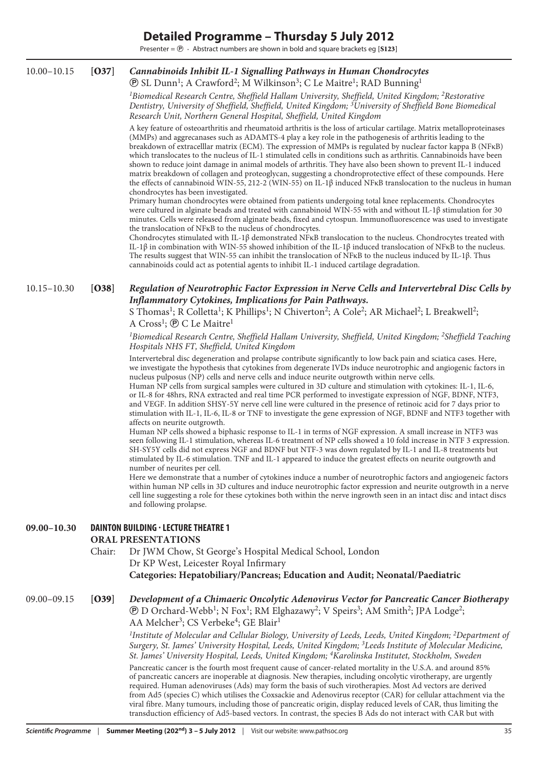# Detailed Programme – Thursday 5 July 2012

Presenter = Ⓟ · Abstract numbers are shown in bold and square brackets eg [**S123**]

10.00–10.15 [**O37**] ***Cannabinoids Inhibit IL-1 Signalling Pathways in Human Chondrocytes***

Ⓟ SL Dunn[1]; A Crawford[2]; M Wilkinson[3]; C Le Maitre[1]; RAD Bunning[1]

*[1]Biomedical Research Centre, Sheffield Hallam University, Sheffield, United Kingdom; [2]Restorative Dentistry, University of Sheffield, Sheffield, United Kingdom; [3]University of Sheffield Bone Biomedical Research Unit, Northern General Hospital, Sheffield, United Kingdom*

A key feature of osteoarthritis and rheumatoid arthritis is the loss of articular cartilage. Matrix metalloproteinases (MMPs) and aggrecanases such as ADAMTS-4 play a key role in the pathogenesis of arthritis leading to the breakdown of extracelllar matrix (ECM). The expression of MMPs is regulated by nuclear factor kappa B (NFκB) which translocates to the nucleus of IL-1 stimulated cells in conditions such as arthritis. Cannabinoids have been shown to reduce joint damage in animal models of arthritis. They have also been shown to prevent IL-1 induced matrix breakdown of collagen and proteoglycan, suggesting a chondroprotective effect of these compounds. Here the effects of cannabinoid WIN-55, 212-2 (WIN-55) on IL-1β induced NFκB translocation to the nucleus in human chondrocytes has been investigated.

Primary human chondrocytes were obtained from patients undergoing total knee replacements. Chondrocytes were cultured in alginate beads and treated with cannabinoid WIN-55 with and without IL-1β stimulation for 30 minutes. Cells were released from alginate beads, fixed and cytospun. Immunofluorescence was used to investigate the translocation of NFκB to the nucleus of chondrocytes.

Chondrocytes stimulated with IL-1β demonstrated NFκB translocation to the nucleus. Chondrocytes treated with IL-1β in combination with WIN-55 showed inhibition of the IL-1β induced translocation of NFκB to the nucleus. The results suggest that WIN-55 can inhibit the translocation of NFκB to the nucleus induced by IL-1β. Thus cannabinoids could act as potential agents to inhibit IL-1 induced cartilage degradation.

10.15–10.30 [**O38**] ***Regulation of Neurotrophic Factor Expression in Nerve Cells and Intervertebral Disc Cells by Inflammatory Cytokines, Implications for Pain Pathways.***

S Thomas[1]; R Colletta[1]; K Phillips[1]; N Chiverton[2]; A Cole[2]; AR Michael[2]; L Breakwell[2]; A Cross[1]; Ⓟ C Le Maitre[1]

*[1]Biomedical Research Centre, Sheffield Hallam University, Sheffield, United Kingdom; [2]Sheffield Teaching Hospitals NHS FT, Sheffield, United Kingdom*

Intervertebral disc degeneration and prolapse contribute significantly to low back pain and sciatica cases. Here, we investigate the hypothesis that cytokines from degenerate IVDs induce neurotrophic and angiogenic factors in nucleus pulposus (NP) cells and nerve cells and induce neurite outgrowth within nerve cells.

Human NP cells from surgical samples were cultured in 3D culture and stimulation with cytokines: IL-1, IL-6, or IL-8 for 48hrs, RNA extracted and real time PCR performed to investigate expression of NGF, BDNF, NTF3, and VEGF. In addition SHSY-5Y nerve cell line were cultured in the presence of retinoic acid for 7 days prior to stimulation with IL-1, IL-6, IL-8 or TNF to investigate the gene expression of NGF, BDNF and NTF3 together with affects on neurite outgrowth.

Human NP cells showed a biphasic response to IL-1 in terms of NGF expression. A small increase in NTF3 was seen following IL-1 stimulation, whereas IL-6 treatment of NP cells showed a 10 fold increase in NTF 3 expression. SH-SY5Y cells did not express NGF and BDNF but NTF-3 was down regulated by IL-1 and IL-8 treatments but stimulated by IL-6 stimulation. TNF and IL-1 appeared to induce the greatest effects on neurite outgrowth and number of neurites per cell.

Here we demonstrate that a number of cytokines induce a number of neurotrophic factors and angiogeneic factors within human NP cells in 3D cultures and induce neurotrophic factor expression and neurite outgrowth in a nerve cell line suggesting a role for these cytokines both within the nerve ingrowth seen in an intact disc and intact discs and following prolapse.

## 09.00–10.30 DAINTON BUILDING · LECTURE THEATRE 1

**ORAL PRESENTATIONS**

Chair: Dr JWM Chow, St George's Hospital Medical School, London
Dr KP West, Leicester Royal Infirmary

**Categories: Hepatobiliary/Pancreas; Education and Audit; Neonatal/Paediatric**

09.00–09.15 [**O39**] ***Development of a Chimaeric Oncolytic Adenovirus Vector for Pancreatic Cancer Biotherapy***

Ⓟ D Orchard-Webb[1]; N Fox[1]; RM Elghazawy[2]; V Speirs[3]; AM Smith[2]; JPA Lodge[2]; AA Melcher[3]; CS Verbeke[4]; GE Blair[1]

*[1]Institute of Molecular and Cellular Biology, University of Leeds, Leeds, United Kingdom; [2]Department of Surgery, St. James' University Hospital, Leeds, United Kingdom; [3]Leeds Institute of Molecular Medicine, St. James' University Hospital, Leeds, United Kingdom; [4]Karolinska Institutet, Stockholm, Sweden*

Pancreatic cancer is the fourth most frequent cause of cancer-related mortality in the U.S.A. and around 85% of pancreatic cancers are inoperable at diagnosis. New therapies, including oncolytic virotherapy, are urgently required. Human adenoviruses (Ads) may form the basis of such virotherapies. Most Ad vectors are derived from Ad5 (species C) which utilises the Coxsackie and Adenovirus receptor (CAR) for cellular attachment via the viral fibre. Many tumours, including those of pancreatic origin, display reduced levels of CAR, thus limiting the transduction efficiency of Ad5-based vectors. In contrast, the species B Ads do not interact with CAR but with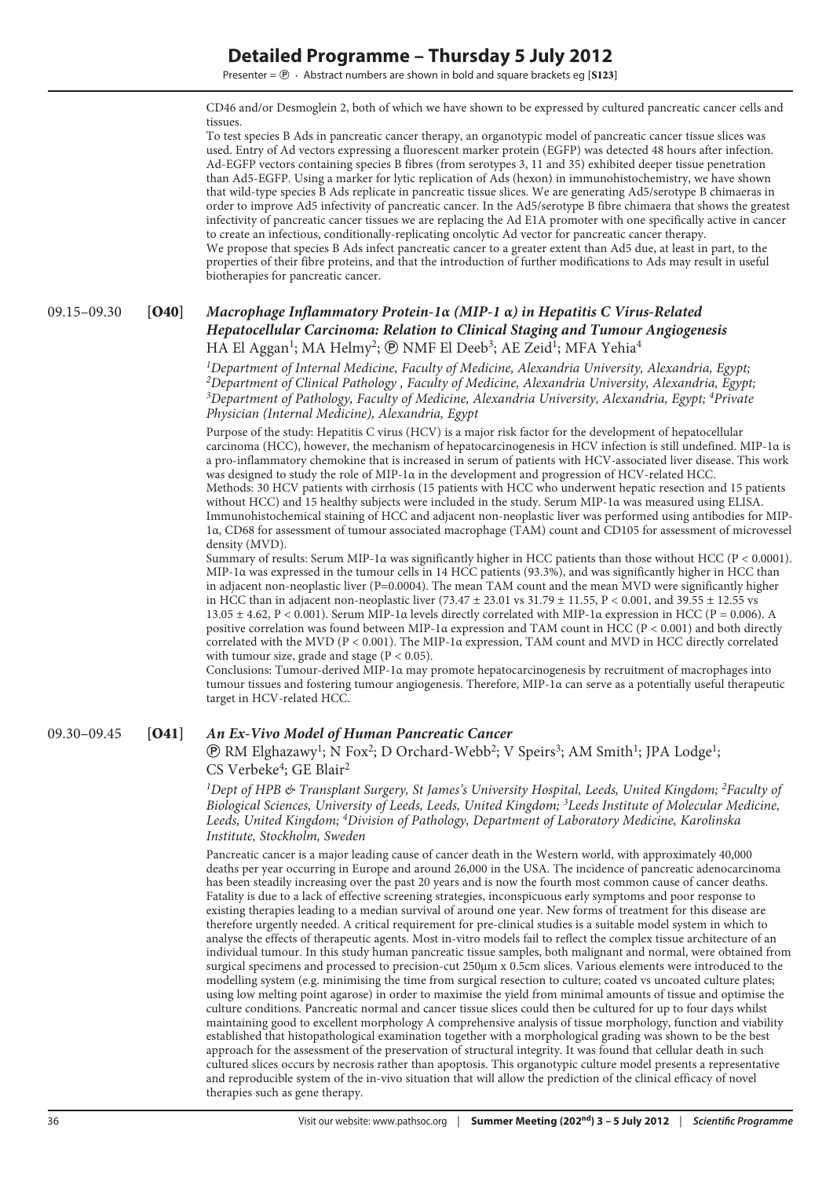CD46 and/or Desmoglein 2, both of which we have shown to be expressed by cultured pancreatic cancer cells and tissues.

To test species B Ads in pancreatic cancer therapy, an organotypic model of pancreatic cancer tissue slices was used. Entry of Ad vectors expressing a fluorescent marker protein (EGFP) was detected 48 hours after infection. Ad-EGFP vectors containing species B fibres (from serotypes 3, 11 and 35) exhibited deeper tissue penetration than Ad5-EGFP. Using a marker for lytic replication of Ads (hexon) in immunohistochemistry, we have shown that wild-type species B Ads replicate in pancreatic tissue slices. We are generating Ad5/serotype B chimaeras in order to improve Ad5 infectivity of pancreatic cancer. In the Ad5/serotype B fibre chimaera that shows the greatest infectivity of pancreatic cancer tissues we are replacing the Ad E1A promoter with one specifically active in cancer to create an infectious, conditionally-replicating oncolytic Ad vector for pancreatic cancer therapy.

We propose that species B Ads infect pancreatic cancer to a greater extent than Ad5 due, at least in part, to the properties of their fibre proteins, and that the introduction of further modifications to Ads may result in useful biotherapies for pancreatic cancer.

## 09.15–09.30 [O40] *Macrophage Inflammatory Protein-1α (MIP-1 α) in Hepatitis C Virus-Related Hepatocellular Carcinoma: Relation to Clinical Staging and Tumour Angiogenesis*

HA El Aggan[1]; MA Helmy[2]; Ⓟ NMF El Deeb[3]; AE Zeid[1]; MFA Yehia[4]

*[1]Department of Internal Medicine, Faculty of Medicine, Alexandria University, Alexandria, Egypt; [2]Department of Clinical Pathology , Faculty of Medicine, Alexandria University, Alexandria, Egypt; [3]Department of Pathology, Faculty of Medicine, Alexandria University, Alexandria, Egypt; [4]Private Physician (Internal Medicine), Alexandria, Egypt*

Purpose of the study: Hepatitis C virus (HCV) is a major risk factor for the development of hepatocellular carcinoma (HCC), however, the mechanism of hepatocarcinogenesis in HCV infection is still undefined. MIP-1α is a pro-inflammatory chemokine that is increased in serum of patients with HCV-associated liver disease. This work was designed to study the role of MIP-1α in the development and progression of HCV-related HCC.

Methods: 30 HCV patients with cirrhosis (15 patients with HCC who underwent hepatic resection and 15 patients without HCC) and 15 healthy subjects were included in the study. Serum MIP-1α was measured using ELISA. Immunohistochemical staining of HCC and adjacent non-neoplastic liver was performed using antibodies for MIP-1α, CD68 for assessment of tumour associated macrophage (TAM) count and CD105 for assessment of microvessel density (MVD).

Summary of results: Serum MIP-1α was significantly higher in HCC patients than those without HCC ($P < 0.0001$). MIP-1α was expressed in the tumour cells in 14 HCC patients (93.3%), and was significantly higher in HCC than in adjacent non-neoplastic liver ($P=0.0004$). The mean TAM count and the mean MVD were significantly higher in HCC than in adjacent non-neoplastic liver ($73.47 \pm 23.01$ vs $31.79 \pm 11.55$, $P < 0.001$, and $39.55 \pm 12.55$ vs $13.05 \pm 4.62$, $P < 0.001$). Serum MIP-1α levels directly correlated with MIP-1α expression in HCC ($P = 0.006$). A positive correlation was found between MIP-1α expression and TAM count in HCC ($P < 0.001$) and both directly correlated with the MVD ($P < 0.001$). The MIP-1α expression, TAM count and MVD in HCC directly correlated with tumour size, grade and stage ($P < 0.05$).

Conclusions: Tumour-derived MIP-1α may promote hepatocarcinogenesis by recruitment of macrophages into tumour tissues and fostering tumour angiogenesis. Therefore, MIP-1α can serve as a potentially useful therapeutic target in HCV-related HCC.

## 09.30–09.45 [O41] *An Ex-Vivo Model of Human Pancreatic Cancer*

Ⓟ RM Elghazawy[1]; N Fox[2]; D Orchard-Webb[2]; V Speirs[3]; AM Smith[1]; JPA Lodge[1]; CS Verbeke[4]; GE Blair[2]

*[1]Dept of HPB & Transplant Surgery, St James's University Hospital, Leeds, United Kingdom; [2]Faculty of Biological Sciences, University of Leeds, Leeds, United Kingdom; [3]Leeds Institute of Molecular Medicine, Leeds, United Kingdom; [4]Division of Pathology, Department of Laboratory Medicine, Karolinska Institute, Stockholm, Sweden*

Pancreatic cancer is a major leading cause of cancer death in the Western world, with approximately 40,000 deaths per year occurring in Europe and around 26,000 in the USA. The incidence of pancreatic adenocarcinoma has been steadily increasing over the past 20 years and is now the fourth most common cause of cancer deaths. Fatality is due to a lack of effective screening strategies, inconspicuous early symptoms and poor response to existing therapies leading to a median survival of around one year. New forms of treatment for this disease are therefore urgently needed. A critical requirement for pre-clinical studies is a suitable model system in which to analyse the effects of therapeutic agents. Most in-vitro models fail to reflect the complex tissue architecture of an individual tumour. In this study human pancreatic tissue samples, both malignant and normal, were obtained from surgical specimens and processed to precision-cut 250μm x 0.5cm slices. Various elements were introduced to the modelling system (e.g. minimising the time from surgical resection to culture; coated vs uncoated culture plates; using low melting point agarose) in order to maximise the yield from minimal amounts of tissue and optimise the culture conditions. Pancreatic normal and cancer tissue slices could then be cultured for up to four days whilst maintaining good to excellent morphology A comprehensive analysis of tissue morphology, function and viability established that histopathological examination together with a morphological grading was shown to be the best approach for the assessment of the preservation of structural integrity. It was found that cellular death in such cultured slices occurs by necrosis rather than apoptosis. This organotypic culture model presents a representative and reproducible system of the in-vivo situation that will allow the prediction of the clinical efficacy of novel therapies such as gene therapy.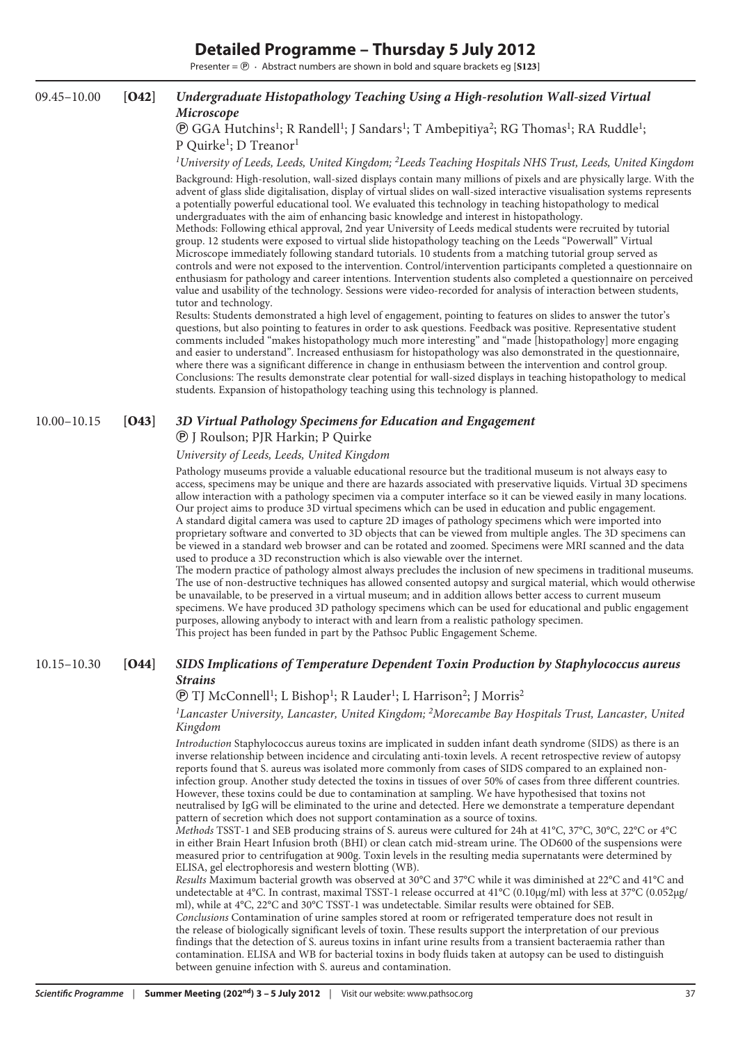# Detailed Programme – Thursday 5 July 2012

Presenter = Ⓟ · Abstract numbers are shown in bold and square brackets eg [**S123**]

## 09.45–10.00 [**O42**] *Undergraduate Histopathology Teaching Using a High-resolution Wall-sized Virtual Microscope*

Ⓟ GGA Hutchins[1]; R Randell[1]; J Sandars[1]; T Ambepitiya[2]; RG Thomas[1]; RA Ruddle[1]; P Quirke[1]; D Treanor[1]

*[1]University of Leeds, Leeds, United Kingdom; [2]Leeds Teaching Hospitals NHS Trust, Leeds, United Kingdom*

Background: High-resolution, wall-sized displays contain many millions of pixels and are physically large. With the advent of glass slide digitalisation, display of virtual slides on wall-sized interactive visualisation systems represents a potentially powerful educational tool. We evaluated this technology in teaching histopathology to medical undergraduates with the aim of enhancing basic knowledge and interest in histopathology.
Methods: Following ethical approval, 2nd year University of Leeds medical students were recruited by tutorial group. 12 students were exposed to virtual slide histopathology teaching on the Leeds "Powerwall" Virtual Microscope immediately following standard tutorials. 10 students from a matching tutorial group served as controls and were not exposed to the intervention. Control/intervention participants completed a questionnaire on enthusiasm for pathology and career intentions. Intervention students also completed a questionnaire on perceived value and usability of the technology. Sessions were video-recorded for analysis of interaction between students, tutor and technology.
Results: Students demonstrated a high level of engagement, pointing to features on slides to answer the tutor's questions, but also pointing to features in order to ask questions. Feedback was positive. Representative student comments included "makes histopathology much more interesting" and "made [histopathology] more engaging and easier to understand". Increased enthusiasm for histopathology was also demonstrated in the questionnaire, where there was a significant difference in change in enthusiasm between the intervention and control group.
Conclusions: The results demonstrate clear potential for wall-sized displays in teaching histopathology to medical students. Expansion of histopathology teaching using this technology is planned.

## 10.00–10.15 [**O43**] *3D Virtual Pathology Specimens for Education and Engagement*

Ⓟ J Roulson; PJR Harkin; P Quirke

*University of Leeds, Leeds, United Kingdom*

Pathology museums provide a valuable educational resource but the traditional museum is not always easy to access, specimens may be unique and there are hazards associated with preservative liquids. Virtual 3D specimens allow interaction with a pathology specimen via a computer interface so it can be viewed easily in many locations. Our project aims to produce 3D virtual specimens which can be used in education and public engagement.
A standard digital camera was used to capture 2D images of pathology specimens which were imported into proprietary software and converted to 3D objects that can be viewed from multiple angles. The 3D specimens can be viewed in a standard web browser and can be rotated and zoomed. Specimens were MRI scanned and the data used to produce a 3D reconstruction which is also viewable over the internet.
The modern practice of pathology almost always precludes the inclusion of new specimens in traditional museums. The use of non-destructive techniques has allowed consented autopsy and surgical material, which would otherwise be unavailable, to be preserved in a virtual museum; and in addition allows better access to current museum specimens. We have produced 3D pathology specimens which can be used for educational and public engagement purposes, allowing anybody to interact with and learn from a realistic pathology specimen.
This project has been funded in part by the Pathsoc Public Engagement Scheme.

## 10.15–10.30 [**O44**] *SIDS Implications of Temperature Dependent Toxin Production by Staphylococcus aureus Strains*

Ⓟ TJ McConnell[1]; L Bishop[1]; R Lauder[1]; L Harrison[2]; J Morris[2]

*[1]Lancaster University, Lancaster, United Kingdom; [2]Morecambe Bay Hospitals Trust, Lancaster, United Kingdom*

*Introduction* Staphylococcus aureus toxins are implicated in sudden infant death syndrome (SIDS) as there is an inverse relationship between incidence and circulating anti-toxin levels. A recent retrospective review of autopsy reports found that S. aureus was isolated more commonly from cases of SIDS compared to an explained non-infection group. Another study detected the toxins in tissues of over 50% of cases from three different countries. However, these toxins could be due to contamination at sampling. We have hypothesised that toxins not neutralised by IgG will be eliminated to the urine and detected. Here we demonstrate a temperature dependant pattern of secretion which does not support contamination as a source of toxins.
*Methods* TSST-1 and SEB producing strains of S. aureus were cultured for 24h at 41°C, 37°C, 30°C, 22°C or 4°C in either Brain Heart Infusion broth (BHI) or clean catch mid-stream urine. The OD600 of the suspensions were measured prior to centrifugation at 900g. Toxin levels in the resulting media supernatants were determined by ELISA, gel electrophoresis and western blotting (WB).
*Results* Maximum bacterial growth was observed at 30°C and 37°C while it was diminished at 22°C and 41°C and undetectable at 4°C. In contrast, maximal TSST-1 release occurred at 41°C (0.10μg/ml) with less at 37°C (0.052μg/ml), while at 4°C, 22°C and 30°C TSST-1 was undetectable. Similar results were obtained for SEB.
*Conclusions* Contamination of urine samples stored at room or refrigerated temperature does not result in the release of biologically significant levels of toxin. These results support the interpretation of our previous findings that the detection of S. aureus toxins in infant urine results from a transient bacteraemia rather than contamination. ELISA and WB for bacterial toxins in body fluids taken at autopsy can be used to distinguish between genuine infection with S. aureus and contamination.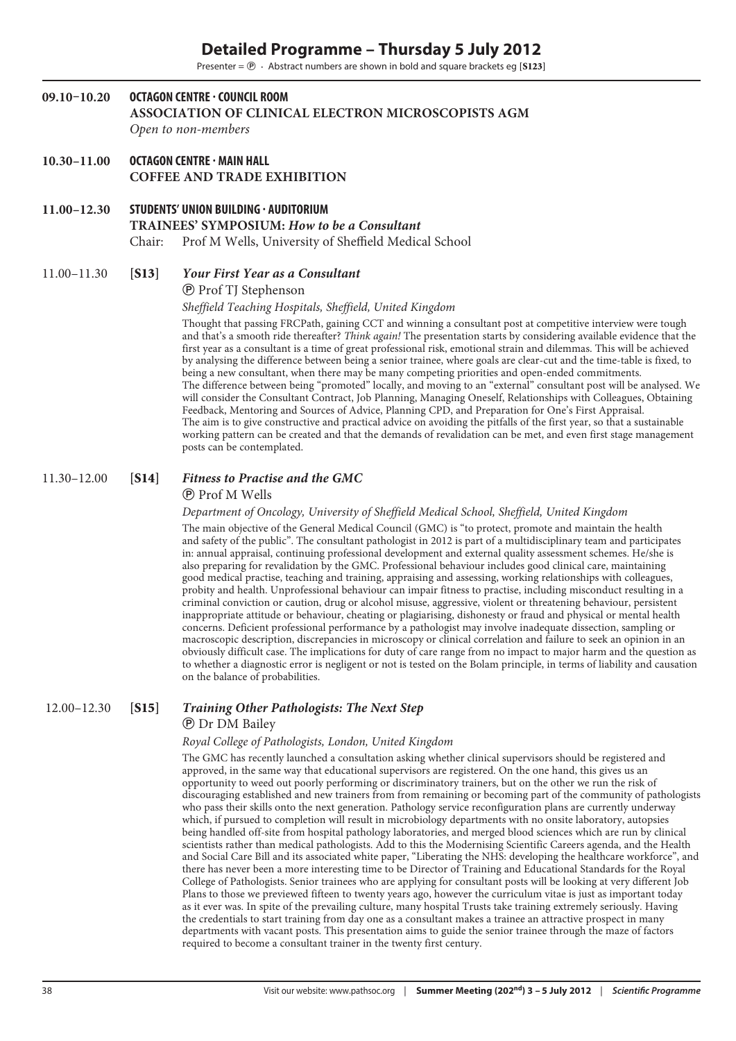# Detailed Programme – Thursday 5 July 2012

Presenter = Ⓟ · Abstract numbers are shown in bold and square brackets eg [**S123**]

**09.10–10.20** **OCTAGON CENTRE · COUNCIL ROOM**
**ASSOCIATION OF CLINICAL ELECTRON MICROSCOPISTS AGM**
*Open to non-members*

**10.30–11.00** **OCTAGON CENTRE · MAIN HALL**
**COFFEE AND TRADE EXHIBITION**

**11.00–12.30** **STUDENTS' UNION BUILDING · AUDITORIUM**
**TRAINEES' SYMPOSIUM: *How to be a Consultant***
Chair: Prof M Wells, University of Sheffield Medical School

11.00–11.30 [**S13**] ***Your First Year as a Consultant***

Ⓟ Prof TJ Stephenson

*Sheffield Teaching Hospitals, Sheffield, United Kingdom*

Thought that passing FRCPath, gaining CCT and winning a consultant post at competitive interview were tough and that's a smooth ride thereafter? *Think again!* The presentation starts by considering available evidence that the first year as a consultant is a time of great professional risk, emotional strain and dilemmas. This will be achieved by analysing the difference between being a senior trainee, where goals are clear-cut and the time-table is fixed, to being a new consultant, when there may be many competing priorities and open-ended commitments.
The difference between being "promoted" locally, and moving to an "external" consultant post will be analysed. We will consider the Consultant Contract, Job Planning, Managing Oneself, Relationships with Colleagues, Obtaining Feedback, Mentoring and Sources of Advice, Planning CPD, and Preparation for One's First Appraisal.
The aim is to give constructive and practical advice on avoiding the pitfalls of the first year, so that a sustainable working pattern can be created and that the demands of revalidation can be met, and even first stage management posts can be contemplated.

11.30–12.00 [**S14**] ***Fitness to Practise and the GMC***

Ⓟ Prof M Wells

*Department of Oncology, University of Sheffield Medical School, Sheffield, United Kingdom*

The main objective of the General Medical Council (GMC) is "to protect, promote and maintain the health and safety of the public". The consultant pathologist in 2012 is part of a multidisciplinary team and participates in: annual appraisal, continuing professional development and external quality assessment schemes. He/she is also preparing for revalidation by the GMC. Professional behaviour includes good clinical care, maintaining good medical practise, teaching and training, appraising and assessing, working relationships with colleagues, probity and health. Unprofessional behaviour can impair fitness to practise, including misconduct resulting in a criminal conviction or caution, drug or alcohol misuse, aggressive, violent or threatening behaviour, persistent inappropriate attitude or behaviour, cheating or plagiarising, dishonesty or fraud and physical or mental health concerns. Deficient professional performance by a pathologist may involve inadequate dissection, sampling or macroscopic description, discrepancies in microscopy or clinical correlation and failure to seek an opinion in an obviously difficult case. The implications for duty of care range from no impact to major harm and the question as to whether a diagnostic error is negligent or not is tested on the Bolam principle, in terms of liability and causation on the balance of probabilities.

12.00–12.30 [**S15**] ***Training Other Pathologists: The Next Step***

Ⓟ Dr DM Bailey

*Royal College of Pathologists, London, United Kingdom*

The GMC has recently launched a consultation asking whether clinical supervisors should be registered and approved, in the same way that educational supervisors are registered. On the one hand, this gives us an opportunity to weed out poorly performing or discriminatory trainers, but on the other we run the risk of discouraging established and new trainers from from remaining or becoming part of the community of pathologists who pass their skills onto the next generation. Pathology service reconfiguration plans are currently underway which, if pursued to completion will result in microbiology departments with no onsite laboratory, autopsies being handled off-site from hospital pathology laboratories, and merged blood sciences which are run by clinical scientists rather than medical pathologists. Add to this the Modernising Scientific Careers agenda, and the Health and Social Care Bill and its associated white paper, "Liberating the NHS: developing the healthcare workforce", and there has never been a more interesting time to be Director of Training and Educational Standards for the Royal College of Pathologists. Senior trainees who are applying for consultant posts will be looking at very different Job Plans to those we previewed fifteen to twenty years ago, however the curriculum vitae is just as important today as it ever was. In spite of the prevailing culture, many hospital Trusts take training extremely seriously. Having the credentials to start training from day one as a consultant makes a trainee an attractive prospect in many departments with vacant posts. This presentation aims to guide the senior trainee through the maze of factors required to become a consultant trainer in the twenty first century.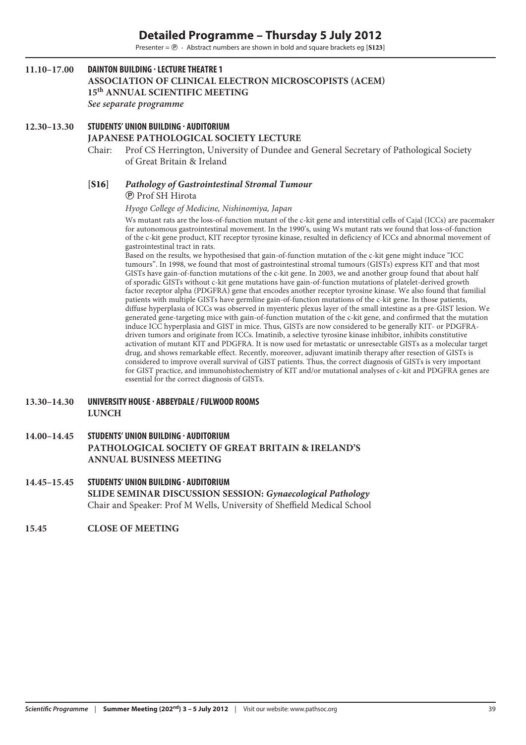# Detailed Programme – Thursday 5 July 2012

Presenter = Ⓟ · Abstract numbers are shown in bold and square brackets eg [**S123**]

**11.10–17.00** **DAINTON BUILDING · LECTURE THEATRE 1**
**ASSOCIATION OF CLINICAL ELECTRON MICROSCOPISTS (ACEM)**
**15th ANNUAL SCIENTIFIC MEETING**
***See separate programme***

**12.30–13.30** **STUDENTS' UNION BUILDING · AUDITORIUM**
**JAPANESE PATHOLOGICAL SOCIETY LECTURE**
Chair: Prof CS Herrington, University of Dundee and General Secretary of Pathological Society of Great Britain & Ireland

[**S16**] ***Pathology of Gastrointestinal Stromal Tumour***
Ⓟ Prof SH Hirota
*Hyogo College of Medicine, Nishinomiya, Japan*

Ws mutant rats are the loss-of-function mutant of the c-kit gene and interstitial cells of Cajal (ICCs) are pacemaker for autonomous gastrointestinal movement. In the 1990's, using Ws mutant rats we found that loss-of-function of the c-kit gene product, KIT receptor tyrosine kinase, resulted in deficiency of ICCs and abnormal movement of gastrointestinal tract in rats.
Based on the results, we hypothesised that gain-of-function mutation of the c-kit gene might induce "ICC tumours". In 1998, we found that most of gastrointestinal stromal tumours (GISTs) express KIT and that most GISTs have gain-of-function mutations of the c-kit gene. In 2003, we and another group found that about half of sporadic GISTs without c-kit gene mutations have gain-of-function mutations of platelet-derived growth factor receptor alpha (PDGFRA) gene that encodes another receptor tyrosine kinase. We also found that familial patients with multiple GISTs have germline gain-of-function mutations of the c-kit gene. In those patients, diffuse hyperplasia of ICCs was observed in myenteric plexus layer of the small intestine as a pre-GIST lesion. We generated gene-targeting mice with gain-of-function mutation of the c-kit gene, and confirmed that the mutation induce ICC hyperplasia and GIST in mice. Thus, GISTs are now considered to be generally KIT- or PDGFRA-driven tumors and originate from ICCs. Imatinib, a selective tyrosine kinase inhibitor, inhibits constitutive activation of mutant KIT and PDGFRA. It is now used for metastatic or unresectable GISTs as a molecular target drug, and shows remarkable effect. Recently, moreover, adjuvant imatinib therapy after resection of GISTs is considered to improve overall survival of GIST patients. Thus, the correct diagnosis of GISTs is very important for GIST practice, and immunohistochemistry of KIT and/or mutational analyses of c-kit and PDGFRA genes are essential for the correct diagnosis of GISTs.

**13.30–14.30** **UNIVERSITY HOUSE · ABBEYDALE / FULWOOD ROOMS**
**LUNCH**

**14.00–14.45** **STUDENTS' UNION BUILDING · AUDITORIUM**
**PATHOLOGICAL SOCIETY OF GREAT BRITAIN & IRELAND'S ANNUAL BUSINESS MEETING**

**14.45–15.45** **STUDENTS' UNION BUILDING · AUDITORIUM**
**SLIDE SEMINAR DISCUSSION SESSION: *Gynaecological Pathology***
Chair and Speaker: Prof M Wells, University of Sheffield Medical School

**15.45** **CLOSE OF MEETING**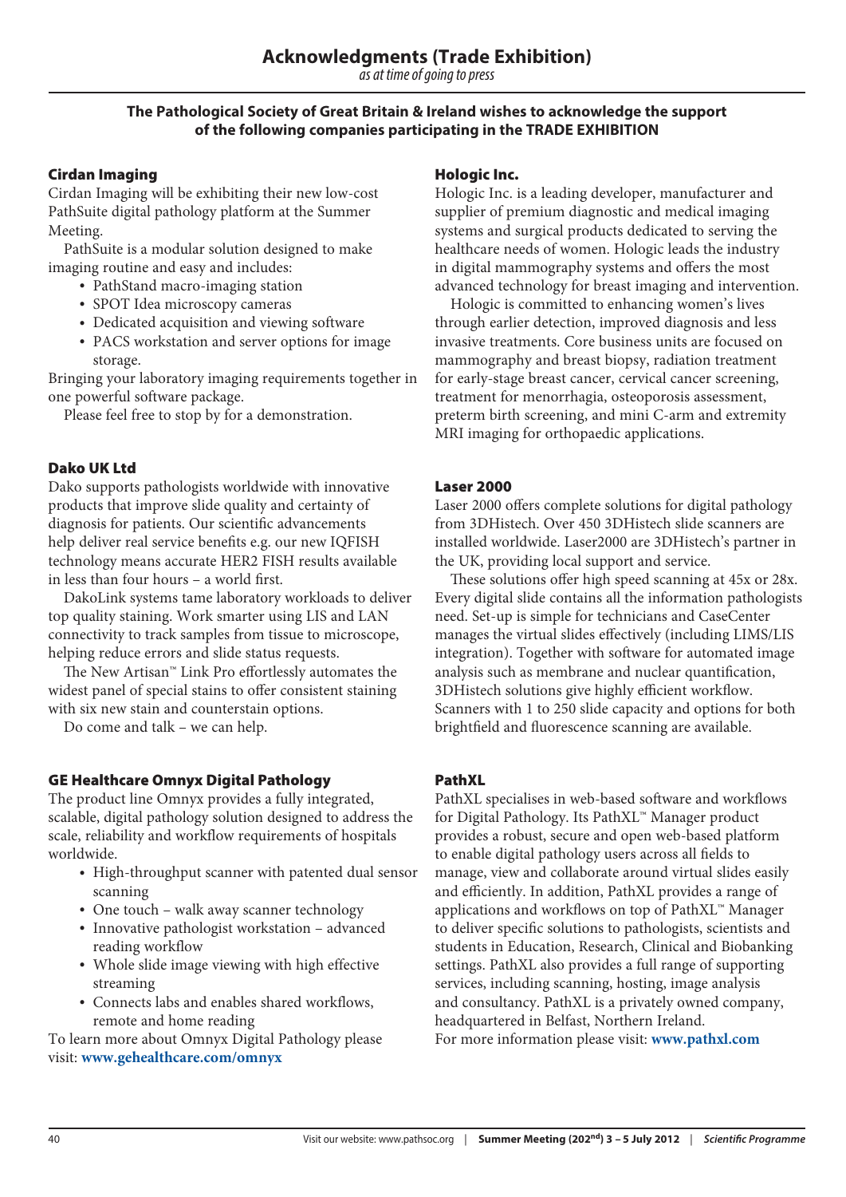# Acknowledgments (Trade Exhibition)

*as at time of going to press*

**The Pathological Society of Great Britain & Ireland wishes to acknowledge the support of the following companies participating in the TRADE EXHIBITION**

### Cirdan Imaging

Cirdan Imaging will be exhibiting their new low-cost PathSuite digital pathology platform at the Summer Meeting.

PathSuite is a modular solution designed to make imaging routine and easy and includes:

- PathStand macro-imaging station
- SPOT Idea microscopy cameras
- Dedicated acquisition and viewing software
- PACS workstation and server options for image storage.

Bringing your laboratory imaging requirements together in one powerful software package.

Please feel free to stop by for a demonstration.

### Dako UK Ltd

Dako supports pathologists worldwide with innovative products that improve slide quality and certainty of diagnosis for patients. Our scientific advancements help deliver real service benefits e.g. our new IQFISH technology means accurate HER2 FISH results available in less than four hours – a world first.

DakoLink systems tame laboratory workloads to deliver top quality staining. Work smarter using LIS and LAN connectivity to track samples from tissue to microscope, helping reduce errors and slide status requests.

The New Artisan™ Link Pro effortlessly automates the widest panel of special stains to offer consistent staining with six new stain and counterstain options.

Do come and talk – we can help.

### GE Healthcare Omnyx Digital Pathology

The product line Omnyx provides a fully integrated, scalable, digital pathology solution designed to address the scale, reliability and workflow requirements of hospitals worldwide.

- High-throughput scanner with patented dual sensor scanning
- One touch – walk away scanner technology
- Innovative pathologist workstation – advanced reading workflow
- Whole slide image viewing with high effective streaming
- Connects labs and enables shared workflows, remote and home reading

To learn more about Omnyx Digital Pathology please visit: **www.gehealthcare.com/omnyx**

### Hologic Inc.

Hologic Inc. is a leading developer, manufacturer and supplier of premium diagnostic and medical imaging systems and surgical products dedicated to serving the healthcare needs of women. Hologic leads the industry in digital mammography systems and offers the most advanced technology for breast imaging and intervention.

Hologic is committed to enhancing women's lives through earlier detection, improved diagnosis and less invasive treatments. Core business units are focused on mammography and breast biopsy, radiation treatment for early-stage breast cancer, cervical cancer screening, treatment for menorrhagia, osteoporosis assessment, preterm birth screening, and mini C-arm and extremity MRI imaging for orthopaedic applications.

### Laser 2000

Laser 2000 offers complete solutions for digital pathology from 3DHistech. Over 450 3DHistech slide scanners are installed worldwide. Laser2000 are 3DHistech's partner in the UK, providing local support and service.

These solutions offer high speed scanning at 45x or 28x. Every digital slide contains all the information pathologists need. Set-up is simple for technicians and CaseCenter manages the virtual slides effectively (including LIMS/LIS integration). Together with software for automated image analysis such as membrane and nuclear quantification, 3DHistech solutions give highly efficient workflow. Scanners with 1 to 250 slide capacity and options for both brightfield and fluorescence scanning are available.

### PathXL

PathXL specialises in web-based software and workflows for Digital Pathology. Its PathXL™ Manager product provides a robust, secure and open web-based platform to enable digital pathology users across all fields to manage, view and collaborate around virtual slides easily and efficiently. In addition, PathXL provides a range of applications and workflows on top of PathXL™ Manager to deliver specific solutions to pathologists, scientists and students in Education, Research, Clinical and Biobanking settings. PathXL also provides a full range of supporting services, including scanning, hosting, image analysis and consultancy. PathXL is a privately owned company, headquartered in Belfast, Northern Ireland.

For more information please visit: **www.pathxl.com**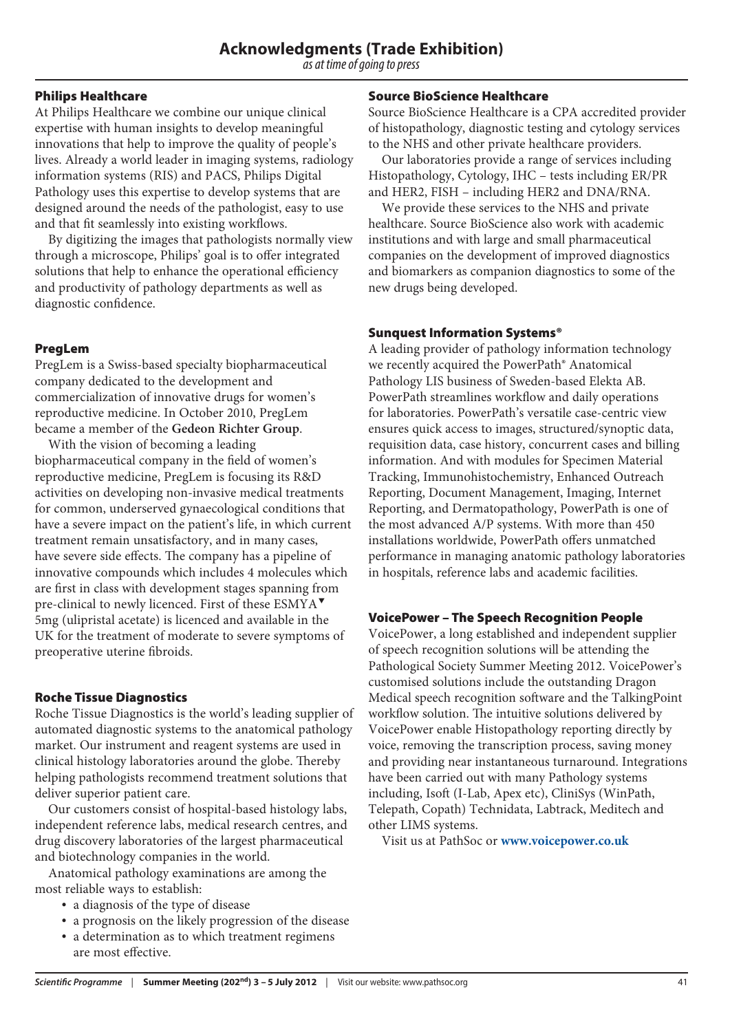# Acknowledgments (Trade Exhibition)

*as at time of going to press*

### Philips Healthcare

At Philips Healthcare we combine our unique clinical expertise with human insights to develop meaningful innovations that help to improve the quality of people's lives. Already a world leader in imaging systems, radiology information systems (RIS) and PACS, Philips Digital Pathology uses this expertise to develop systems that are designed around the needs of the pathologist, easy to use and that fit seamlessly into existing workflows.

By digitizing the images that pathologists normally view through a microscope, Philips' goal is to offer integrated solutions that help to enhance the operational efficiency and productivity of pathology departments as well as diagnostic confidence.

### PregLem

PregLem is a Swiss-based specialty biopharmaceutical company dedicated to the development and commercialization of innovative drugs for women's reproductive medicine. In October 2010, PregLem became a member of the **Gedeon Richter Group**.

With the vision of becoming a leading biopharmaceutical company in the field of women's reproductive medicine, PregLem is focusing its R&D activities on developing non-invasive medical treatments for common, underserved gynaecological conditions that have a severe impact on the patient's life, in which current treatment remain unsatisfactory, and in many cases, have severe side effects. The company has a pipeline of innovative compounds which includes 4 molecules which are first in class with development stages spanning from pre-clinical to newly licenced. First of these ESMYA▼ 5mg (ulipristal acetate) is licenced and available in the UK for the treatment of moderate to severe symptoms of preoperative uterine fibroids.

### Roche Tissue Diagnostics

Roche Tissue Diagnostics is the world's leading supplier of automated diagnostic systems to the anatomical pathology market. Our instrument and reagent systems are used in clinical histology laboratories around the globe. Thereby helping pathologists recommend treatment solutions that deliver superior patient care.

Our customers consist of hospital-based histology labs, independent reference labs, medical research centres, and drug discovery laboratories of the largest pharmaceutical and biotechnology companies in the world.

Anatomical pathology examinations are among the most reliable ways to establish:

- a diagnosis of the type of disease
- a prognosis on the likely progression of the disease
- a determination as to which treatment regimens are most effective.

### Source BioScience Healthcare

Source BioScience Healthcare is a CPA accredited provider of histopathology, diagnostic testing and cytology services to the NHS and other private healthcare providers.

Our laboratories provide a range of services including Histopathology, Cytology, IHC – tests including ER/PR and HER2, FISH – including HER2 and DNA/RNA.

We provide these services to the NHS and private healthcare. Source BioScience also work with academic institutions and with large and small pharmaceutical companies on the development of improved diagnostics and biomarkers as companion diagnostics to some of the new drugs being developed.

### Sunquest Information Systems®

A leading provider of pathology information technology we recently acquired the PowerPath® Anatomical Pathology LIS business of Sweden-based Elekta AB. PowerPath streamlines workflow and daily operations for laboratories. PowerPath's versatile case-centric view ensures quick access to images, structured/synoptic data, requisition data, case history, concurrent cases and billing information. And with modules for Specimen Material Tracking, Immunohistochemistry, Enhanced Outreach Reporting, Document Management, Imaging, Internet Reporting, and Dermatopathology, PowerPath is one of the most advanced A/P systems. With more than 450 installations worldwide, PowerPath offers unmatched performance in managing anatomic pathology laboratories in hospitals, reference labs and academic facilities.

### VoicePower – The Speech Recognition People

VoicePower, a long established and independent supplier of speech recognition solutions will be attending the Pathological Society Summer Meeting 2012. VoicePower's customised solutions include the outstanding Dragon Medical speech recognition software and the TalkingPoint workflow solution. The intuitive solutions delivered by VoicePower enable Histopathology reporting directly by voice, removing the transcription process, saving money and providing near instantaneous turnaround. Integrations have been carried out with many Pathology systems including, Isoft (I-Lab, Apex etc), CliniSys (WinPath, Telepath, Copath) Technidata, Labtrack, Meditech and other LIMS systems.

Visit us at PathSoc or **www.voicepower.co.uk**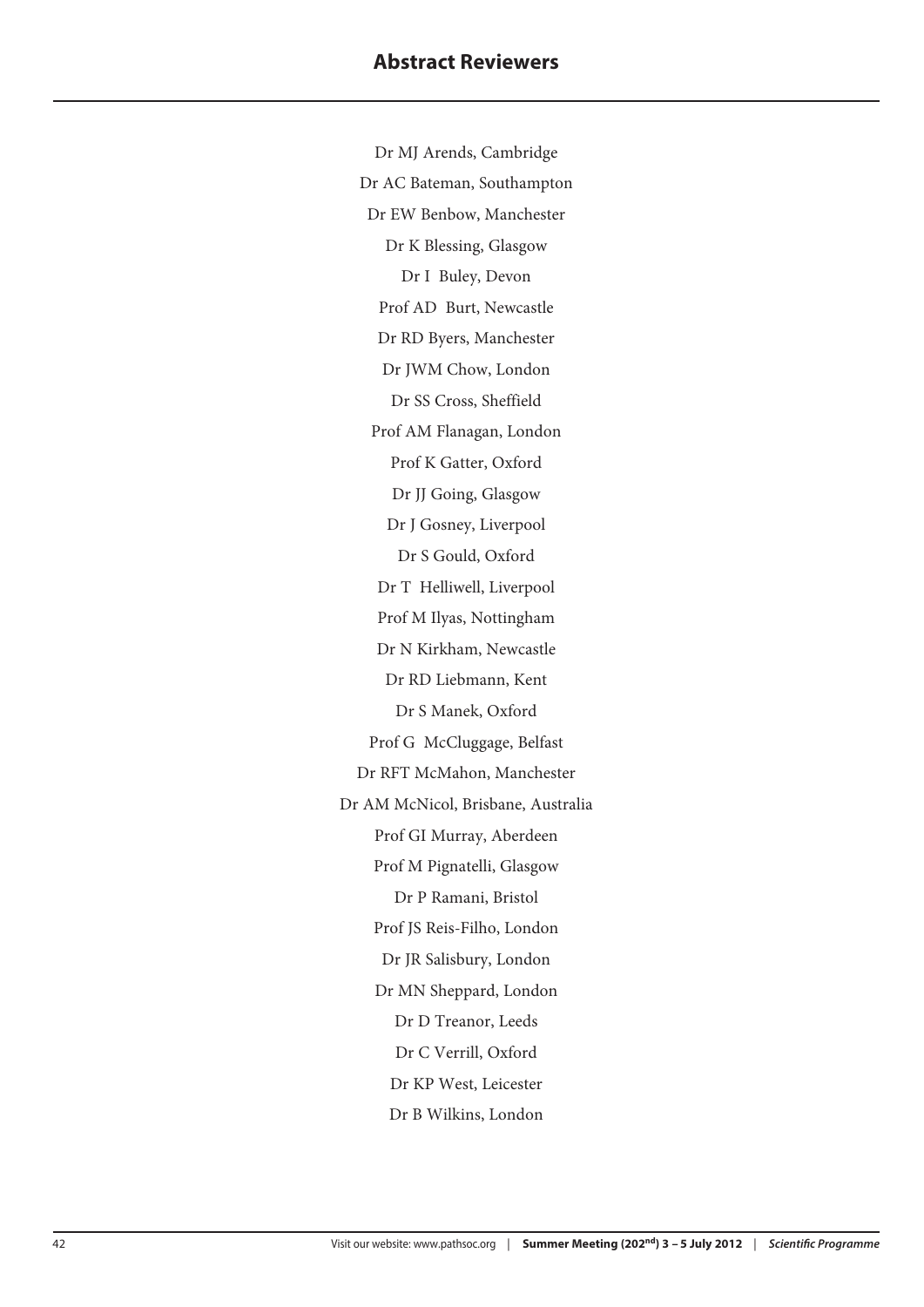## Abstract Reviewers

Dr MJ Arends, Cambridge

Dr AC Bateman, Southampton

Dr EW Benbow, Manchester

Dr K Blessing, Glasgow

Dr I Buley, Devon

Prof AD Burt, Newcastle

Dr RD Byers, Manchester

Dr JWM Chow, London

Dr SS Cross, Sheffield

Prof AM Flanagan, London

Prof K Gatter, Oxford

Dr JJ Going, Glasgow

Dr J Gosney, Liverpool

Dr S Gould, Oxford

Dr T Helliwell, Liverpool

Prof M Ilyas, Nottingham

Dr N Kirkham, Newcastle

Dr RD Liebmann, Kent

Dr S Manek, Oxford

Prof G McCluggage, Belfast

Dr RFT McMahon, Manchester

Dr AM McNicol, Brisbane, Australia

Prof GI Murray, Aberdeen

Prof M Pignatelli, Glasgow

Dr P Ramani, Bristol

Prof JS Reis-Filho, London

Dr JR Salisbury, London

Dr MN Sheppard, London

Dr D Treanor, Leeds

Dr C Verrill, Oxford

Dr KP West, Leicester

Dr B Wilkins, London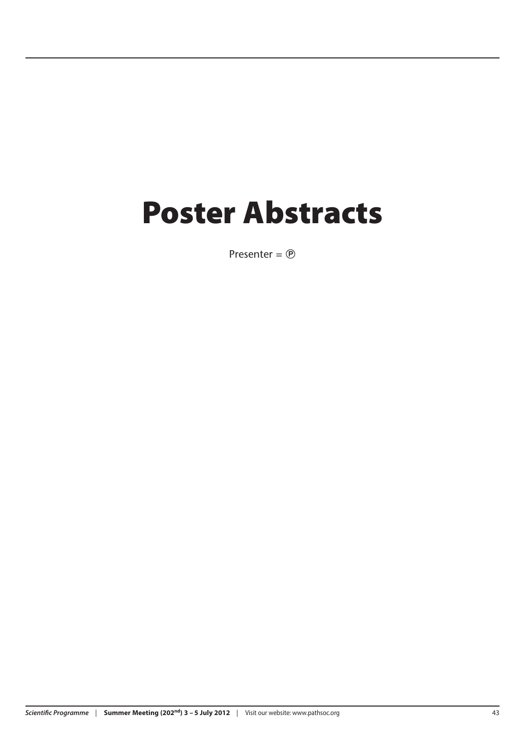# Poster Abstracts

Presenter = Ⓟ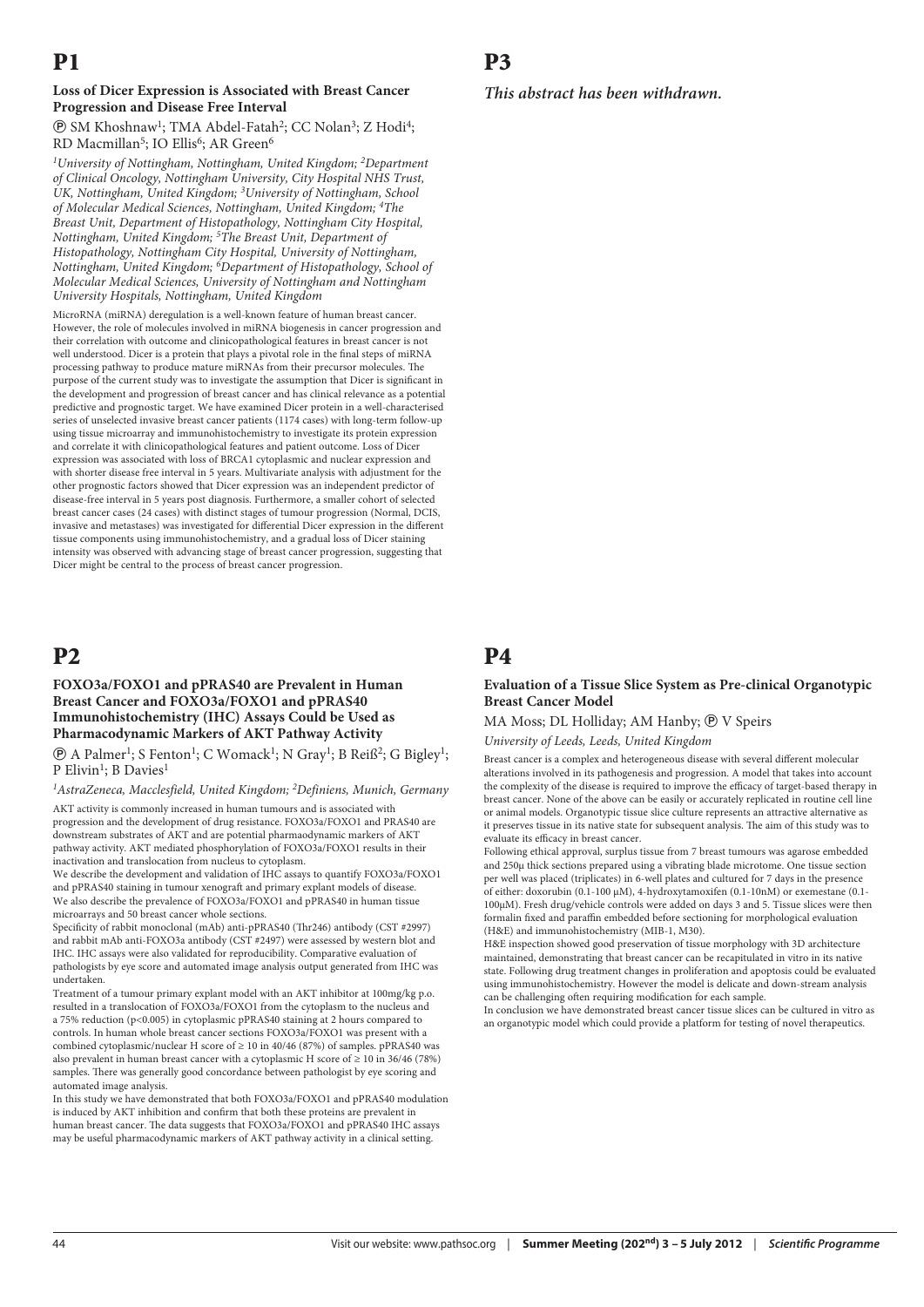# P1

### Loss of Dicer Expression is Associated with Breast Cancer Progression and Disease Free Interval

Ⓟ SM Khoshnaw[1]; TMA Abdel-Fatah[2]; CC Nolan[3]; Z Hodi[4]; RD Macmillan[5]; IO Ellis[6]; AR Green[6]

*[1]University of Nottingham, Nottingham, United Kingdom; [2]Department of Clinical Oncology, Nottingham University, City Hospital NHS Trust, UK, Nottingham, United Kingdom; [3]University of Nottingham, School of Molecular Medical Sciences, Nottingham, United Kingdom; [4]The Breast Unit, Department of Histopathology, Nottingham City Hospital, Nottingham, United Kingdom; [5]The Breast Unit, Department of Histopathology, Nottingham City Hospital, University of Nottingham, Nottingham, United Kingdom; [6]Department of Histopathology, School of Molecular Medical Sciences, University of Nottingham and Nottingham University Hospitals, Nottingham, United Kingdom*

MicroRNA (miRNA) deregulation is a well-known feature of human breast cancer. However, the role of molecules involved in miRNA biogenesis in cancer progression and their correlation with outcome and clinicopathological features in breast cancer is not well understood. Dicer is a protein that plays a pivotal role in the final steps of miRNA processing pathway to produce mature miRNAs from their precursor molecules. The purpose of the current study was to investigate the assumption that Dicer is significant in the development and progression of breast cancer and has clinical relevance as a potential predictive and prognostic target. We have examined Dicer protein in a well-characterised series of unselected invasive breast cancer patients (1174 cases) with long-term follow-up using tissue microarray and immunohistochemistry to investigate its protein expression and correlate it with clinicopathological features and patient outcome. Loss of Dicer expression was associated with loss of BRCA1 cytoplasmic and nuclear expression and with shorter disease free interval in 5 years. Multivariate analysis with adjustment for the other prognostic factors showed that Dicer expression was an independent predictor of disease-free interval in 5 years post diagnosis. Furthermore, a smaller cohort of selected breast cancer cases (24 cases) with distinct stages of tumour progression (Normal, DCIS, invasive and metastases) was investigated for differential Dicer expression in the different tissue components using immunohistochemistry, and a gradual loss of Dicer staining intensity was observed with advancing stage of breast cancer progression, suggesting that Dicer might be central to the process of breast cancer progression.

# P2

### FOXO3a/FOXO1 and pPRAS40 are Prevalent in Human Breast Cancer and FOXO3a/FOXO1 and pPRAS40 Immunohistochemistry (IHC) Assays Could be Used as Pharmacodynamic Markers of AKT Pathway Activity

Ⓟ A Palmer[1]; S Fenton[1]; C Womack[1]; N Gray[1]; B Reiß[2]; G Bigley[1]; P Elivin[1]; B Davies[1]

*[1]AstraZeneca, Macclesfield, United Kingdom; [2]Definiens, Munich, Germany*

AKT activity is commonly increased in human tumours and is associated with progression and the development of drug resistance. FOXO3a/FOXO1 and PRAS40 are downstream substrates of AKT and are potential pharmacodynamic markers of AKT pathway activity. AKT mediated phosphorylation of FOXO3a/FOXO1 results in their inactivation and translocation from nucleus to cytoplasm.

We describe the development and validation of IHC assays to quantify FOXO3a/FOXO1 and pPRAS40 staining in tumour xenograft and primary explant models of disease. We also describe the prevalence of FOXO3a/FOXO1 and pPRAS40 in human tissue microarrays and 50 breast cancer whole sections.

Specificity of rabbit monoclonal (mAb) anti-pPRAS40 (Thr246) antibody (CST #2997) and rabbit mAb anti-FOXO3a antibody (CST #2497) were assessed by western blot and IHC. IHC assays were also validated for reproducibility. Comparative evaluation of pathologists by eye score and automated image analysis output generated from IHC was undertaken.

Treatment of a tumour primary explant model with an AKT inhibitor at 100mg/kg p.o. resulted in a translocation of FOXO3a/FOXO1 from the cytoplasm to the nucleus and a 75% reduction ($p<0.005$) in cytoplasmic pPRAS40 staining at 2 hours compared to controls. In human whole breast cancer sections FOXO3a/FOXO1 was present with a combined cytoplasmic/nuclear H score of $\geq 10$ in 40/46 (87%) of samples. pPRAS40 was also prevalent in human breast cancer with a cytoplasmic H score of $\geq 10$ in 36/46 (78%) samples. There was generally good concordance between pathologist by eye scoring and automated image analysis.

In this study we have demonstrated that both FOXO3a/FOXO1 and pPRAS40 modulation is induced by AKT inhibition and confirm that both these proteins are prevalent in human breast cancer. The data suggests that FOXO3a/FOXO1 and pPRAS40 IHC assays may be useful pharmacodynamic markers of AKT pathway activity in a clinical setting.

# P3

***This abstract has been withdrawn.***

# P4

### Evaluation of a Tissue Slice System as Pre-clinical Organotypic Breast Cancer Model

MA Moss; DL Holliday; AM Hanby; Ⓟ V Speirs

*University of Leeds, Leeds, United Kingdom*

Breast cancer is a complex and heterogeneous disease with several different molecular alterations involved in its pathogenesis and progression. A model that takes into account the complexity of the disease is required to improve the efficacy of target-based therapy in breast cancer. None of the above can be easily or accurately replicated in routine cell line or animal models. Organotypic tissue slice culture represents an attractive alternative as it preserves tissue in its native state for subsequent analysis. The aim of this study was to evaluate its efficacy in breast cancer.

Following ethical approval, surplus tissue from 7 breast tumours was agarose embedded and 250μ thick sections prepared using a vibrating blade microtome. One tissue section per well was placed (triplicates) in 6-well plates and cultured for 7 days in the presence of either: doxorubin (0.1-100 μM), 4-hydroxytamoxifen (0.1-10nM) or exemestane (0.1-100μM). Fresh drug/vehicle controls were added on days 3 and 5. Tissue slices were then formalin fixed and paraffin embedded before sectioning for morphological evaluation (H&E) and immunohistochemistry (MIB-1, M30).

H&E inspection showed good preservation of tissue morphology with 3D architecture maintained, demonstrating that breast cancer can be recapitulated in vitro in its native state. Following drug treatment changes in proliferation and apoptosis could be evaluated using immunohistochemistry. However the model is delicate and down-stream analysis can be challenging often requiring modification for each sample.

In conclusion we have demonstrated breast cancer tissue slices can be cultured in vitro as an organotypic model which could provide a platform for testing of novel therapeutics.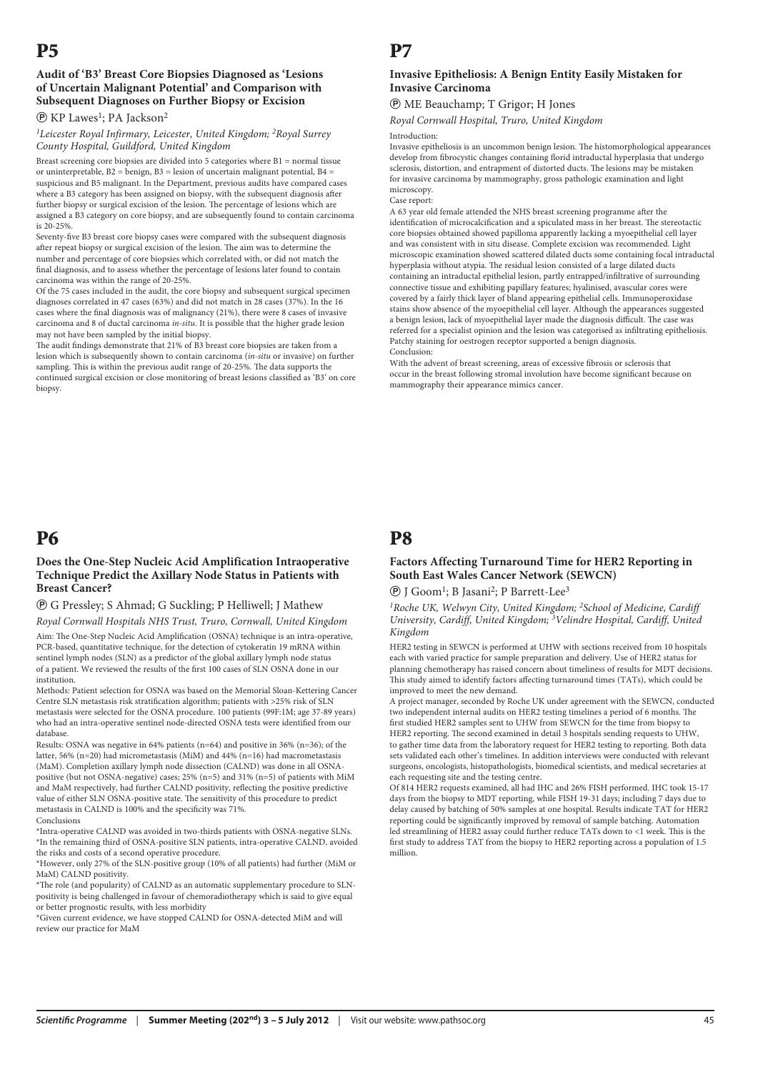# P5

### Audit of 'B3' Breast Core Biopsies Diagnosed as 'Lesions of Uncertain Malignant Potential' and Comparison with Subsequent Diagnoses on Further Biopsy or Excision

Ⓟ KP Lawes[1]; PA Jackson[2]

*[1]Leicester Royal Infirmary, Leicester, United Kingdom; [2]Royal Surrey County Hospital, Guildford, United Kingdom*

Breast screening core biopsies are divided into 5 categories where B1 = normal tissue or uninterpretable, B2 = benign, B3 = lesion of uncertain malignant potential, B4 = suspicious and B5 malignant. In the Department, previous audits have compared cases where a B3 category has been assigned on biopsy, with the subsequent diagnosis after further biopsy or surgical excision of the lesion. The percentage of lesions which are assigned a B3 category on core biopsy, and are subsequently found to contain carcinoma is 20-25%.

Seventy-five B3 breast core biopsy cases were compared with the subsequent diagnosis after repeat biopsy or surgical excision of the lesion. The aim was to determine the number and percentage of core biopsies which correlated with, or did not match the final diagnosis, and to assess whether the percentage of lesions later found to contain carcinoma was within the range of 20-25%.

Of the 75 cases included in the audit, the core biopsy and subsequent surgical specimen diagnoses correlated in 47 cases (63%) and did not match in 28 cases (37%). In the 16 cases where the final diagnosis was of malignancy (21%), there were 8 cases of invasive carcinoma and 8 of ductal carcinoma *in-situ*. It is possible that the higher grade lesion may not have been sampled by the initial biopsy.

The audit findings demonstrate that 21% of B3 breast core biopsies are taken from a lesion which is subsequently shown to contain carcinoma (*in-situ* or invasive) on further sampling. This is within the previous audit range of 20-25%. The data supports the continued surgical excision or close monitoring of breast lesions classified as 'B3' on core biopsy.

# P6

### Does the One-Step Nucleic Acid Amplification Intraoperative Technique Predict the Axillary Node Status in Patients with Breast Cancer?

Ⓟ G Pressley; S Ahmad; G Suckling; P Helliwell; J Mathew

*Royal Cornwall Hospitals NHS Trust, Truro, Cornwall, United Kingdom*

Aim: The One-Step Nucleic Acid Amplification (OSNA) technique is an intra-operative, PCR-based, quantitative technique, for the detection of cytokeratin 19 mRNA within sentinel lymph nodes (SLN) as a predictor of the global axillary lymph node status of a patient. We reviewed the results of the first 100 cases of SLN OSNA done in our institution.

Methods: Patient selection for OSNA was based on the Memorial Sloan-Kettering Cancer Centre SLN metastasis risk stratification algorithm; patients with >25% risk of SLN metastasis were selected for the OSNA procedure. 100 patients (99F:1M; age 37-89 years) who had an intra-operative sentinel node-directed OSNA tests were identified from our database.

Results: OSNA was negative in 64% patients (n=64) and positive in 36% (n=36); of the latter, 56% (n=20) had micrometastasis (MiM) and 44% (n=16) had macrometastasis (MaM). Completion axillary lymph node dissection (CALND) was done in all OSNA-positive (but not OSNA-negative) cases; 25% (n=5) and 31% (n=5) of patients with MiM and MaM respectively, had further CALND positivity, reflecting the positive predictive value of either SLN OSNA-positive state. The sensitivity of this procedure to predict metastasis in CALND is 100% and the specificity was 71%.

Conclusions

*Intra-operative CALND was avoided in two-thirds patients with OSNA-negative SLNs.
*In the remaining third of OSNA-positive SLN patients, intra-operative CALND, avoided the risks and costs of a second operative procedure.
*However, only 27% of the SLN-positive group (10% of all patients) had further (MiM or MaM) CALND positivity.
*The role (and popularity) of CALND as an automatic supplementary procedure to SLN-positivity is being challenged in favour of chemoradiotherapy which is said to give equal or better prognostic results, with less morbidity
*Given current evidence, we have stopped CALND for OSNA-detected MiM and will review our practice for MaM

# P7

### Invasive Epitheliosis: A Benign Entity Easily Mistaken for Invasive Carcinoma

Ⓟ ME Beauchamp; T Grigor; H Jones

*Royal Cornwall Hospital, Truro, United Kingdom*

Introduction:
Invasive epitheliosis is an uncommon benign lesion. The histomorphological appearances develop from fibrocystic changes containing florid intraductal hyperplasia that undergo sclerosis, distortion, and entrapment of distorted ducts. The lesions may be mistaken for invasive carcinoma by mammography, gross pathologic examination and light microscopy.

Case report:
A 63 year old female attended the NHS breast screening programme after the identification of microcalcification and a spiculated mass in her breast. The stereotactic core biopsies obtained showed papilloma apparently lacking a myoepithelial cell layer and was consistent with in situ disease. Complete excision was recommended. Light microscopic examination showed scattered dilated ducts some containing focal intraductal hyperplasia without atypia. The residual lesion consisted of a large dilated ducts containing an intraductal epithelial lesion, partly entrapped/infiltrative of surrounding connective tissue and exhibiting papillary features; hyalinised, avascular cores were covered by a fairly thick layer of bland appearing epithelial cells. Immunoperoxidase stains show absence of the myoepithelial cell layer. Although the appearances suggested a benign lesion, lack of myoepithelial layer made the diagnosis difficult. The case was referred for a specialist opinion and the lesion was categorised as infiltrating epitheliosis. Patchy staining for oestrogen receptor supported a benign diagnosis.

Conclusion:
With the advent of breast screening, areas of excessive fibrosis or sclerosis that occur in the breast following stromal involution have become significant because on mammography their appearance mimics cancer.

# P8

### Factors Affecting Turnaround Time for HER2 Reporting in South East Wales Cancer Network (SEWCN)

Ⓟ J Goom[1]; B Jasani[2]; P Barrett-Lee[3]

*[1]Roche UK, Welwyn City, United Kingdom; [2]School of Medicine, Cardiff University, Cardiff, United Kingdom; [3]Velindre Hospital, Cardiff, United Kingdom*

HER2 testing in SEWCN is performed at UHW with sections received from 10 hospitals each with varied practice for sample preparation and delivery. Use of HER2 status for planning chemotherapy has raised concern about timeliness of results for MDT decisions. This study aimed to identify factors affecting turnaround times (TATs), which could be improved to meet the new demand.

A project manager, seconded by Roche UK under agreement with the SEWCN, conducted two independent internal audits on HER2 testing timelines a period of 6 months. The first studied HER2 samples sent to UHW from SEWCN for the time from biopsy to HER2 reporting. The second examined in detail 3 hospitals sending requests to UHW, to gather time data from the laboratory request for HER2 testing to reporting. Both data sets validated each other's timelines. In addition interviews were conducted with relevant surgeons, oncologists, histopathologists, biomedical scientists, and medical secretaries at each requesting site and the testing centre.

Of 814 HER2 requests examined, all had IHC and 26% FISH performed. IHC took 15-17 days from the biopsy to MDT reporting, while FISH 19-31 days; including 7 days due to delay caused by batching of 50% samples at one hospital. Results indicate TAT for HER2 reporting could be significantly improved by removal of sample batching. Automation led streamlining of HER2 assay could further reduce TATs down to <1 week. This is the first study to address TAT from the biopsy to HER2 reporting across a population of 1.5 million.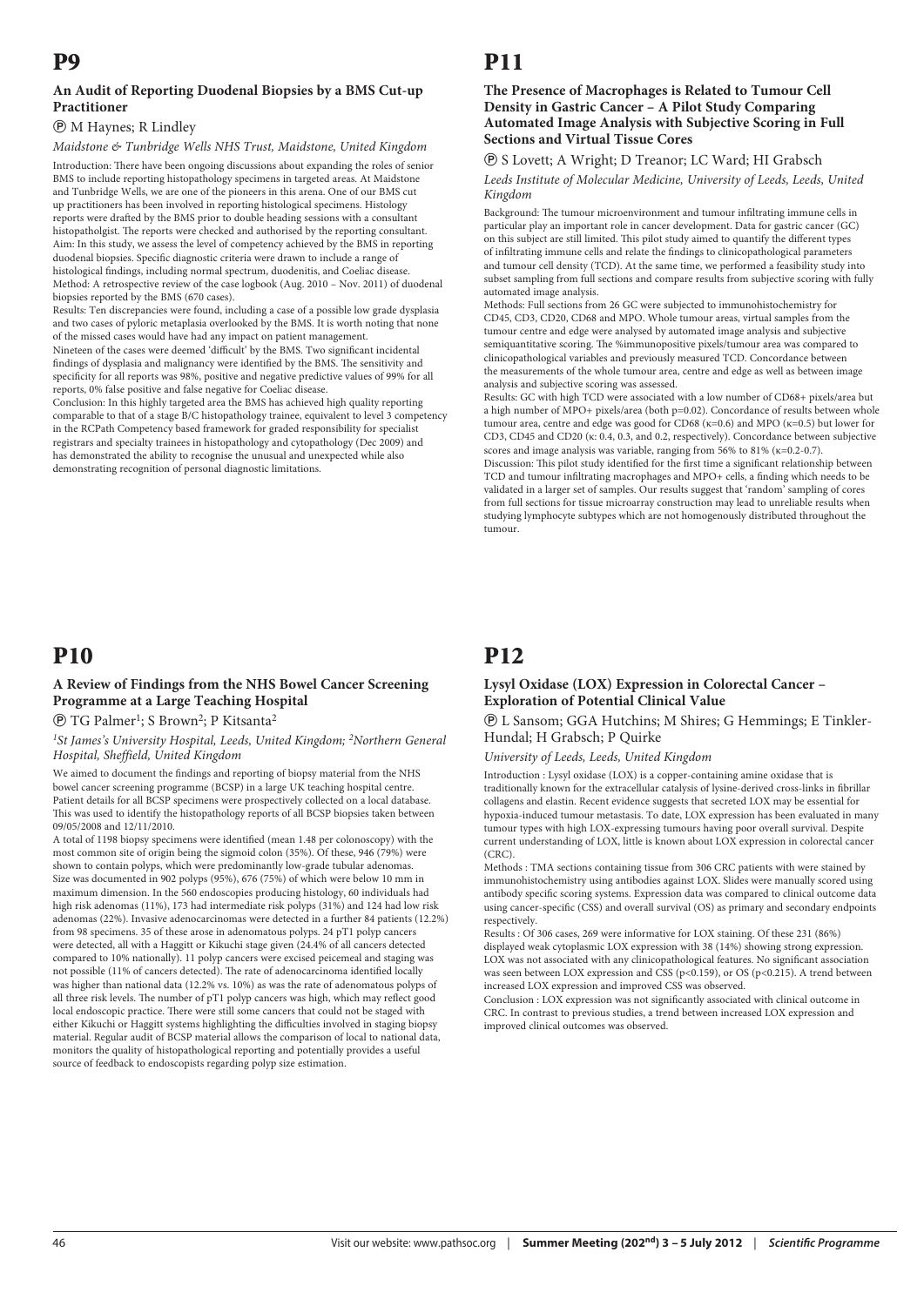# P9

### An Audit of Reporting Duodenal Biopsies by a BMS Cut-up Practitioner

Ⓟ M Haynes; R Lindley

*Maidstone & Tunbridge Wells NHS Trust, Maidstone, United Kingdom*

Introduction: There have been ongoing discussions about expanding the roles of senior BMS to include reporting histopathology specimens in targeted areas. At Maidstone and Tunbridge Wells, we are one of the pioneers in this arena. One of our BMS cut up practitioners has been involved in reporting histological specimens. Histology reports were drafted by the BMS prior to double heading sessions with a consultant histopatholgist. The reports were checked and authorised by the reporting consultant.
Aim: In this study, we assess the level of competency achieved by the BMS in reporting duodenal biopsies. Specific diagnostic criteria were drawn to include a range of histological findings, including normal spectrum, duodenitis, and Coeliac disease.
Method: A retrospective review of the case logbook (Aug. 2010 – Nov. 2011) of duodenal biopsies reported by the BMS (670 cases).
Results: Ten discrepancies were found, including a case of a possible low grade dysplasia and two cases of pyloric metaplasia overlooked by the BMS. It is worth noting that none of the missed cases would have had any impact on patient management.
Nineteen of the cases were deemed 'difficult' by the BMS. Two significant incidental findings of dysplasia and malignancy were identified by the BMS. The sensitivity and specificity for all reports was 98%, positive and negative predictive values of 99% for all reports, 0% false positive and false negative for Coeliac disease.
Conclusion: In this highly targeted area the BMS has achieved high quality reporting comparable to that of a stage B/C histopathology trainee, equivalent to level 3 competency in the RCPath Competency based framework for graded responsibility for specialist registrars and specialty trainees in histopathology and cytopathology (Dec 2009) and has demonstrated the ability to recognise the unusual and unexpected while also demonstrating recognition of personal diagnostic limitations.

# P10

### A Review of Findings from the NHS Bowel Cancer Screening Programme at a Large Teaching Hospital

Ⓟ TG Palmer[1]; S Brown[2]; P Kitsanta[2]

*[1]St James's University Hospital, Leeds, United Kingdom; [2]Northern General Hospital, Sheffield, United Kingdom*

We aimed to document the findings and reporting of biopsy material from the NHS bowel cancer screening programme (BCSP) in a large UK teaching hospital centre. Patient details for all BCSP specimens were prospectively collected on a local database. This was used to identify the histopathology reports of all BCSP biopsies taken between 09/05/2008 and 12/11/2010.
A total of 1198 biopsy specimens were identified (mean 1.48 per colonoscopy) with the most common site of origin being the sigmoid colon (35%). Of these, 946 (79%) were shown to contain polyps, which were predominantly low-grade tubular adenomas. Size was documented in 902 polyps (95%), 676 (75%) of which were below 10 mm in maximum dimension. In the 560 endoscopies producing histology, 60 individuals had high risk adenomas (11%), 173 had intermediate risk polyps (31%) and 124 had low risk adenomas (22%). Invasive adenocarcinomas were detected in a further 84 patients (12.2%) from 98 specimens. 35 of these arose in adenomatous polyps. 24 pT1 polyp cancers were detected, all with a Haggitt or Kikuchi stage given (24.4% of all cancers detected compared to 10% nationally). 11 polyp cancers were excised peicemeal and staging was not possible (11% of cancers detected). The rate of adenocarcinoma identified locally was higher than national data (12.2% vs. 10%) as was the rate of adenomatous polyps of all three risk levels. The number of pT1 polyp cancers was high, which may reflect good local endoscopic practice. There were still some cancers that could not be staged with either Kikuchi or Haggitt systems highlighting the difficulties involved in staging biopsy material. Regular audit of BCSP material allows the comparison of local to national data, monitors the quality of histopathological reporting and potentially provides a useful source of feedback to endoscopists regarding polyp size estimation.

# P11

### The Presence of Macrophages is Related to Tumour Cell Density in Gastric Cancer – A Pilot Study Comparing Automated Image Analysis with Subjective Scoring in Full Sections and Virtual Tissue Cores

Ⓟ S Lovett; A Wright; D Treanor; LC Ward; HI Grabsch

*Leeds Institute of Molecular Medicine, University of Leeds, Leeds, United Kingdom*

Background: The tumour microenvironment and tumour infiltrating immune cells in particular play an important role in cancer development. Data for gastric cancer (GC) on this subject are still limited. This pilot study aimed to quantify the different types of infiltrating immune cells and relate the findings to clinicopathological parameters and tumour cell density (TCD). At the same time, we performed a feasibility study into subset sampling from full sections and compare results from subjective scoring with fully automated image analysis.
Methods: Full sections from 26 GC were subjected to immunohistochemistry for CD45, CD3, CD20, CD68 and MPO. Whole tumour areas, virtual samples from the tumour centre and edge were analysed by automated image analysis and subjective semiquantitative scoring. The %immunopositive pixels/tumour area was compared to clinicopathological variables and previously measured TCD. Concordance between the measurements of the whole tumour area, centre and edge as well as between image analysis and subjective scoring was assessed.
Results: GC with high TCD were associated with a low number of CD68+ pixels/area but a high number of MPO+ pixels/area (both p=0.02). Concordance of results between whole tumour area, centre and edge was good for CD68 (κ=0.6) and MPO (κ=0.5) but lower for CD3, CD45 and CD20 (κ: 0.4, 0.3, and 0.2, respectively). Concordance between subjective scores and image analysis was variable, ranging from 56% to 81% (κ=0.2-0.7).
Discussion: This pilot study identified for the first time a significant relationship between TCD and tumour infiltrating macrophages and MPO+ cells, a finding which needs to be validated in a larger set of samples. Our results suggest that 'random' sampling of cores from full sections for tissue microarray construction may lead to unreliable results when studying lymphocyte subtypes which are not homogenously distributed throughout the tumour.

# P12

### Lysyl Oxidase (LOX) Expression in Colorectal Cancer – Exploration of Potential Clinical Value

Ⓟ L Sansom; GGA Hutchins; M Shires; G Hemmings; E Tinkler-Hundal; H Grabsch; P Quirke

*University of Leeds, Leeds, United Kingdom*

Introduction : Lysyl oxidase (LOX) is a copper-containing amine oxidase that is traditionally known for the extracellular catalysis of lysine-derived cross-links in fibrillar collagens and elastin. Recent evidence suggests that secreted LOX may be essential for hypoxia-induced tumour metastasis. To date, LOX expression has been evaluated in many tumour types with high LOX-expressing tumours having poor overall survival. Despite current understanding of LOX, little is known about LOX expression in colorectal cancer (CRC).
Methods : TMA sections containing tissue from 306 CRC patients with were stained by immunohistochemistry using antibodies against LOX. Slides were manually scored using antibody specific scoring systems. Expression data was compared to clinical outcome data using cancer-specific (CSS) and overall survival (OS) as primary and secondary endpoints respectively.
Results : Of 306 cases, 269 were informative for LOX staining. Of these 231 (86%) displayed weak cytoplasmic LOX expression with 38 (14%) showing strong expression. LOX was not associated with any clinicopathological features. No significant association was seen between LOX expression and CSS (p<0.159), or OS (p<0.215). A trend between increased LOX expression and improved CSS was observed.
Conclusion : LOX expression was not significantly associated with clinical outcome in CRC. In contrast to previous studies, a trend between increased LOX expression and improved clinical outcomes was observed.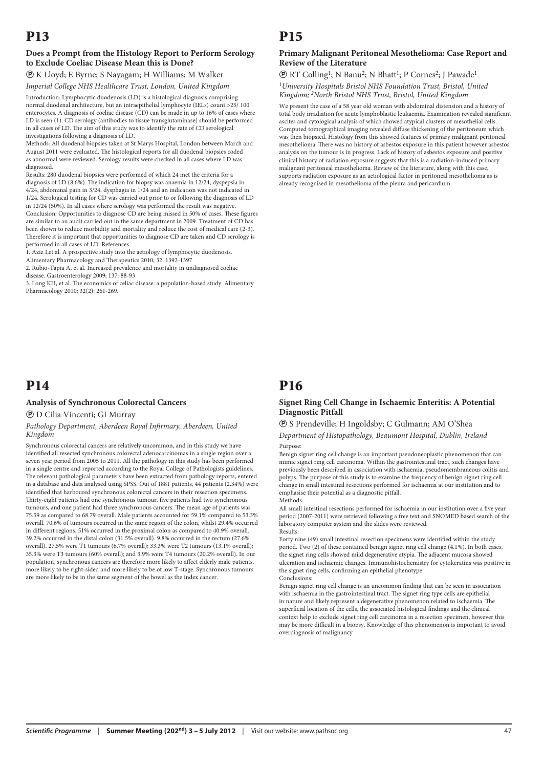# P13

### Does a Prompt from the Histology Report to Perform Serology to Exclude Coeliac Disease Mean this is Done?

Ⓟ K Lloyd; E Byrne; S Nayagam; H Williams; M Walker

*Imperial College NHS Healthcare Trust, London, United Kingdom*

Introduction: Lymphocytic duodenosis (LD) is a histological diagnosis comprising normal duodenal architecture, but an intraepithelial lymphocyte (IELs) count >25/ 100 enterocytes. A diagnosis of coeliac disease (CD) can be made in up to 16% of cases where LD is seen (1). CD serology (antibodies to tissue transglutaminase) should be performed in all cases of LD. The aim of this study was to identify the rate of CD serological investigations following a diagnosis of LD.

Methods: All duodenal biopsies taken at St Marys Hospital, London between March and August 2011 were evaluated. The histological reports for all duodenal biopsies coded as abnormal were reviewed. Serology results were checked in all cases where LD was diagnosed.

Results: 280 duodenal biopsies were performed of which 24 met the criteria for a diagnosis of LD (8.6%). The indication for biopsy was anaemia in 12/24, dyspepsia in 4/24, abdominal pain in 3/24, dysphagia in 1/24 and an indication was not indicated in 1/24. Serological testing for CD was carried out prior to or following the diagnosis of LD in 12/24 (50%). In all cases where serology was performed the result was negative.

Conclusion: Opportunities to diagnose CD are being missed in 50% of cases. These figures are similar to an audit carried out in the same department in 2009. Treatment of CD has been shown to reduce morbidity and mortality and reduce the cost of medical care (2-3). Therefore it is important that opportunities to diagnose CD are taken and CD serology is performed in all cases of LD. References

1. Aziz I,et al. A prospective study into the aetiology of lymphocytic duodenosis. Alimentary Pharmacology and Therapeutics 2010; 32: 1392-1397
2. Rubio-Tapia A, et al. Increased prevalence and mortality in undiagnosed coeliac disease. Gastroenterology 2009; 137: 88-93
3. Long KH, et al. The economics of celiac disease: a population-based study. Alimentary Pharmacology 2010; 32(2): 261-269.

# P14

### Analysis of Synchronous Colorectal Cancers

Ⓟ D Cilia Vincenti; GI Murray

*Pathology Department, Aberdeen Royal Infirmary, Aberdeen, United Kingdom*

Synchronous colorectal cancers are relatively uncommon, and in this study we have identified all resected synchronous colorectal adenocarcinomas in a single region over a seven year period from 2005 to 2011. All the pathology in this study has been performed in a single centre and reported according to the Royal College of Pathologists guidelines. The relevant pathological parameters have been extracted from pathology reports, entered in a database and data analysed using SPSS. Out of 1881 patients, 44 patients (2.34%) were identified that harboured synchronous colorectal cancers in their resection specimens. Thirty-eight patients had one synchronous tumour, five patients had two synchronous tumours, and one patient had three synchronous cancers. The mean age of patients was 75.59 as compared to 68.79 overall. Male patients accounted for 59.1% compared to 53.3% overall. 70.6% of tumours occurred in the same region of the colon, whilst 29.4% occurred in different regions. 51% occurred in the proximal colon as compared to 40.9% overall. 39.2% occurred in the distal colon (31.5% overall). 9.8% occurred in the rectum (27.6% overall). 27.5% were T1 tumours (6.7% overall); 33.3% were T2 tumours (13.1% overall); 35.3% were T3 tumours (60% overall); and 3.9% were T4 tumours (20.2% overall). In our population, synchronous cancers are therefore more likely to affect elderly male patients, more likely to be right-sided and more likely to be of low T-stage. Synchronous tumours are more likely to be in the same segment of the bowel as the index cancer.

# P15

### Primary Malignant Peritoneal Mesothelioma: Case Report and Review of the Literature

Ⓟ RT Colling[1]; N Banu[2]; N Bhatt[1]; P Cornes[2]; J Pawade[1]

*[1]University Hospitals Bristol NHS Foundation Trust, Bristol, United Kingdom; [2]North Bristol NHS Trust, Bristol, United Kingdom*

We present the case of a 58 year old woman with abdominal distension and a history of total body irradiation for acute lymphoblastic leukaemia. Examination revealed significant ascites and cytological analysis of which showed atypical clusters of mesothelial cells. Computed tomographical imaging revealed diffuse thickening of the peritoneum which was then biopsied. Histology from this showed features of primary malignant peritoneal mesothelioma. There was no history of asbestos exposure in this patient however asbestos analysis on the tumour is in progress. Lack of history of asbestos exposure and positive clinical history of radiation exposure suggests that this is a radiation-induced primary malignant peritoneal mesothelioma. Review of the literature, along with this case, supports radiation exposure as an aetiological factor in peritoneal mesothelioma as is already recognised in mesothelioma of the pleura and pericardium.

# P16

### Signet Ring Cell Change in Ischaemic Enteritis: A Potential Diagnostic Pitfall

Ⓟ S Prendeville; H Ingoldsby; C Gulmann; AM O'Shea

*Department of Histopathology, Beaumont Hospital, Dublin, Ireland*

Purpose:

Benign signet ring cell change is an important pseudoneoplastic phenomenon that can mimic signet ring cell carcinoma. Within the gastrointestinal tract, such changes have previously been described in association with ischaemia, pseudomembraneous colitis and polyps. The purpose of this study is to examine the frequency of benign signet ring cell change in small intestinal resections performed for ischaemia at our institution and to emphasise their potential as a diagnostic pitfall.

Methods:

All small intestinal resections performed for ischaemia in our institution over a five year period (2007-2011) were retrieved following a free text and SNOMED based search of the laboratory computer system and the slides were reviewed.

Results:

Forty nine (49) small intestinal resection specimens were identified within the study period. Two (2) of these contained benign signet ring cell change (4.1%). In both cases, the signet ring cells showed mild degenerative atypia. The adjacent mucosa showed ulceration and ischaemic changes. Immunohistochemistry for cytokeratins was positive in the signet ring cells, confirming an epithelial phenotype.

Conclusions:

Benign signet ring cell change is an uncommon finding that can be seen in association with ischaemia in the gastrointestinal tract. The signet ring type cells are epithelial in nature and likely represent a degenerative phenomenon related to ischaemia. The superficial location of the cells, the associated histological findings and the clinical context help to exclude signet ring cell carcinoma in a resection specimen, however this may be more difficult in a biopsy. Knowledge of this phenomenon is important to avoid overdiagnosis of malignancy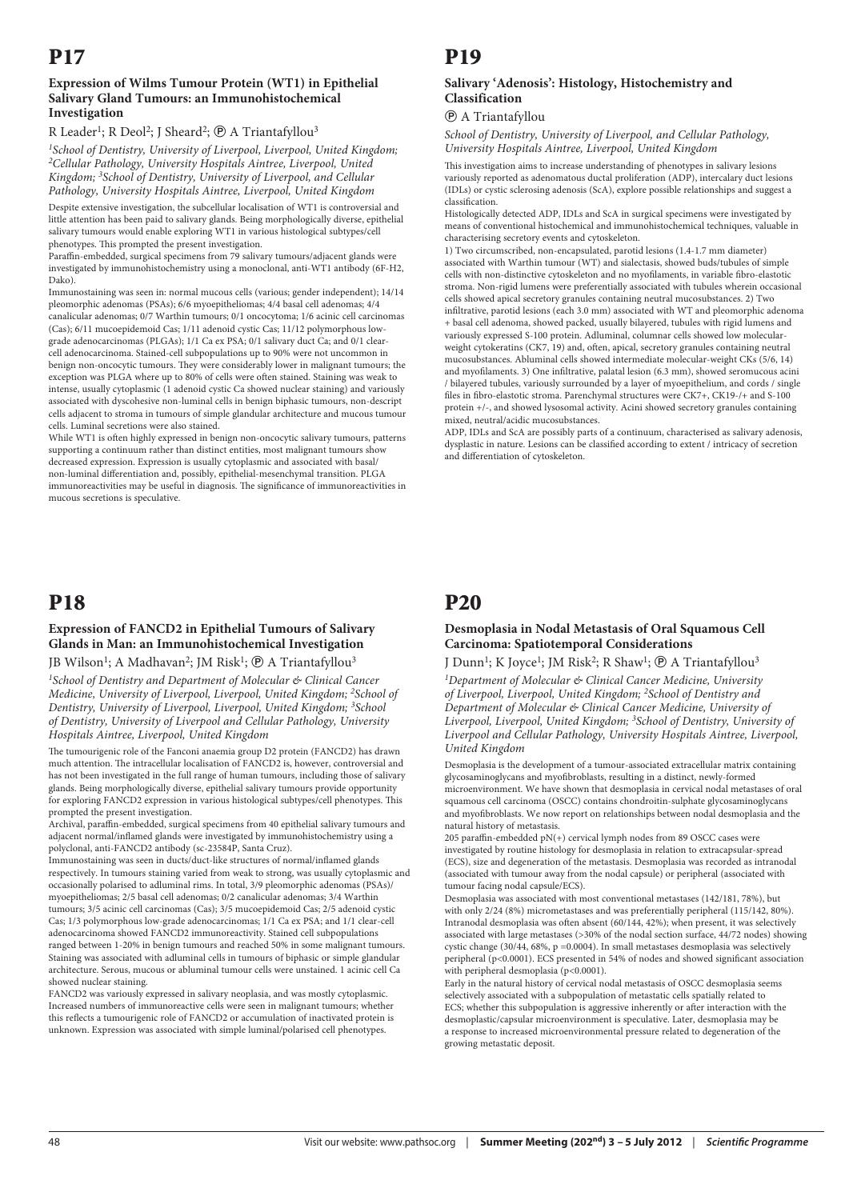# P17

### Expression of Wilms Tumour Protein (WT1) in Epithelial Salivary Gland Tumours: an Immunohistochemical Investigation

R Leader[1]; R Deol[2]; J Sheard[2]; Ⓟ A Triantafyllou[3]

*[1]School of Dentistry, University of Liverpool, Liverpool, United Kingdom; [2]Cellular Pathology, University Hospitals Aintree, Liverpool, United Kingdom; [3]School of Dentistry, University of Liverpool, and Cellular Pathology, University Hospitals Aintree, Liverpool, United Kingdom*

Despite extensive investigation, the subcellular localisation of WT1 is controversial and little attention has been paid to salivary glands. Being morphologically diverse, epithelial salivary tumours would enable exploring WT1 in various histological subtypes/cell phenotypes. This prompted the present investigation.

Paraffin-embedded, surgical specimens from 79 salivary tumours/adjacent glands were investigated by immunohistochemistry using a monoclonal, anti-WT1 antibody (6F-H2, Dako).

Immunostaining was seen in: normal mucous cells (various; gender independent); 14/14 pleomorphic adenomas (PSAs); 6/6 myoepitheliomas; 4/4 basal cell adenomas; 4/4 canalicular adenomas; 0/7 Warthin tumours; 0/1 oncocytoma; 1/6 acinic cell carcinomas (Cas); 6/11 mucoepidemoid Cas; 1/11 adenoid cystic Cas; 11/12 polymorphous low-grade adenocarcinomas (PLGAs); 1/1 Ca ex PSA; 0/1 salivary duct Ca; and 0/1 clear-cell adenocarcinoma. Stained-cell subpopulations up to 90% were not uncommon in benign non-oncocytic tumours. They were considerably lower in malignant tumours; the exception was PLGA where up to 80% of cells were often stained. Staining was weak to intense, usually cytoplasmic (1 adenoid cystic Ca showed nuclear staining) and variously associated with dyscohesive non-luminal cells in benign biphasic tumours, non-descript cells adjacent to stroma in tumours of simple glandular architecture and mucous tumour cells. Luminal secretions were also stained.

While WT1 is often highly expressed in benign non-oncocytic salivary tumours, patterns supporting a continuum rather than distinct entities, most malignant tumours show decreased expression. Expression is usually cytoplasmic and associated with basal/non-luminal differentiation and, possibly, epithelial-mesenchymal transition. PLGA immunoreactivities may be useful in diagnosis. The significance of immunoreactivities in mucous secretions is speculative.

# P18

### Expression of FANCD2 in Epithelial Tumours of Salivary Glands in Man: an Immunohistochemical Investigation

JB Wilson[1]; A Madhavan[2]; JM Risk[1]; Ⓟ A Triantafyllou[3]

*[1]School of Dentistry and Department of Molecular & Clinical Cancer Medicine, University of Liverpool, Liverpool, United Kingdom; [2]School of Dentistry, University of Liverpool, Liverpool, United Kingdom; [3]School of Dentistry, University of Liverpool and Cellular Pathology, University Hospitals Aintree, Liverpool, United Kingdom*

The tumourigenic role of the Fanconi anaemia group D2 protein (FANCD2) has drawn much attention. The intracellular localisation of FANCD2 is, however, controversial and has not been investigated in the full range of human tumours, including those of salivary glands. Being morphologically diverse, epithelial salivary tumours provide opportunity for exploring FANCD2 expression in various histological subtypes/cell phenotypes. This prompted the present investigation.

Archival, paraffin-embedded, surgical specimens from 40 epithelial salivary tumours and adjacent normal/inflamed glands were investigated by immunohistochemistry using a polyclonal, anti-FANCD2 antibody (sc-23584P, Santa Cruz).

Immunostaining was seen in ducts/duct-like structures of normal/inflamed glands respectively. In tumours staining varied from weak to strong, was usually cytoplasmic and occasionally polarised to adluminal rims. In total, 3/9 pleomorphic adenomas (PSAs)/myoepitheliomas; 2/5 basal cell adenomas; 0/2 canalicular adenomas; 3/4 Warthin tumours; 3/5 acinic cell carcinomas (Cas); 3/5 mucoepidemoid Cas; 2/5 adenoid cystic Cas; 1/3 polymorphous low-grade adenocarcinomas; 1/1 Ca ex PSA; and 1/1 clear-cell adenocarcinoma showed FANCD2 immunoreactivity. Stained cell subpopulations ranged between 1-20% in benign tumours and reached 50% in some malignant tumours. Staining was associated with adluminal cells in tumours of biphasic or simple glandular architecture. Serous, mucous or abluminal tumour cells were unstained. 1 acinic cell Ca showed nuclear staining.

FANCD2 was variously expressed in salivary neoplasia, and was mostly cytoplasmic. Increased numbers of immunoreactive cells were seen in malignant tumours; whether this reflects a tumourigenic role of FANCD2 or accumulation of inactivated protein is unknown. Expression was associated with simple luminal/polarised cell phenotypes.

# P19

### Salivary 'Adenosis': Histology, Histochemistry and Classification

Ⓟ A Triantafyllou

*School of Dentistry, University of Liverpool, and Cellular Pathology, University Hospitals Aintree, Liverpool, United Kingdom*

This investigation aims to increase understanding of phenotypes in salivary lesions variously reported as adenomatous ductal proliferation (ADP), intercalary duct lesions (IDLs) or cystic sclerosing adenosis (ScA), explore possible relationships and suggest a classification.

Histologically detected ADP, IDLs and ScA in surgical specimens were investigated by means of conventional histochemical and immunohistochemical techniques, valuable in characterising secretory events and cytoskeleton.

1) Two circumscribed, non-encapsulated, parotid lesions (1.4-1.7 mm diameter) associated with Warthin tumour (WT) and sialectasis, showed buds/tubules of simple cells with non-distinctive cytoskeleton and no myofilaments, in variable fibro-elastotic stroma. Non-rigid lumens were preferentially associated with tubules wherein occasional cells showed apical secretory granules containing neutral mucosubstances. 2) Two infiltrative, parotid lesions (each 3.0 mm) associated with WT and pleomorphic adenoma + basal cell adenoma, showed packed, usually bilayered, tubules with rigid lumens and variously expressed S-100 protein. Adluminal, columnar cells showed low molecular-weight cytokeratins (CK7, 19) and, often, apical, secretory granules containing neutral mucosubstances. Abluminal cells showed intermediate molecular-weight CKs (5/6, 14) and myofilaments. 3) One infiltrative, palatal lesion (6.3 mm), showed seromucous acini / bilayered tubules, variously surrounded by a layer of myoepithelium, and cords / single files in fibro-elastotic stroma. Parenchymal structures were CK7+, CK19-/+ and S-100 protein +/-, and showed lysosomal activity. Acini showed secretory granules containing mixed, neutral/acidic mucosubstances.

ADP, IDLs and ScA are possibly parts of a continuum, characterised as salivary adenosis, dysplastic in nature. Lesions can be classified according to extent / intricacy of secretion and differentiation of cytoskeleton.

# P20

### Desmoplasia in Nodal Metastasis of Oral Squamous Cell Carcinoma: Spatiotemporal Considerations

J Dunn[1]; K Joyce[1]; JM Risk[2]; R Shaw[1]; Ⓟ A Triantafyllou[3]

*[1]Department of Molecular & Clinical Cancer Medicine, University of Liverpool, Liverpool, United Kingdom; [2]School of Dentistry and Department of Molecular & Clinical Cancer Medicine, University of Liverpool, Liverpool, United Kingdom; [3]School of Dentistry, University of Liverpool and Cellular Pathology, University Hospitals Aintree, Liverpool, United Kingdom*

Desmoplasia is the development of a tumour-associated extracellular matrix containing glycosaminoglycans and myofibroblasts, resulting in a distinct, newly-formed microenvironment. We have shown that desmoplasia in cervical nodal metastases of oral squamous cell carcinoma (OSCC) contains chondroitin-sulphate glycosaminoglycans and myofibroblasts. We now report on relationships between nodal desmoplasia and the natural history of metastasis.

205 paraffin-embedded pN(+) cervical lymph nodes from 89 OSCC cases were investigated by routine histology for desmoplasia in relation to extracapsular-spread (ECS), size and degeneration of the metastasis. Desmoplasia was recorded as intranodal (associated with tumour away from the nodal capsule) or peripheral (associated with tumour facing nodal capsule/ECS).

Desmoplasia was associated with most conventional metastases (142/181, 78%), but with only 2/24 (8%) micrometastases and was preferentially peripheral (115/142, 80%). Intranodal desmoplasia was often absent (60/144, 42%); when present, it was selectively associated with large metastases (>30% of the nodal section surface, 44/72 nodes) showing cystic change (30/44, 68%, $p = 0.0004$). In small metastases desmoplasia was selectively peripheral ($p<0.0001$). ECS presented in 54% of nodes and showed significant association with peripheral desmoplasia ($p<0.0001$).

Early in the natural history of cervical nodal metastasis of OSCC desmoplasia seems selectively associated with a subpopulation of metastatic cells spatially related to ECS; whether this subpopulation is aggressive inherently or after interaction with the desmoplastic/capsular microenvironment is speculative. Later, desmoplasia may be a response to increased microenvironmental pressure related to degeneration of the growing metastatic deposit.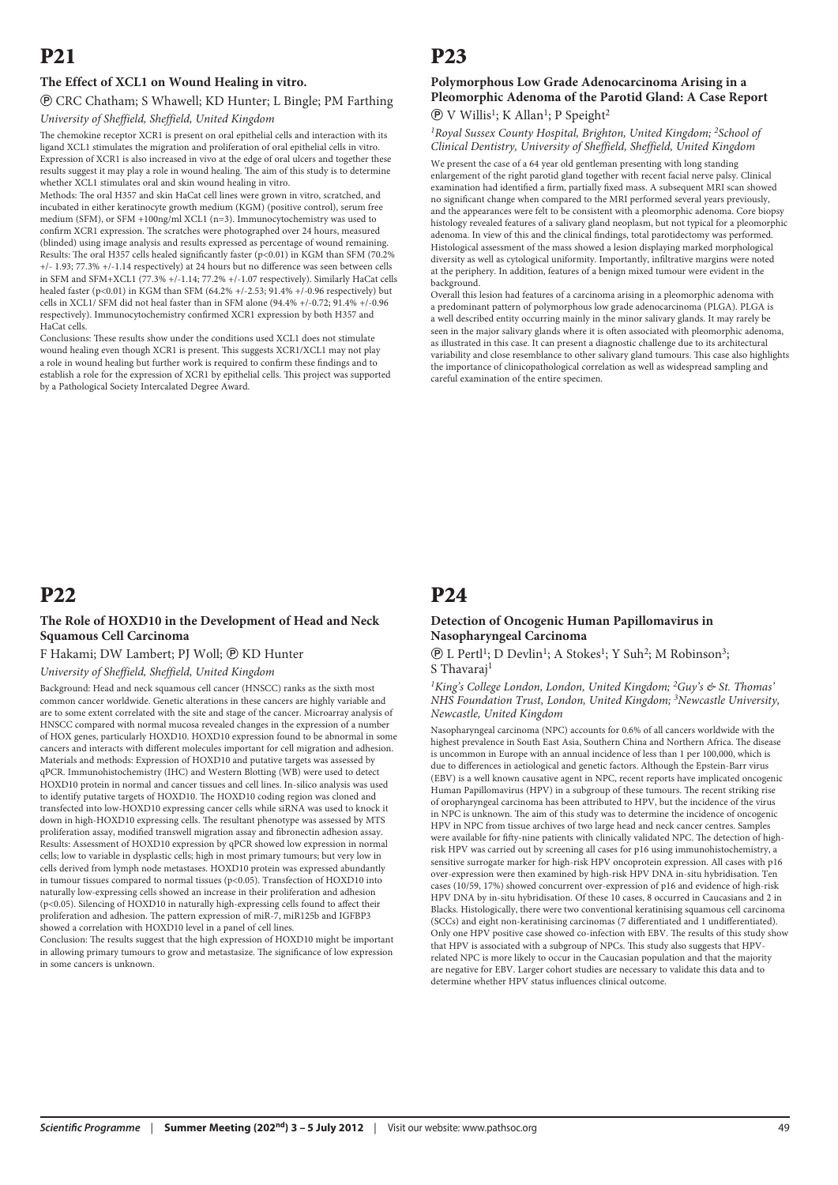# P21

### The Effect of XCL1 on Wound Healing in vitro.

Ⓟ CRC Chatham; S Whawell; KD Hunter; L Bingle; PM Farthing

*University of Sheffield, Sheffield, United Kingdom*

The chemokine receptor XCR1 is present on oral epithelial cells and interaction with its ligand XCL1 stimulates the migration and proliferation of oral epithelial cells in vitro. Expression of XCR1 is also increased in vivo at the edge of oral ulcers and together these results suggest it may play a role in wound healing. The aim of this study is to determine whether XCL1 stimulates oral and skin wound healing in vitro.

Methods: The oral H357 and skin HaCat cell lines were grown in vitro, scratched, and incubated in either keratinocyte growth medium (KGM) (positive control), serum free medium (SFM), or SFM +100ng/ml XCL1 (n=3). Immunocytochemistry was used to confirm XCR1 expression. The scratches were photographed over 24 hours, measured (blinded) using image analysis and results expressed as percentage of wound remaining.

Results: The oral H357 cells healed significantly faster ($p<0.01$) in KGM than SFM (70.2% +/- 1.93; 77.3% +/-1.14 respectively) at 24 hours but no difference was seen between cells in SFM and SFM+XCL1 (77.3% +/-1.14; 77.2% +/-1.07 respectively). Similarly HaCat cells healed faster ($p<0.01$) in KGM than SFM (64.2% +/-2.53; 91.4% +/-0.96 respectively) but cells in XCL1/ SFM did not heal faster than in SFM alone (94.4% +/-0.72; 91.4% +/-0.96 respectively). Immunocytochemistry confirmed XCR1 expression by both H357 and HaCat cells.

Conclusions: These results show under the conditions used XCL1 does not stimulate wound healing even though XCR1 is present. This suggests XCR1/XCL1 may not play a role in wound healing but further work is required to confirm these findings and to establish a role for the expression of XCR1 by epithelial cells. This project was supported by a Pathological Society Intercalated Degree Award.

# P22

### The Role of HOXD10 in the Development of Head and Neck Squamous Cell Carcinoma

F Hakami; DW Lambert; PJ Woll; Ⓟ KD Hunter

*University of Sheffield, Sheffield, United Kingdom*

Background: Head and neck squamous cell cancer (HNSCC) ranks as the sixth most common cancer worldwide. Genetic alterations in these cancers are highly variable and are to some extent correlated with the site and stage of the cancer. Microarray analysis of HNSCC compared with normal mucosa revealed changes in the expression of a number of HOX genes, particularly HOXD10. HOXD10 expression found to be abnormal in some cancers and interacts with different molecules important for cell migration and adhesion.

Materials and methods: Expression of HOXD10 and putative targets was assessed by qPCR. Immunohistochemistry (IHC) and Western Blotting (WB) were used to detect HOXD10 protein in normal and cancer tissues and cell lines. In-silico analysis was used to identify putative targets of HOXD10. The HOXD10 coding region was cloned and transfected into low-HOXD10 expressing cancer cells while siRNA was used to knock it down in high-HOXD10 expressing cells. The resultant phenotype was assessed by MTS proliferation assay, modified transwell migration assay and fibronectin adhesion assay.

Results: Assessment of HOXD10 expression by qPCR showed low expression in normal cells; low to variable in dysplastic cells; high in most primary tumours; but very low in cells derived from lymph node metastases. HOXD10 protein was expressed abundantly in tumour tissues compared to normal tissues ($p<0.05$). Transfection of HOXD10 into naturally low-expressing cells showed an increase in their proliferation and adhesion ($p<0.05$). Silencing of HOXD10 in naturally high-expressing cells found to affect their proliferation and adhesion. The pattern expression of miR-7, miR125b and IGFBP3 showed a correlation with HOXD10 level in a panel of cell lines.

Conclusion: The results suggest that the high expression of HOXD10 might be important in allowing primary tumours to grow and metastasize. The significance of low expression in some cancers is unknown.

# P23

### Polymorphous Low Grade Adenocarcinoma Arising in a Pleomorphic Adenoma of the Parotid Gland: A Case Report

Ⓟ V Willis[1]; K Allan[1]; P Speight[2]

*[1]Royal Sussex County Hospital, Brighton, United Kingdom; [2]School of Clinical Dentistry, University of Sheffield, Sheffield, United Kingdom*

We present the case of a 64 year old gentleman presenting with long standing enlargement of the right parotid gland together with recent facial nerve palsy. Clinical examination had identified a firm, partially fixed mass. A subsequent MRI scan showed no significant change when compared to the MRI performed several years previously, and the appearances were felt to be consistent with a pleomorphic adenoma. Core biopsy histology revealed features of a salivary gland neoplasm, but not typical for a pleomorphic adenoma. In view of this and the clinical findings, total parotidectomy was performed. Histological assessment of the mass showed a lesion displaying marked morphological diversity as well as cytological uniformity. Importantly, infiltrative margins were noted at the periphery. In addition, features of a benign mixed tumour were evident in the background.

Overall this lesion had features of a carcinoma arising in a pleomorphic adenoma with a predominant pattern of polymorphous low grade adenocarcinoma (PLGA). PLGA is a well described entity occurring mainly in the minor salivary glands. It may rarely be seen in the major salivary glands where it is often associated with pleomorphic adenoma, as illustrated in this case. It can present a diagnostic challenge due to its architectural variability and close resemblance to other salivary gland tumours. This case also highlights the importance of clinicopathological correlation as well as widespread sampling and careful examination of the entire specimen.

# P24

### Detection of Oncogenic Human Papillomavirus in Nasopharyngeal Carcinoma

Ⓟ L Pertl[1]; D Devlin[1]; A Stokes[1]; Y Suh[2]; M Robinson[3]; S Thavaraj[1]

*[1]King's College London, London, United Kingdom; [2]Guy's & St. Thomas' NHS Foundation Trust, London, United Kingdom; [3]Newcastle University, Newcastle, United Kingdom*

Nasopharyngeal carcinoma (NPC) accounts for 0.6% of all cancers worldwide with the highest prevalence in South East Asia, Southern China and Northern Africa. The disease is uncommon in Europe with an annual incidence of less than 1 per 100,000, which is due to differences in aetiological and genetic factors. Although the Epstein-Barr virus (EBV) is a well known causative agent in NPC, recent reports have implicated oncogenic Human Papillomavirus (HPV) in a subgroup of these tumours. The recent striking rise of oropharyngeal carcinoma has been attributed to HPV, but the incidence of the virus in NPC is unknown. The aim of this study was to determine the incidence of oncogenic HPV in NPC from tissue archives of two large head and neck cancer centres. Samples were available for fifty-nine patients with clinically validated NPC. The detection of high-risk HPV was carried out by screening all cases for p16 using immunohistochemistry, a sensitive surrogate marker for high-risk HPV oncoprotein expression. All cases with p16 over-expression were then examined by high-risk HPV DNA in-situ hybridisation. Ten cases (10/59, 17%) showed concurrent over-expression of p16 and evidence of high-risk HPV DNA by in-situ hybridisation. Of these 10 cases, 8 occurred in Caucasians and 2 in Blacks. Histologically, there were two conventional keratinising squamous cell carcinoma (SCCs) and eight non-keratinising carcinomas (7 differentiated and 1 undifferentiated). Only one HPV positive case showed co-infection with EBV. The results of this study show that HPV is associated with a subgroup of NPCs. This study also suggests that HPV-related NPC is more likely to occur in the Caucasian population and that the majority are negative for EBV. Larger cohort studies are necessary to validate this data and to determine whether HPV status influences clinical outcome.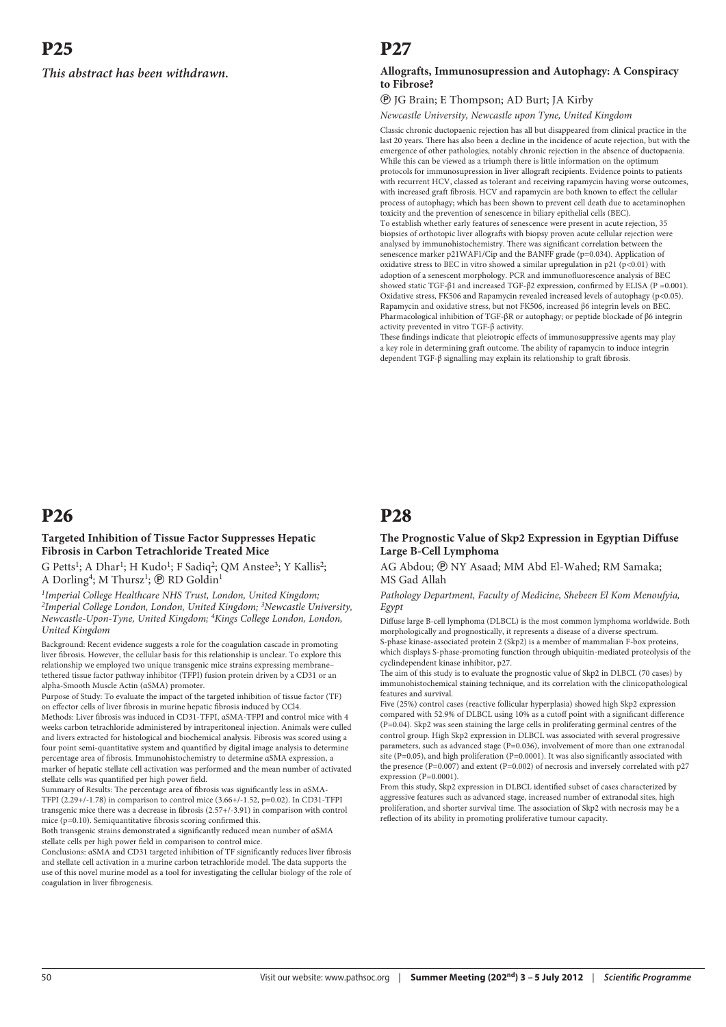# P25

*This abstract has been withdrawn.*

# P26

### Targeted Inhibition of Tissue Factor Suppresses Hepatic Fibrosis in Carbon Tetrachloride Treated Mice

G Petts[1]; A Dhar[1]; H Kudo[1]; F Sadiq[2]; QM Anstee[3]; Y Kallis[2]; A Dorling[4]; M Thursz[1]; ⓟ RD Goldin[1]

*[1]Imperial College Healthcare NHS Trust, London, United Kingdom; [2]Imperial College London, London, United Kingdom; [3]Newcastle University, Newcastle-Upon-Tyne, United Kingdom; [4]Kings College London, London, United Kingdom*

Background: Recent evidence suggests a role for the coagulation cascade in promoting liver fibrosis. However, the cellular basis for this relationship is unclear. To explore this relationship we employed two unique transgenic mice strains expressing membrane–tethered tissue factor pathway inhibitor (TFPI) fusion protein driven by a CD31 or an alpha-Smooth Muscle Actin (αSMA) promoter.

Purpose of Study: To evaluate the impact of the targeted inhibition of tissue factor (TF) on effector cells of liver fibrosis in murine hepatic fibrosis induced by $CCl_4$.

Methods: Liver fibrosis was induced in CD31-TFPI, αSMA-TFPI and control mice with 4 weeks carbon tetrachloride administered by intraperitoneal injection. Animals were culled and livers extracted for histological and biochemical analysis. Fibrosis was scored using a four point semi-quantitative system and quantified by digital image analysis to determine percentage area of fibrosis. Immunohistochemistry to determine αSMA expression, a marker of hepatic stellate cell activation was performed and the mean number of activated stellate cells was quantified per high power field.

Summary of Results: The percentage area of fibrosis was significantly less in αSMA-TFPI (2.29+/-1.78) in comparison to control mice (3.66+/-1.52, p=0.02). In CD31-TFPI transgenic mice there was a decrease in fibrosis (2.57+/-3.91) in comparison with control mice (p=0.10). Semiquantitative fibrosis scoring confirmed this.

Both transgenic strains demonstrated a significantly reduced mean number of αSMA stellate cells per high power field in comparison to control mice.

Conclusions: αSMA and CD31 targeted inhibition of TF significantly reduces liver fibrosis and stellate cell activation in a murine carbon tetrachloride model. The data supports the use of this novel murine model as a tool for investigating the cellular biology of the role of coagulation in liver fibrogenesis.

# P27

### Allografts, Immunosupression and Autophagy: A Conspiracy to Fibrose?

ⓟ JG Brain; E Thompson; AD Burt; JA Kirby

*Newcastle University, Newcastle upon Tyne, United Kingdom*

Classic chronic ductopaenic rejection has all but disappeared from clinical practice in the last 20 years. There has also been a decline in the incidence of acute rejection, but with the emergence of other pathologies, notably chronic rejection in the absence of ductopaenia. While this can be viewed as a triumph there is little information on the optimum protocols for immunosupression in liver allograft recipients. Evidence points to patients with recurrent HCV, classed as tolerant and receiving rapamycin having worse outcomes, with increased graft fibrosis. HCV and rapamycin are both known to effect the cellular process of autophagy; which has been shown to prevent cell death due to acetaminophen toxicity and the prevention of senescence in biliary epithelial cells (BEC).

To establish whether early features of senescence were present in acute rejection, 35 biopsies of orthotopic liver allografts with biopsy proven acute cellular rejection were analysed by immunohistochemistry. There was significant correlation between the senescence marker p21WAF1/Cip and the BANFF grade (p=0.034). Application of oxidative stress to BEC in vitro showed a similar upregulation in p21 ($p<0.01$) with adoption of a senescent morphology. PCR and immunofluorescence analysis of BEC showed static TGF-β1 and increased TGF-β2 expression, confirmed by ELISA (P =0.001). Oxidative stress, FK506 and Rapamycin revealed increased levels of autophagy ($p<0.05$). Rapamycin and oxidative stress, but not FK506, increased β6 integrin levels on BEC. Pharmacological inhibition of TGF-βR or autophagy; or peptide blockade of β6 integrin activity prevented in vitro TGF-β activity.

These findings indicate that pleiotropic effects of immunosuppressive agents may play a key role in determining graft outcome. The ability of rapamycin to induce integrin dependent TGF-β signalling may explain its relationship to graft fibrosis.

# P28

### The Prognostic Value of Skp2 Expression in Egyptian Diffuse Large B-Cell Lymphoma

AG Abdou; ⓟ NY Asaad; MM Abd El-Wahed; RM Samaka; MS Gad Allah

*Pathology Department, Faculty of Medicine, Shebeen El Kom Menoufyia, Egypt*

Diffuse large B-cell lymphoma (DLBCL) is the most common lymphoma worldwide. Both morphologically and prognostically, it represents a disease of a diverse spectrum.

S-phase kinase-associated protein 2 (Skp2) is a member of mammalian F-box proteins, which displays S-phase-promoting function through ubiquitin-mediated proteolysis of the cyclindependent kinase inhibitor, p27.

The aim of this study is to evaluate the prognostic value of Skp2 in DLBCL (70 cases) by immunohistochemical staining technique, and its correlation with the clinicopathological features and survival.

Five (25%) control cases (reactive follicular hyperplasia) showed high Skp2 expression compared with 52.9% of DLBCL using 10% as a cutoff point with a significant difference (P=0.04). Skp2 was seen staining the large cells in proliferating germinal centres of the control group. High Skp2 expression in DLBCL was associated with several progressive parameters, such as advanced stage (P=0.036), involvement of more than one extranodal site (P=0.05), and high proliferation (P=0.0001). It was also significantly associated with the presence (P=0.007) and extent (P=0.002) of necrosis and inversely correlated with p27 expression (P=0.0001).

From this study, Skp2 expression in DLBCL identified subset of cases characterized by aggressive features such as advanced stage, increased number of extranodal sites, high proliferation, and shorter survival time. The association of Skp2 with necrosis may be a reflection of its ability in promoting proliferative tumour capacity.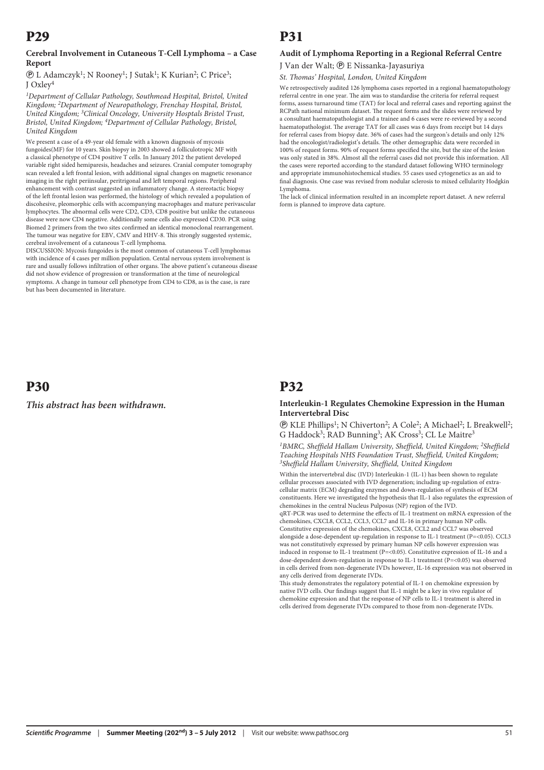# P29

### Cerebral Involvement in Cutaneous T-Cell Lymphoma – a Case Report

Ⓟ L Adamczyk[1]; N Rooney[1]; J Sutak[1]; K Kurian[2]; C Price[3]; J Oxley[4]

*[1]Department of Cellular Pathology, Southmead Hospital, Bristol, United Kingdom; [2]Department of Neuropathology, Frenchay Hospital, Bristol, United Kingdom; [3]Clinical Oncology, University Hosptals Bristol Trust, Bristol, United Kingdom; [4]Department of Cellular Pathology, Bristol, United Kingdom*

We present a case of a 49-year old female with a known diagnosis of mycosis fungoides(MF) for 10 years. Skin biopsy in 2003 showed a folliculotropic MF with a classical phenotype of CD4 positive T cells. In January 2012 the patient developed variable right sided hemiparesis, headaches and seizures. Cranial computer tomography scan revealed a left frontal lesion, with additional signal changes on magnetic resonance imaging in the right periinsular, peritrigonal and left temporal regions. Peripheral enhancement with contrast suggested an inflammatory change. A stereotactic biopsy of the left frontal lesion was performed, the histology of which revealed a population of discohesive, pleomorphic cells with accompanying macrophages and mature perivascular lymphocytes. The abnormal cells were CD2, CD3, CD8 positive but unlike the cutaneous disease were now CD4 negative. Additionally some cells also expressed CD30. PCR using Biomed 2 primers from the two sites confirmed an identical monoclonal rearrangement. The tumour was negative for EBV, CMV and HHV-8. This strongly suggested systemic, cerebral involvement of a cutaneous T-cell lymphoma.

DISCUSSION: Mycosis fungoides is the most common of cutaneous T-cell lymphomas with incidence of 4 cases per million population. Cental nervous system involvement is rare and usually follows infiltration of other organs. The above patient's cutaneous disease did not show evidence of progression or transformation at the time of neurological symptoms. A change in tumour cell phenotype from CD4 to CD8, as is the case, is rare but has been documented in literature.

# P30

***This abstract has been withdrawn.***

# P31

### Audit of Lymphoma Reporting in a Regional Referral Centre

J Van der Walt; Ⓟ E Nissanka-Jayasuriya

*St. Thomas' Hospital, London, United Kingdom*

We retrospectively audited 126 lymphoma cases reported in a regional haematopathology referral centre in one year. The aim was to standardise the criteria for referral request forms, assess turnaround time (TAT) for local and referral cases and reporting against the RCPath national minimum dataset. The request forms and the slides were reviewed by a consultant haematopathologist and a trainee and 6 cases were re-reviewed by a second haematopathologist. The average TAT for all cases was 6 days from receipt but 14 days for referral cases from biopsy date. 36% of cases had the surgeon's details and only 12% had the oncologist/radiologist's details. The other demographic data were recorded in 100% of request forms. 90% of request forms specified the site, but the size of the lesion was only stated in 38%. Almost all the referral cases did not provide this information. All the cases were reported according to the standard dataset following WHO terminology and appropriate immunohistochemical studies. 55 cases used cytogenetics as an aid to final diagnosis. One case was revised from nodular sclerosis to mixed cellularity Hodgkin Lymphoma.

The lack of clinical information resulted in an incomplete report dataset. A new referral form is planned to improve data capture.

# P32

### Interleukin-1 Regulates Chemokine Expression in the Human Intervertebral Disc

Ⓟ KLE Phillips[1]; N Chiverton[2]; A Cole[2]; A Michael[2]; L Breakwell[2]; G Haddock[3]; RAD Bunning[3]; AK Cross[3]; CL Le Maitre[3]

*[1]BMRC, Sheffield Hallam University, Sheffield, United Kingdom; [2]Sheffield Teaching Hospitals NHS Foundation Trust, Sheffield, United Kingdom; [3]Sheffield Hallam University, Sheffield, United Kingdom*

Within the intervertebral disc (IVD) Interleukin-1 (IL-1) has been shown to regulate cellular processes associated with IVD degeneration; including up-regulation of extra-cellular matrix (ECM) degrading enzymes and down-regulation of synthesis of ECM constituents. Here we investigated the hypothesis that IL-1 also regulates the expression of chemokines in the central Nucleus Pulposus (NP) region of the IVD.

qRT-PCR was used to determine the effects of IL-1 treatment on mRNA expression of the chemokines, CXCL8, CCL2, CCL3, CCL7 and IL-16 in primary human NP cells. Constitutive expression of the chemokines, CXCL8, CCL2 and CCL7 was observed alongside a dose-dependent up-regulation in response to IL-1 treatment ($P=<0.05$). CCL3 was not constitutively expressed by primary human NP cells however expression was induced in response to IL-1 treatment ($P=<0.05$). Constitutive expression of IL-16 and a dose-dependent down-regulation in response to IL-1 treatment ($P=<0.05$) was observed in cells derived from non-degenerate IVDs however, IL-16 expression was not observed in any cells derived from degenerate IVDs.

This study demonstrates the regulatory potential of IL-1 on chemokine expression by native IVD cells. Our findings suggest that IL-1 might be a key in vivo regulator of chemokine expression and that the response of NP cells to IL-1 treatment is altered in cells derived from degenerate IVDs compared to those from non-degenerate IVDs.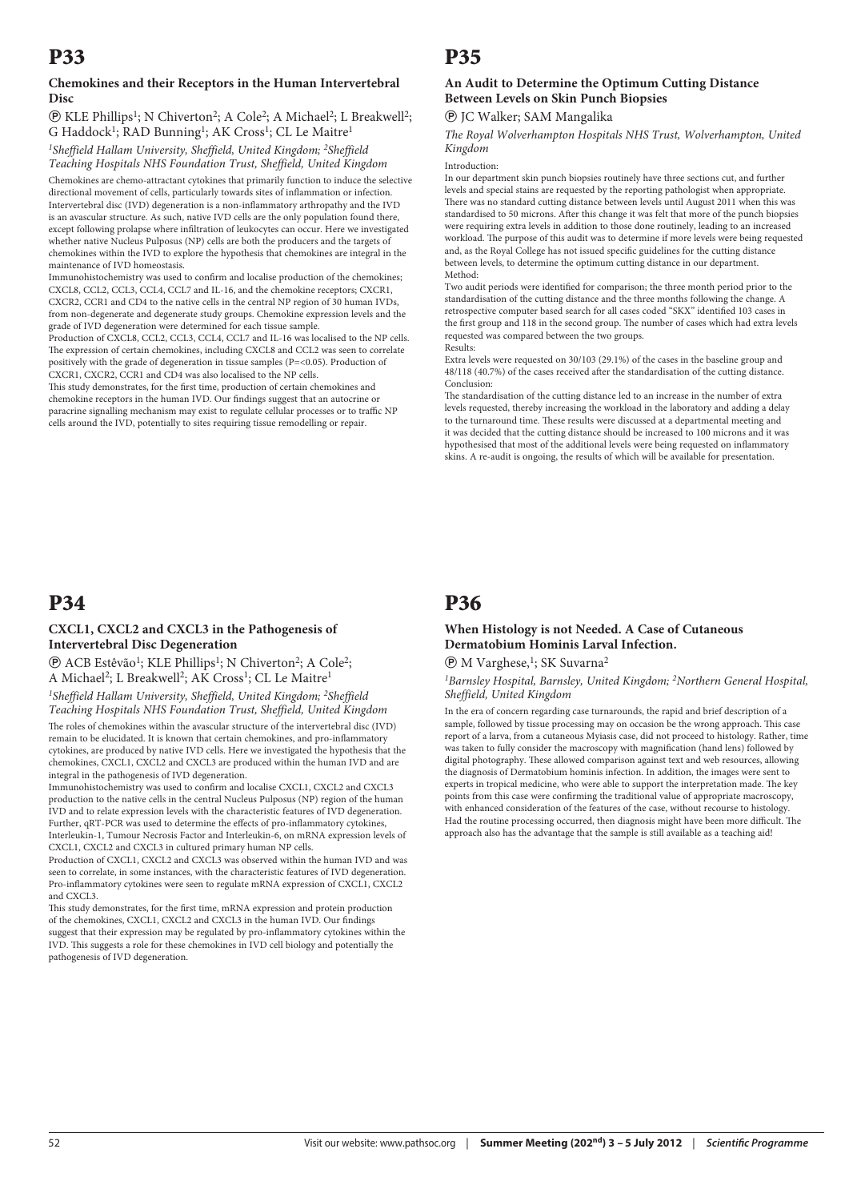# P33

### Chemokines and their Receptors in the Human Intervertebral Disc

Ⓟ KLE Phillips[1]; N Chiverton[2]; A Cole[2]; A Michael[2]; L Breakwell[2]; G Haddock[1]; RAD Bunning[1]; AK Cross[1]; CL Le Maitre[1]

*[1]Sheffield Hallam University, Sheffield, United Kingdom; [2]Sheffield Teaching Hospitals NHS Foundation Trust, Sheffield, United Kingdom*

Chemokines are chemo-attractant cytokines that primarily function to induce the selective directional movement of cells, particularly towards sites of inflammation or infection. Intervertebral disc (IVD) degeneration is a non-inflammatory arthropathy and the IVD is an avascular structure. As such, native IVD cells are the only population found there, except following prolapse where infiltration of leukocytes can occur. Here we investigated whether native Nucleus Pulposus (NP) cells are both the producers and the targets of chemokines within the IVD to explore the hypothesis that chemokines are integral in the maintenance of IVD homeostasis.

Immunohistochemistry was used to confirm and localise production of the chemokines; CXCL8, CCL2, CCL3, CCL4, CCL7 and IL-16, and the chemokine receptors; CXCR1, CXCR2, CCR1 and CD4 to the native cells in the central NP region of 30 human IVDs, from non-degenerate and degenerate study groups. Chemokine expression levels and the grade of IVD degeneration were determined for each tissue sample.

Production of CXCL8, CCL2, CCL3, CCL4, CCL7 and IL-16 was localised to the NP cells. The expression of certain chemokines, including CXCL8 and CCL2 was seen to correlate positively with the grade of degeneration in tissue samples (P=<0.05). Production of CXCR1, CXCR2, CCR1 and CD4 was also localised to the NP cells.

This study demonstrates, for the first time, production of certain chemokines and chemokine receptors in the human IVD. Our findings suggest that an autocrine or paracrine signalling mechanism may exist to regulate cellular processes or to traffic NP cells around the IVD, potentially to sites requiring tissue remodelling or repair.

# P34

### CXCL1, CXCL2 and CXCL3 in the Pathogenesis of Intervertebral Disc Degeneration

Ⓟ ACB Estêvão[1]; KLE Phillips[1]; N Chiverton[2]; A Cole[2]; A Michael[2]; L Breakwell[2]; AK Cross[1]; CL Le Maitre[1]

*[1]Sheffield Hallam University, Sheffield, United Kingdom; [2]Sheffield Teaching Hospitals NHS Foundation Trust, Sheffield, United Kingdom*

The roles of chemokines within the avascular structure of the intervertebral disc (IVD) remain to be elucidated. It is known that certain chemokines, and pro-inflammatory cytokines, are produced by native IVD cells. Here we investigated the hypothesis that the chemokines, CXCL1, CXCL2 and CXCL3 are produced within the human IVD and are integral in the pathogenesis of IVD degeneration.

Immunohistochemistry was used to confirm and localise CXCL1, CXCL2 and CXCL3 production to the native cells in the central Nucleus Pulposus (NP) region of the human IVD and to relate expression levels with the characteristic features of IVD degeneration. Further, qRT-PCR was used to determine the effects of pro-inflammatory cytokines, Interleukin-1, Tumour Necrosis Factor and Interleukin-6, on mRNA expression levels of CXCL1, CXCL2 and CXCL3 in cultured primary human NP cells.

Production of CXCL1, CXCL2 and CXCL3 was observed within the human IVD and was seen to correlate, in some instances, with the characteristic features of IVD degeneration. Pro-inflammatory cytokines were seen to regulate mRNA expression of CXCL1, CXCL2 and CXCL3.

This study demonstrates, for the first time, mRNA expression and protein production of the chemokines, CXCL1, CXCL2 and CXCL3 in the human IVD. Our findings suggest that their expression may be regulated by pro-inflammatory cytokines within the IVD. This suggests a role for these chemokines in IVD cell biology and potentially the pathogenesis of IVD degeneration.

# P35

### An Audit to Determine the Optimum Cutting Distance Between Levels on Skin Punch Biopsies

Ⓟ JC Walker; SAM Mangalika

*The Royal Wolverhampton Hospitals NHS Trust, Wolverhampton, United Kingdom*

Introduction:

In our department skin punch biopsies routinely have three sections cut, and further levels and special stains are requested by the reporting pathologist when appropriate. There was no standard cutting distance between levels until August 2011 when this was standardised to 50 microns. After this change it was felt that more of the punch biopsies were requiring extra levels in addition to those done routinely, leading to an increased workload. The purpose of this audit was to determine if more levels were being requested and, as the Royal College has not issued specific guidelines for the cutting distance between levels, to determine the optimum cutting distance in our department.

Method:

Two audit periods were identified for comparison; the three month period prior to the standardisation of the cutting distance and the three months following the change. A retrospective computer based search for all cases coded "SKX" identified 103 cases in the first group and 118 in the second group. The number of cases which had extra levels requested was compared between the two groups.

Results:

Extra levels were requested on 30/103 (29.1%) of the cases in the baseline group and 48/118 (40.7%) of the cases received after the standardisation of the cutting distance.

Conclusion:

The standardisation of the cutting distance led to an increase in the number of extra levels requested, thereby increasing the workload in the laboratory and adding a delay to the turnaround time. These results were discussed at a departmental meeting and it was decided that the cutting distance should be increased to 100 microns and it was hypothesised that most of the additional levels were being requested on inflammatory skins. A re-audit is ongoing, the results of which will be available for presentation.

# P36

### When Histology is not Needed. A Case of Cutaneous Dermatobium Hominis Larval Infection.

Ⓟ M Varghese,[1]; SK Suvarna[2]

*[1]Barnsley Hospital, Barnsley, United Kingdom; [2]Northern General Hospital, Sheffield, United Kingdom*

In the era of concern regarding case turnarounds, the rapid and brief description of a sample, followed by tissue processing may on occasion be the wrong approach. This case report of a larva, from a cutaneous Myiasis case, did not proceed to histology. Rather, time was taken to fully consider the macroscopy with magnification (hand lens) followed by digital photography. These allowed comparison against text and web resources, allowing the diagnosis of Dermatobium hominis infection. In addition, the images were sent to experts in tropical medicine, who were able to support the interpretation made. The key points from this case were confirming the traditional value of appropriate macroscopy, with enhanced consideration of the features of the case, without recourse to histology. Had the routine processing occurred, then diagnosis might have been more difficult. The approach also has the advantage that the sample is still available as a teaching aid!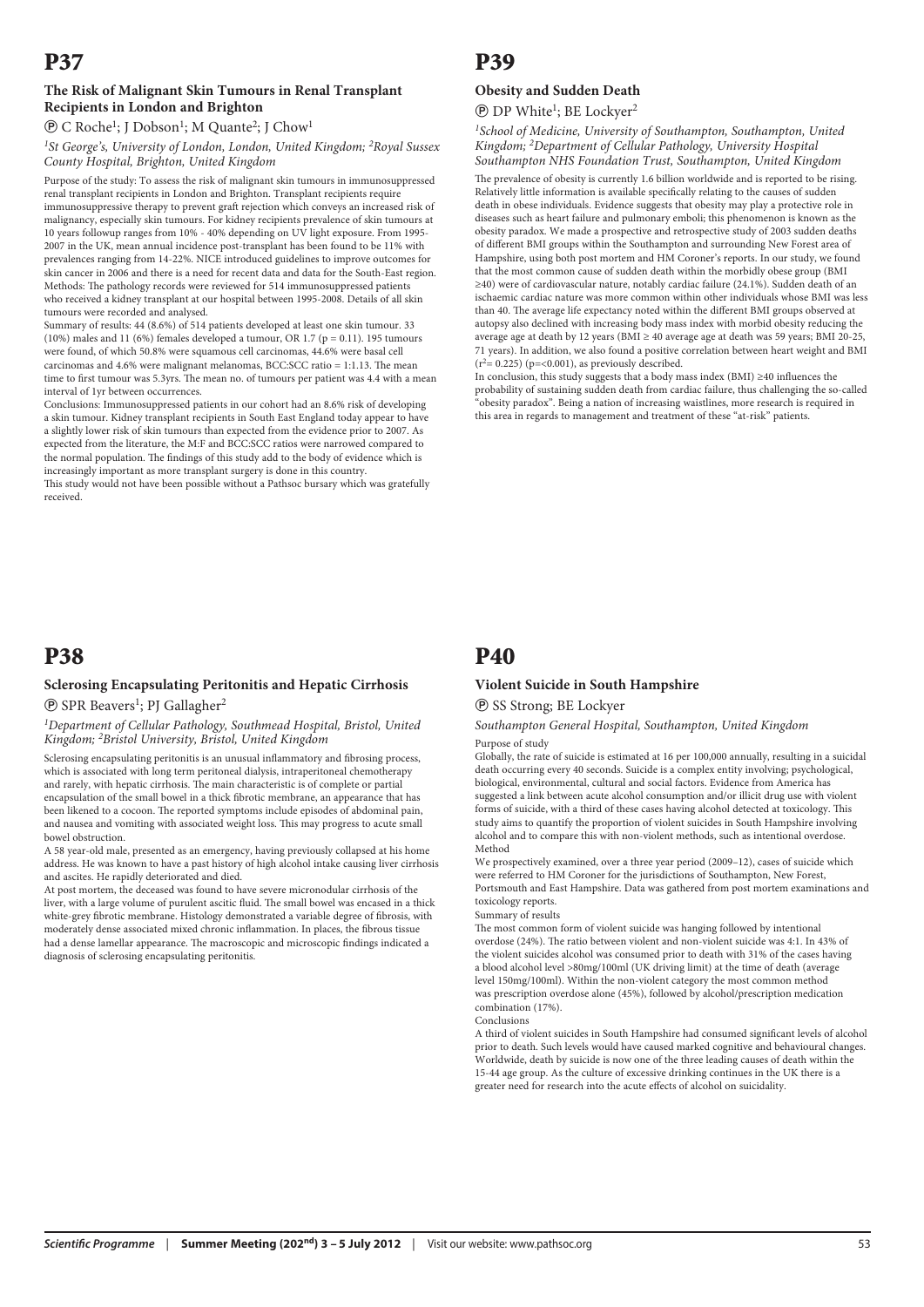# P37

### The Risk of Malignant Skin Tumours in Renal Transplant Recipients in London and Brighton

Ⓟ C Roche[1]; J Dobson[1]; M Quante[2]; J Chow[1]

*[1]St George's, University of London, London, United Kingdom; [2]Royal Sussex County Hospital, Brighton, United Kingdom*

Purpose of the study: To assess the risk of malignant skin tumours in immunosuppressed renal transplant recipients in London and Brighton. Transplant recipients require immunosuppressive therapy to prevent graft rejection which conveys an increased risk of malignancy, especially skin tumours. For kidney recipients prevalence of skin tumours at 10 years followup ranges from 10% - 40% depending on UV light exposure. From 1995-2007 in the UK, mean annual incidence post-transplant has been found to be 11% with prevalences ranging from 14-22%. NICE introduced guidelines to improve outcomes for skin cancer in 2006 and there is a need for recent data and data for the South-East region.

Methods: The pathology records were reviewed for 514 immunosuppressed patients who received a kidney transplant at our hospital between 1995-2008. Details of all skin tumours were recorded and analysed.

Summary of results: 44 (8.6%) of 514 patients developed at least one skin tumour. 33 (10%) males and 11 (6%) females developed a tumour, OR 1.7 (p = 0.11). 195 tumours were found, of which 50.8% were squamous cell carcinomas, 44.6% were basal cell carcinomas and 4.6% were malignant melanomas, BCC:SCC ratio = 1:1.13. The mean time to first tumour was 5.3yrs. The mean no. of tumours per patient was 4.4 with a mean interval of 1yr between occurrences.

Conclusions: Immunosuppressed patients in our cohort had an 8.6% risk of developing a skin tumour. Kidney transplant recipients in South East England today appear to have a slightly lower risk of skin tumours than expected from the evidence prior to 2007. As expected from the literature, the M:F and BCC:SCC ratios were narrowed compared to the normal population. The findings of this study add to the body of evidence which is increasingly important as more transplant surgery is done in this country.

This study would not have been possible without a Pathsoc bursary which was gratefully received.

# P38

### Sclerosing Encapsulating Peritonitis and Hepatic Cirrhosis

Ⓟ SPR Beavers[1]; PJ Gallagher[2]

*[1]Department of Cellular Pathology, Southmead Hospital, Bristol, United Kingdom; [2]Bristol University, Bristol, United Kingdom*

Sclerosing encapsulating peritonitis is an unusual inflammatory and fibrosing process, which is associated with long term peritoneal dialysis, intraperitoneal chemotherapy and rarely, with hepatic cirrhosis. The main characteristic is of complete or partial encapsulation of the small bowel in a thick fibrotic membrane, an appearance that has been likened to a cocoon. The reported symptoms include episodes of abdominal pain, and nausea and vomiting with associated weight loss. This may progress to acute small bowel obstruction.

A 58 year-old male, presented as an emergency, having previously collapsed at his home address. He was known to have a past history of high alcohol intake causing liver cirrhosis and ascites. He rapidly deteriorated and died.

At post mortem, the deceased was found to have severe micronodular cirrhosis of the liver, with a large volume of purulent ascitic fluid. The small bowel was encased in a thick white-grey fibrotic membrane. Histology demonstrated a variable degree of fibrosis, with moderately dense associated mixed chronic inflammation. In places, the fibrous tissue had a dense lamellar appearance. The macroscopic and microscopic findings indicated a diagnosis of sclerosing encapsulating peritonitis.

# P39

### Obesity and Sudden Death

Ⓟ DP White[1]; BE Lockyer[2]

*[1]School of Medicine, University of Southampton, Southampton, United Kingdom; [2]Department of Cellular Pathology, University Hospital Southampton NHS Foundation Trust, Southampton, United Kingdom*

The prevalence of obesity is currently 1.6 billion worldwide and is reported to be rising. Relatively little information is available specifically relating to the causes of sudden death in obese individuals. Evidence suggests that obesity may play a protective role in diseases such as heart failure and pulmonary emboli; this phenomenon is known as the obesity paradox. We made a prospective and retrospective study of 2003 sudden deaths of different BMI groups within the Southampton and surrounding New Forest area of Hampshire, using both post mortem and HM Coroner's reports. In our study, we found that the most common cause of sudden death within the morbidly obese group (BMI ≥40) were of cardiovascular nature, notably cardiac failure (24.1%). Sudden death of an ischaemic cardiac nature was more common within other individuals whose BMI was less than 40. The average life expectancy noted within the different BMI groups observed at autopsy also declined with increasing body mass index with morbid obesity reducing the average age at death by 12 years (BMI ≥ 40 average age at death was 59 years; BMI 20-25, 71 years). In addition, we also found a positive correlation between heart weight and BMI ($r^2$= 0.225) (p=<0.001), as previously described.

In conclusion, this study suggests that a body mass index (BMI) ≥40 influences the probability of sustaining sudden death from cardiac failure, thus challenging the so-called "obesity paradox". Being a nation of increasing waistlines, more research is required in this area in regards to management and treatment of these "at-risk" patients.

# P40

### Violent Suicide in South Hampshire

Ⓟ SS Strong; BE Lockyer

*Southampton General Hospital, Southampton, United Kingdom*

Purpose of study

Globally, the rate of suicide is estimated at 16 per 100,000 annually, resulting in a suicidal death occurring every 40 seconds. Suicide is a complex entity involving; psychological, biological, environmental, cultural and social factors. Evidence from America has suggested a link between acute alcohol consumption and/or illicit drug use with violent forms of suicide, with a third of these cases having alcohol detected at toxicology. This study aims to quantify the proportion of violent suicides in South Hampshire involving alcohol and to compare this with non-violent methods, such as intentional overdose.

Method

We prospectively examined, over a three year period (2009–12), cases of suicide which were referred to HM Coroner for the jurisdictions of Southampton, New Forest, Portsmouth and East Hampshire. Data was gathered from post mortem examinations and toxicology reports.

Summary of results

The most common form of violent suicide was hanging followed by intentional overdose (24%). The ratio between violent and non-violent suicide was 4:1. In 43% of the violent suicides alcohol was consumed prior to death with 31% of the cases having a blood alcohol level >80mg/100ml (UK driving limit) at the time of death (average level 150mg/100ml). Within the non-violent category the most common method was prescription overdose alone (45%), followed by alcohol/prescription medication combination (17%).

Conclusions

A third of violent suicides in South Hampshire had consumed significant levels of alcohol prior to death. Such levels would have caused marked cognitive and behavioural changes. Worldwide, death by suicide is now one of the three leading causes of death within the 15-44 age group. As the culture of excessive drinking continues in the UK there is a greater need for research into the acute effects of alcohol on suicidality.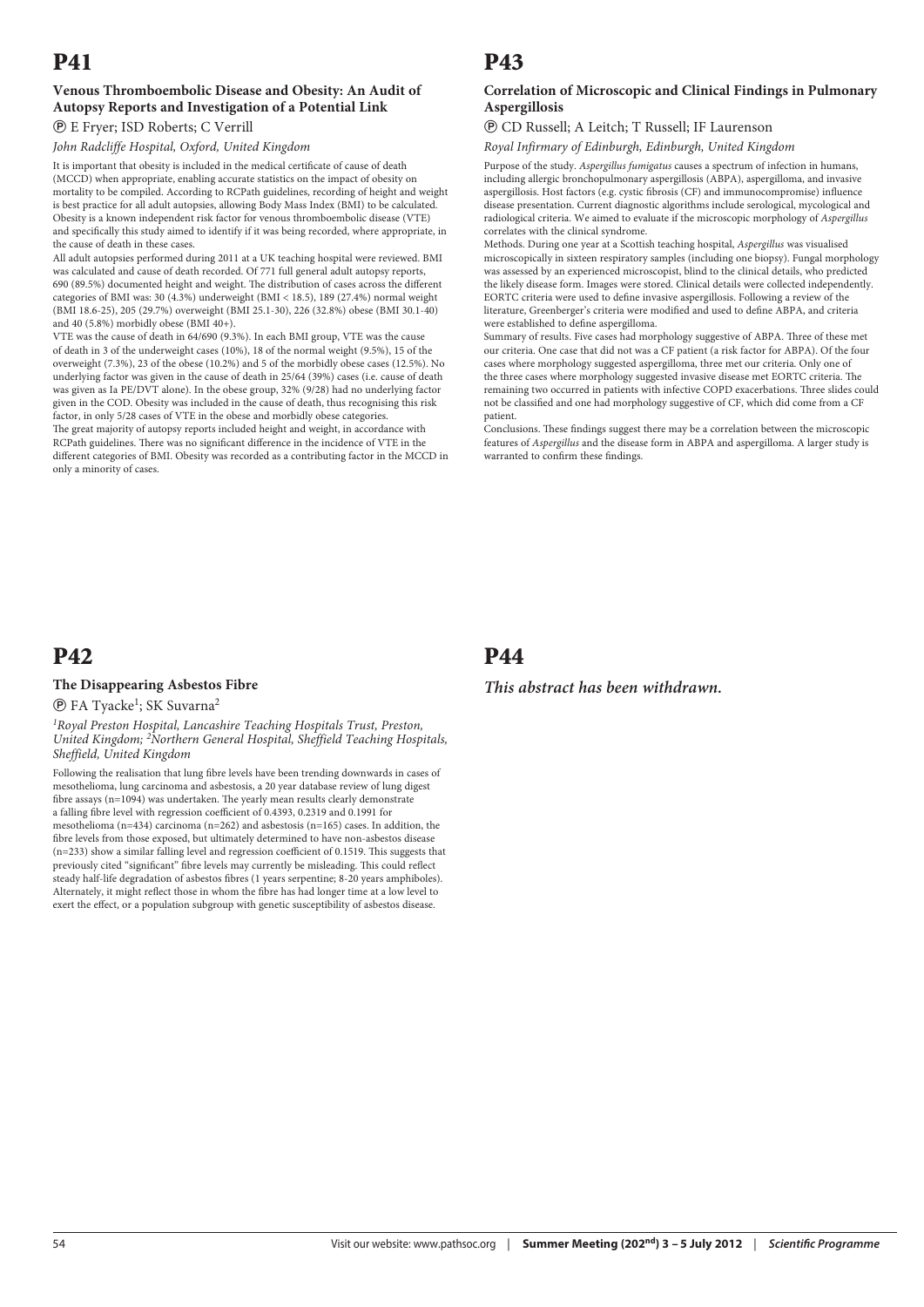# P41

### Venous Thromboembolic Disease and Obesity: An Audit of Autopsy Reports and Investigation of a Potential Link

Ⓟ E Fryer; ISD Roberts; C Verrill

*John Radcliffe Hospital, Oxford, United Kingdom*

It is important that obesity is included in the medical certificate of cause of death (MCCD) when appropriate, enabling accurate statistics on the impact of obesity on mortality to be compiled. According to RCPath guidelines, recording of height and weight is best practice for all adult autopsies, allowing Body Mass Index (BMI) to be calculated. Obesity is a known independent risk factor for venous thromboembolic disease (VTE) and specifically this study aimed to identify if it was being recorded, where appropriate, in the cause of death in these cases.

All adult autopsies performed during 2011 at a UK teaching hospital were reviewed. BMI was calculated and cause of death recorded. Of 771 full general adult autopsy reports, 690 (89.5%) documented height and weight. The distribution of cases across the different categories of BMI was: 30 (4.3%) underweight (BMI < 18.5), 189 (27.4%) normal weight (BMI 18.6-25), 205 (29.7%) overweight (BMI 25.1-30), 226 (32.8%) obese (BMI 30.1-40) and 40 (5.8%) morbidly obese (BMI 40+).

VTE was the cause of death in 64/690 (9.3%). In each BMI group, VTE was the cause of death in 3 of the underweight cases (10%), 18 of the normal weight (9.5%), 15 of the overweight (7.3%), 23 of the obese (10.2%) and 5 of the morbidly obese cases (12.5%). No underlying factor was given in the cause of death in 25/64 (39%) cases (i.e. cause of death was given as Ia PE/DVT alone). In the obese group, 32% (9/28) had no underlying factor given in the COD. Obesity was included in the cause of death, thus recognising this risk factor, in only 5/28 cases of VTE in the obese and morbidly obese categories.

The great majority of autopsy reports included height and weight, in accordance with RCPath guidelines. There was no significant difference in the incidence of VTE in the different categories of BMI. Obesity was recorded as a contributing factor in the MCCD in only a minority of cases.

# P42

### The Disappearing Asbestos Fibre

Ⓟ FA Tyacke[1]; SK Suvarna[2]

*[1]Royal Preston Hospital, Lancashire Teaching Hospitals Trust, Preston, United Kingdom; [2]Northern General Hospital, Sheffield Teaching Hospitals, Sheffield, United Kingdom*

Following the realisation that lung fibre levels have been trending downwards in cases of mesothelioma, lung carcinoma and asbestosis, a 20 year database review of lung digest fibre assays (n=1094) was undertaken. The yearly mean results clearly demonstrate a falling fibre level with regression coefficient of 0.4393, 0.2319 and 0.1991 for mesothelioma (n=434) carcinoma (n=262) and asbestosis (n=165) cases. In addition, the fibre levels from those exposed, but ultimately determined to have non-asbestos disease (n=233) show a similar falling level and regression coefficient of 0.1519. This suggests that previously cited "significant" fibre levels may currently be misleading. This could reflect steady half-life degradation of asbestos fibres (1 years serpentine; 8-20 years amphiboles). Alternately, it might reflect those in whom the fibre has had longer time at a low level to exert the effect, or a population subgroup with genetic susceptibility of asbestos disease.

# P43

### Correlation of Microscopic and Clinical Findings in Pulmonary Aspergillosis

Ⓟ CD Russell; A Leitch; T Russell; IF Laurenson

*Royal Infirmary of Edinburgh, Edinburgh, United Kingdom*

Purpose of the study. *Aspergillus fumigatus* causes a spectrum of infection in humans, including allergic bronchopulmonary aspergillosis (ABPA), aspergilloma, and invasive aspergillosis. Host factors (e.g. cystic fibrosis (CF) and immunocompromise) influence disease presentation. Current diagnostic algorithms include serological, mycological and radiological criteria. We aimed to evaluate if the microscopic morphology of *Aspergillus* correlates with the clinical syndrome.

Methods. During one year at a Scottish teaching hospital, *Aspergillus* was visualised microscopically in sixteen respiratory samples (including one biopsy). Fungal morphology was assessed by an experienced microscopist, blind to the clinical details, who predicted the likely disease form. Images were stored. Clinical details were collected independently. EORTC criteria were used to define invasive aspergillosis. Following a review of the literature, Greenberger's criteria were modified and used to define ABPA, and criteria were established to define aspergilloma.

Summary of results. Five cases had morphology suggestive of ABPA. Three of these met our criteria. One case that did not was a CF patient (a risk factor for ABPA). Of the four cases where morphology suggested aspergilloma, three met our criteria. Only one of the three cases where morphology suggested invasive disease met EORTC criteria. The remaining two occurred in patients with infective COPD exacerbations. Three slides could not be classified and one had morphology suggestive of CF, which did come from a CF patient.

Conclusions. These findings suggest there may be a correlation between the microscopic features of *Aspergillus* and the disease form in ABPA and aspergilloma. A larger study is warranted to confirm these findings.

# P44

***This abstract has been withdrawn.***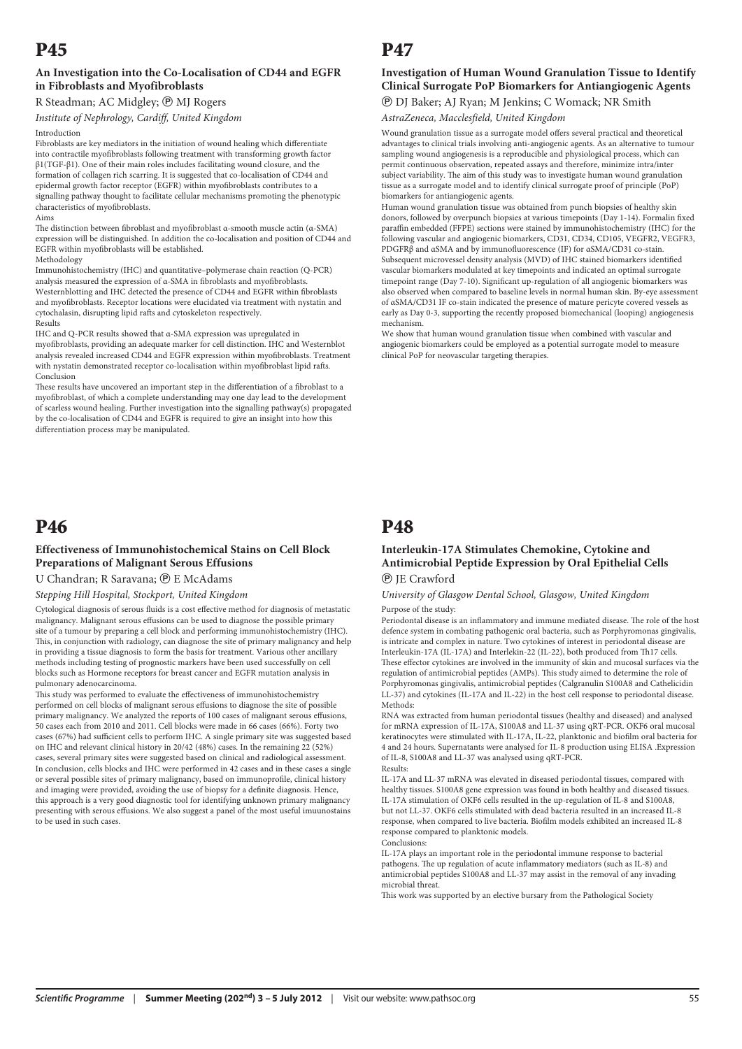# P45

### An Investigation into the Co-Localisation of CD44 and EGFR in Fibroblasts and Myofibroblasts

R Steadman; AC Midgley; Ⓟ MJ Rogers

*Institute of Nephrology, Cardiff, United Kingdom*

Introduction

Fibroblasts are key mediators in the initiation of wound healing which differentiate into contractile myofibroblasts following treatment with transforming growth factor β1(TGF-β1). One of their main roles includes facilitating wound closure, and the formation of collagen rich scarring. It is suggested that co-localisation of CD44 and epidermal growth factor receptor (EGFR) within myofibroblasts contributes to a signalling pathway thought to facilitate cellular mechanisms promoting the phenotypic characteristics of myofibroblasts.

Aims

The distinction between fibroblast and myofibroblast α-smooth muscle actin (α-SMA) expression will be distinguished. In addition the co-localisation and position of CD44 and EGFR within myofibroblasts will be established.

Methodology

Immunohistochemistry (IHC) and quantitative–polymerase chain reaction (Q-PCR) analysis measured the expression of α-SMA in fibroblasts and myofibroblasts. Westernblotting and IHC detected the presence of CD44 and EGFR within fibroblasts and myofibroblasts. Receptor locations were elucidated via treatment with nystatin and cytochalasin, disrupting lipid rafts and cytoskeleton respectively.

Results

IHC and Q-PCR results showed that α-SMA expression was upregulated in myofibroblasts, providing an adequate marker for cell distinction. IHC and Westernblot analysis revealed increased CD44 and EGFR expression within myofibroblasts. Treatment with nystatin demonstrated receptor co-localisation within myofibroblast lipid rafts.

Conclusion

These results have uncovered an important step in the differentiation of a fibroblast to a myofibroblast, of which a complete understanding may one day lead to the development of scarless wound healing. Further investigation into the signalling pathway(s) propagated by the co-localisation of CD44 and EGFR is required to give an insight into how this differentiation process may be manipulated.

# P46

### Effectiveness of Immunohistochemical Stains on Cell Block Preparations of Malignant Serous Effusions

U Chandran; R Saravana; Ⓟ E McAdams

*Stepping Hill Hospital, Stockport, United Kingdom*

Cytological diagnosis of serous fluids is a cost effective method for diagnosis of metastatic malignancy. Malignant serous effusions can be used to diagnose the possible primary site of a tumour by preparing a cell block and performing immunohistochemistry (IHC). This, in conjunction with radiology, can diagnose the site of primary malignancy and help in providing a tissue diagnosis to form the basis for treatment. Various other ancillary methods including testing of prognostic markers have been used successfully on cell blocks such as Hormone receptors for breast cancer and EGFR mutation analysis in pulmonary adenocarcinoma.

This study was performed to evaluate the effectiveness of immunohistochemistry performed on cell blocks of malignant serous effusions to diagnose the site of possible primary malignancy. We analyzed the reports of 100 cases of malignant serous effusions, 50 cases each from 2010 and 2011. Cell blocks were made in 66 cases (66%). Forty two cases (67%) had sufficient cells to perform IHC. A single primary site was suggested based on IHC and relevant clinical history in 20/42 (48%) cases. In the remaining 22 (52%) cases, several primary sites were suggested based on clinical and radiological assessment. In conclusion, cells blocks and IHC were performed in 42 cases and in these cases a single or several possible sites of primary malignancy, based on immunoprofile, clinical history and imaging were provided, avoiding the use of biopsy for a definite diagnosis. Hence, this approach is a very good diagnostic tool for identifying unknown primary malignancy presenting with serous effusions. We also suggest a panel of the most useful imuunostains to be used in such cases.

# P47

### Investigation of Human Wound Granulation Tissue to Identify Clinical Surrogate PoP Biomarkers for Antiangiogenic Agents

Ⓟ DJ Baker; AJ Ryan; M Jenkins; C Womack; NR Smith

*AstraZeneca, Macclesfield, United Kingdom*

Wound granulation tissue as a surrogate model offers several practical and theoretical advantages to clinical trials involving anti-angiogenic agents. As an alternative to tumour sampling wound angiogenesis is a reproducible and physiological process, which can permit continuous observation, repeated assays and therefore, minimize intra/inter subject variability. The aim of this study was to investigate human wound granulation tissue as a surrogate model and to identify clinical surrogate proof of principle (PoP) biomarkers for antiangiogenic agents.

Human wound granulation tissue was obtained from punch biopsies of healthy skin donors, followed by overpunch biopsies at various timepoints (Day 1-14). Formalin fixed paraffin embedded (FFPE) sections were stained by immunohistochemistry (IHC) for the following vascular and angiogenic biomarkers, CD31, CD34, CD105, VEGFR2, VEGFR3, PDGFRβ and αSMA and by immunofluorescence (IF) for αSMA/CD31 co-stain. Subsequent microvessel density analysis (MVD) of IHC stained biomarkers identified vascular biomarkers modulated at key timepoints and indicated an optimal surrogate timepoint range (Day 7-10). Significant up-regulation of all angiogenic biomarkers was also observed when compared to baseline levels in normal human skin. By-eye assessment of αSMA/CD31 IF co-stain indicated the presence of mature pericyte covered vessels as early as Day 0-3, supporting the recently proposed biomechanical (looping) angiogenesis mechanism.

We show that human wound granulation tissue when combined with vascular and angiogenic biomarkers could be employed as a potential surrogate model to measure clinical PoP for neovascular targeting therapies.

# P48

### Interleukin-17A Stimulates Chemokine, Cytokine and Antimicrobial Peptide Expression by Oral Epithelial Cells

Ⓟ JE Crawford

*University of Glasgow Dental School, Glasgow, United Kingdom*

Purpose of the study:

Periodontal disease is an inflammatory and immune mediated disease. The role of the host defence system in combating pathogenic oral bacteria, such as Porphyromonas gingivalis, is intricate and complex in nature. Two cytokines of interest in periodontal disease are Interleukin-17A (IL-17A) and Interlekin-22 (IL-22), both produced from Th17 cells. These effector cytokines are involved in the immunity of skin and mucosal surfaces via the regulation of antimicrobial peptides (AMPs). This study aimed to determine the role of Porphyromonas gingivalis, antimicrobial peptides (Calgranulin S100A8 and Cathelicidin LL-37) and cytokines (IL-17A and IL-22) in the host cell response to periodontal disease.

Methods:

RNA was extracted from human periodontal tissues (healthy and diseased) and analysed for mRNA expression of IL-17A, S100A8 and LL-37 using qRT-PCR. OKF6 oral mucosal keratinocytes were stimulated with IL-17A, IL-22, planktonic and biofilm oral bacteria for 4 and 24 hours. Supernatants were analysed for IL-8 production using ELISA .Expression of IL-8, S100A8 and LL-37 was analysed using qRT-PCR.

Results:

IL-17A and LL-37 mRNA was elevated in diseased periodontal tissues, compared with healthy tissues. S100A8 gene expression was found in both healthy and diseased tissues. IL-17A stimulation of OKF6 cells resulted in the up-regulation of IL-8 and S100A8, but not LL-37. OKF6 cells stimulated with dead bacteria resulted in an increased IL-8 response, when compared to live bacteria. Biofilm models exhibited an increased IL-8 response compared to planktonic models.

Conclusions:

IL-17A plays an important role in the periodontal immune response to bacterial pathogens. The up regulation of acute inflammatory mediators (such as IL-8) and antimicrobial peptides S100A8 and LL-37 may assist in the removal of any invading microbial threat.

This work was supported by an elective bursary from the Pathological Society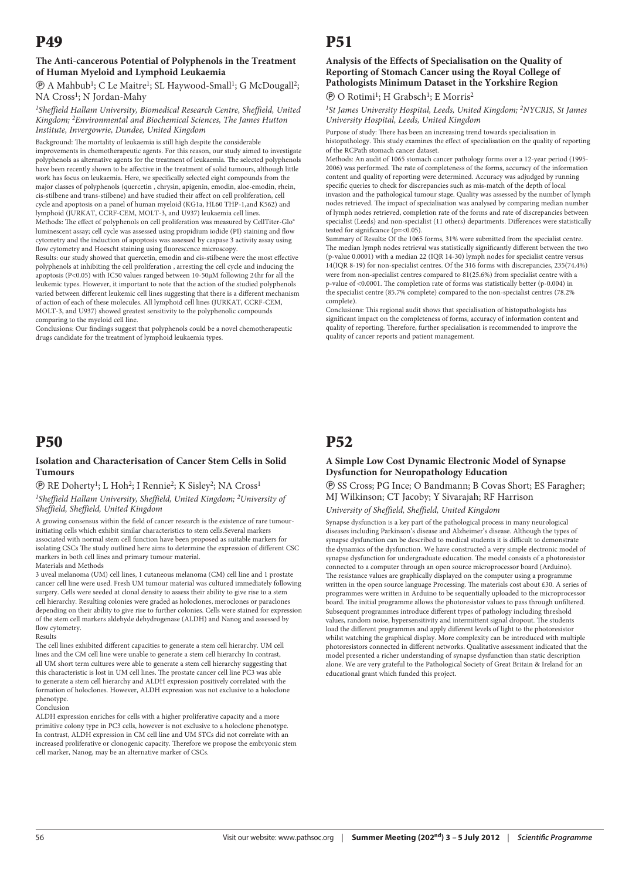# P49

### The Anti-cancerous Potential of Polyphenols in the Treatment of Human Myeloid and Lymphoid Leukaemia

Ⓟ A Mahbub[1]; C Le Maitre[1]; SL Haywood-Small[1]; G McDougall[2]; NA Cross[1]; N Jordan-Mahy

*[1]Sheffield Hallam University, Biomedical Research Centre, Sheffield, United Kingdom; [2]Environmental and Biochemical Sciences, The James Hutton Institute, Invergowrie, Dundee, United Kingdom*

Background: The mortality of leukaemia is still high despite the considerable improvements in chemotherapeutic agents. For this reason, our study aimed to investigate polyphenols as alternative agents for the treatment of leukaemia. The selected polyphenols have been recently shown to be affective in the treatment of solid tumours, although little work has focus on leukaemia. Here, we specifically selected eight compounds from the major classes of polyphenols (quercetin , chrysin, apigenin, emodin, aloe-emodin, rhein, cis-stilbene and trans-stilbene) and have studied their affect on cell proliferation, cell cycle and apoptosis on a panel of human myeloid (KG1a, HL60 THP-1,and K562) and lymphoid (JURKAT, CCRF-CEM, MOLT-3, and U937) leukaemia cell lines.

Methods: The effect of polyphenols on cell proliferation was measured by CellTiter-Glo® luminescent assay; cell cycle was assessed using propidium iodide (PI) staining and flow cytometry and the induction of apoptosis was assessed by caspase 3 activity assay using flow cytometry and Hoescht staining using fluorescence microscopy.

Results: our study showed that quercetin, emodin and cis-stilbene were the most effective polyphenols at inhibiting the cell proliferation , arresting the cell cycle and inducing the apoptosis ($P<0.05$) with IC50 values ranged between 10-50μM following 24hr for all the leukemic types. However, it important to note that the action of the studied polyphenols varied between different leukemic cell lines suggesting that there is a different mechanism of action of each of these molecules. All lymphoid cell lines (JURKAT, CCRF-CEM, MOLT-3, and U937) showed greatest sensitivity to the polyphenolic compounds comparing to the myeloid cell line.

Conclusions: Our findings suggest that polyphenols could be a novel chemotherapeutic drugs candidate for the treatment of lymphoid leukaemia types.

# P50

### Isolation and Characterisation of Cancer Stem Cells in Solid Tumours

Ⓟ RE Doherty[1]; L Hoh[2]; I Rennie[2]; K Sisley[2]; NA Cross[1]

*[1]Sheffield Hallam University, Sheffield, United Kingdom; [2]University of Sheffield, Sheffield, United Kingdom*

A growing consensus within the field of cancer research is the existence of rare tumour-initiating cells which exhibit similar characteristics to stem cells.Several markers associated with normal stem cell function have been proposed as suitable markers for isolating CSCs The study outlined here aims to determine the expression of different CSC markers in both cell lines and primary tumour material.

Materials and Methods

3 uveal melanoma (UM) cell lines, 1 cutaneous melanoma (CM) cell line and 1 prostate cancer cell line were used. Fresh UM tumour material was cultured immediately following surgery. Cells were seeded at clonal density to assess their ability to give rise to a stem cell hierarchy. Resulting colonies were graded as holoclones, meroclones or paraclones depending on their ability to give rise to further colonies. Cells were stained for expression of the stem cell markers aldehyde dehydrogenase (ALDH) and Nanog and assessed by flow cytometry.

Results

The cell lines exhibited different capacities to generate a stem cell hierarchy. UM cell lines and the CM cell line were unable to generate a stem cell hierarchy In contrast, all UM short term cultures were able to generate a stem cell hierarchy suggesting that this characteristic is lost in UM cell lines. The prostate cancer cell line PC3 was able to generate a stem cell hierarchy and ALDH expression positively correlated with the formation of holoclones. However, ALDH expression was not exclusive to a holoclone phenotype.

Conclusion

ALDH expression enriches for cells with a higher proliferative capacity and a more primitive colony type in PC3 cells, however is not exclusive to a holoclone phenotype. In contrast, ALDH expression in CM cell line and UM STCs did not correlate with an increased proliferative or clonogenic capacity. Therefore we propose the embryonic stem cell marker, Nanog, may be an alternative marker of CSCs.

# P51

### Analysis of the Effects of Specialisation on the Quality of Reporting of Stomach Cancer using the Royal College of Pathologists Minimum Dataset in the Yorkshire Region

Ⓟ O Rotimi[1]; H Grabsch[1]; E Morris[2]

*[1]St James University Hospital, Leeds, United Kingdom; [2]NYCRIS, St James University Hospital, Leeds, United Kingdom*

Purpose of study: There has been an increasing trend towards specialisation in histopathology. This study examines the effect of specialisation on the quality of reporting of the RCPath stomach cancer dataset.

Methods: An audit of 1065 stomach cancer pathology forms over a 12-year period (1995-2006) was performed. The rate of completeness of the forms, accuracy of the information content and quality of reporting were determined. Accuracy was adjudged by running specific queries to check for discrepancies such as mis-match of the depth of local invasion and the pathological tumour stage. Quality was assessed by the number of lymph nodes retrieved. The impact of specialisation was analysed by comparing median number of lymph nodes retrieved, completion rate of the forms and rate of discrepancies between specialist (Leeds) and non-specialist (11 others) departments. Differences were statistically tested for significance ($p=<0.05$).

Summary of Results: Of the 1065 forms, 31% were submitted from the specialist centre. The median lymph nodes retrieval was statistically significantly different between the two (p-value 0.0001) with a median 22 (IQR 14-30) lymph nodes for specialist centre versus 14(IQR 8-19) for non-specialist centres. Of the 316 forms with discrepancies, 235(74.4%) were from non-specialist centres compared to 81(25.6%) from specialist centre with a p-value of <0.0001. The completion rate of forms was statistically better (p-0.004) in the specialist centre (85.7% complete) compared to the non-specialist centres (78.2% complete).

Conclusions: This regional audit shows that specialisation of histopathologists has significant impact on the completeness of forms, accuracy of information content and quality of reporting. Therefore, further specialisation is recommended to improve the quality of cancer reports and patient management.

# P52

### A Simple Low Cost Dynamic Electronic Model of Synapse Dysfunction for Neuropathology Education

Ⓟ SS Cross; PG Ince; O Bandmann; B Covas Short; ES Faragher; MJ Wilkinson; CT Jacoby; Y Sivarajah; RF Harrison

*University of Sheffield, Sheffield, United Kingdom*

Synapse dysfunction is a key part of the pathological process in many neurological diseases including Parkinson's disease and Alzheimer's disease. Although the types of synapse dysfunction can be described to medical students it is difficult to demonstrate the dynamics of the dysfunction. We have constructed a very simple electronic model of synapse dysfunction for undergraduate education. The model consists of a photoresistor connected to a computer through an open source microprocessor board (Arduino). The resistance values are graphically displayed on the computer using a programme written in the open source language Processing. The materials cost about £30. A series of programmes were written in Arduino to be sequentially uploaded to the microprocessor board. The initial programme allows the photoresistor values to pass through unfiltered. Subsequent programmes introduce different types of pathology including threshold values, random noise, hypersensitivity and intermittent signal dropout. The students load the different programmes and apply different levels of light to the photoresistor whilst watching the graphical display. More complexity can be introduced with multiple photoresistors connected in different networks. Qualitative assessment indicated that the model presented a richer understanding of synapse dysfunction than static description alone. We are very grateful to the Pathological Society of Great Britain & Ireland for an educational grant which funded this project.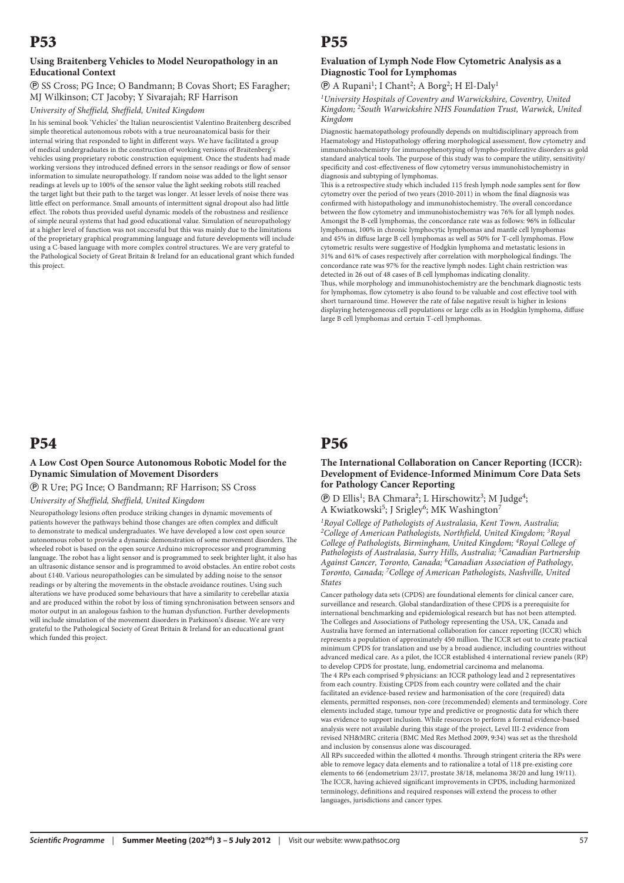# P53

### Using Braitenberg Vehicles to Model Neuropathology in an Educational Context

Ⓟ SS Cross; PG Ince; O Bandmann; B Covas Short; ES Faragher; MJ Wilkinson; CT Jacoby; Y Sivarajah; RF Harrison

*University of Sheffield, Sheffield, United Kingdom*

In his seminal book 'Vehicles' the Italian neuroscientist Valentino Braitenberg described simple theoretical autonomous robots with a true neuroanatomical basis for their internal wiring that responded to light in different ways. We have facilitated a group of medical undergraduates in the construction of working versions of Braitenberg's vehicles using proprietary robotic construction equipment. Once the students had made working versions they introduced defined errors in the sensor readings or flow of sensor information to simulate neuropathology. If random noise was added to the light sensor readings at levels up to 100% of the sensor value the light seeking robots still reached the target light but their path to the target was longer. At lesser levels of noise there was little effect on performance. Small amounts of intermittent signal dropout also had little effect. The robots thus provided useful dynamic models of the robustness and resilience of simple neural systems that had good educational value. Simulation of neuropathology at a higher level of function was not successful but this was mainly due to the limitations of the proprietary graphical programming language and future developments will include using a C-based language with more complex control structures. We are very grateful to the Pathological Society of Great Britain & Ireland for an educational grant which funded this project.

# P54

### A Low Cost Open Source Autonomous Robotic Model for the Dynamic Simulation of Movement Disorders

Ⓟ R Ure; PG Ince; O Bandmann; RF Harrison; SS Cross

*University of Sheffield, Sheffield, United Kingdom*

Neuropathology lesions often produce striking changes in dynamic movements of patients however the pathways behind those changes are often complex and difficult to demonstrate to medical undergraduates. We have developed a low cost open source autonomous robot to provide a dynamic demonstration of some movement disorders. The wheeled robot is based on the open source Arduino microprocessor and programming language. The robot has a light sensor and is programmed to seek brighter light, it also has an ultrasonic distance sensor and is programmed to avoid obstacles. An entire robot costs about £140. Various neuropathologies can be simulated by adding noise to the sensor readings or by altering the movements in the obstacle avoidance routines. Using such alterations we have produced some behaviours that have a similarity to cerebellar ataxia and are produced within the robot by loss of timing synchronisation between sensors and motor output in an analogous fashion to the human dysfunction. Future developments will include simulation of the movement disorders in Parkinson's disease. We are very grateful to the Pathological Society of Great Britain & Ireland for an educational grant which funded this project.

# P55

### Evaluation of Lymph Node Flow Cytometric Analysis as a Diagnostic Tool for Lymphomas

Ⓟ A Rupani[1]; I Chmara[2]; A Borg[2]; H El-Daly[1]

*[1]University Hospitals of Coventry and Warwickshire, Coventry, United Kingdom; [2]South Warwickshire NHS Foundation Trust, Warwick, United Kingdom*

Diagnostic haematopathology profoundly depends on multidisciplinary approach from Haematology and Histopathology offering morphological assessment, flow cytometry and immunohistochemistry for immunophenotyping of lympho-proliferative disorders as gold standard analytical tools. The purpose of this study was to compare the utility, sensitivity/specificity and cost-effectiveness of flow cytometry versus immunohistochemistry in diagnosis and subtyping of lymphomas.

This is a retrospective study which included 115 fresh lymph node samples sent for flow cytometry over the period of two years (2010-2011) in whom the final diagnosis was confirmed with histopathology and immunohistochemistry. The overall concordance between the flow cytometry and immunohistochemistry was 76% for all lymph nodes. Amongst the B-cell lymphomas, the concordance rate was as follows: 96% in follicular lymphomas, 100% in chronic lymphocytic lymphomas and mantle cell lymphomas and 45% in diffuse large B cell lymphomas as well as 50% for T-cell lymphomas. Flow cytometric results were suggestive of Hodgkin lymphoma and metastatic lesions in 31% and 61% of cases respectively after correlation with morphological findings. The concordance rate was 97% for the reactive lymph nodes. Light chain restriction was detected in 26 out of 48 cases of B cell lymphomas indicating clonality.

Thus, while morphology and immunohistochemistry are the benchmark diagnostic tests for lymphomas, flow cytometry is also found to be valuable and cost effective tool with short turnaround time. However the rate of false negative result is higher in lesions displaying heterogeneous cell populations or large cells as in Hodgkin lymphoma, diffuse large B cell lymphomas and certain T-cell lymphomas.

# P56

### The International Collaboration on Cancer Reporting (ICCR): Development of Evidence-Informed Minimum Core Data Sets for Pathology Cancer Reporting

Ⓟ D Ellis[1]; BA Chmara[2]; L Hirschowitz[3]; M Judge[4]; A Kwiatkowski[5]; J Srigley[6]; MK Washington[7]

*[1]Royal College of Pathologists of Australasia, Kent Town, Australia; [2]College of American Pathologists, Northfield, United Kingdom; [3]Royal College of Pathologists, Birmingham, United Kingdom; [4]Royal College of Pathologists of Australasia, Surry Hills, Australia; [5]Canadian Partnership Against Cancer, Toronto, Canada; [6]Canadian Association of Pathology, Toronto, Canada; [7]College of American Pathologists, Nashville, United States*

Cancer pathology data sets (CPDS) are foundational elements for clinical cancer care, surveillance and research. Global standardization of these CPDS is a prerequisite for international benchmarking and epidemiological research but has not been attempted. The Colleges and Associations of Pathology representing the USA, UK, Canada and Australia have formed an international collaboration for cancer reporting (ICCR) which represents a population of approximately 450 million. The ICCR set out to create practical minimum CPDS for translation and use by a broad audience, including countries without advanced medical care. As a pilot, the ICCR established 4 international review panels (RP) to develop CPDS for prostate, lung, endometrial carcinoma and melanoma.

The 4 RPs each comprised 9 physicians: an ICCR pathology lead and 2 representatives from each country. Existing CPDS from each country were collated and the chair facilitated an evidence-based review and harmonisation of the core (required) data elements, permitted responses, non-core (recommended) elements and terminology. Core elements included stage, tumour type and predictive or prognostic data for which there was evidence to support inclusion. While resources to perform a formal evidence-based analysis were not available during this stage of the project, Level III-2 evidence from revised NH&MRC criteria (BMC Med Res Method 2009, 9:34) was set as the threshold and inclusion by consensus alone was discouraged.

All RPs succeeded within the allotted 4 months. Through stringent criteria the RPs were able to remove legacy data elements and to rationalize a total of 118 pre-existing core elements to 66 (endometrium 23/17, prostate 38/18, melanoma 38/20 and lung 19/11). The ICCR, having achieved significant improvements in CPDS, including harmonized terminology, definitions and required responses will extend the process to other languages, jurisdictions and cancer types.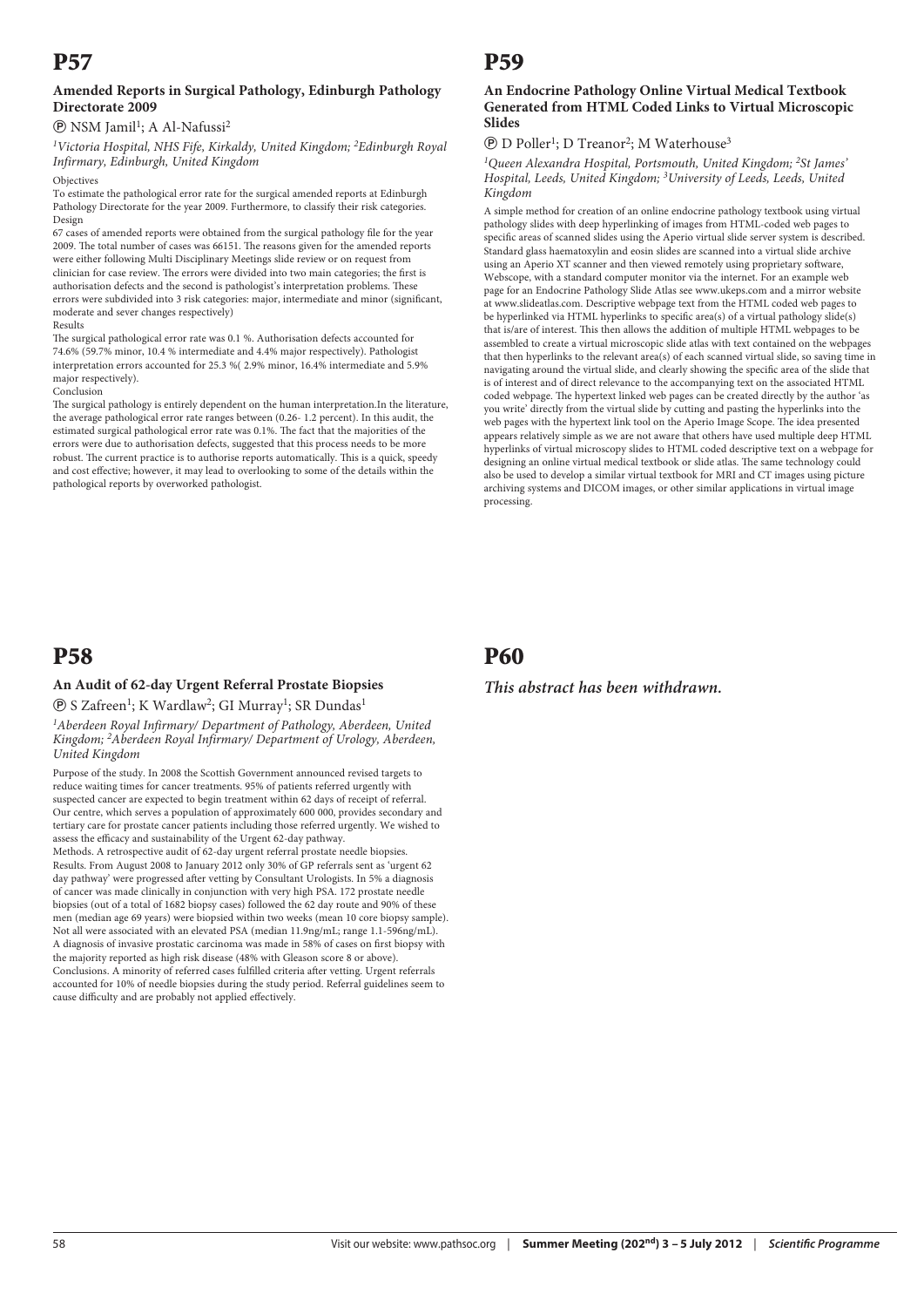# P57

### Amended Reports in Surgical Pathology, Edinburgh Pathology Directorate 2009

Ⓟ NSM Jamil[1]; A Al-Nafussi[2]

*[1]Victoria Hospital, NHS Fife, Kirkaldy, United Kingdom; [2]Edinburgh Royal Infirmary, Edinburgh, United Kingdom*

Objectives

To estimate the pathological error rate for the surgical amended reports at Edinburgh Pathology Directorate for the year 2009. Furthermore, to classify their risk categories.

Design

67 cases of amended reports were obtained from the surgical pathology file for the year 2009. The total number of cases was 66151. The reasons given for the amended reports were either following Multi Disciplinary Meetings slide review or on request from clinician for case review. The errors were divided into two main categories; the first is authorisation defects and the second is pathologist's interpretation problems. These errors were subdivided into 3 risk categories: major, intermediate and minor (significant, moderate and sever changes respectively)

Results

The surgical pathological error rate was 0.1 %. Authorisation defects accounted for 74.6% (59.7% minor, 10.4 % intermediate and 4.4% major respectively). Pathologist interpretation errors accounted for 25.3 %( 2.9% minor, 16.4% intermediate and 5.9% major respectively).

Conclusion

The surgical pathology is entirely dependent on the human interpretation.In the literature, the average pathological error rate ranges between (0.26- 1.2 percent). In this audit, the estimated surgical pathological error rate was 0.1%. The fact that the majorities of the errors were due to authorisation defects, suggested that this process needs to be more robust. The current practice is to authorise reports automatically. This is a quick, speedy and cost effective; however, it may lead to overlooking to some of the details within the pathological reports by overworked pathologist.

# P58

### An Audit of 62-day Urgent Referral Prostate Biopsies

Ⓟ S Zafreen[1]; K Wardlaw[2]; GI Murray[1]; SR Dundas[1]

*[1]Aberdeen Royal Infirmary/ Department of Pathology, Aberdeen, United Kingdom; [2]Aberdeen Royal Infirmary/ Department of Urology, Aberdeen, United Kingdom*

Purpose of the study. In 2008 the Scottish Government announced revised targets to reduce waiting times for cancer treatments. 95% of patients referred urgently with suspected cancer are expected to begin treatment within 62 days of receipt of referral. Our centre, which serves a population of approximately 600 000, provides secondary and tertiary care for prostate cancer patients including those referred urgently. We wished to assess the efficacy and sustainability of the Urgent 62-day pathway.

Methods. A retrospective audit of 62-day urgent referral prostate needle biopsies.

Results. From August 2008 to January 2012 only 30% of GP referrals sent as 'urgent 62 day pathway' were progressed after vetting by Consultant Urologists. In 5% a diagnosis of cancer was made clinically in conjunction with very high PSA. 172 prostate needle biopsies (out of a total of 1682 biopsy cases) followed the 62 day route and 90% of these men (median age 69 years) were biopsied within two weeks (mean 10 core biopsy sample). Not all were associated with an elevated PSA (median 11.9ng/mL; range 1.1-596ng/mL). A diagnosis of invasive prostatic carcinoma was made in 58% of cases on first biopsy with the majority reported as high risk disease (48% with Gleason score 8 or above).

Conclusions. A minority of referred cases fulfilled criteria after vetting. Urgent referrals accounted for 10% of needle biopsies during the study period. Referral guidelines seem to cause difficulty and are probably not applied effectively.

# P59

### An Endocrine Pathology Online Virtual Medical Textbook Generated from HTML Coded Links to Virtual Microscopic Slides

Ⓟ D Poller[1]; D Treanor[2]; M Waterhouse[3]

*[1]Queen Alexandra Hospital, Portsmouth, United Kingdom; [2]St James' Hospital, Leeds, United Kingdom; [3]University of Leeds, Leeds, United Kingdom*

A simple method for creation of an online endocrine pathology textbook using virtual pathology slides with deep hyperlinking of images from HTML-coded web pages to specific areas of scanned slides using the Aperio virtual slide server system is described. Standard glass haematoxylin and eosin slides are scanned into a virtual slide archive using an Aperio XT scanner and then viewed remotely using proprietary software, Webscope, with a standard computer monitor via the internet. For an example web page for an Endocrine Pathology Slide Atlas see www.ukeps.com and a mirror website at www.slideatlas.com. Descriptive webpage text from the HTML coded web pages to be hyperlinked via HTML hyperlinks to specific area(s) of a virtual pathology slide(s) that is/are of interest. This then allows the addition of multiple HTML webpages to be assembled to create a virtual microscopic slide atlas with text contained on the webpages that then hyperlinks to the relevant area(s) of each scanned virtual slide, so saving time in navigating around the virtual slide, and clearly showing the specific area of the slide that is of interest and of direct relevance to the accompanying text on the associated HTML coded webpage. The hypertext linked web pages can be created directly by the author 'as you write' directly from the virtual slide by cutting and pasting the hyperlinks into the web pages with the hypertext link tool on the Aperio Image Scope. The idea presented appears relatively simple as we are not aware that others have used multiple deep HTML hyperlinks of virtual microscopy slides to HTML coded descriptive text on a webpage for designing an online virtual medical textbook or slide atlas. The same technology could also be used to develop a similar virtual textbook for MRI and CT images using picture archiving systems and DICOM images, or other similar applications in virtual image processing.

# P60

***This abstract has been withdrawn.***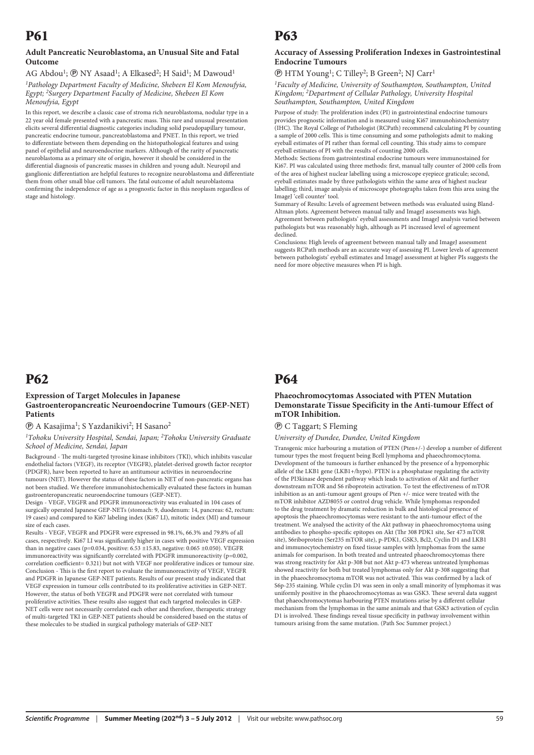# P61

### Adult Pancreatic Neuroblastoma, an Unusual Site and Fatal Outcome

AG Abdou[1]; Ⓟ NY Asaad[1]; A Elkased[2]; H Said[1]; M Dawoud[1]

*[1]Pathology Department Faculty of Medicine, Shebeen El Kom Menoufyia, Egypt; [2]Surgery Department Faculty of Medicine, Shebeen El Kom Menoufyia, Egypt*

In this report, we describe a classic case of stroma rich neuroblastoma, nodular type in a 22 year old female presented with a pancreatic mass. This rare and unusual presentation elicits several differential diagnostic categories including solid pseudopapillary tumour, pancreatic endocrine tumour, pancreatoblastoma and PNET. In this report, we tried to differentiate between them depending on the histopathological features and using panel of epithelial and neuroendocrine markers. Although of the rarity of pancreatic neuroblastoma as a primary site of origin, however it should be considered in the differential diagnosis of pancreatic masses in children and young adult. Neuropil and ganglionic differentiation are helpful features to recognize neuroblastoma and differentiate them from other small blue cell tumors. The fatal outcome of adult neuroblastoma confirming the independence of age as a prognostic factor in this neoplasm regardless of stage and histology.

# P62

### Expression of Target Molecules in Japanese Gastroenteropancreatic Neuroendocrine Tumours (GEP-NET) Patients

Ⓟ A Kasajima[1]; S Yazdanikivi[2]; H Sasano[2]

*[1]Tohoku University Hospital, Sendai, Japan; [2]Tohoku University Graduate School of Medicine, Sendai, Japan*

Background - The multi-targeted tyrosine kinase inhibitors (TKI), which inhibits vascular endothelial factors (VEGF), its receptor (VEGFR), platelet-derived growth factor receptor (PDGFR), have been reported to have an antitumour activities in neuroendocrine tumours (NET). However the status of these factors in NET of non-pancreatic organs has not been studied. We therefore immunohistochemically evaluated these factors in human gastroenteropancreatic neuroendocrine tumours (GEP-NET).

Design - VEGF, VEGFR and PDGFR immunoreactivity was evaluated in 104 cases of surgically operated Japanese GEP-NETs (stomach: 9, duodenum: 14, pancreas: 62, rectum: 19 cases) and compared to Ki67 labeling index (Ki67 LI), mitotic index (MI) and tumour size of each cases.

Results - VEGF, VEGFR and PDGFR were expressed in 98.1%, 66.3% and 79.8% of all cases, respectively. Ki67 LI was significantly higher in cases with positive VEGF expression than in negative cases ($p=0.034$, positive: 6.53 ±15.83, negative: 0.065 ±0.050). VEGFR immunoreactivity was significantly correlated with PDGFR immunoreactivity ($p=0.002$, correlation coefficient= 0.321) but not with VEGF nor proliferative indices or tumour size.

Conclusion - This is the first report to evaluate the immunoreactivity of VEGF, VEGFR and PDGFR in Japanese GEP-NET patients. Results of our present study indicated that VEGF expression in tumour cells contributed to its proliferative activities in GEP-NET. However, the status of both VEGFR and PDGFR were not correlated with tumour proliferative activities. These results also suggest that each targeted molecules in GEP-NET cells were not necessarily correlated each other and therefore, therapeutic strategy of multi-targeted TKI in GEP-NET patients should be considered based on the status of these molecules to be studied in surgical pathology materials of GEP-NET

# P63

### Accuracy of Assessing Proliferation Indexes in Gastrointestinal Endocrine Tumours

Ⓟ HTM Young[1]; C Tilley[2]; B Green[2]; NJ Carr[1]

*[1]Faculty of Medicine, University of Southampton, Southampton, United Kingdom; [2]Department of Cellular Pathology, University Hospital Southampton, Southampton, United Kingdom*

Purpose of study: The proliferation index (PI) in gastrointestinal endocrine tumours provides prognostic information and is measured using Ki67 immunohistochemistry (IHC). The Royal College of Pathologist (RCPath) recommend calculating PI by counting a sample of 2000 cells. This is time consuming and some pathologists admit to making eyeball estimates of PI rather than formal cell counting. This study aims to compare eyeball estimates of PI with the results of counting 2000 cells.

Methods: Sections from gastrointestinal endocrine tumours were immunostained for Ki67. PI was calculated using three methods: first, manual tally counter of 2000 cells from of the area of highest nuclear labelling using a microscope eyepiece graticule; second, eyeball estimates made by three pathologists within the same area of highest nuclear labelling; third, image analysis of microscope photographs taken from this area using the ImageJ 'cell counter' tool.

Summary of Results: Levels of agreement between methods was evaluated using Bland-Altman plots. Agreement between manual tally and ImageJ assessments was high. Agreement between pathologists' eyeball assessments and ImageJ analysis varied between pathologists but was reasonably high, although as PI increased level of agreement declined.

Conclusions: High levels of agreement between manual tally and ImageJ assessment suggests RCPath methods are an accurate way of assessing PI. Lower levels of agreement between pathologists' eyeball estimates and ImageJ assessment at higher PIs suggests the need for more objective measures when PI is high.

# P64

### Phaeochromocytomas Associated with PTEN Mutation Demonstarate Tissue Specificity in the Anti-tumour Effect of mTOR Inhibition.

Ⓟ C Taggart; S Fleming

*University of Dundee, Dundee, United Kingdom*

Transgenic mice harbouring a mutation of PTEN (Pten+/-) develop a number of different tumour types the most frequent being Bcell lymphoma and phaeochromocytoma. Development of the tumours is further enhanced by the presence of a hypomorphic allele of the LKB1 gene (LKB1+/hypo). PTEN is a phosphatase regulating the activity of the PI3kinase dependent pathway which leads to activation of Akt and further downstream mTOR and S6 riboprotein activation. To test the effectiveness of mTOR inhibition as an anti-tumour agent groups of Pten +/- mice were treated with the mTOR inhibitor AZD8055 or control drug vehicle. While lymphomas responded to the drug treatment by dramatic reduction in bulk and histological presence of apoptosis the phaeochromocytomas were resistant to the anti-tumour effect of the treatment. We analysed the activity of the Akt pathway in phaeochromocytoma using antibodies to phospho-specific epitopes on Akt (Thr 308 PDK1 site, Ser 473 mTOR site), S6riboprotein (Ser235 mTOR site), p-PDK1, GSK3, Bcl2, Cyclin D1 and LKB1 and immunocytochemistry on fixed tissue samples with lymphomas from the same animals for comparison. In both treated and untreated phaeochromocytomas there was strong reactivity for Akt p-308 but not Akt p-473 whereas untreated lymphomas showed reactivity for both but treated lymphomas only for Akt p-308 suggesting that in the phaeochromocytoma mTOR was not activated. This was confirmed by a lack of S6p-235 staining. While cyclin D1 was seen in only a small minority of lymphomas it was uniformly positive in the phaeochromocytomas as was GSK3. These several data suggest that phaeochromocytomas harbouring PTEN mutations arise by a different cellular mechanism from the lymphomas in the same animals and that GSK3 activation of cyclin D1 is involved. These findings reveal tissue specificity in pathway involvement within tumours arising from the same mutation. (Path Soc Summer project.)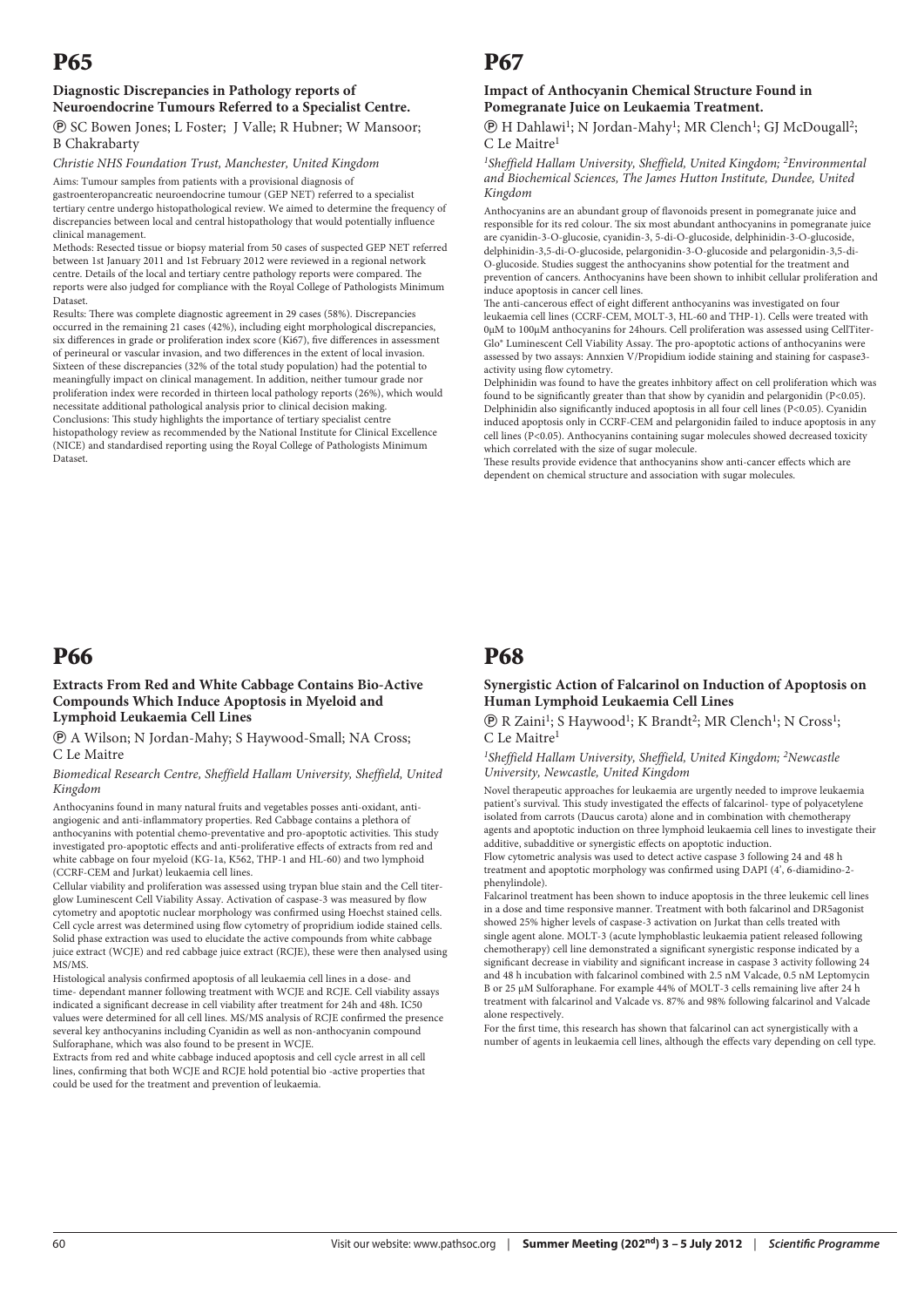# P65

### Diagnostic Discrepancies in Pathology reports of Neuroendocrine Tumours Referred to a Specialist Centre.

Ⓟ SC Bowen Jones; L Foster; J Valle; R Hubner; W Mansoor; B Chakrabarty

*Christie NHS Foundation Trust, Manchester, United Kingdom*

Aims: Tumour samples from patients with a provisional diagnosis of gastroenteropancreatic neuroendocrine tumour (GEP NET) referred to a specialist tertiary centre undergo histopathological review. We aimed to determine the frequency of discrepancies between local and central histopathology that would potentially influence clinical management.

Methods: Resected tissue or biopsy material from 50 cases of suspected GEP NET referred between 1st January 2011 and 1st February 2012 were reviewed in a regional network centre. Details of the local and tertiary centre pathology reports were compared. The reports were also judged for compliance with the Royal College of Pathologists Minimum Dataset.

Results: There was complete diagnostic agreement in 29 cases (58%). Discrepancies occurred in the remaining 21 cases (42%), including eight morphological discrepancies, six differences in grade or proliferation index score (Ki67), five differences in assessment of perineural or vascular invasion, and two differences in the extent of local invasion. Sixteen of these discrepancies (32% of the total study population) had the potential to meaningfully impact on clinical management. In addition, neither tumour grade nor proliferation index were recorded in thirteen local pathology reports (26%), which would necessitate additional pathological analysis prior to clinical decision making.

Conclusions: This study highlights the importance of tertiary specialist centre histopathology review as recommended by the National Institute for Clinical Excellence (NICE) and standardised reporting using the Royal College of Pathologists Minimum Dataset.

# P66

### Extracts From Red and White Cabbage Contains Bio-Active Compounds Which Induce Apoptosis in Myeloid and Lymphoid Leukaemia Cell Lines

Ⓟ A Wilson; N Jordan-Mahy; S Haywood-Small; NA Cross; C Le Maitre

*Biomedical Research Centre, Sheffield Hallam University, Sheffield, United Kingdom*

Anthocyanins found in many natural fruits and vegetables posses anti-oxidant, anti-angiogenic and anti-inflammatory properties. Red Cabbage contains a plethora of anthocyanins with potential chemo-preventative and pro-apoptotic activities. This study investigated pro-apoptotic effects and anti-proliferative effects of extracts from red and white cabbage on four myeloid (KG-1a, K562, THP-1 and HL-60) and two lymphoid (CCRF-CEM and Jurkat) leukaemia cell lines.

Cellular viability and proliferation was assessed using trypan blue stain and the Cell titer-glow Luminescent Cell Viability Assay. Activation of caspase-3 was measured by flow cytometry and apoptotic nuclear morphology was confirmed using Hoechst stained cells. Cell cycle arrest was determined using flow cytometry of propridium iodide stained cells. Solid phase extraction was used to elucidate the active compounds from white cabbage juice extract (WCJE) and red cabbage juice extract (RCJE), these were then analysed using MS/MS.

Histological analysis confirmed apoptosis of all leukaemia cell lines in a dose- and time- dependant manner following treatment with WCJE and RCJE. Cell viability assays indicated a significant decrease in cell viability after treatment for 24h and 48h. IC50 values were determined for all cell lines. MS/MS analysis of RCJE confirmed the presence several key anthocyanins including Cyanidin as well as non-anthocyanin compound Sulforaphane, which was also found to be present in WCJE.

Extracts from red and white cabbage induced apoptosis and cell cycle arrest in all cell lines, confirming that both WCJE and RCJE hold potential bio -active properties that could be used for the treatment and prevention of leukaemia.

# P67

### Impact of Anthocyanin Chemical Structure Found in Pomegranate Juice on Leukaemia Treatment.

Ⓟ H Dahlawi[1]; N Jordan-Mahy[1]; MR Clench[1]; GJ McDougall[2]; C Le Maitre[1]

*[1]Sheffield Hallam University, Sheffield, United Kingdom; [2]Environmental and Biochemical Sciences, The James Hutton Institute, Dundee, United Kingdom*

Anthocyanins are an abundant group of flavonoids present in pomegranate juice and responsible for its red colour. The six most abundant anthocyanins in pomegranate juice are cyanidin-3-O-glucosie, cyanidin-3, 5-di-O-glucoside, delphinidin-3-O-glucoside, delphinidin-3,5-di-O-glucoside, pelargonidin-3-O-glucoside and pelargonidin-3,5-di-O-glucoside. Studies suggest the anthocyanins show potential for the treatment and prevention of cancers. Anthocyanins have been shown to inhibit cellular proliferation and induce apoptosis in cancer cell lines.

The anti-cancerous effect of eight different anthocyanins was investigated on four leukaemia cell lines (CCRF-CEM, MOLT-3, HL-60 and THP-1). Cells were treated with 0μM to 100μM anthocyanins for 24hours. Cell proliferation was assessed using CellTiter-Glo® Luminescent Cell Viability Assay. The pro-apoptotic actions of anthocyanins were assessed by two assays: Annxien V/Propidium iodide staining and staining for caspase3-activity using flow cytometry.

Delphinidin was found to have the greates inhbitory affect on cell proliferation which was found to be significantly greater than that show by cyanidin and pelargonidin ($P<0.05$). Delphinidin also significantly induced apoptosis in all four cell lines ($P<0.05$). Cyanidin induced apoptosis only in CCRF-CEM and pelargonidin failed to induce apoptosis in any cell lines ($P<0.05$). Anthocyanins containing sugar molecules showed decreased toxicity which correlated with the size of sugar molecule.

These results provide evidence that anthocyanins show anti-cancer effects which are dependent on chemical structure and association with sugar molecules.

# P68

### Synergistic Action of Falcarinol on Induction of Apoptosis on Human Lymphoid Leukaemia Cell Lines

Ⓟ R Zaini[1]; S Haywood[1]; K Brandt[2]; MR Clench[1]; N Cross[1]; C Le Maitre[1]

*[1]Sheffield Hallam University, Sheffield, United Kingdom; [2]Newcastle University, Newcastle, United Kingdom*

Novel therapeutic approaches for leukaemia are urgently needed to improve leukaemia patient's survival. This study investigated the effects of falcarinol- type of polyacetylene isolated from carrots (Daucus carota) alone and in combination with chemotherapy agents and apoptotic induction on three lymphoid leukaemia cell lines to investigate their additive, subadditive or synergistic effects on apoptotic induction.

Flow cytometric analysis was used to detect active caspase 3 following 24 and 48 h treatment and apoptotic morphology was confirmed using DAPI (4', 6-diamidino-2-phenylindole).

Falcarinol treatment has been shown to induce apoptosis in the three leukemic cell lines in a dose and time responsive manner. Treatment with both falcarinol and DR5agonist showed 25% higher levels of caspase-3 activation on Jurkat than cells treated with single agent alone. MOLT-3 (acute lymphoblastic leukaemia patient released following chemotherapy) cell line demonstrated a significant synergistic response indicated by a significant decrease in viability and significant increase in caspase 3 activity following 24 and 48 h incubation with falcarinol combined with 2.5 nM Valcade, 0.5 nM Leptomycin B or 25 μM Sulforaphane. For example 44% of MOLT-3 cells remaining live after 24 h treatment with falcarinol and Valcade vs. 87% and 98% following falcarinol and Valcade alone respectively.

For the first time, this research has shown that falcarinol can act synergistically with a number of agents in leukaemia cell lines, although the effects vary depending on cell type.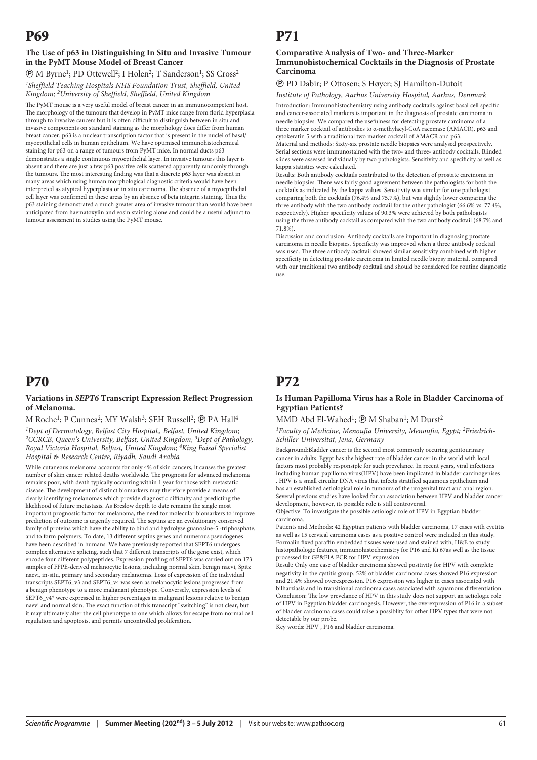# P69

### The Use of p63 in Distinguishing In Situ and Invasive Tumour in the PyMT Mouse Model of Breast Cancer

Ⓟ M Byrne[1]; PD Ottewell[2]; I Holen[2]; T Sanderson[1]; SS Cross[2]

*[1]Sheffield Teaching Hospitals NHS Foundation Trust, Sheffield, United Kingdom; [2]University of Sheffield, Sheffield, United Kingdom*

The PyMT mouse is a very useful model of breast cancer in an immunocompetent host. The morphology of the tumours that develop in PyMT mice range from florid hyperplasia through to invasive cancers but it is often difficult to distinguish between in situ and invasive components on standard staining as the morphology does differ from human breast cancer. p63 is a nuclear transcription factor that is present in the nuclei of basal/myoepithelial cells in human epithelium. We have optimised immunohistochemical staining for p63 on a range of tumours from PyMT mice. In normal ducts p63 demonstrates a single continuous myoepithelial layer. In invasive tumours this layer is absent and there are just a few p63 positive cells scattered apparently randomly through the tumours. The most interesting finding was that a discrete p63 layer was absent in many areas which using human morphological diagnostic criteria would have been interpreted as atypical hyperplasia or in situ carcinoma. The absence of a myoepithelial cell layer was confirmed in these areas by an absence of beta integrin staining. Thus the p63 staining demonstrated a much greater area of invasive tumour than would have been anticipated from haematoxylin and eosin staining alone and could be a useful adjunct to tumour assessment in studies using the PyMT mouse.

# P71

### Comparative Analysis of Two- and Three-Marker Immunohistochemical Cocktails in the Diagnosis of Prostate Carcinoma

Ⓟ PD Dabir; P Ottosen; S Høyer; SJ Hamilton-Dutoit

*Institute of Pathology, Aarhus University Hospital, Aarhus, Denmark*

Introduction: Immunohistochemistry using antibody cocktails against basal cell specific and cancer-associated markers is important in the diagnosis of prostate carcinoma in needle biopsies. We compared the usefulness for detecting prostate carcinoma of a three marker cocktail of antibodies to α-methylacyl-CoA racemase (AMACR), p63 and cytokeratin 5 with a traditional two marker cocktail of AMACR and p63.

Material and methods: Sixty-six prostate needle biopsies were analysed prospectively. Serial sections were immunostained with the two- and three- antibody cocktails. Blinded slides were assessed individually by two pathologists. Sensitivity and specificity as well as kappa statistics were calculated.

Results: Both antibody cocktails contributed to the detection of prostate carcinoma in needle biopsies. There was fairly good agreement between the pathologists for both the cocktails as indicated by the kappa values. Sensitivity was similar for one pathologist comparing both the cocktails (76.4% and 75.7%), but was slightly lower comparing the three antibody with the two antibody cocktail for the other pathologist (66.6% vs. 77.4%, respectively). Higher specificity values of 90.3% were achieved by both pathologists using the three antibody cocktail as compared with the two antibody cocktail (68.7% and 71.8%).

Discussion and conclusion: Antibody cocktails are important in diagnosing prostate carcinoma in needle biopsies. Specificity was improved when a three antibody cocktail was used. The three antibody cocktail showed similar sensitivity combined with higher specificity in detecting prostate carcinoma in limited needle biopsy material, compared with our traditional two antibody cocktail and should be considered for routine diagnostic use.

# P70

### Variations in *SEPT6* Transcript Expression Reflect Progression of Melanoma.

M Roche[1]; P Cunnea[2]; MY Walsh[3]; SEH Russell[2]; Ⓟ PA Hall[4]

*[1]Dept of Dermatology, Belfast City Hospital,, Belfast, United Kingdom; [2]CCRCB, Queen's University, Belfast, United Kingdom; [3]Dept of Pathology, Royal Victoria Hospital, Belfast, United Kingdom; [4]King Faisal Specialist Hospital & Research Centre, Riyadh, Saudi Arabia*

While cutaneous melanoma accounts for only 4% of skin cancers, it causes the greatest number of skin cancer related deaths worldwide. The prognosis for advanced melanoma remains poor, with death typically occurring within 1 year for those with metastatic disease. The development of distinct biomarkers may therefore provide a means of clearly identifying melanomas which provide diagnostic difficulty and predicting the likelihood of future metastasis. As Breslow depth to date remains the single most important prognostic factor for melanoma, the need for molecular biomarkers to improve prediction of outcome is urgently required. The septins are an evolutionary conserved family of proteins which have the ability to bind and hydrolyse guanosine-5'-triphosphate, and to form polymers. To date, 13 different septins genes and numerous pseudogenes have been described in humans. We have previously reported that SEPT6 undergoes complex alternative splicing, such that 7 different transcripts of the gene exist, which encode four different polypeptides. Expression profiling of SEPT6 was carried out on 173 samples of FFPE-derived melanocytic lesions, including normal skin, benign naevi, Spitz naevi, in-situ, primary and secondary melanomas. Loss of expression of the individual transcripts SEPT6_v3 and SEPT6_v4 was seen as melanocytic lesions progressed from a benign phenotype to a more malignant phenotype. Conversely, expression levels of SEPT6_v4* were expressed in higher percentages in malignant lesions relative to benign naevi and normal skin. The exact function of this transcript "switching" is not clear, but it may ultimately alter the cell phenotype to one which allows for escape from normal cell regulation and apoptosis, and permits uncontrolled proliferation.

# P72

### Is Human Papilloma Virus has a Role in Bladder Carcinoma of Egyptian Patients?

MMD Abd El-Wahed[1]; Ⓟ M Shaban[1]; M Durst[2]

*[1]Faculty of Medicine, Menoufia University, Menoufia, Egypt; [2]Friedrich-Schiller-Universitat, Jena, Germany*

Background:Bladder cancer is the second most commonly occuring genitourinary cancer in adults. Egypt has the highest rate of bladder cancer in the world with local factors most probably responsiple for such prevelance. In recent years, viral infections including human papilloma virus(HPV) have been implicated in bladder carcinogenises . HPV is a small circular DNA virus that infects stratified squamous epithelium and has an established aetiological role in tumours of the urogenital tract and anal region. Several previous studies have looked for an association between HPV and bladder cancer development, however, its possible role is still controversal.

Objective: To investigate the possible aetiologic role of HPV in Egyptian bladder carcinoma.

Patients and Methods: 42 Egyptian patients with bladder carcinoma, 17 cases with cyctitis as well as 15 cervical carcinoma cases as a positive control were included in this study. Formalin fixed paraffin embedded tissues were used and stained with; H&E to study histopathologic features, immunohistochemistry for P16 and Ki 67as well as the tissue processed for GP&EIA PCR for HPV expression.

Result: Only one case of bladder carcinoma showed positivity for HPV with complete negativity in the cystitis group. 52% of bladder carcinoma cases showed P16 expression and 21.4% showed overexpression. P16 expression was higher in cases associated with bilharziasis and in transitional carcinoma cases associated with squamous differentiation.

Conclusion: The low prevelance of HPV in this study does not support an aetiologic role of HPV in Egyptian bladder carcinogesis. However, the overexpression of P16 in a subset of bladder carcinoma cases could raise a possiblity for other HPV types that were not detectable by our probe.

Key words: HPV , P16 and bladder carcinoma.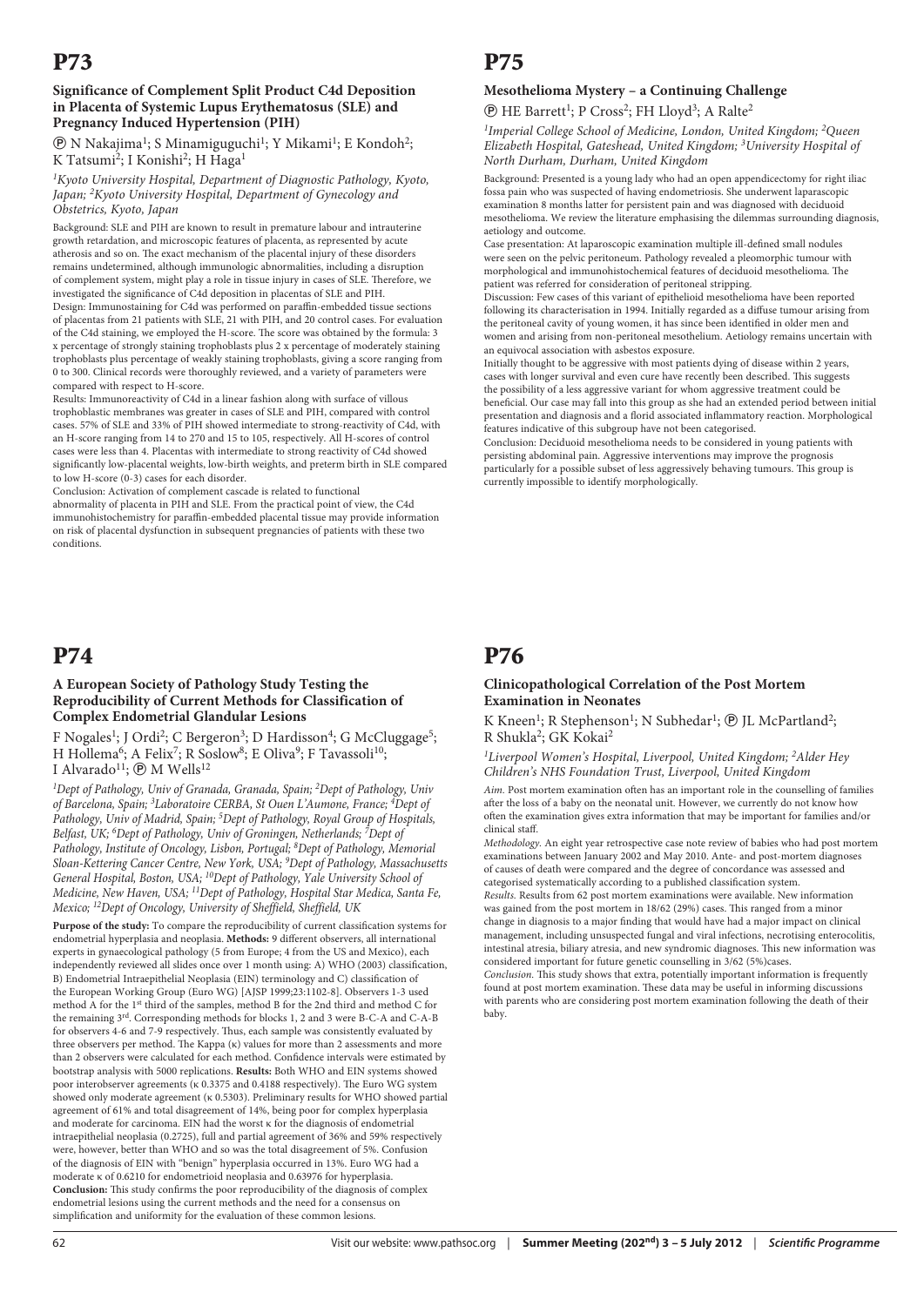# P73

### Significance of Complement Split Product C4d Deposition in Placenta of Systemic Lupus Erythematosus (SLE) and Pregnancy Induced Hypertension (PIH)

Ⓟ N Nakajima[1]; S Minamiguchi[1]; Y Mikami[1]; E Kondoh[2]; K Tatsumi[2]; I Konishi[2]; H Haga[1]

*[1]Kyoto University Hospital, Department of Diagnostic Pathology, Kyoto, Japan; [2]Kyoto University Hospital, Department of Gynecology and Obstetrics, Kyoto, Japan*

Background: SLE and PIH are known to result in premature labour and intrauterine growth retardation, and microscopic features of placenta, as represented by acute atherosis and so on. The exact mechanism of the placental injury of these disorders remains undetermined, although immunologic abnormalities, including a disruption of complement system, might play a role in tissue injury in cases of SLE. Therefore, we investigated the significance of C4d deposition in placentas of SLE and PIH.

Design: Immunostaining for C4d was performed on paraffin-embedded tissue sections of placentas from 21 patients with SLE, 21 with PIH, and 20 control cases. For evaluation of the C4d staining, we employed the H-score. The score was obtained by the formula: 3 x percentage of strongly staining trophoblasts plus 2 x percentage of moderately staining trophoblasts plus percentage of weakly staining trophoblasts, giving a score ranging from 0 to 300. Clinical records were thoroughly reviewed, and a variety of parameters were compared with respect to H-score.

Results: Immunoreactivity of C4d in a linear fashion along with surface of villous trophoblastic membranes was greater in cases of SLE and PIH, compared with control cases. 57% of SLE and 33% of PIH showed intermediate to strong-reactivity of C4d, with an H-score ranging from 14 to 270 and 15 to 105, respectively. All H-scores of control cases were less than 4. Placentas with intermediate to strong reactivity of C4d showed significantly low-placental weights, low-birth weights, and preterm birth in SLE compared to low H-score (0-3) cases for each disorder.

Conclusion: Activation of complement cascade is related to functional abnormality of placenta in PIH and SLE. From the practical point of view, the C4d immunohistochemistry for paraffin-embedded placental tissue may provide information on risk of placental dysfunction in subsequent pregnancies of patients with these two conditions.

# P74

### A European Society of Pathology Study Testing the Reproducibility of Current Methods for Classification of Complex Endometrial Glandular Lesions

F Nogales[1]; J Ordi[2]; C Bergeron[3]; D Hardisson[4]; G McCluggage[5]; H Hollema[6]; A Felix[7]; R Soslow[8]; E Oliva[9]; F Tavassoli[10]; I Alvarado[11]; Ⓟ M Wells[12]

*[1]Dept of Pathology, Univ of Granada, Granada, Spain; [2]Dept of Pathology, Univ of Barcelona, Spain; [3]Laboratoire CERBA, St Ouen L'Aumone, France; [4]Dept of Pathology, Univ of Madrid, Spain; [5]Dept of Pathology, Royal Group of Hospitals, Belfast, UK; [6]Dept of Pathology, Univ of Groningen, Netherlands; [7]Dept of Pathology, Institute of Oncology, Lisbon, Portugal; [8]Dept of Pathology, Memorial Sloan-Kettering Cancer Centre, New York, USA; [9]Dept of Pathology, Massachusetts General Hospital, Boston, USA; [10]Dept of Pathology, Yale University School of Medicine, New Haven, USA; [11]Dept of Pathology, Hospital Star Medica, Santa Fe, Mexico; [12]Dept of Oncology, University of Sheffield, Sheffield, UK*

**Purpose of the study:** To compare the reproducibility of current classification systems for endometrial hyperplasia and neoplasia. **Methods:** 9 different observers, all international experts in gynaecological pathology (5 from Europe; 4 from the US and Mexico), each independently reviewed all slides once over 1 month using: A) WHO (2003) classification, B) Endometrial Intraepithelial Neoplasia (EIN) terminology and C) classification of the European Working Group (Euro WG) [AJSP 1999;23:1102-8]. Observers 1-3 used method A for the 1st third of the samples, method B for the 2nd third and method C for the remaining 3rd. Corresponding methods for blocks 1, 2 and 3 were B-C-A and C-A-B for observers 4-6 and 7-9 respectively. Thus, each sample was consistently evaluated by three observers per method. The Kappa (κ) values for more than 2 assessments and more than 2 observers were calculated for each method. Confidence intervals were estimated by bootstrap analysis with 5000 replications. **Results:** Both WHO and EIN systems showed poor interobserver agreements (κ 0.3375 and 0.4188 respectively). The Euro WG system showed only moderate agreement (κ 0.5303). Preliminary results for WHO showed partial agreement of 61% and total disagreement of 14%, being poor for complex hyperplasia and moderate for carcinoma. EIN had the worst κ for the diagnosis of endometrial intraepithelial neoplasia (0.2725), full and partial agreement of 36% and 59% respectively were, however, better than WHO and so was the total disagreement of 5%. Confusion of the diagnosis of EIN with "benign" hyperplasia occurred in 13%. Euro WG had a moderate κ of 0.6210 for endometrioid neoplasia and 0.63976 for hyperplasia. **Conclusion:** This study confirms the poor reproducibility of the diagnosis of complex endometrial lesions using the current methods and the need for a consensus on simplification and uniformity for the evaluation of these common lesions.

# P75

### Mesothelioma Mystery – a Continuing Challenge

Ⓟ HE Barrett[1]; P Cross[2]; FH Lloyd[3]; A Ralte[2]

*[1]Imperial College School of Medicine, London, United Kingdom; [2]Queen Elizabeth Hospital, Gateshead, United Kingdom; [3]University Hospital of North Durham, Durham, United Kingdom*

Background: Presented is a young lady who had an open appendicectomy for right iliac fossa pain who was suspected of having endometriosis. She underwent laparoscopic examination 8 months latter for persistent pain and was diagnosed with deciduoid mesothelioma. We review the literature emphasising the dilemmas surrounding diagnosis, aetiology and outcome.

Case presentation: At laparoscopic examination multiple ill-defined small nodules were seen on the pelvic peritoneum. Pathology revealed a pleomorphic tumour with morphological and immunohistochemical features of deciduoid mesothelioma. The patient was referred for consideration of peritoneal stripping.

Discussion: Few cases of this variant of epithelioid mesothelioma have been reported following its characterisation in 1994. Initially regarded as a diffuse tumour arising from the peritoneal cavity of young women, it has since been identified in older men and women and arising from non-peritoneal mesothelium. Aetiology remains uncertain with an equivocal association with asbestos exposure.

Initially thought to be aggressive with most patients dying of disease within 2 years, cases with longer survival and even cure have recently been described. This suggests the possibility of a less aggressive variant for whom aggressive treatment could be beneficial. Our case may fall into this group as she had an extended period between initial presentation and diagnosis and a florid associated inflammatory reaction. Morphological features indicative of this subgroup have not been categorised.

Conclusion: Deciduoid mesothelioma needs to be considered in young patients with persisting abdominal pain. Aggressive interventions may improve the prognosis particularly for a possible subset of less aggressively behaving tumours. This group is currently impossible to identify morphologically.

# P76

### Clinicopathological Correlation of the Post Mortem Examination in Neonates

K Kneen[1]; R Stephenson[1]; N Subhedar[1]; Ⓟ JL McPartland[2]; R Shukla[2]; GK Kokai[2]

*[1]Liverpool Women's Hospital, Liverpool, United Kingdom; [2]Alder Hey Children's NHS Foundation Trust, Liverpool, United Kingdom*

*Aim.* Post mortem examination often has an important role in the counselling of families after the loss of a baby on the neonatal unit. However, we currently do not know how often the examination gives extra information that may be important for families and/or clinical staff.

*Methodology.* An eight year retrospective case note review of babies who had post mortem examinations between January 2002 and May 2010. Ante- and post-mortem diagnoses of causes of death were compared and the degree of concordance was assessed and categorised systematically according to a published classification system.

*Results.* Results from 62 post mortem examinations were available. New information was gained from the post mortem in 18/62 (29%) cases. This ranged from a minor change in diagnosis to a major finding that would have had a major impact on clinical management, including unsuspected fungal and viral infections, necrotising enterocolitis, intestinal atresia, biliary atresia, and new syndromic diagnoses. This new information was considered important for future genetic counselling in 3/62 (5%)cases.

*Conclusion.* This study shows that extra, potentially important information is frequently found at post mortem examination. These data may be useful in informing discussions with parents who are considering post mortem examination following the death of their baby.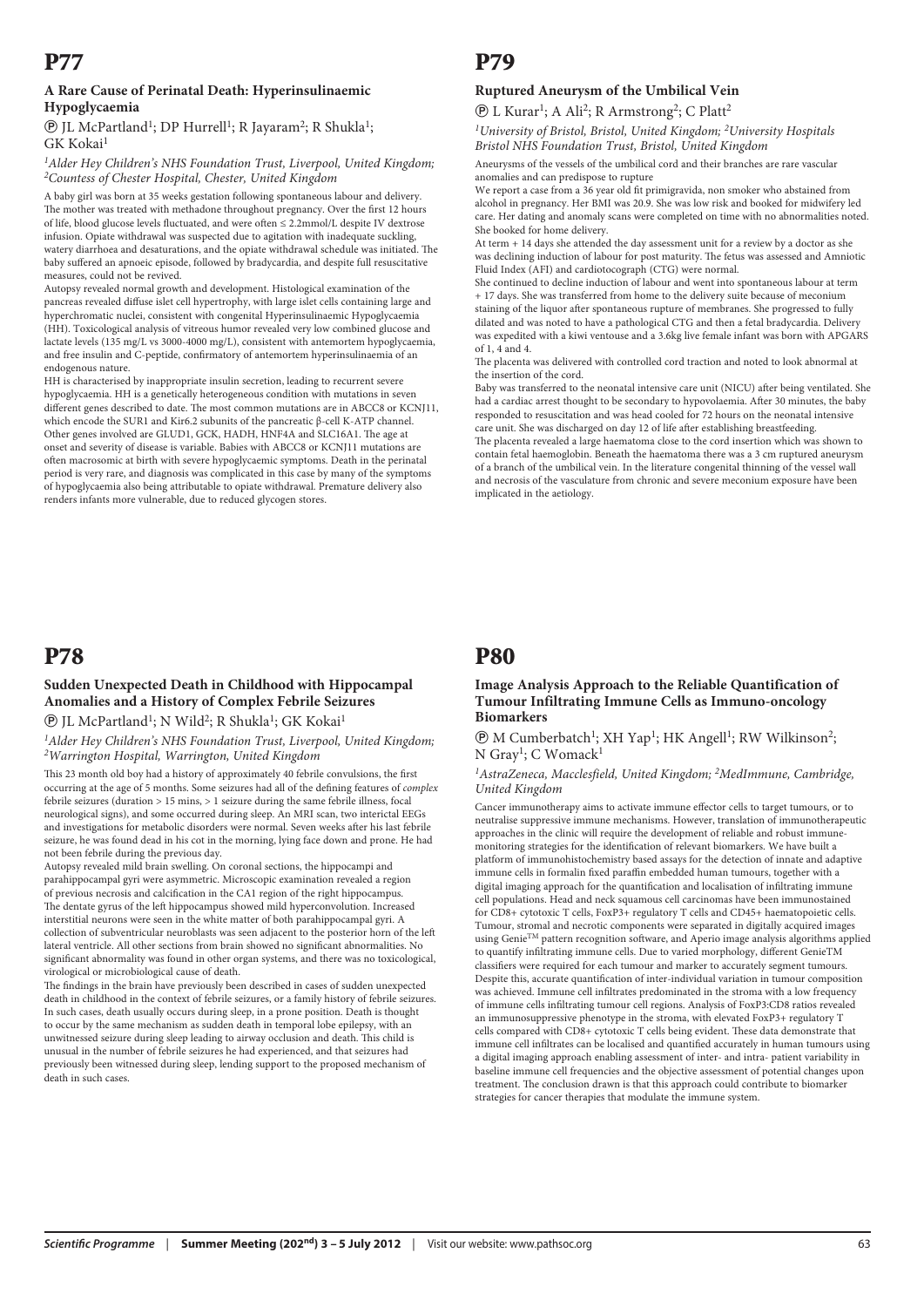# P77

### A Rare Cause of Perinatal Death: Hyperinsulinaemic Hypoglycaemia

Ⓟ JL McPartland[1]; DP Hurrell[1]; R Jayaram[2]; R Shukla[1]; GK Kokai[1]

*[1]Alder Hey Children's NHS Foundation Trust, Liverpool, United Kingdom; [2]Countess of Chester Hospital, Chester, United Kingdom*

A baby girl was born at 35 weeks gestation following spontaneous labour and delivery. The mother was treated with methadone throughout pregnancy. Over the first 12 hours of life, blood glucose levels fluctuated, and were often ≤ 2.2mmol/L despite IV dextrose infusion. Opiate withdrawal was suspected due to agitation with inadequate suckling, watery diarrhoea and desaturations, and the opiate withdrawal schedule was initiated. The baby suffered an apnoeic episode, followed by bradycardia, and despite full resuscitative measures, could not be revived.

Autopsy revealed normal growth and development. Histological examination of the pancreas revealed diffuse islet cell hypertrophy, with large islet cells containing large and hyperchromatic nuclei, consistent with congenital Hyperinsulinaemic Hypoglycaemia (HH). Toxicological analysis of vitreous humor revealed very low combined glucose and lactate levels (135 mg/L vs 3000-4000 mg/L), consistent with antemortem hypoglycaemia, and free insulin and C-peptide, confirmatory of antemortem hyperinsulinaemia of an endogenous nature.

HH is characterised by inappropriate insulin secretion, leading to recurrent severe hypoglycaemia. HH is a genetically heterogeneous condition with mutations in seven different genes described to date. The most common mutations are in ABCC8 or KCNJ11, which encode the SUR1 and Kir6.2 subunits of the pancreatic β-cell K-ATP channel. Other genes involved are GLUD1, GCK, HADH, HNF4A and SLC16A1. The age at onset and severity of disease is variable. Babies with ABCC8 or KCNJ11 mutations are often macrosomic at birth with severe hypoglycaemic symptoms. Death in the perinatal period is very rare, and diagnosis was complicated in this case by many of the symptoms of hypoglycaemia also being attributable to opiate withdrawal. Premature delivery also renders infants more vulnerable, due to reduced glycogen stores.

# P78

### Sudden Unexpected Death in Childhood with Hippocampal Anomalies and a History of Complex Febrile Seizures

Ⓟ JL McPartland[1]; N Wild[2]; R Shukla[1]; GK Kokai[1]

*[1]Alder Hey Children's NHS Foundation Trust, Liverpool, United Kingdom; [2]Warrington Hospital, Warrington, United Kingdom*

This 23 month old boy had a history of approximately 40 febrile convulsions, the first occurring at the age of 5 months. Some seizures had all of the defining features of *complex* febrile seizures (duration > 15 mins, > 1 seizure during the same febrile illness, focal neurological signs), and some occurred during sleep. An MRI scan, two interictal EEGs and investigations for metabolic disorders were normal. Seven weeks after his last febrile seizure, he was found dead in his cot in the morning, lying face down and prone. He had not been febrile during the previous day.

Autopsy revealed mild brain swelling. On coronal sections, the hippocampi and parahippocampal gyri were asymmetric. Microscopic examination revealed a region of previous necrosis and calcification in the CA1 region of the right hippocampus. The dentate gyrus of the left hippocampus showed mild hyperconvolution. Increased interstitial neurons were seen in the white matter of both parahippocampal gyri. A collection of subventricular neuroblasts was seen adjacent to the posterior horn of the left lateral ventricle. All other sections from brain showed no significant abnormalities. No significant abnormality was found in other organ systems, and there was no toxicological, virological or microbiological cause of death.

The findings in the brain have previously been described in cases of sudden unexpected death in childhood in the context of febrile seizures, or a family history of febrile seizures. In such cases, death usually occurs during sleep, in a prone position. Death is thought to occur by the same mechanism as sudden death in temporal lobe epilepsy, with an unwitnessed seizure during sleep leading to airway occlusion and death. This child is unusual in the number of febrile seizures he had experienced, and that seizures had previously been witnessed during sleep, lending support to the proposed mechanism of death in such cases.

# P79

### Ruptured Aneurysm of the Umbilical Vein

Ⓟ L Kurar[1]; A Ali[2]; R Armstrong[2]; C Platt[2]

*[1]University of Bristol, Bristol, United Kingdom; [2]University Hospitals Bristol NHS Foundation Trust, Bristol, United Kingdom*

Aneurysms of the vessels of the umbilical cord and their branches are rare vascular anomalies and can predispose to rupture

We report a case from a 36 year old fit primigravida, non smoker who abstained from alcohol in pregnancy. Her BMI was 20.9. She was low risk and booked for midwifery led care. Her dating and anomaly scans were completed on time with no abnormalities noted. She booked for home delivery.

At term + 14 days she attended the day assessment unit for a review by a doctor as she was declining induction of labour for post maturity. The fetus was assessed and Amniotic Fluid Index (AFI) and cardiotocograph (CTG) were normal.

She continued to decline induction of labour and went into spontaneous labour at term + 17 days. She was transferred from home to the delivery suite because of meconium staining of the liquor after spontaneous rupture of membranes. She progressed to fully dilated and was noted to have a pathological CTG and then a fetal bradycardia. Delivery was expedited with a kiwi ventouse and a 3.6kg live female infant was born with APGARS of 1, 4 and 4.

The placenta was delivered with controlled cord traction and noted to look abnormal at the insertion of the cord.

Baby was transferred to the neonatal intensive care unit (NICU) after being ventilated. She had a cardiac arrest thought to be secondary to hypovolaemia. After 30 minutes, the baby responded to resuscitation and was head cooled for 72 hours on the neonatal intensive care unit. She was discharged on day 12 of life after establishing breastfeeding.

The placenta revealed a large haematoma close to the cord insertion which was shown to contain fetal haemoglobin. Beneath the haematoma there was a 3 cm ruptured aneurysm of a branch of the umbilical vein. In the literature congenital thinning of the vessel wall and necrosis of the vasculature from chronic and severe meconium exposure have been implicated in the aetiology.

# P80

### Image Analysis Approach to the Reliable Quantification of Tumour Infiltrating Immune Cells as Immuno-oncology Biomarkers

Ⓟ M Cumberbatch[1]; XH Yap[1]; HK Angell[1]; RW Wilkinson[2]; N Gray[1]; C Womack[1]

*[1]AstraZeneca, Macclesfield, United Kingdom; [2]MedImmune, Cambridge, United Kingdom*

Cancer immunotherapy aims to activate immune effector cells to target tumours, or to neutralise suppressive immune mechanisms. However, translation of immunotherapeutic approaches in the clinic will require the development of reliable and robust immune-monitoring strategies for the identification of relevant biomarkers. We have built a platform of immunohistochemistry based assays for the detection of innate and adaptive immune cells in formalin fixed paraffin embedded human tumours, together with a digital imaging approach for the quantification and localisation of infiltrating immune cell populations. Head and neck squamous cell carcinomas have been immunostained for CD8+ cytotoxic T cells, FoxP3+ regulatory T cells and CD45+ haematopoietic cells. Tumour, stromal and necrotic components were separated in digitally acquired images using Genie™ pattern recognition software, and Aperio image analysis algorithms applied to quantify infiltrating immune cells. Due to varied morphology, different GenieTM classifiers were required for each tumour and marker to accurately segment tumours. Despite this, accurate quantification of inter-individual variation in tumour composition was achieved. Immune cell infiltrates predominated in the stroma with a low frequency of immune cells infiltrating tumour cell regions. Analysis of FoxP3:CD8 ratios revealed an immunosuppressive phenotype in the stroma, with elevated FoxP3+ regulatory T cells compared with CD8+ cytotoxic T cells being evident. These data demonstrate that immune cell infiltrates can be localised and quantified accurately in human tumours using a digital imaging approach enabling assessment of inter- and intra- patient variability in baseline immune cell frequencies and the objective assessment of potential changes upon treatment. The conclusion drawn is that this approach could contribute to biomarker strategies for cancer therapies that modulate the immune system.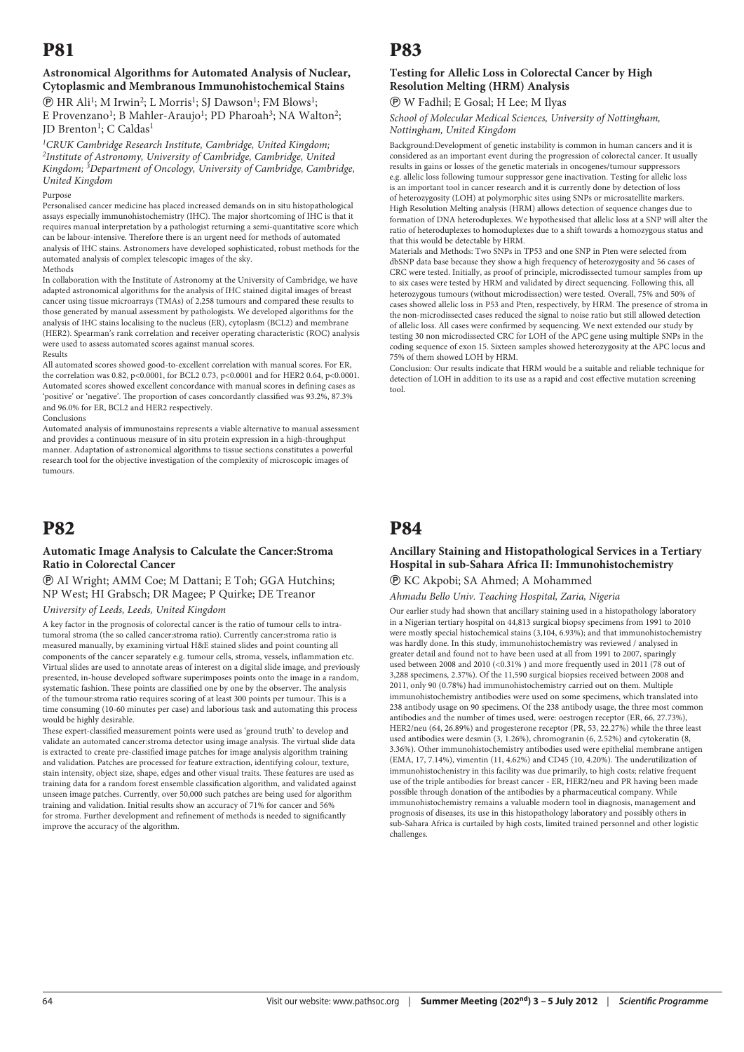# P81

### Astronomical Algorithms for Automated Analysis of Nuclear, Cytoplasmic and Membranous Immunohistochemical Stains

Ⓟ HR Ali[1]; M Irwin[2]; L Morris[1]; SJ Dawson[1]; FM Blows[1]; E Provenzano[1]; B Mahler-Araujo[1]; PD Pharoah[3]; NA Walton[2]; JD Brenton[1]; C Caldas[1]

*[1]CRUK Cambridge Research Institute, Cambridge, United Kingdom; [2]Institute of Astronomy, University of Cambridge, Cambridge, United Kingdom; [3]Department of Oncology, University of Cambridge, Cambridge, United Kingdom*

Purpose

Personalised cancer medicine has placed increased demands on in situ histopathological assays especially immunohistochemistry (IHC). The major shortcoming of IHC is that it requires manual interpretation by a pathologist returning a semi-quantitative score which can be labour-intensive. Therefore there is an urgent need for methods of automated analysis of IHC stains. Astronomers have developed sophisticated, robust methods for the automated analysis of complex telescopic images of the sky.

Methods

In collaboration with the Institute of Astronomy at the University of Cambridge, we have adapted astronomical algorithms for the analysis of IHC stained digital images of breast cancer using tissue microarrays (TMAs) of 2,258 tumours and compared these results to those generated by manual assessment by pathologists. We developed algorithms for the analysis of IHC stains localising to the nucleus (ER), cytoplasm (BCL2) and membrane (HER2). Spearman's rank correlation and receiver operating characteristic (ROC) analysis were used to assess automated scores against manual scores.

Results

All automated scores showed good-to-excellent correlation with manual scores. For ER, the correlation was 0.82, $p<0.0001$, for BCL2 0.73, $p<0.0001$ and for HER2 0.64, $p<0.0001$. Automated scores showed excellent concordance with manual scores in defining cases as 'positive' or 'negative'. The proportion of cases concordantly classified was 93.2%, 87.3% and 96.0% for ER, BCL2 and HER2 respectively.

Conclusions

Automated analysis of immunostains represents a viable alternative to manual assessment and provides a continuous measure of in situ protein expression in a high-throughput manner. Adaptation of astronomical algorithms to tissue sections constitutes a powerful research tool for the objective investigation of the complexity of microscopic images of tumours.

# P82

### Automatic Image Analysis to Calculate the Cancer:Stroma Ratio in Colorectal Cancer

Ⓟ AI Wright; AMM Coe; M Dattani; E Toh; GGA Hutchins; NP West; HI Grabsch; DR Magee; P Quirke; DE Treanor

*University of Leeds, Leeds, United Kingdom*

A key factor in the prognosis of colorectal cancer is the ratio of tumour cells to intra-tumoral stroma (the so called cancer:stroma ratio). Currently cancer:stroma ratio is measured manually, by examining virtual H&E stained slides and point counting all components of the cancer separately e.g. tumour cells, stroma, vessels, inflammation etc. Virtual slides are used to annotate areas of interest on a digital slide image, and previously presented, in-house developed software superimposes points onto the image in a random, systematic fashion. These points are classified one by one by the observer. The analysis of the tumour:stroma ratio requires scoring of at least 300 points per tumour. This is a time consuming (10-60 minutes per case) and laborious task and automating this process would be highly desirable.

These expert-classified measurement points were used as 'ground truth' to develop and validate an automated cancer:stroma detector using image analysis. The virtual slide data is extracted to create pre-classified image patches for image analysis algorithm training and validation. Patches are processed for feature extraction, identifying colour, texture, stain intensity, object size, shape, edges and other visual traits. These features are used as training data for a random forest ensemble classification algorithm, and validated against unseen image patches. Currently, over 50,000 such patches are being used for algorithm training and validation. Initial results show an accuracy of 71% for cancer and 56% for stroma. Further development and refinement of methods is needed to significantly improve the accuracy of the algorithm.

# P83

### Testing for Allelic Loss in Colorectal Cancer by High Resolution Melting (HRM) Analysis

Ⓟ W Fadhil; E Gosal; H Lee; M Ilyas

*School of Molecular Medical Sciences, University of Nottingham, Nottingham, United Kingdom*

Background:Development of genetic instability is common in human cancers and it is considered as an important event during the progression of colorectal cancer. It usually results in gains or losses of the genetic materials in oncogenes/tumour suppressors e.g. allelic loss following tumour suppressor gene inactivation. Testing for allelic loss is an important tool in cancer research and it is currently done by detection of loss of heterozygosity (LOH) at polymorphic sites using SNPs or microsatellite markers. High Resolution Melting analysis (HRM) allows detection of sequence changes due to formation of DNA heteroduplexes. We hypothesised that allelic loss at a SNP will alter the ratio of heteroduplexes to homoduplexes due to a shift towards a homozygous status and that this would be detectable by HRM.

Materials and Methods: Two SNPs in TP53 and one SNP in Pten were selected from dbSNP data base because they show a high frequency of heterozygosity and 56 cases of CRC were tested. Initially, as proof of principle, microdissected tumour samples from up to six cases were tested by HRM and validated by direct sequencing. Following this, all heterozygous tumours (without microdissection) were tested. Overall, 75% and 50% of cases showed allelic loss in P53 and Pten, respectively, by HRM. The presence of stroma in the non-microdissected cases reduced the signal to noise ratio but still allowed detection of allelic loss. All cases were confirmed by sequencing. We next extended our study by testing 30 non microdissected CRC for LOH of the APC gene using multiple SNPs in the coding sequence of exon 15. Sixteen samples showed heterozygosity at the APC locus and 75% of them showed LOH by HRM.

Conclusion: Our results indicate that HRM would be a suitable and reliable technique for detection of LOH in addition to its use as a rapid and cost effective mutation screening tool.

# P84

### Ancillary Staining and Histopathological Services in a Tertiary Hospital in sub-Sahara Africa II: Immunohistochemistry

Ⓟ KC Akpobi; SA Ahmed; A Mohammed

*Ahmadu Bello Univ. Teaching Hospital, Zaria, Nigeria*

Our earlier study had shown that ancillary staining used in a histopathology laboratory in a Nigerian tertiary hospital on 44,813 surgical biopsy specimens from 1991 to 2010 were mostly special histochemical stains (3,104, 6.93%); and that immunohistochemistry was hardly done. In this study, immunohistochemistry was reviewed / analysed in greater detail and found not to have been used at all from 1991 to 2007, sparingly used between 2008 and 2010 (<0.31% ) and more frequently used in 2011 (78 out of 3,288 specimens, 2.37%). Of the 11,590 surgical biopsies received between 2008 and 2011, only 90 (0.78%) had immunohistochemistry carried out on them. Multiple immunohistochemistry antibodies were used on some specimens, which translated into 238 antibody usage on 90 specimens. Of the 238 antibody usage, the three most common antibodies and the number of times used, were: oestrogen receptor (ER, 66, 27.73%), HER2/neu (64, 26.89%) and progesterone receptor (PR, 53, 22.27%) while the three least used antibodies were desmin (3, 1.26%), chromogranin (6, 2.52%) and cytokeratin (8, 3.36%). Other immunohistochemistry antibodies used were epithelial membrane antigen (EMA, 17, 7.14%), vimentin (11, 4.62%) and CD45 (10, 4.20%). The underutilization of immunohistochenistry in this facility was due primarily, to high costs; relative frequent use of the triple antibodies for breast cancer - ER, HER2/neu and PR having been made possible through donation of the antibodies by a pharmaceutical company. While immunohistochemistry remains a valuable modern tool in diagnosis, management and prognosis of diseases, its use in this histopathology laboratory and possibly others in sub-Sahara Africa is curtailed by high costs, limited trained personnel and other logistic challenges.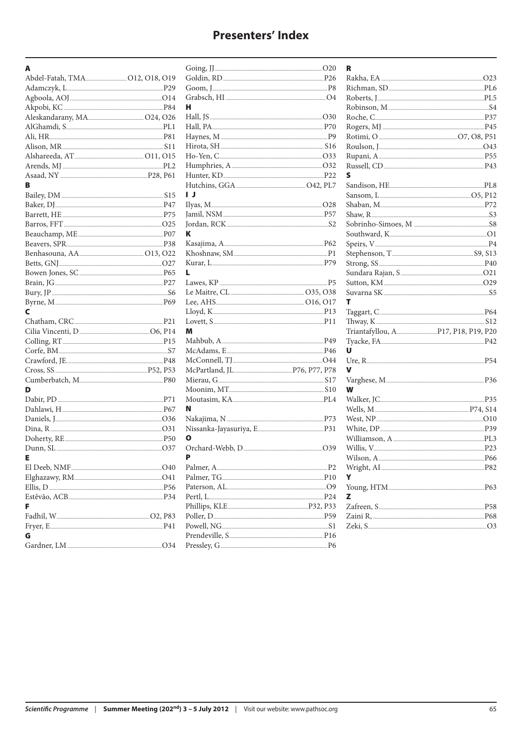# Presenters' Index

**A**

Abdel-Fatah, TMA ........ O12, O18, O19
Adamczyk, L ........ P29
Agboola, AOJ ........ O14
Akpobi, KC ........ P84
Aleskandarany, MA ........ O24, O26
AlGhamdi, S ........ PL1
Ali, HR ........ P81
Alison, MR ........ S11
Alshareeda, AT ........ O11, O15
Arends, MJ ........ PL2
Asaad, NY ........ P28, P61

**B**

Bailey, DM ........ S15
Baker, DJ ........ P47
Barrett, HE ........ P75
Barros, FFT ........ O25
Beauchamp, ME ........ P07
Beavers, SPR ........ P38
Benhasouna, AA ........ O13, O22
Betts, GNJ ........ O27
Bowen Jones, SC ........ P65
Brain, JG ........ P27
Bury, JP ........ S6
Byrne, M ........ P69

**C**

Chatham, CRC ........ P21
Cilia Vincenti, D ........ O6, P14
Colling, RT ........ P15
Corfe, BM ........ S7
Crawford, JE ........ P48
Cross, SS ........ P52, P53
Cumberbatch, M ........ P80

**D**

Dabir, PD ........ P71
Dahlawi, H ........ P67
Daniels, J ........ O36
Dina, R ........ O31
Doherty, RE ........ P50
Dunn, SL ........ O37

**E**

El Deeb, NMF ........ O40
Elghazawy, RM ........ O41
Ellis, D ........ P56
Estêvão, ACB ........ P34

**F**

Fadhil, W ........ O2, P83
Fryer, E ........ P41

**G**

Gardner, LM ........ O34
Going, JJ ........ O20
Goldin, RD ........ P26
Goom, J ........ P8
Grabsch, HI ........ O4

**H**

Hall, JS ........ O30
Hall, PA ........ P70
Haynes, M ........ P9
Hirota, SH ........ S16
Ho-Yen, C ........ O33
Humphries, A ........ O32
Hunter, KD ........ P22
Hutchins, GGA ........ O42, PL7

**I J**

Ilyas, M ........ O28
Jamil, NSM ........ P57
Jordan, RCK ........ S2

**K**

Kasajima, A ........ P62
Khoshnaw, SM ........ P1
Kurar, L ........ P79

**L**

Lawes, KP ........ P5
Le Maitre, CL ........ O35, O38
Lee, AHS ........ O16, O17
Lloyd, K ........ P13
Lovett, S ........ P11

**M**

Mahbub, A ........ P49
McAdams, E ........ P46
McConnell, TJ ........ O44
McPartland, JL ........ P76, P77, P78
Mierau, G ........ S17
Moonim, MT ........ S10
Moutasim, KA ........ PL4

**N**

Nakajima, N ........ P73
Nissanka-Jayasuriya, E ........ P31

**O**

Orchard-Webb, D ........ O39

**P**

Palmer, A ........ P2
Palmer, TG ........ P10
Paterson, AL ........ O9
Pertl, L ........ P24
Phillips, KLE ........ P32, P33
Poller, D ........ P59
Powell, NG ........ S1
Prendeville, S ........ P16
Pressley, G ........ P6

**R**

Rakha, EA ........ O23
Richman, SD ........ PL6
Roberts, J ........ PL5
Robinson, M ........ S4
Roche, C ........ P37
Rogers, MJ ........ P45
Rotimi, O ........ O7, O8, P51
Roulson, J ........ O43
Rupani, A ........ P55
Russell, CD ........ P43

**S**

Sandison, HE ........ PL8
Sansom, L ........ O5, P12
Shaban, M ........ P72
Shaw, R ........ S3
Sobrinho-Simoes, M ........ S8
Southward, K ........ O1
Speirs, V ........ P4
Stephenson, T ........ S9, S13
Strong, SS ........ P40
Sundara Rajan, S ........ O21
Sutton, KM ........ O29
Suvarna SK ........ S5

**T**

Taggart, C ........ P64
Thway, K ........ S12
Triantafyllou, A ........ P17, P18, P19, P20
Tyacke, FA ........ P42

**U**

Ure, R ........ P54

**V**

Varghese, M ........ P36

**W**

Walker, JC ........ P35
Wells, M ........ P74, S14
West, NP ........ O10
White, DP ........ P39
Williamson, A ........ PL3
Willis, V ........ P23
Wilson, A ........ P66
Wright, AI ........ P82

**Y**

Young, HTM ........ P63

**Z**

Zafreen, S ........ P58
Zaini R, ........ P68
Zeki, S ........ O3